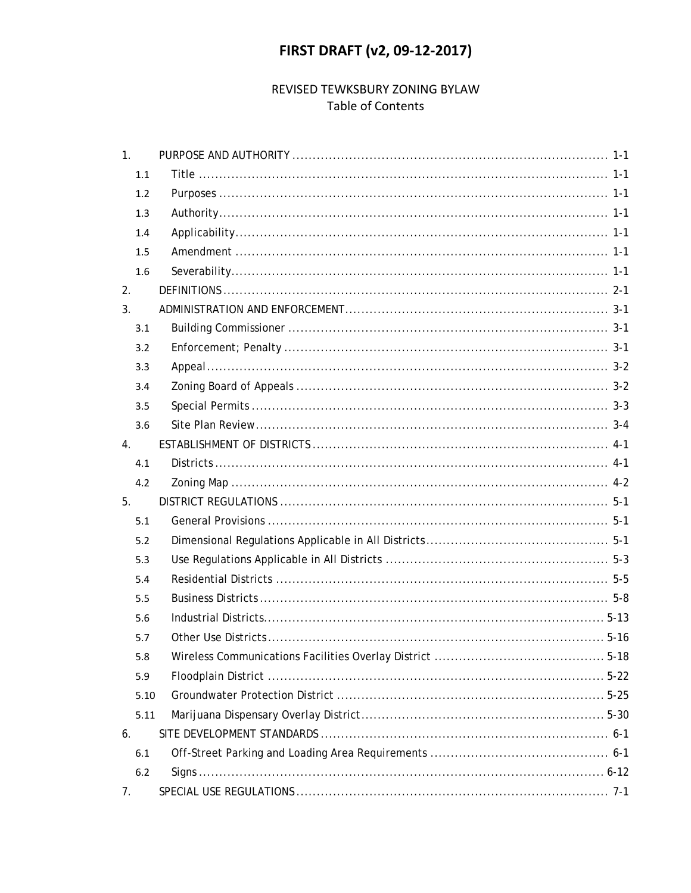# FIRST DRAFT (v2, 09-12-2017)

## REVISED TEWKSBURY ZONING BYLAW
Table of Contents

| | | |
|---|---|---|
| 1. | PURPOSE AND AUTHORITY | 1-1 |
| 1.1 | Title | 1-1 |
| 1.2 | Purposes | 1-1 |
| 1.3 | Authority | 1-1 |
| 1.4 | Applicability | 1-1 |
| 1.5 | Amendment | 1-1 |
| 1.6 | Severability | 1-1 |
| 2. | DEFINITIONS | 2-1 |
| 3. | ADMINISTRATION AND ENFORCEMENT | 3-1 |
| 3.1 | Building Commissioner | 3-1 |
| 3.2 | Enforcement; Penalty | 3-1 |
| 3.3 | Appeal | 3-2 |
| 3.4 | Zoning Board of Appeals | 3-2 |
| 3.5 | Special Permits | 3-3 |
| 3.6 | Site Plan Review | 3-4 |
| 4. | ESTABLISHMENT OF DISTRICTS | 4-1 |
| 4.1 | Districts | 4-1 |
| 4.2 | Zoning Map | 4-2 |
| 5. | DISTRICT REGULATIONS | 5-1 |
| 5.1 | General Provisions | 5-1 |
| 5.2 | Dimensional Regulations Applicable in All Districts | 5-1 |
| 5.3 | Use Regulations Applicable in All Districts | 5-3 |
| 5.4 | Residential Districts | 5-5 |
| 5.5 | Business Districts | 5-8 |
| 5.6 | Industrial Districts | 5-13 |
| 5.7 | Other Use Districts | 5-16 |
| 5.8 | Wireless Communications Facilities Overlay District | 5-18 |
| 5.9 | Floodplain District | 5-22 |
| 5.10 | Groundwater Protection District | 5-25 |
| 5.11 | Marijuana Dispensary Overlay District | 5-30 |
| 6. | SITE DEVELOPMENT STANDARDS | 6-1 |
| 6.1 | Off-Street Parking and Loading Area Requirements | 6-1 |
| 6.2 | Signs | 6-12 |
| 7. | SPECIAL USE REGULATIONS | 7-1 |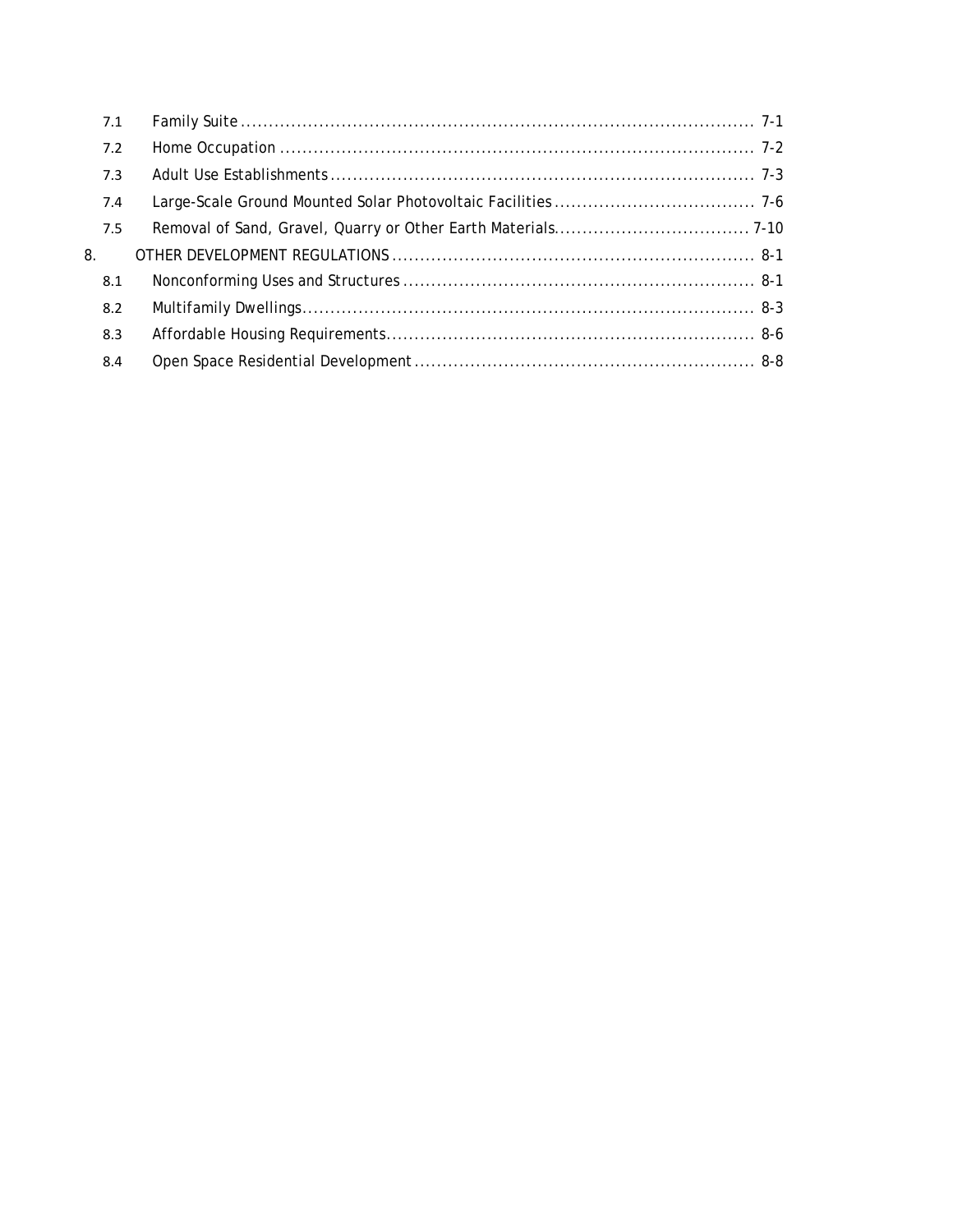| | | |
|---|---|---|
| 7.1 | Family Suite | 7-1 |
| 7.2 | Home Occupation | 7-2 |
| 7.3 | Adult Use Establishments | 7-3 |
| 7.4 | Large-Scale Ground Mounted Solar Photovoltaic Facilities | 7-6 |
| 7.5 | Removal of Sand, Gravel, Quarry or Other Earth Materials | 7-10 |
| 8. | OTHER DEVELOPMENT REGULATIONS | 8-1 |
| 8.1 | Nonconforming Uses and Structures | 8-1 |
| 8.2 | Multifamily Dwellings | 8-3 |
| 8.3 | Affordable Housing Requirements | 8-6 |
| 8.4 | Open Space Residential Development | 8-8 |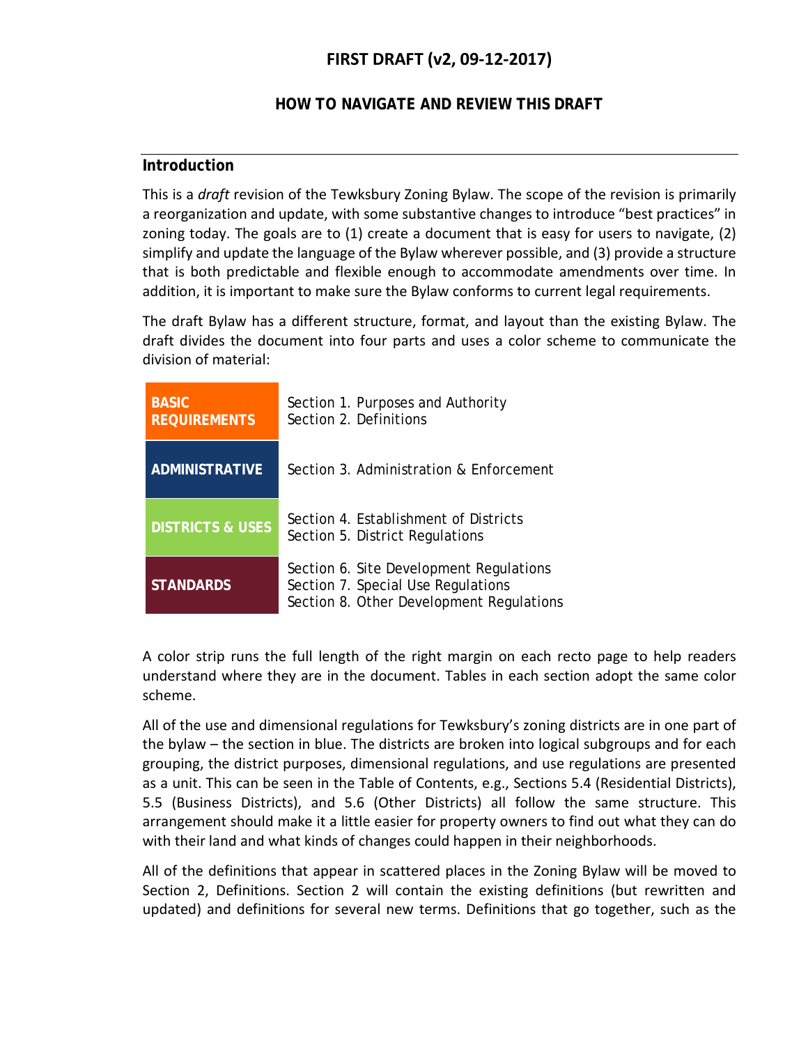## FIRST DRAFT (v2, 09-12-2017)

### HOW TO NAVIGATE AND REVIEW THIS DRAFT

#### Introduction

This is a *draft* revision of the Tewksbury Zoning Bylaw. The scope of the revision is primarily a reorganization and update, with some substantive changes to introduce "best practices" in zoning today. The goals are to (1) create a document that is easy for users to navigate, (2) simplify and update the language of the Bylaw wherever possible, and (3) provide a structure that is both predictable and flexible enough to accommodate amendments over time. In addition, it is important to make sure the Bylaw conforms to current legal requirements.

The draft Bylaw has a different structure, format, and layout than the existing Bylaw. The draft divides the document into four parts and uses a color scheme to communicate the division of material:

| Part | Sections |
|---|---|
| **BASIC REQUIREMENTS** | Section 1. Purposes and Authority<br>Section 2. Definitions |
| **ADMINISTRATIVE** | Section 3. Administration & Enforcement |
| **DISTRICTS & USES** | Section 4. Establishment of Districts<br>Section 5. District Regulations |
| **STANDARDS** | Section 6. Site Development Regulations<br>Section 7. Special Use Regulations<br>Section 8. Other Development Regulations |

A color strip runs the full length of the right margin on each recto page to help readers understand where they are in the document. Tables in each section adopt the same color scheme.

All of the use and dimensional regulations for Tewksbury's zoning districts are in one part of the bylaw – the section in blue. The districts are broken into logical subgroups and for each grouping, the district purposes, dimensional regulations, and use regulations are presented as a unit. This can be seen in the Table of Contents, e.g., Sections 5.4 (Residential Districts), 5.5 (Business Districts), and 5.6 (Other Districts) all follow the same structure. This arrangement should make it a little easier for property owners to find out what they can do with their land and what kinds of changes could happen in their neighborhoods.

All of the definitions that appear in scattered places in the Zoning Bylaw will be moved to Section 2, Definitions. Section 2 will contain the existing definitions (but rewritten and updated) and definitions for several new terms. Definitions that go together, such as the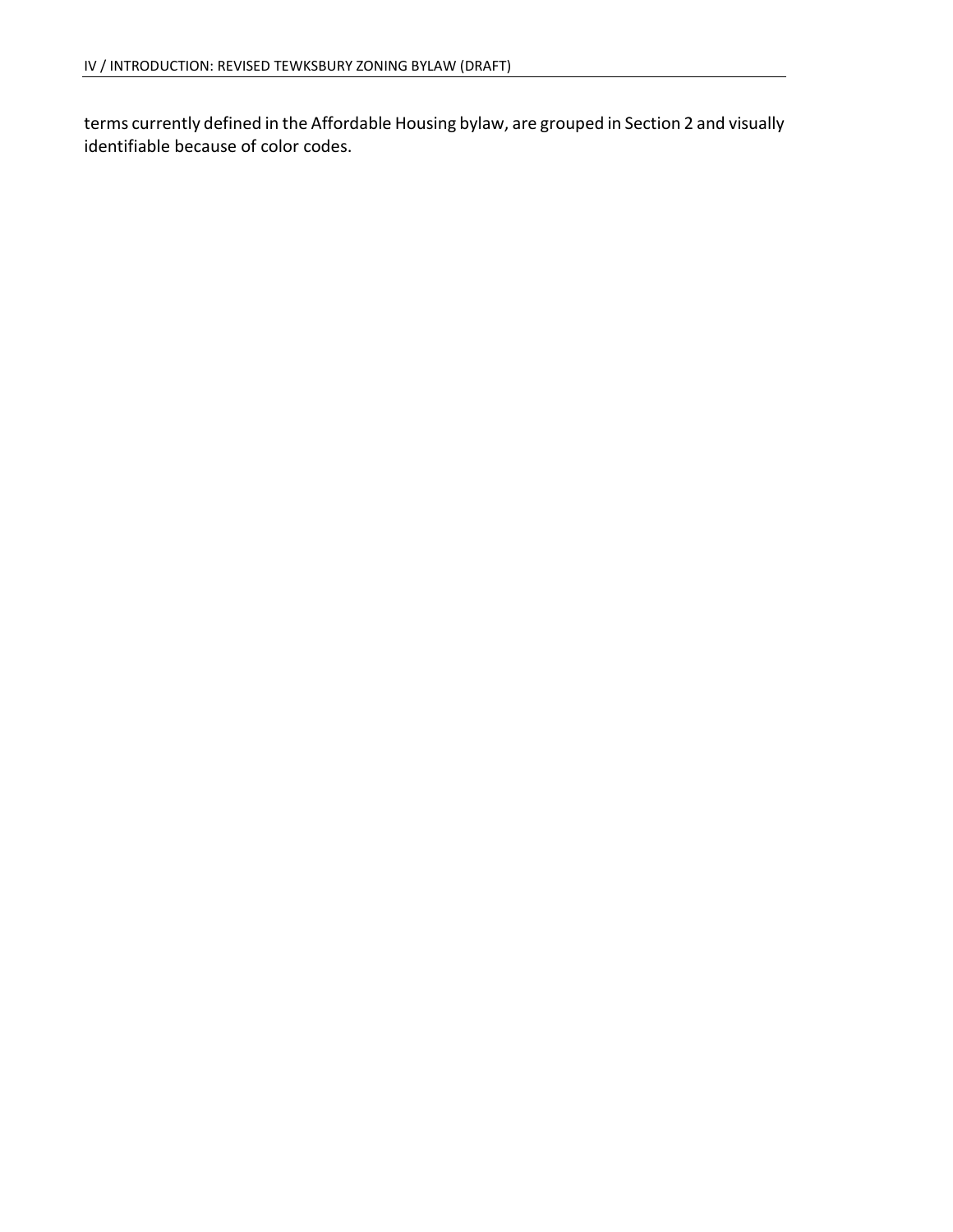terms currently defined in the Affordable Housing bylaw, are grouped in Section 2 and visually identifiable because of color codes.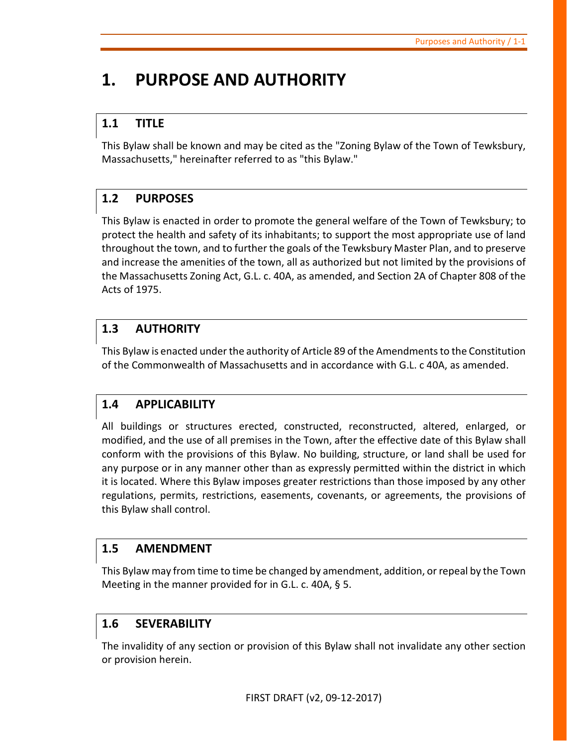# 1. PURPOSE AND AUTHORITY

## 1.1 TITLE

This Bylaw shall be known and may be cited as the "Zoning Bylaw of the Town of Tewksbury, Massachusetts," hereinafter referred to as "this Bylaw."

## 1.2 PURPOSES

This Bylaw is enacted in order to promote the general welfare of the Town of Tewksbury; to protect the health and safety of its inhabitants; to support the most appropriate use of land throughout the town, and to further the goals of the Tewksbury Master Plan, and to preserve and increase the amenities of the town, all as authorized but not limited by the provisions of the Massachusetts Zoning Act, G.L. c. 40A, as amended, and Section 2A of Chapter 808 of the Acts of 1975.

## 1.3 AUTHORITY

This Bylaw is enacted under the authority of Article 89 of the Amendments to the Constitution of the Commonwealth of Massachusetts and in accordance with G.L. c 40A, as amended.

## 1.4 APPLICABILITY

All buildings or structures erected, constructed, reconstructed, altered, enlarged, or modified, and the use of all premises in the Town, after the effective date of this Bylaw shall conform with the provisions of this Bylaw. No building, structure, or land shall be used for any purpose or in any manner other than as expressly permitted within the district in which it is located. Where this Bylaw imposes greater restrictions than those imposed by any other regulations, permits, restrictions, easements, covenants, or agreements, the provisions of this Bylaw shall control.

## 1.5 AMENDMENT

This Bylaw may from time to time be changed by amendment, addition, or repeal by the Town Meeting in the manner provided for in G.L. c. 40A, § 5.

## 1.6 SEVERABILITY

The invalidity of any section or provision of this Bylaw shall not invalidate any other section or provision herein.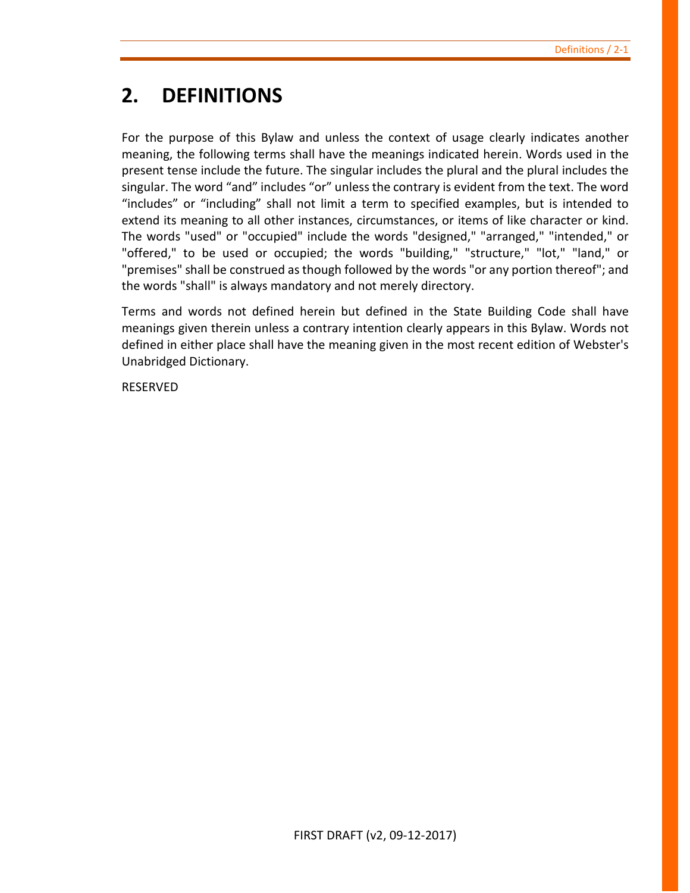# 2. DEFINITIONS

For the purpose of this Bylaw and unless the context of usage clearly indicates another meaning, the following terms shall have the meanings indicated herein. Words used in the present tense include the future. The singular includes the plural and the plural includes the singular. The word “and” includes “or” unless the contrary is evident from the text. The word “includes” or “including” shall not limit a term to specified examples, but is intended to extend its meaning to all other instances, circumstances, or items of like character or kind. The words "used" or "occupied" include the words "designed," "arranged," "intended," or "offered," to be used or occupied; the words "building," "structure," "lot," "land," or "premises" shall be construed as though followed by the words "or any portion thereof"; and the words "shall" is always mandatory and not merely directory.

Terms and words not defined herein but defined in the State Building Code shall have meanings given therein unless a contrary intention clearly appears in this Bylaw. Words not defined in either place shall have the meaning given in the most recent edition of Webster's Unabridged Dictionary.

RESERVED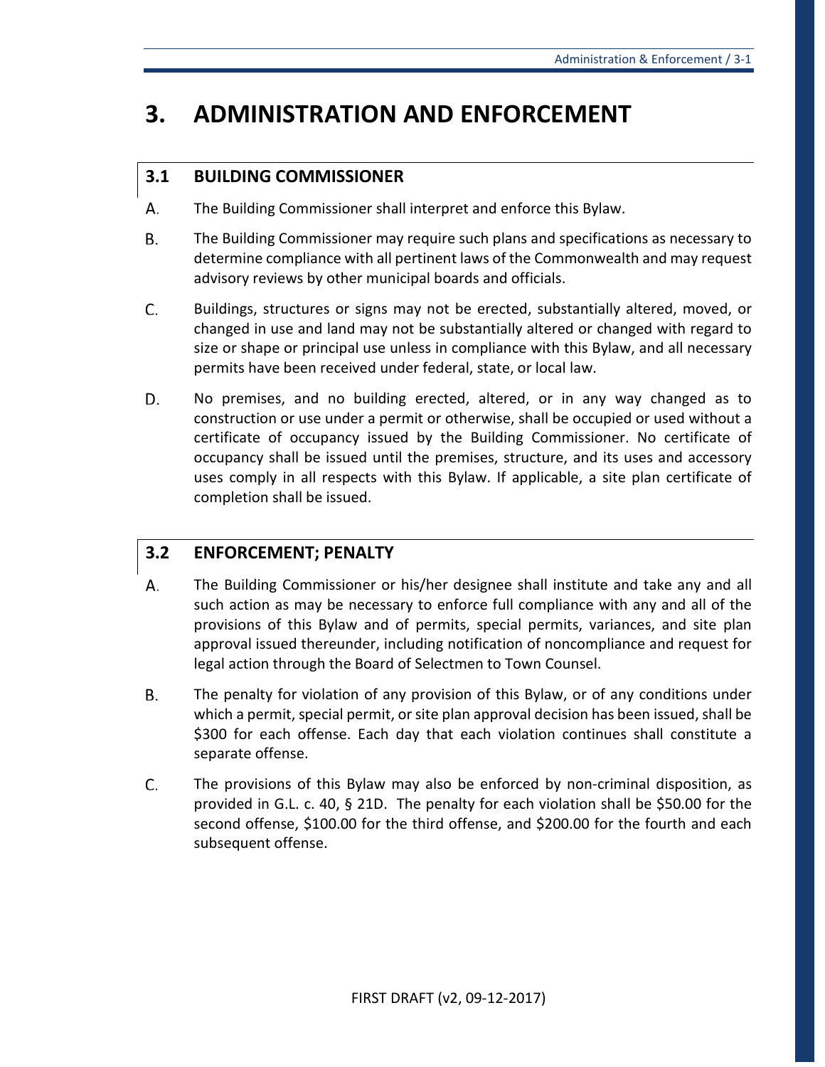# 3. ADMINISTRATION AND ENFORCEMENT

## 3.1 BUILDING COMMISSIONER

A. The Building Commissioner shall interpret and enforce this Bylaw.

B. The Building Commissioner may require such plans and specifications as necessary to determine compliance with all pertinent laws of the Commonwealth and may request advisory reviews by other municipal boards and officials.

C. Buildings, structures or signs may not be erected, substantially altered, moved, or changed in use and land may not be substantially altered or changed with regard to size or shape or principal use unless in compliance with this Bylaw, and all necessary permits have been received under federal, state, or local law.

D. No premises, and no building erected, altered, or in any way changed as to construction or use under a permit or otherwise, shall be occupied or used without a certificate of occupancy issued by the Building Commissioner. No certificate of occupancy shall be issued until the premises, structure, and its uses and accessory uses comply in all respects with this Bylaw. If applicable, a site plan certificate of completion shall be issued.

## 3.2 ENFORCEMENT; PENALTY

A. The Building Commissioner or his/her designee shall institute and take any and all such action as may be necessary to enforce full compliance with any and all of the provisions of this Bylaw and of permits, special permits, variances, and site plan approval issued thereunder, including notification of noncompliance and request for legal action through the Board of Selectmen to Town Counsel.

B. The penalty for violation of any provision of this Bylaw, or of any conditions under which a permit, special permit, or site plan approval decision has been issued, shall be $300 for each offense. Each day that each violation continues shall constitute a separate offense.

C. The provisions of this Bylaw may also be enforced by non-criminal disposition, as provided in G.L. c. 40, § 21D. The penalty for each violation shall be $50.00 for the second offense, $100.00 for the third offense, and $200.00 for the fourth and each subsequent offense.

FIRST DRAFT (v2, 09-12-2017)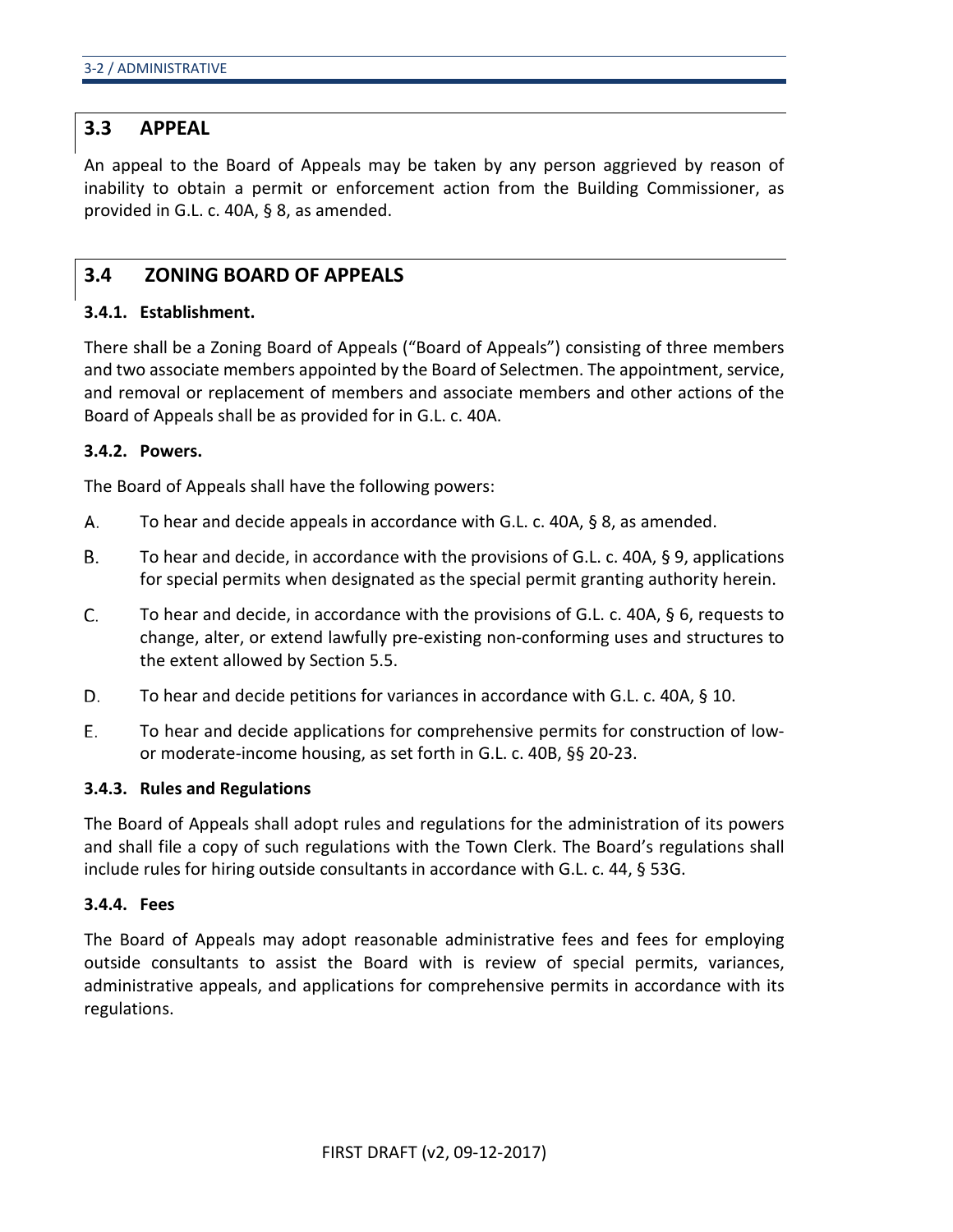## 3.3 APPEAL

An appeal to the Board of Appeals may be taken by any person aggrieved by reason of inability to obtain a permit or enforcement action from the Building Commissioner, as provided in G.L. c. 40A, § 8, as amended.

## 3.4 ZONING BOARD OF APPEALS

### 3.4.1. Establishment.

There shall be a Zoning Board of Appeals ("Board of Appeals") consisting of three members and two associate members appointed by the Board of Selectmen. The appointment, service, and removal or replacement of members and associate members and other actions of the Board of Appeals shall be as provided for in G.L. c. 40A.

### 3.4.2. Powers.

The Board of Appeals shall have the following powers:

A. To hear and decide appeals in accordance with G.L. c. 40A, § 8, as amended.

B. To hear and decide, in accordance with the provisions of G.L. c. 40A, § 9, applications for special permits when designated as the special permit granting authority herein.

C. To hear and decide, in accordance with the provisions of G.L. c. 40A, § 6, requests to change, alter, or extend lawfully pre-existing non-conforming uses and structures to the extent allowed by Section 5.5.

D. To hear and decide petitions for variances in accordance with G.L. c. 40A, § 10.

E. To hear and decide applications for comprehensive permits for construction of low- or moderate-income housing, as set forth in G.L. c. 40B, §§ 20-23.

### 3.4.3. Rules and Regulations

The Board of Appeals shall adopt rules and regulations for the administration of its powers and shall file a copy of such regulations with the Town Clerk. The Board's regulations shall include rules for hiring outside consultants in accordance with G.L. c. 44, § 53G.

### 3.4.4. Fees

The Board of Appeals may adopt reasonable administrative fees and fees for employing outside consultants to assist the Board with is review of special permits, variances, administrative appeals, and applications for comprehensive permits in accordance with its regulations.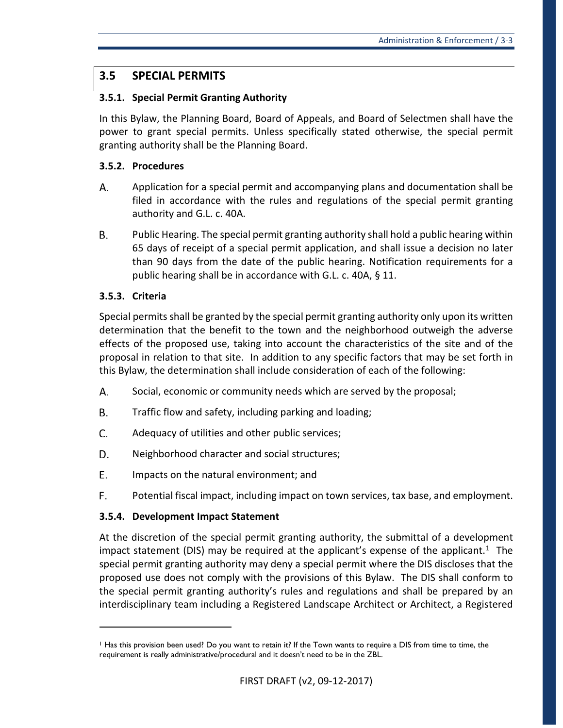## 3.5 SPECIAL PERMITS

### 3.5.1. Special Permit Granting Authority

In this Bylaw, the Planning Board, Board of Appeals, and Board of Selectmen shall have the power to grant special permits. Unless specifically stated otherwise, the special permit granting authority shall be the Planning Board.

### 3.5.2. Procedures

A. Application for a special permit and accompanying plans and documentation shall be filed in accordance with the rules and regulations of the special permit granting authority and G.L. c. 40A.

B. Public Hearing. The special permit granting authority shall hold a public hearing within 65 days of receipt of a special permit application, and shall issue a decision no later than 90 days from the date of the public hearing. Notification requirements for a public hearing shall be in accordance with G.L. c. 40A, § 11.

### 3.5.3. Criteria

Special permits shall be granted by the special permit granting authority only upon its written determination that the benefit to the town and the neighborhood outweigh the adverse effects of the proposed use, taking into account the characteristics of the site and of the proposal in relation to that site. In addition to any specific factors that may be set forth in this Bylaw, the determination shall include consideration of each of the following:

A. Social, economic or community needs which are served by the proposal;

B. Traffic flow and safety, including parking and loading;

C. Adequacy of utilities and other public services;

D. Neighborhood character and social structures;

E. Impacts on the natural environment; and

F. Potential fiscal impact, including impact on town services, tax base, and employment.

### 3.5.4. Development Impact Statement

At the discretion of the special permit granting authority, the submittal of a development impact statement (DIS) may be required at the applicant's expense of the applicant.[1] The special permit granting authority may deny a special permit where the DIS discloses that the proposed use does not comply with the provisions of this Bylaw. The DIS shall conform to the special permit granting authority's rules and regulations and shall be prepared by an interdisciplinary team including a Registered Landscape Architect or Architect, a Registered

[1] Has this provision been used? Do you want to retain it? If the Town wants to require a DIS from time to time, the requirement is really administrative/procedural and it doesn't need to be in the ZBL.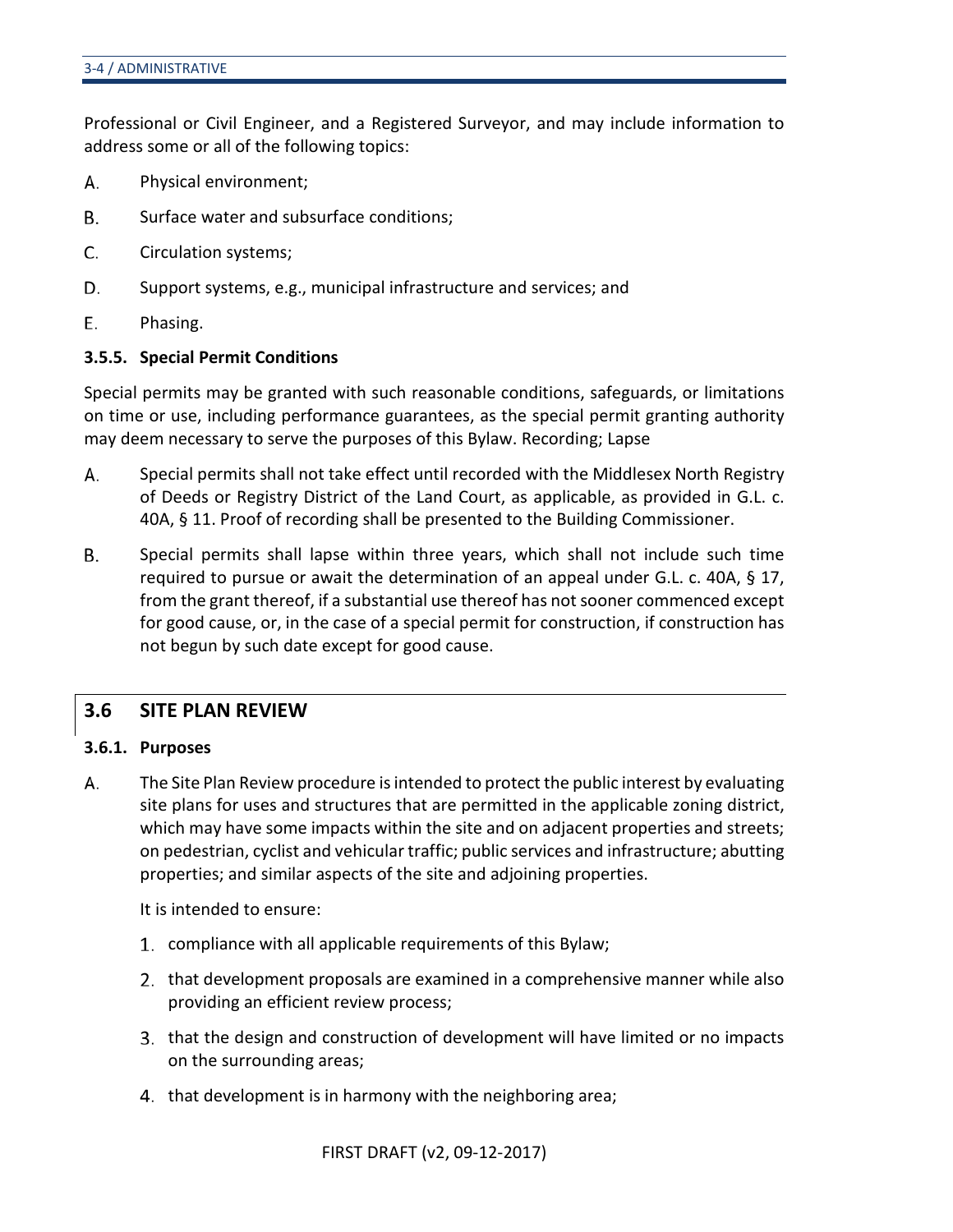Professional or Civil Engineer, and a Registered Surveyor, and may include information to address some or all of the following topics:

A. Physical environment;

B. Surface water and subsurface conditions;

C. Circulation systems;

D. Support systems, e.g., municipal infrastructure and services; and

E. Phasing.

### 3.5.5. Special Permit Conditions

Special permits may be granted with such reasonable conditions, safeguards, or limitations on time or use, including performance guarantees, as the special permit granting authority may deem necessary to serve the purposes of this Bylaw. Recording; Lapse

A. Special permits shall not take effect until recorded with the Middlesex North Registry of Deeds or Registry District of the Land Court, as applicable, as provided in G.L. c. 40A, § 11. Proof of recording shall be presented to the Building Commissioner.

B. Special permits shall lapse within three years, which shall not include such time required to pursue or await the determination of an appeal under G.L. c. 40A, § 17, from the grant thereof, if a substantial use thereof has not sooner commenced except for good cause, or, in the case of a special permit for construction, if construction has not begun by such date except for good cause.

## 3.6 SITE PLAN REVIEW

### 3.6.1. Purposes

A. The Site Plan Review procedure is intended to protect the public interest by evaluating site plans for uses and structures that are permitted in the applicable zoning district, which may have some impacts within the site and on adjacent properties and streets; on pedestrian, cyclist and vehicular traffic; public services and infrastructure; abutting properties; and similar aspects of the site and adjoining properties.

   It is intended to ensure:

   1. compliance with all applicable requirements of this Bylaw;
   2. that development proposals are examined in a comprehensive manner while also providing an efficient review process;
   3. that the design and construction of development will have limited or no impacts on the surrounding areas;
   4. that development is in harmony with the neighboring area;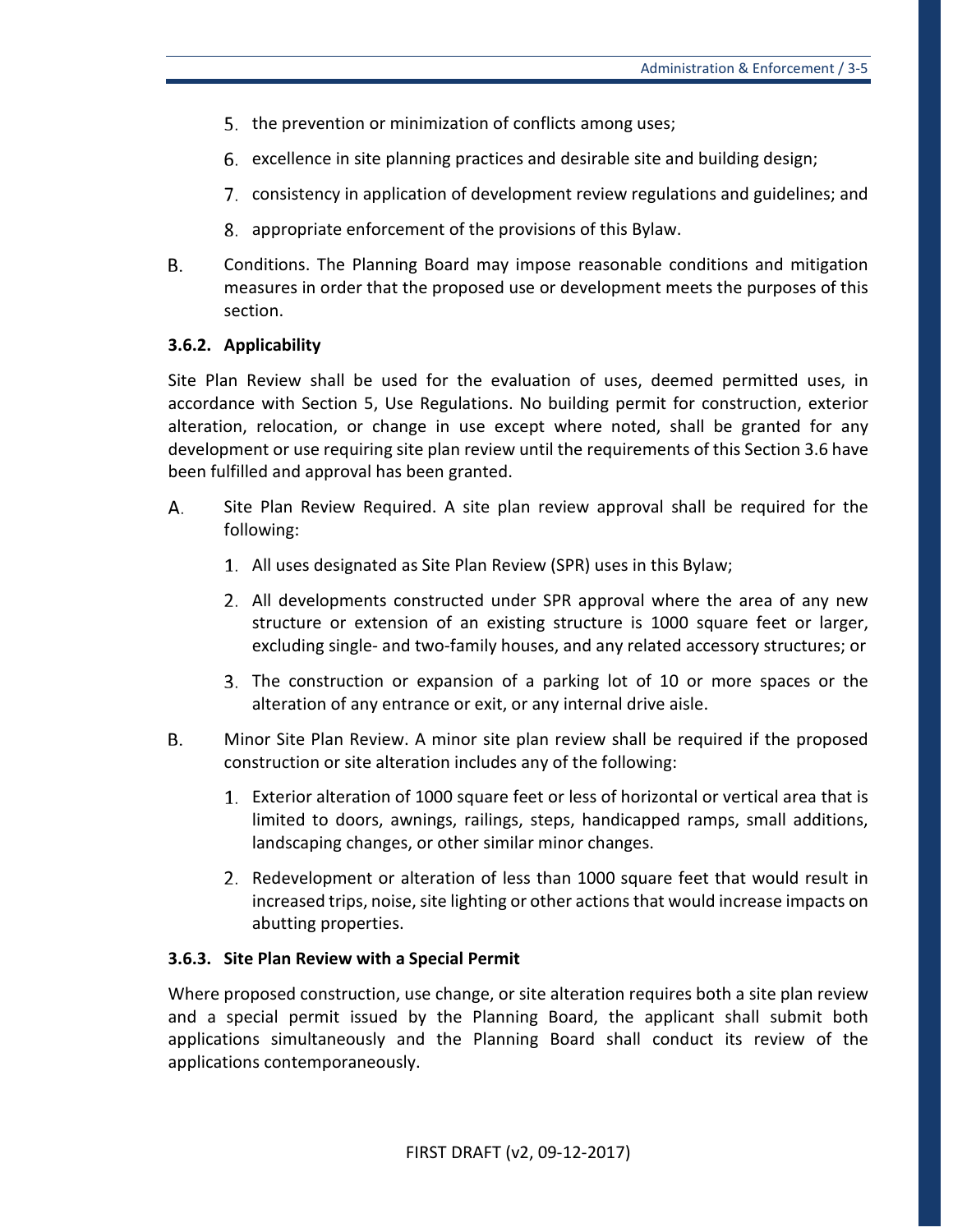5. the prevention or minimization of conflicts among uses;

6. excellence in site planning practices and desirable site and building design;

7. consistency in application of development review regulations and guidelines; and

8. appropriate enforcement of the provisions of this Bylaw.

B. Conditions. The Planning Board may impose reasonable conditions and mitigation measures in order that the proposed use or development meets the purposes of this section.

**3.6.2. Applicability**

Site Plan Review shall be used for the evaluation of uses, deemed permitted uses, in accordance with Section 5, Use Regulations. No building permit for construction, exterior alteration, relocation, or change in use except where noted, shall be granted for any development or use requiring site plan review until the requirements of this Section 3.6 have been fulfilled and approval has been granted.

A. Site Plan Review Required. A site plan review approval shall be required for the following:

1. All uses designated as Site Plan Review (SPR) uses in this Bylaw;

2. All developments constructed under SPR approval where the area of any new structure or extension of an existing structure is 1000 square feet or larger, excluding single- and two-family houses, and any related accessory structures; or

3. The construction or expansion of a parking lot of 10 or more spaces or the alteration of any entrance or exit, or any internal drive aisle.

B. Minor Site Plan Review. A minor site plan review shall be required if the proposed construction or site alteration includes any of the following:

1. Exterior alteration of 1000 square feet or less of horizontal or vertical area that is limited to doors, awnings, railings, steps, handicapped ramps, small additions, landscaping changes, or other similar minor changes.

2. Redevelopment or alteration of less than 1000 square feet that would result in increased trips, noise, site lighting or other actions that would increase impacts on abutting properties.

**3.6.3. Site Plan Review with a Special Permit**

Where proposed construction, use change, or site alteration requires both a site plan review and a special permit issued by the Planning Board, the applicant shall submit both applications simultaneously and the Planning Board shall conduct its review of the applications contemporaneously.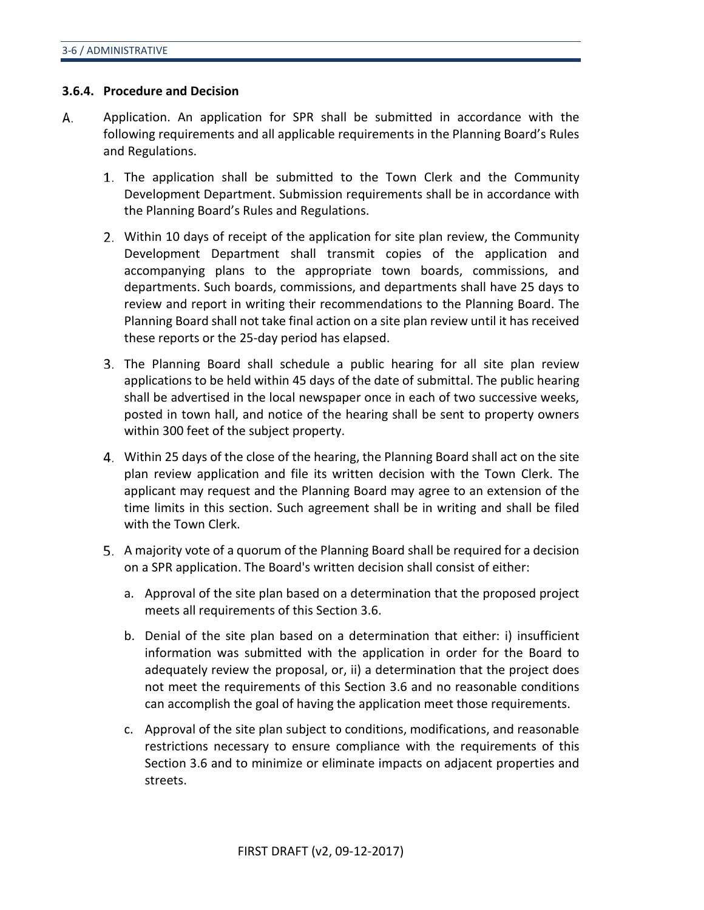### 3.6.4. Procedure and Decision

A. Application. An application for SPR shall be submitted in accordance with the following requirements and all applicable requirements in the Planning Board's Rules and Regulations.

1. The application shall be submitted to the Town Clerk and the Community Development Department. Submission requirements shall be in accordance with the Planning Board's Rules and Regulations.

2. Within 10 days of receipt of the application for site plan review, the Community Development Department shall transmit copies of the application and accompanying plans to the appropriate town boards, commissions, and departments. Such boards, commissions, and departments shall have 25 days to review and report in writing their recommendations to the Planning Board. The Planning Board shall not take final action on a site plan review until it has received these reports or the 25-day period has elapsed.

3. The Planning Board shall schedule a public hearing for all site plan review applications to be held within 45 days of the date of submittal. The public hearing shall be advertised in the local newspaper once in each of two successive weeks, posted in town hall, and notice of the hearing shall be sent to property owners within 300 feet of the subject property.

4. Within 25 days of the close of the hearing, the Planning Board shall act on the site plan review application and file its written decision with the Town Clerk. The applicant may request and the Planning Board may agree to an extension of the time limits in this section. Such agreement shall be in writing and shall be filed with the Town Clerk.

5. A majority vote of a quorum of the Planning Board shall be required for a decision on a SPR application. The Board's written decision shall consist of either:

   a. Approval of the site plan based on a determination that the proposed project meets all requirements of this Section 3.6.

   b. Denial of the site plan based on a determination that either: i) insufficient information was submitted with the application in order for the Board to adequately review the proposal, or, ii) a determination that the project does not meet the requirements of this Section 3.6 and no reasonable conditions can accomplish the goal of having the application meet those requirements.

   c. Approval of the site plan subject to conditions, modifications, and reasonable restrictions necessary to ensure compliance with the requirements of this Section 3.6 and to minimize or eliminate impacts on adjacent properties and streets.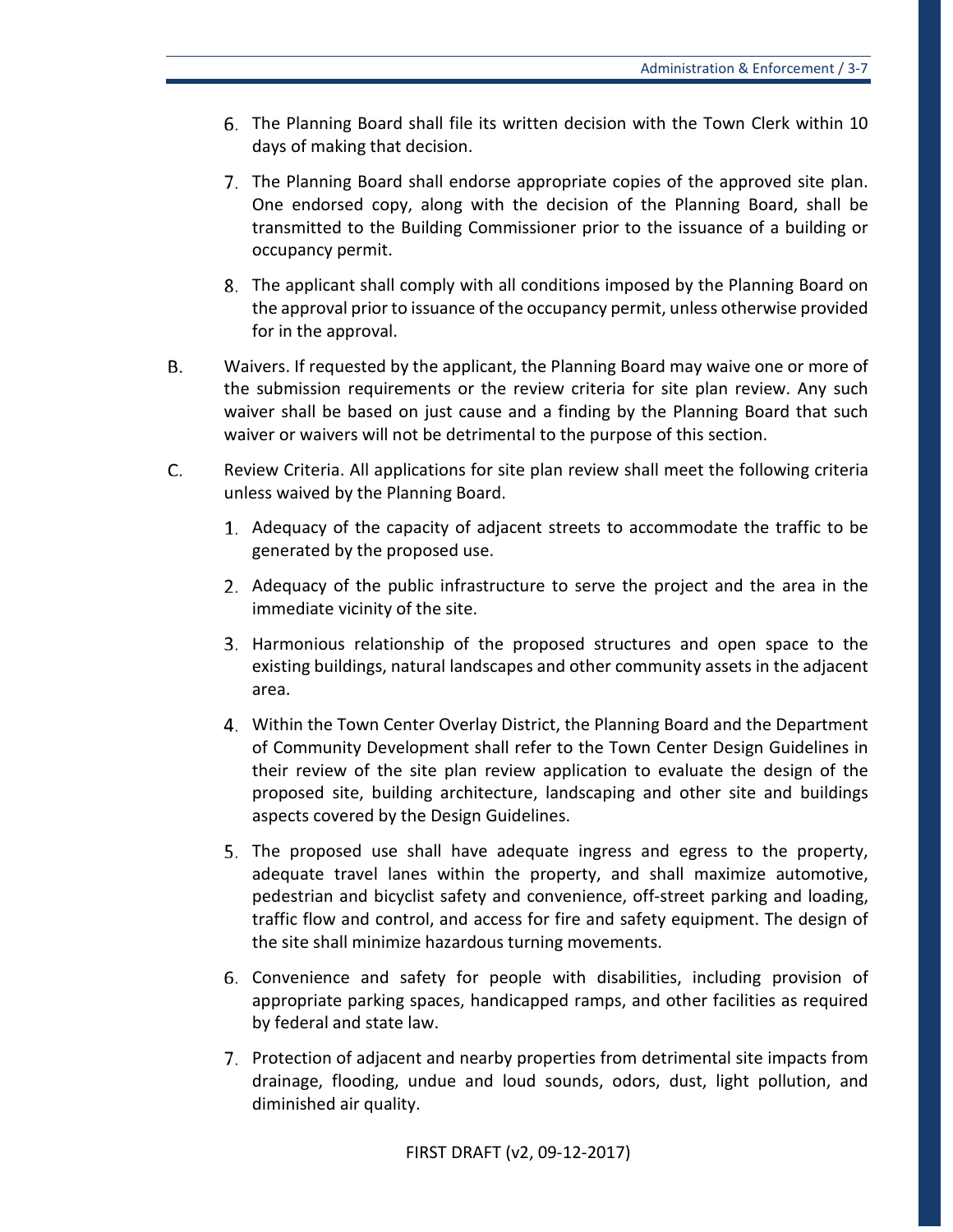6. The Planning Board shall file its written decision with the Town Clerk within 10 days of making that decision.

7. The Planning Board shall endorse appropriate copies of the approved site plan. One endorsed copy, along with the decision of the Planning Board, shall be transmitted to the Building Commissioner prior to the issuance of a building or occupancy permit.

8. The applicant shall comply with all conditions imposed by the Planning Board on the approval prior to issuance of the occupancy permit, unless otherwise provided for in the approval.

B. Waivers. If requested by the applicant, the Planning Board may waive one or more of the submission requirements or the review criteria for site plan review. Any such waiver shall be based on just cause and a finding by the Planning Board that such waiver or waivers will not be detrimental to the purpose of this section.

C. Review Criteria. All applications for site plan review shall meet the following criteria unless waived by the Planning Board.

1. Adequacy of the capacity of adjacent streets to accommodate the traffic to be generated by the proposed use.

2. Adequacy of the public infrastructure to serve the project and the area in the immediate vicinity of the site.

3. Harmonious relationship of the proposed structures and open space to the existing buildings, natural landscapes and other community assets in the adjacent area.

4. Within the Town Center Overlay District, the Planning Board and the Department of Community Development shall refer to the Town Center Design Guidelines in their review of the site plan review application to evaluate the design of the proposed site, building architecture, landscaping and other site and buildings aspects covered by the Design Guidelines.

5. The proposed use shall have adequate ingress and egress to the property, adequate travel lanes within the property, and shall maximize automotive, pedestrian and bicyclist safety and convenience, off-street parking and loading, traffic flow and control, and access for fire and safety equipment. The design of the site shall minimize hazardous turning movements.

6. Convenience and safety for people with disabilities, including provision of appropriate parking spaces, handicapped ramps, and other facilities as required by federal and state law.

7. Protection of adjacent and nearby properties from detrimental site impacts from drainage, flooding, undue and loud sounds, odors, dust, light pollution, and diminished air quality.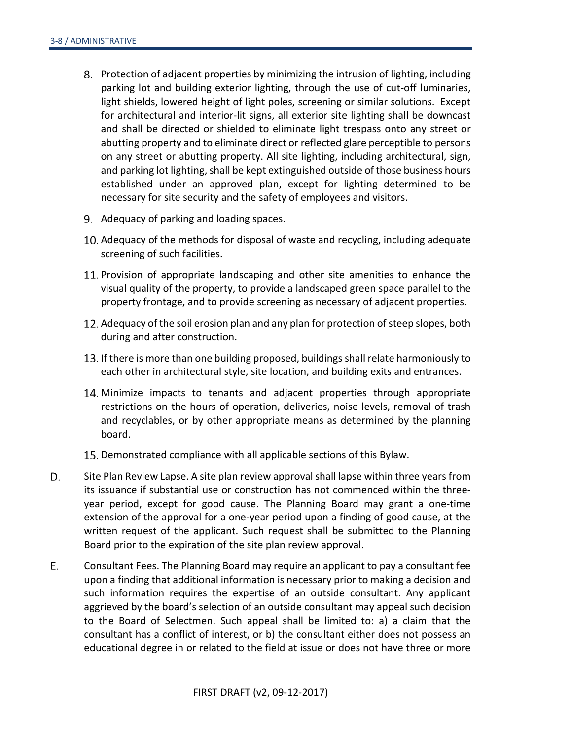8. Protection of adjacent properties by minimizing the intrusion of lighting, including parking lot and building exterior lighting, through the use of cut-off luminaries, light shields, lowered height of light poles, screening or similar solutions. Except for architectural and interior-lit signs, all exterior site lighting shall be downcast and shall be directed or shielded to eliminate light trespass onto any street or abutting property and to eliminate direct or reflected glare perceptible to persons on any street or abutting property. All site lighting, including architectural, sign, and parking lot lighting, shall be kept extinguished outside of those business hours established under an approved plan, except for lighting determined to be necessary for site security and the safety of employees and visitors.

9. Adequacy of parking and loading spaces.

10. Adequacy of the methods for disposal of waste and recycling, including adequate screening of such facilities.

11. Provision of appropriate landscaping and other site amenities to enhance the visual quality of the property, to provide a landscaped green space parallel to the property frontage, and to provide screening as necessary of adjacent properties.

12. Adequacy of the soil erosion plan and any plan for protection of steep slopes, both during and after construction.

13. If there is more than one building proposed, buildings shall relate harmoniously to each other in architectural style, site location, and building exits and entrances.

14. Minimize impacts to tenants and adjacent properties through appropriate restrictions on the hours of operation, deliveries, noise levels, removal of trash and recyclables, or by other appropriate means as determined by the planning board.

15. Demonstrated compliance with all applicable sections of this Bylaw.

D. Site Plan Review Lapse. A site plan review approval shall lapse within three years from its issuance if substantial use or construction has not commenced within the three-year period, except for good cause. The Planning Board may grant a one-time extension of the approval for a one-year period upon a finding of good cause, at the written request of the applicant. Such request shall be submitted to the Planning Board prior to the expiration of the site plan review approval.

E. Consultant Fees. The Planning Board may require an applicant to pay a consultant fee upon a finding that additional information is necessary prior to making a decision and such information requires the expertise of an outside consultant. Any applicant aggrieved by the board's selection of an outside consultant may appeal such decision to the Board of Selectmen. Such appeal shall be limited to: a) a claim that the consultant has a conflict of interest, or b) the consultant either does not possess an educational degree in or related to the field at issue or does not have three or more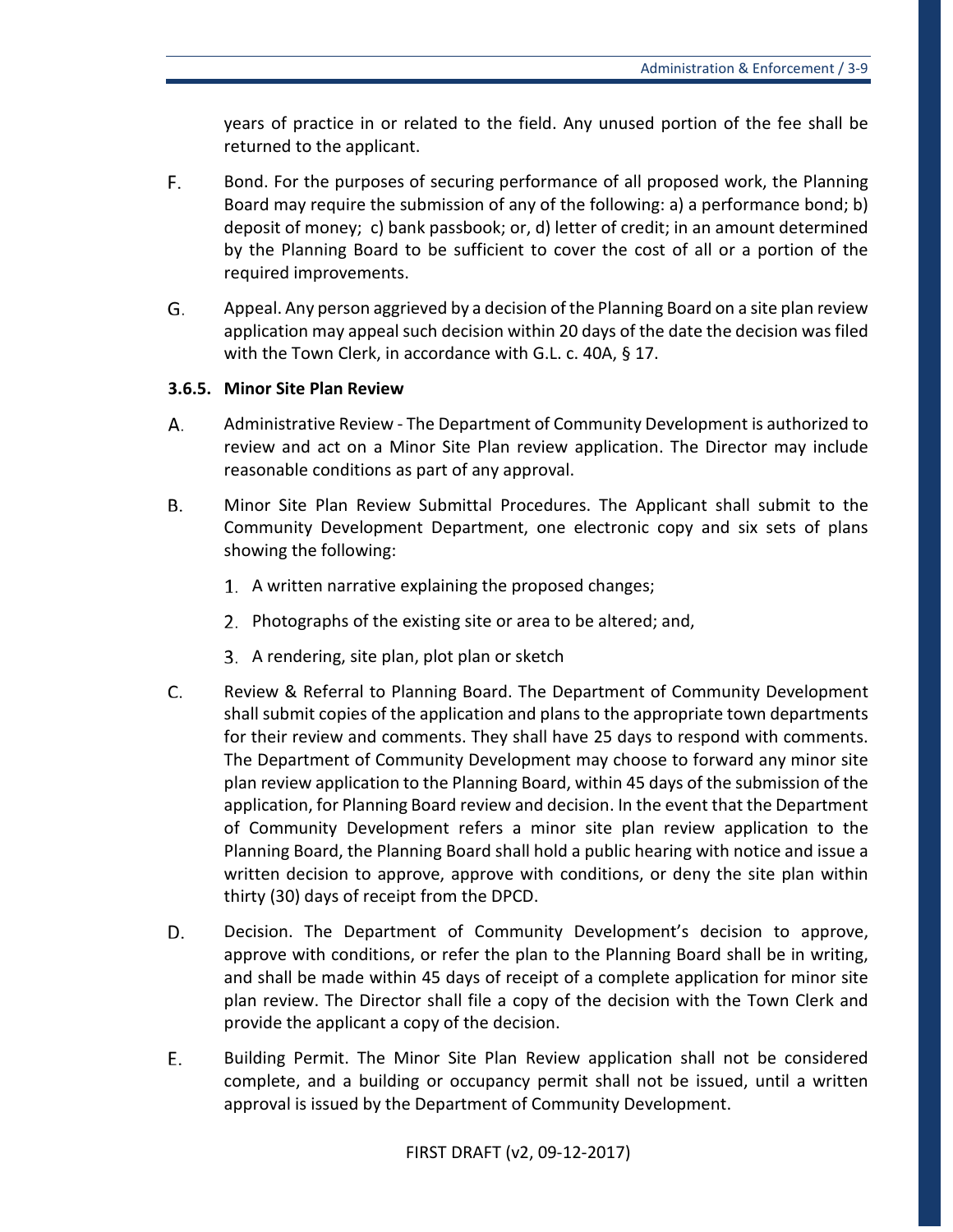years of practice in or related to the field. Any unused portion of the fee shall be returned to the applicant.

F. Bond. For the purposes of securing performance of all proposed work, the Planning Board may require the submission of any of the following: a) a performance bond; b) deposit of money; c) bank passbook; or, d) letter of credit; in an amount determined by the Planning Board to be sufficient to cover the cost of all or a portion of the required improvements.

G. Appeal. Any person aggrieved by a decision of the Planning Board on a site plan review application may appeal such decision within 20 days of the date the decision was filed with the Town Clerk, in accordance with G.L. c. 40A, § 17.

### 3.6.5. Minor Site Plan Review

A. Administrative Review - The Department of Community Development is authorized to review and act on a Minor Site Plan review application. The Director may include reasonable conditions as part of any approval.

B. Minor Site Plan Review Submittal Procedures. The Applicant shall submit to the Community Development Department, one electronic copy and six sets of plans showing the following:

1. A written narrative explaining the proposed changes;
2. Photographs of the existing site or area to be altered; and,
3. A rendering, site plan, plot plan or sketch

C. Review & Referral to Planning Board. The Department of Community Development shall submit copies of the application and plans to the appropriate town departments for their review and comments. They shall have 25 days to respond with comments. The Department of Community Development may choose to forward any minor site plan review application to the Planning Board, within 45 days of the submission of the application, for Planning Board review and decision. In the event that the Department of Community Development refers a minor site plan review application to the Planning Board, the Planning Board shall hold a public hearing with notice and issue a written decision to approve, approve with conditions, or deny the site plan within thirty (30) days of receipt from the DPCD.

D. Decision. The Department of Community Development's decision to approve, approve with conditions, or refer the plan to the Planning Board shall be in writing, and shall be made within 45 days of receipt of a complete application for minor site plan review. The Director shall file a copy of the decision with the Town Clerk and provide the applicant a copy of the decision.

E. Building Permit. The Minor Site Plan Review application shall not be considered complete, and a building or occupancy permit shall not be issued, until a written approval is issued by the Department of Community Development.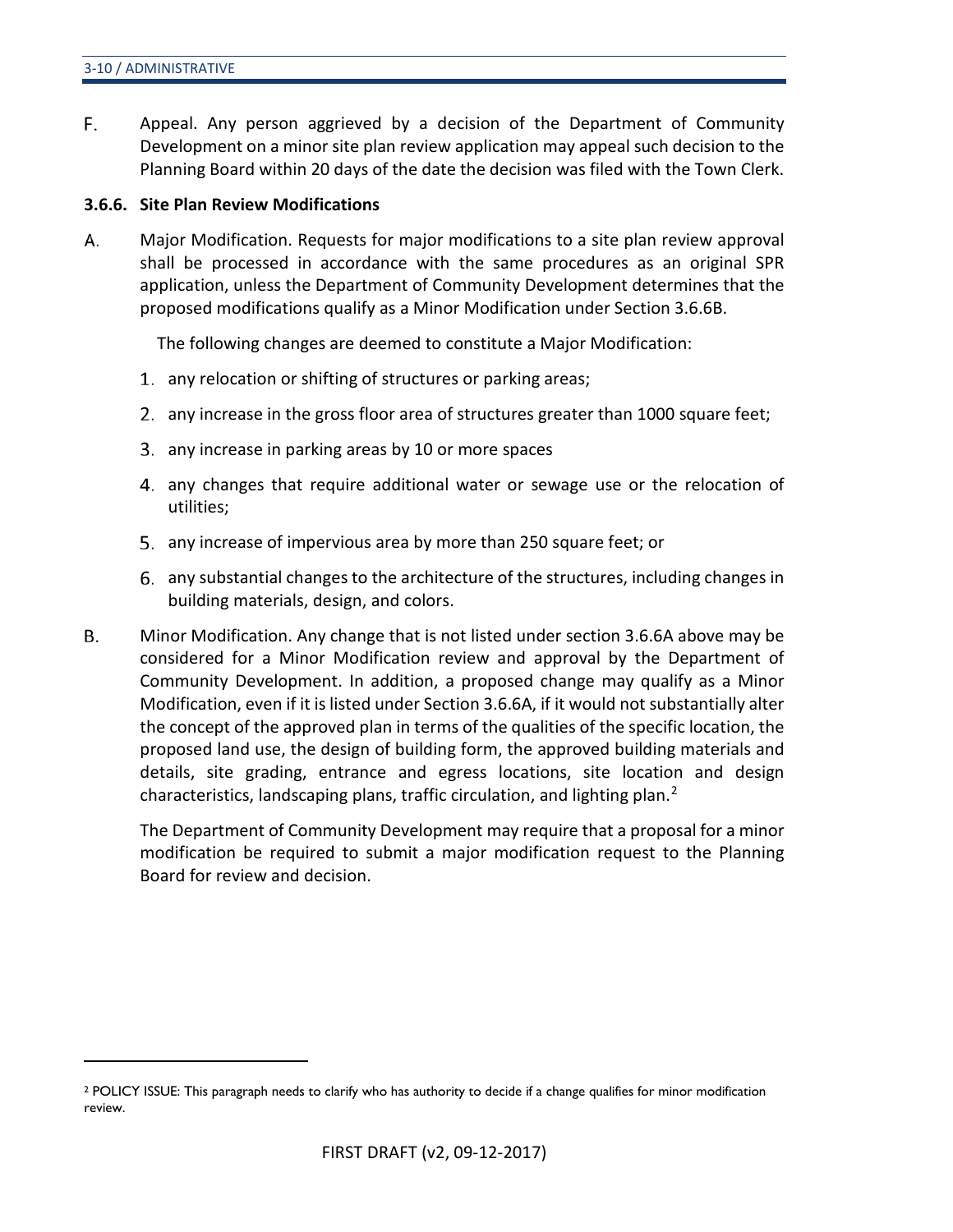F. Appeal. Any person aggrieved by a decision of the Department of Community Development on a minor site plan review application may appeal such decision to the Planning Board within 20 days of the date the decision was filed with the Town Clerk.

### 3.6.6. Site Plan Review Modifications

A. Major Modification. Requests for major modifications to a site plan review approval shall be processed in accordance with the same procedures as an original SPR application, unless the Department of Community Development determines that the proposed modifications qualify as a Minor Modification under Section 3.6.6B.

The following changes are deemed to constitute a Major Modification:

1. any relocation or shifting of structures or parking areas;
2. any increase in the gross floor area of structures greater than 1000 square feet;
3. any increase in parking areas by 10 or more spaces
4. any changes that require additional water or sewage use or the relocation of utilities;
5. any increase of impervious area by more than 250 square feet; or
6. any substantial changes to the architecture of the structures, including changes in building materials, design, and colors.

B. Minor Modification. Any change that is not listed under section 3.6.6A above may be considered for a Minor Modification review and approval by the Department of Community Development. In addition, a proposed change may qualify as a Minor Modification, even if it is listed under Section 3.6.6A, if it would not substantially alter the concept of the approved plan in terms of the qualities of the specific location, the proposed land use, the design of building form, the approved building materials and details, site grading, entrance and egress locations, site location and design characteristics, landscaping plans, traffic circulation, and lighting plan.[2]

The Department of Community Development may require that a proposal for a minor modification be required to submit a major modification request to the Planning Board for review and decision.

[2] POLICY ISSUE: This paragraph needs to clarify who has authority to decide if a change qualifies for minor modification review.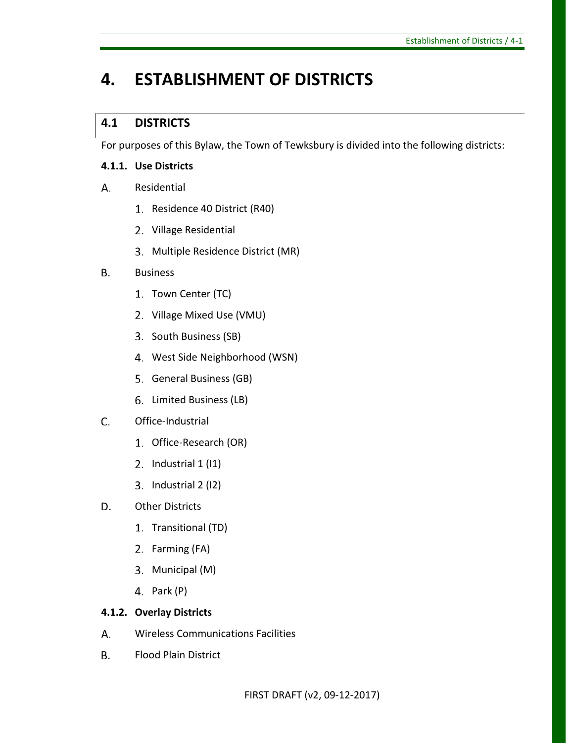# 4. ESTABLISHMENT OF DISTRICTS

## 4.1 DISTRICTS

For purposes of this Bylaw, the Town of Tewksbury is divided into the following districts:

**4.1.1. Use Districts**

A. Residential

1. Residence 40 District (R40)
2. Village Residential
3. Multiple Residence District (MR)

B. Business

1. Town Center (TC)
2. Village Mixed Use (VMU)
3. South Business (SB)
4. West Side Neighborhood (WSN)
5. General Business (GB)
6. Limited Business (LB)

C. Office-Industrial

1. Office-Research (OR)
2. Industrial 1 (I1)
3. Industrial 2 (I2)

D. Other Districts

1. Transitional (TD)
2. Farming (FA)
3. Municipal (M)
4. Park (P)

**4.1.2. Overlay Districts**

A. Wireless Communications Facilities

B. Flood Plain District

FIRST DRAFT (v2, 09-12-2017)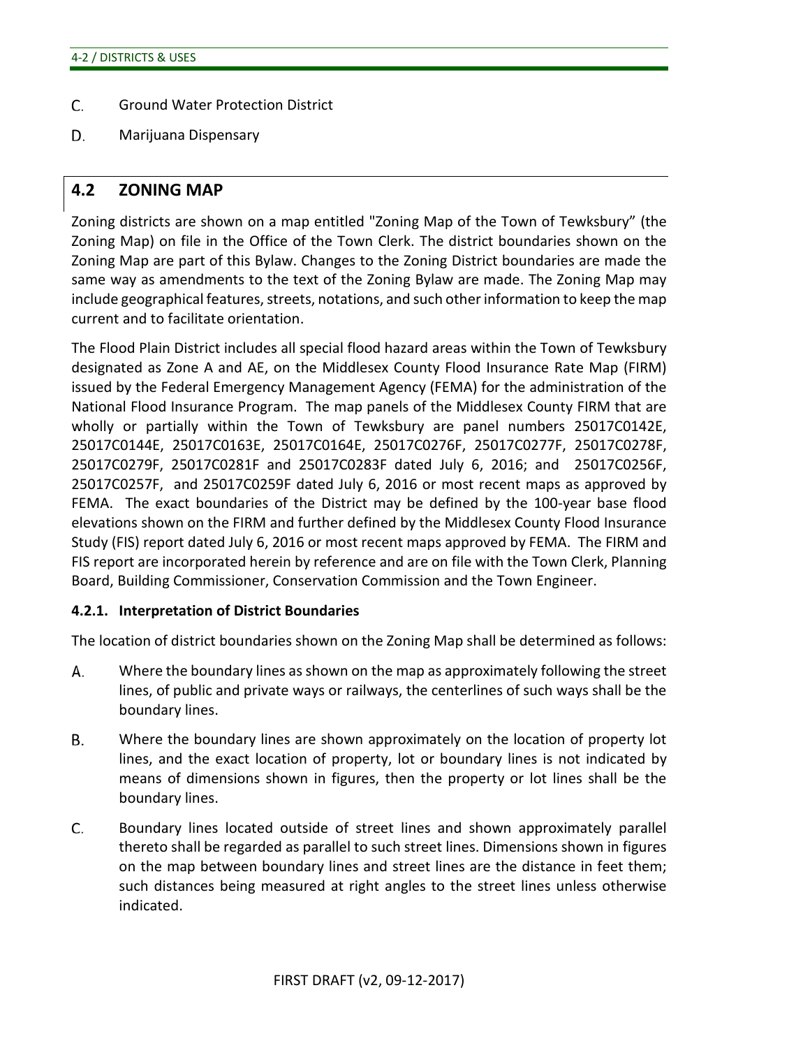C. Ground Water Protection District

D. Marijuana Dispensary

## 4.2 ZONING MAP

Zoning districts are shown on a map entitled "Zoning Map of the Town of Tewksbury" (the Zoning Map) on file in the Office of the Town Clerk. The district boundaries shown on the Zoning Map are part of this Bylaw. Changes to the Zoning District boundaries are made the same way as amendments to the text of the Zoning Bylaw are made. The Zoning Map may include geographical features, streets, notations, and such other information to keep the map current and to facilitate orientation.

The Flood Plain District includes all special flood hazard areas within the Town of Tewksbury designated as Zone A and AE, on the Middlesex County Flood Insurance Rate Map (FIRM) issued by the Federal Emergency Management Agency (FEMA) for the administration of the National Flood Insurance Program. The map panels of the Middlesex County FIRM that are wholly or partially within the Town of Tewksbury are panel numbers 25017C0142E, 25017C0144E, 25017C0163E, 25017C0164E, 25017C0276F, 25017C0277F, 25017C0278F, 25017C0279F, 25017C0281F and 25017C0283F dated July 6, 2016; and 25017C0256F, 25017C0257F, and 25017C0259F dated July 6, 2016 or most recent maps as approved by FEMA. The exact boundaries of the District may be defined by the 100-year base flood elevations shown on the FIRM and further defined by the Middlesex County Flood Insurance Study (FIS) report dated July 6, 2016 or most recent maps approved by FEMA. The FIRM and FIS report are incorporated herein by reference and are on file with the Town Clerk, Planning Board, Building Commissioner, Conservation Commission and the Town Engineer.

### 4.2.1. Interpretation of District Boundaries

The location of district boundaries shown on the Zoning Map shall be determined as follows:

A. Where the boundary lines as shown on the map as approximately following the street lines, of public and private ways or railways, the centerlines of such ways shall be the boundary lines.

B. Where the boundary lines are shown approximately on the location of property lot lines, and the exact location of property, lot or boundary lines is not indicated by means of dimensions shown in figures, then the property or lot lines shall be the boundary lines.

C. Boundary lines located outside of street lines and shown approximately parallel thereto shall be regarded as parallel to such street lines. Dimensions shown in figures on the map between boundary lines and street lines are the distance in feet them; such distances being measured at right angles to the street lines unless otherwise indicated.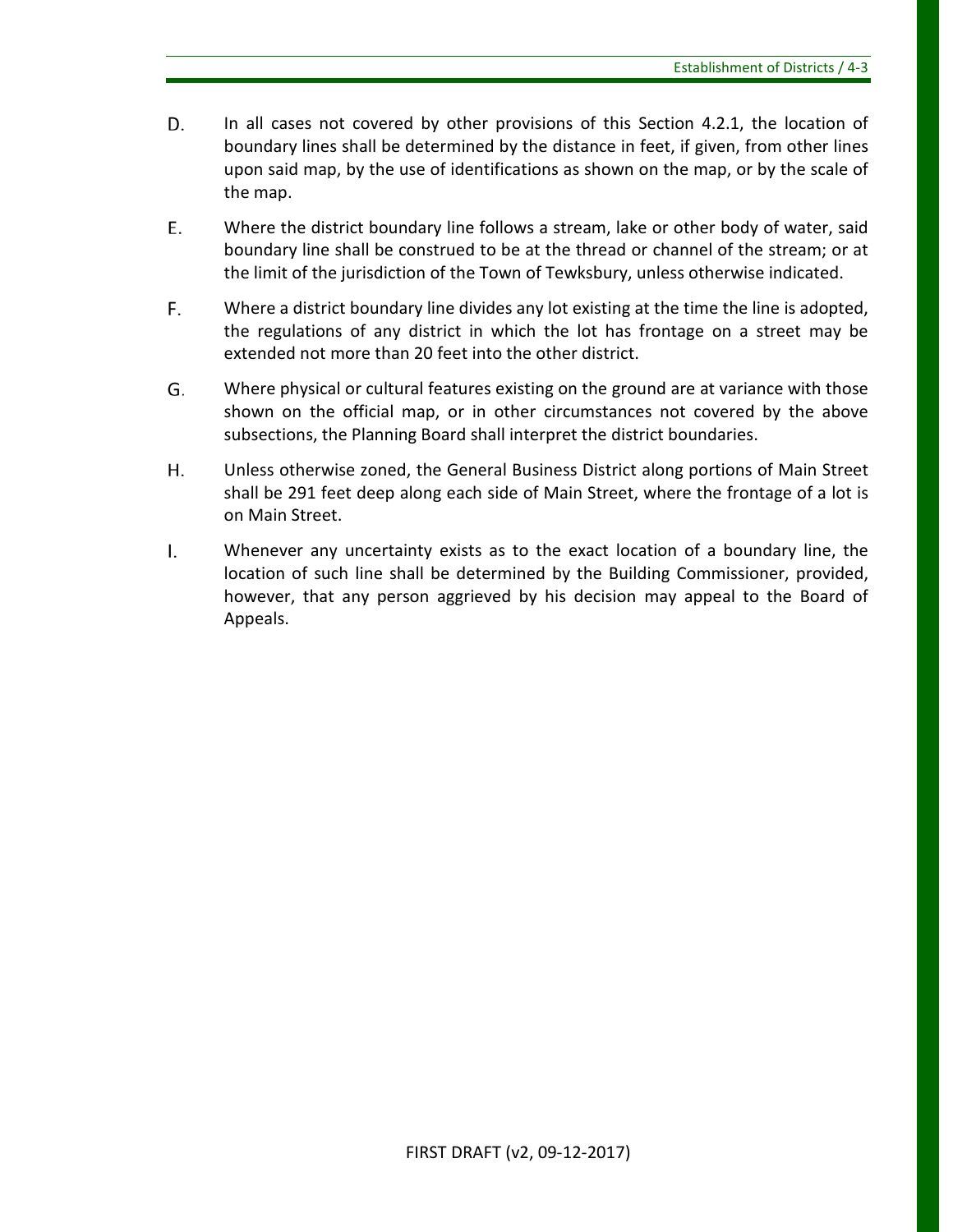D. In all cases not covered by other provisions of this Section 4.2.1, the location of boundary lines shall be determined by the distance in feet, if given, from other lines upon said map, by the use of identifications as shown on the map, or by the scale of the map.

E. Where the district boundary line follows a stream, lake or other body of water, said boundary line shall be construed to be at the thread or channel of the stream; or at the limit of the jurisdiction of the Town of Tewksbury, unless otherwise indicated.

F. Where a district boundary line divides any lot existing at the time the line is adopted, the regulations of any district in which the lot has frontage on a street may be extended not more than 20 feet into the other district.

G. Where physical or cultural features existing on the ground are at variance with those shown on the official map, or in other circumstances not covered by the above subsections, the Planning Board shall interpret the district boundaries.

H. Unless otherwise zoned, the General Business District along portions of Main Street shall be 291 feet deep along each side of Main Street, where the frontage of a lot is on Main Street.

I. Whenever any uncertainty exists as to the exact location of a boundary line, the location of such line shall be determined by the Building Commissioner, provided, however, that any person aggrieved by his decision may appeal to the Board of Appeals.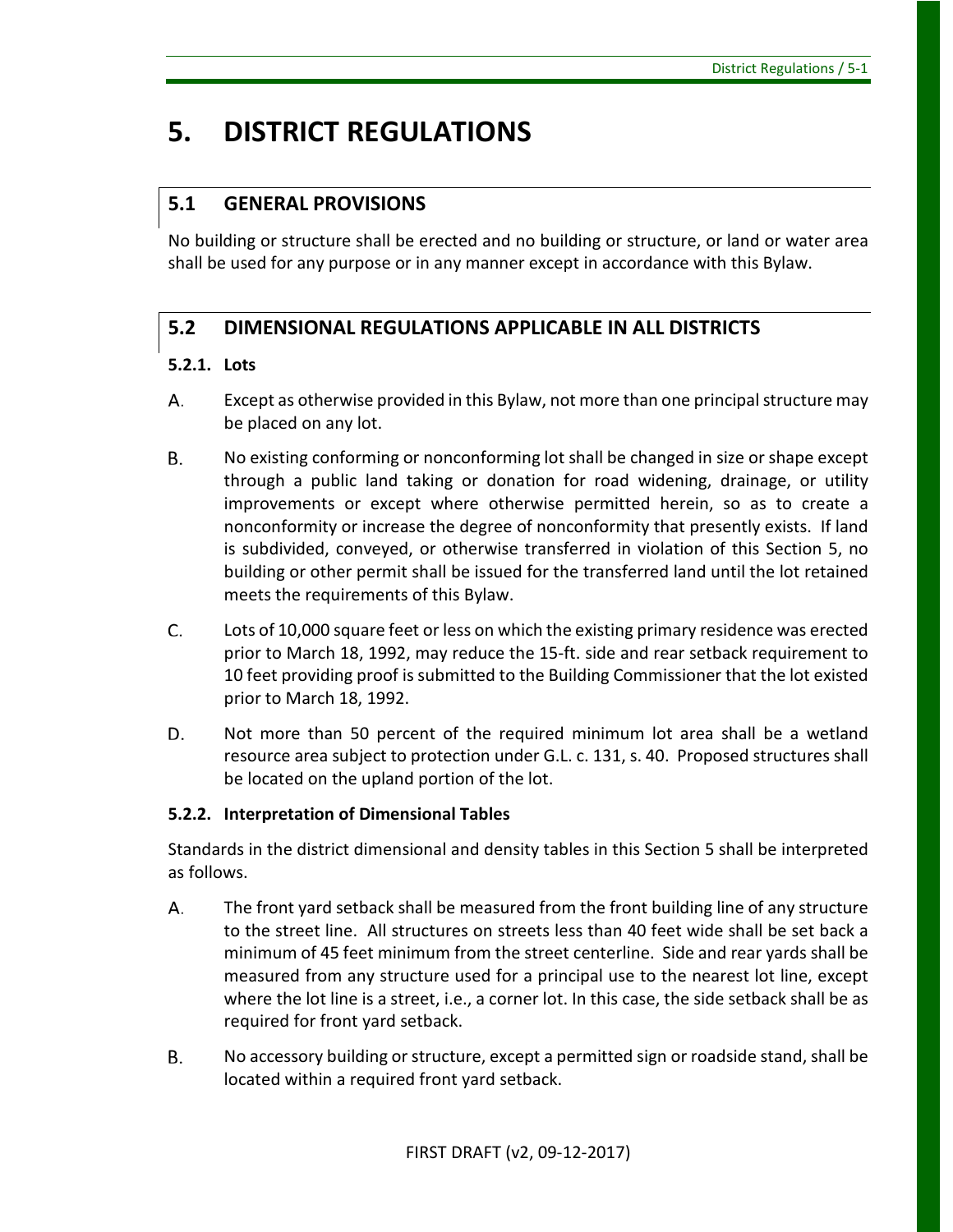# 5. DISTRICT REGULATIONS

## 5.1 GENERAL PROVISIONS

No building or structure shall be erected and no building or structure, or land or water area shall be used for any purpose or in any manner except in accordance with this Bylaw.

## 5.2 DIMENSIONAL REGULATIONS APPLICABLE IN ALL DISTRICTS

### 5.2.1. Lots

A. Except as otherwise provided in this Bylaw, not more than one principal structure may be placed on any lot.

B. No existing conforming or nonconforming lot shall be changed in size or shape except through a public land taking or donation for road widening, drainage, or utility improvements or except where otherwise permitted herein, so as to create a nonconformity or increase the degree of nonconformity that presently exists. If land is subdivided, conveyed, or otherwise transferred in violation of this Section 5, no building or other permit shall be issued for the transferred land until the lot retained meets the requirements of this Bylaw.

C. Lots of 10,000 square feet or less on which the existing primary residence was erected prior to March 18, 1992, may reduce the 15-ft. side and rear setback requirement to 10 feet providing proof is submitted to the Building Commissioner that the lot existed prior to March 18, 1992.

D. Not more than 50 percent of the required minimum lot area shall be a wetland resource area subject to protection under G.L. c. 131, s. 40. Proposed structures shall be located on the upland portion of the lot.

### 5.2.2. Interpretation of Dimensional Tables

Standards in the district dimensional and density tables in this Section 5 shall be interpreted as follows.

A. The front yard setback shall be measured from the front building line of any structure to the street line. All structures on streets less than 40 feet wide shall be set back a minimum of 45 feet minimum from the street centerline. Side and rear yards shall be measured from any structure used for a principal use to the nearest lot line, except where the lot line is a street, i.e., a corner lot. In this case, the side setback shall be as required for front yard setback.

B. No accessory building or structure, except a permitted sign or roadside stand, shall be located within a required front yard setback.

FIRST DRAFT (v2, 09-12-2017)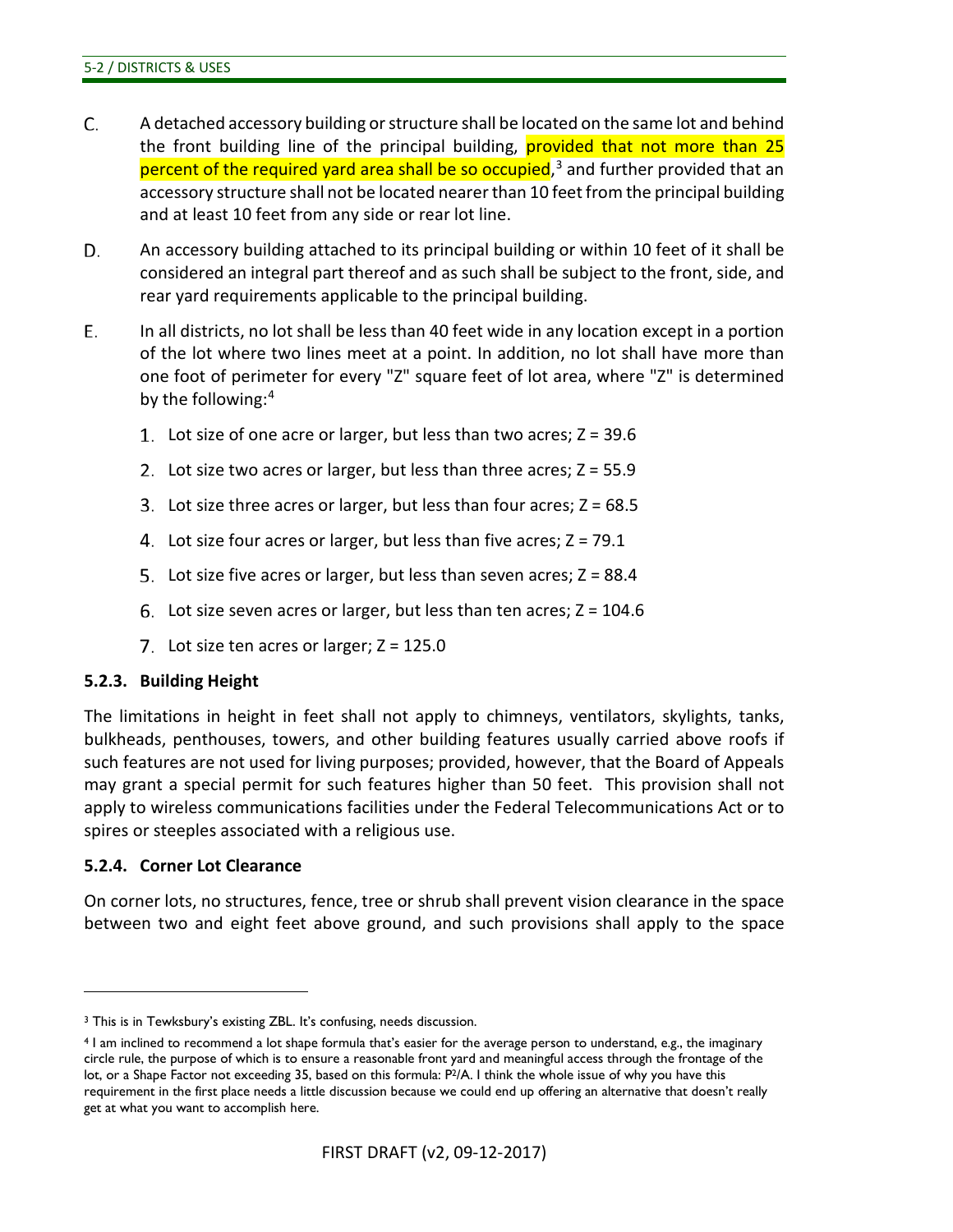C. A detached accessory building or structure shall be located on the same lot and behind the front building line of the principal building, provided that not more than 25 percent of the required yard area shall be so occupied,[3] and further provided that an accessory structure shall not be located nearer than 10 feet from the principal building and at least 10 feet from any side or rear lot line.

D. An accessory building attached to its principal building or within 10 feet of it shall be considered an integral part thereof and as such shall be subject to the front, side, and rear yard requirements applicable to the principal building.

E. In all districts, no lot shall be less than 40 feet wide in any location except in a portion of the lot where two lines meet at a point. In addition, no lot shall have more than one foot of perimeter for every "Z" square feet of lot area, where "Z" is determined by the following:[4]

1. Lot size of one acre or larger, but less than two acres; Z = 39.6
2. Lot size two acres or larger, but less than three acres; Z = 55.9
3. Lot size three acres or larger, but less than four acres; Z = 68.5
4. Lot size four acres or larger, but less than five acres; Z = 79.1
5. Lot size five acres or larger, but less than seven acres; Z = 88.4
6. Lot size seven acres or larger, but less than ten acres; Z = 104.6
7. Lot size ten acres or larger; Z = 125.0

### 5.2.3. Building Height

The limitations in height in feet shall not apply to chimneys, ventilators, skylights, tanks, bulkheads, penthouses, towers, and other building features usually carried above roofs if such features are not used for living purposes; provided, however, that the Board of Appeals may grant a special permit for such features higher than 50 feet. This provision shall not apply to wireless communications facilities under the Federal Telecommunications Act or to spires or steeples associated with a religious use.

### 5.2.4. Corner Lot Clearance

On corner lots, no structures, fence, tree or shrub shall prevent vision clearance in the space between two and eight feet above ground, and such provisions shall apply to the space

---

[3] This is in Tewksbury's existing ZBL. It's confusing, needs discussion.

[4] I am inclined to recommend a lot shape formula that's easier for the average person to understand, e.g., the imaginary circle rule, the purpose of which is to ensure a reasonable front yard and meaningful access through the frontage of the lot, or a Shape Factor not exceeding 35, based on this formula: $P^2/A$. I think the whole issue of why you have this requirement in the first place needs a little discussion because we could end up offering an alternative that doesn't really get at what you want to accomplish here.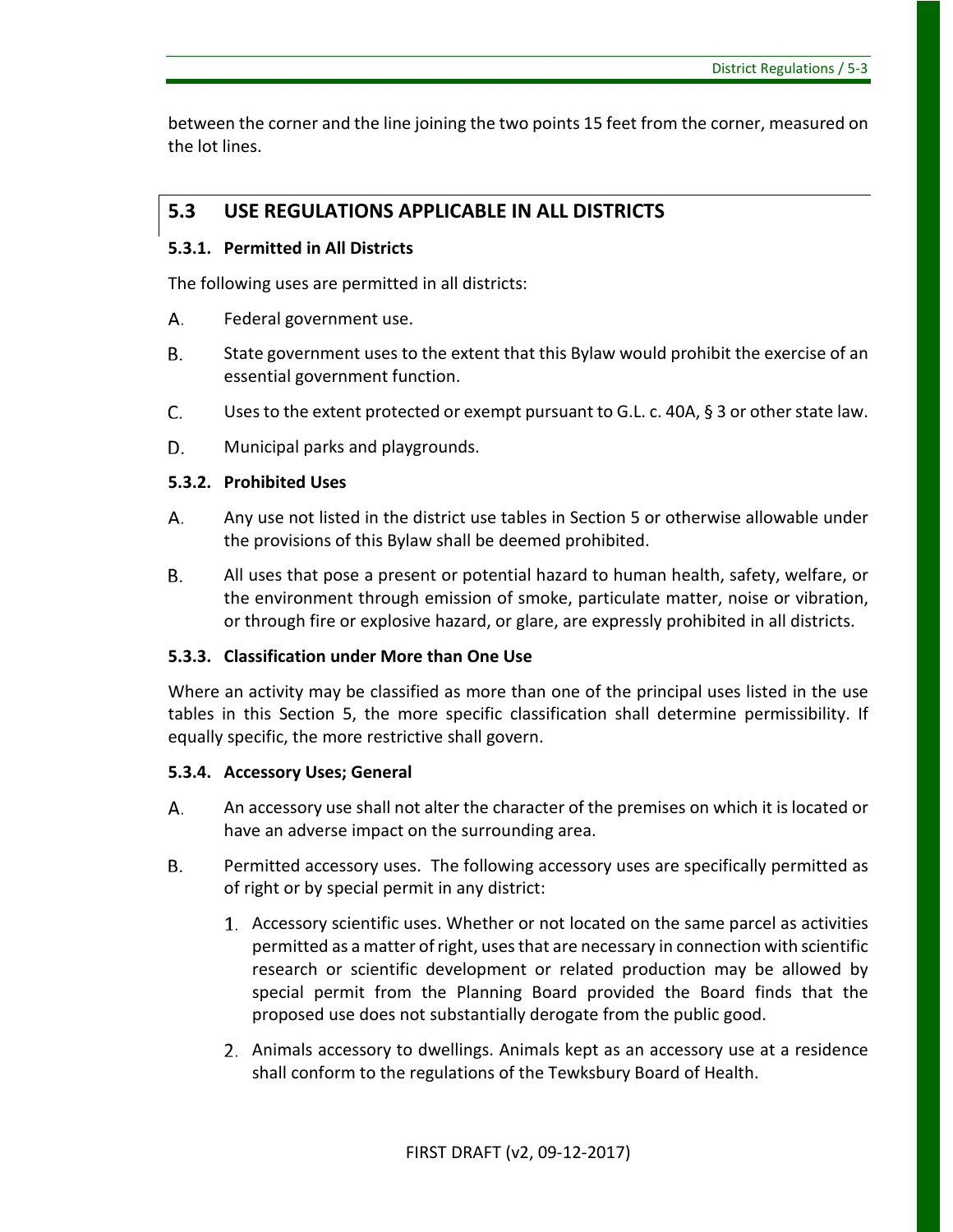between the corner and the line joining the two points 15 feet from the corner, measured on the lot lines.

## 5.3 USE REGULATIONS APPLICABLE IN ALL DISTRICTS

### 5.3.1. Permitted in All Districts

The following uses are permitted in all districts:

A. Federal government use.

B. State government uses to the extent that this Bylaw would prohibit the exercise of an essential government function.

C. Uses to the extent protected or exempt pursuant to G.L. c. 40A, § 3 or other state law.

D. Municipal parks and playgrounds.

### 5.3.2. Prohibited Uses

A. Any use not listed in the district use tables in Section 5 or otherwise allowable under the provisions of this Bylaw shall be deemed prohibited.

B. All uses that pose a present or potential hazard to human health, safety, welfare, or the environment through emission of smoke, particulate matter, noise or vibration, or through fire or explosive hazard, or glare, are expressly prohibited in all districts.

### 5.3.3. Classification under More than One Use

Where an activity may be classified as more than one of the principal uses listed in the use tables in this Section 5, the more specific classification shall determine permissibility. If equally specific, the more restrictive shall govern.

### 5.3.4. Accessory Uses; General

A. An accessory use shall not alter the character of the premises on which it is located or have an adverse impact on the surrounding area.

B. Permitted accessory uses. The following accessory uses are specifically permitted as of right or by special permit in any district:

1. Accessory scientific uses. Whether or not located on the same parcel as activities permitted as a matter of right, uses that are necessary in connection with scientific research or scientific development or related production may be allowed by special permit from the Planning Board provided the Board finds that the proposed use does not substantially derogate from the public good.

2. Animals accessory to dwellings. Animals kept as an accessory use at a residence shall conform to the regulations of the Tewksbury Board of Health.

FIRST DRAFT (v2, 09-12-2017)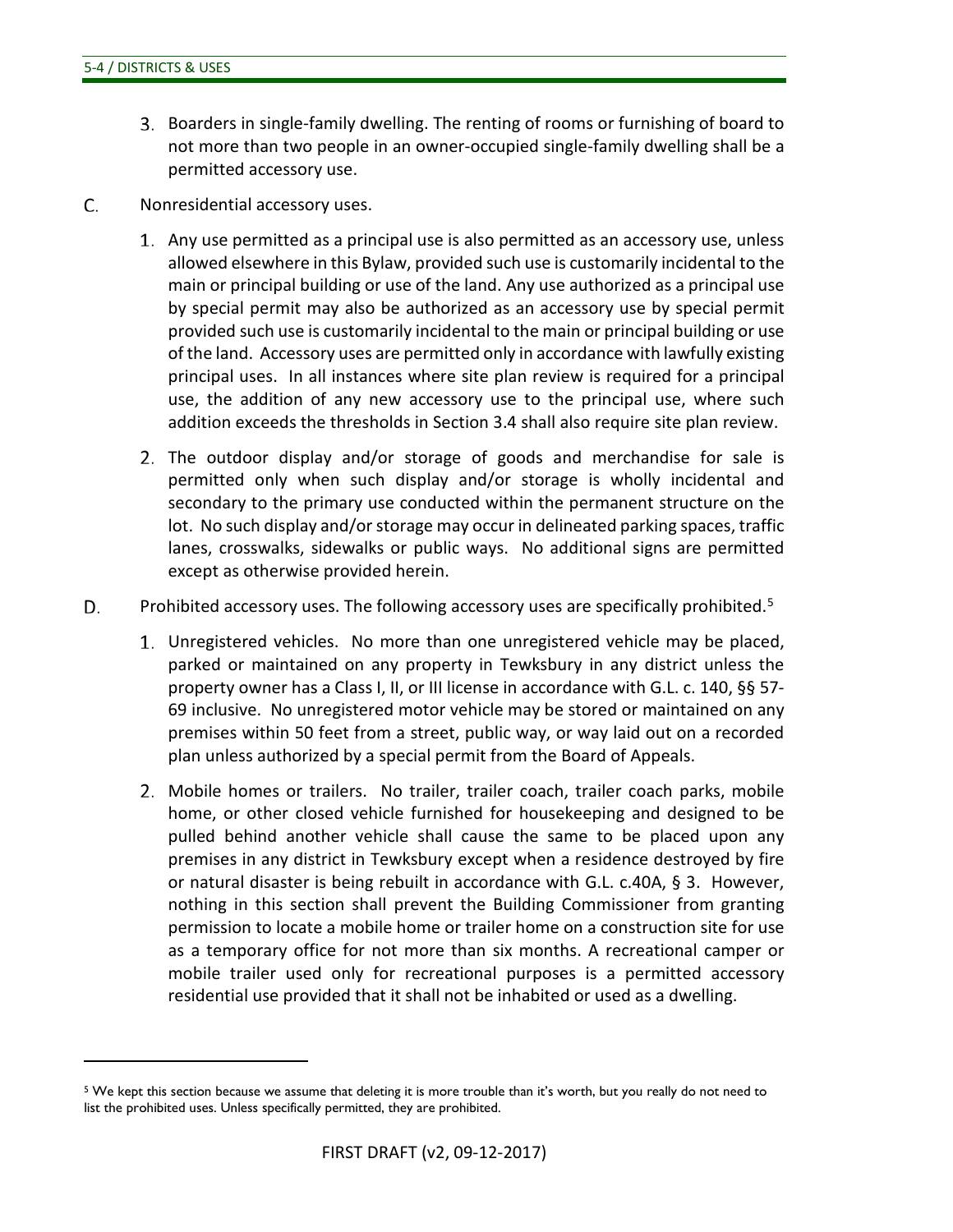3. Boarders in single-family dwelling. The renting of rooms or furnishing of board to not more than two people in an owner-occupied single-family dwelling shall be a permitted accessory use.

C. Nonresidential accessory uses.

1. Any use permitted as a principal use is also permitted as an accessory use, unless allowed elsewhere in this Bylaw, provided such use is customarily incidental to the main or principal building or use of the land. Any use authorized as a principal use by special permit may also be authorized as an accessory use by special permit provided such use is customarily incidental to the main or principal building or use of the land. Accessory uses are permitted only in accordance with lawfully existing principal uses. In all instances where site plan review is required for a principal use, the addition of any new accessory use to the principal use, where such addition exceeds the thresholds in Section 3.4 shall also require site plan review.

2. The outdoor display and/or storage of goods and merchandise for sale is permitted only when such display and/or storage is wholly incidental and secondary to the primary use conducted within the permanent structure on the lot. No such display and/or storage may occur in delineated parking spaces, traffic lanes, crosswalks, sidewalks or public ways. No additional signs are permitted except as otherwise provided herein.

D. Prohibited accessory uses. The following accessory uses are specifically prohibited.[5]

1. Unregistered vehicles. No more than one unregistered vehicle may be placed, parked or maintained on any property in Tewksbury in any district unless the property owner has a Class I, II, or III license in accordance with G.L. c. 140, §§ 57-69 inclusive. No unregistered motor vehicle may be stored or maintained on any premises within 50 feet from a street, public way, or way laid out on a recorded plan unless authorized by a special permit from the Board of Appeals.

2. Mobile homes or trailers. No trailer, trailer coach, trailer coach parks, mobile home, or other closed vehicle furnished for housekeeping and designed to be pulled behind another vehicle shall cause the same to be placed upon any premises in any district in Tewksbury except when a residence destroyed by fire or natural disaster is being rebuilt in accordance with G.L. c.40A, § 3. However, nothing in this section shall prevent the Building Commissioner from granting permission to locate a mobile home or trailer home on a construction site for use as a temporary office for not more than six months. A recreational camper or mobile trailer used only for recreational purposes is a permitted accessory residential use provided that it shall not be inhabited or used as a dwelling.

---

[5] We kept this section because we assume that deleting it is more trouble than it's worth, but you really do not need to list the prohibited uses. Unless specifically permitted, they are prohibited.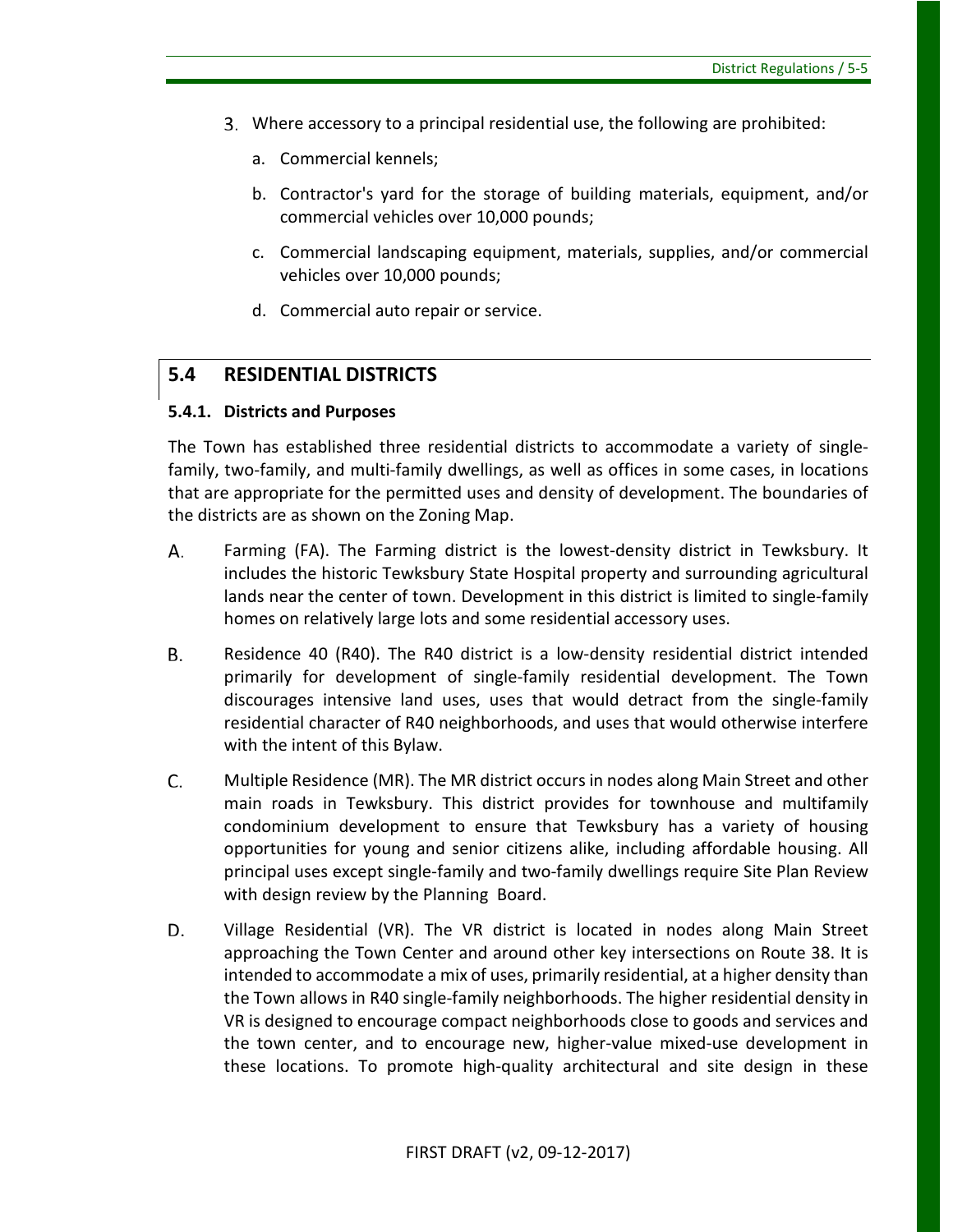3. Where accessory to a principal residential use, the following are prohibited:

   a. Commercial kennels;

   b. Contractor's yard for the storage of building materials, equipment, and/or commercial vehicles over 10,000 pounds;

   c. Commercial landscaping equipment, materials, supplies, and/or commercial vehicles over 10,000 pounds;

   d. Commercial auto repair or service.

## 5.4 RESIDENTIAL DISTRICTS

### 5.4.1. Districts and Purposes

The Town has established three residential districts to accommodate a variety of single-family, two-family, and multi-family dwellings, as well as offices in some cases, in locations that are appropriate for the permitted uses and density of development. The boundaries of the districts are as shown on the Zoning Map.

A. Farming (FA). The Farming district is the lowest-density district in Tewksbury. It includes the historic Tewksbury State Hospital property and surrounding agricultural lands near the center of town. Development in this district is limited to single-family homes on relatively large lots and some residential accessory uses.

B. Residence 40 (R40). The R40 district is a low-density residential district intended primarily for development of single-family residential development. The Town discourages intensive land uses, uses that would detract from the single-family residential character of R40 neighborhoods, and uses that would otherwise interfere with the intent of this Bylaw.

C. Multiple Residence (MR). The MR district occurs in nodes along Main Street and other main roads in Tewksbury. This district provides for townhouse and multifamily condominium development to ensure that Tewksbury has a variety of housing opportunities for young and senior citizens alike, including affordable housing. All principal uses except single-family and two-family dwellings require Site Plan Review with design review by the Planning Board.

D. Village Residential (VR). The VR district is located in nodes along Main Street approaching the Town Center and around other key intersections on Route 38. It is intended to accommodate a mix of uses, primarily residential, at a higher density than the Town allows in R40 single-family neighborhoods. The higher residential density in VR is designed to encourage compact neighborhoods close to goods and services and the town center, and to encourage new, higher-value mixed-use development in these locations. To promote high-quality architectural and site design in these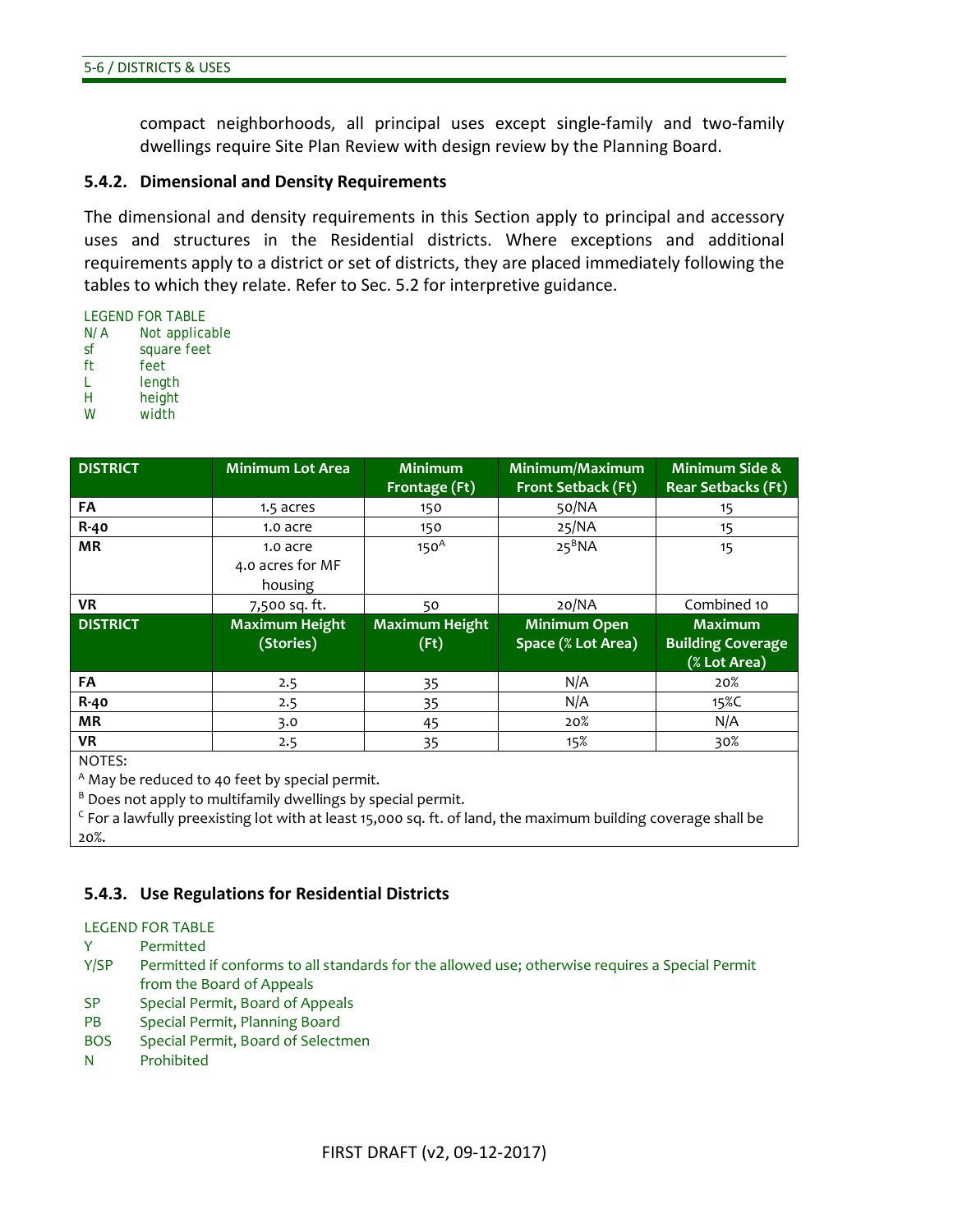compact neighborhoods, all principal uses except single-family and two-family dwellings require Site Plan Review with design review by the Planning Board.

### 5.4.2. Dimensional and Density Requirements

The dimensional and density requirements in this Section apply to principal and accessory uses and structures in the Residential districts. Where exceptions and additional requirements apply to a district or set of districts, they are placed immediately following the tables to which they relate. Refer to Sec. 5.2 for interpretive guidance.

LEGEND FOR TABLE

| | |
|---|---|
| N/A | Not applicable |
| sf | square feet |
| ft | feet |
| L | length |
| H | height |
| W | width |

| DISTRICT | Minimum Lot Area | Minimum Frontage (Ft) | Minimum/Maximum Front Setback (Ft) | Minimum Side & Rear Setbacks (Ft) |
|---|---|---|---|---|
| **FA** | 1.5 acres | 150 | 50/NA | 15 |
| **R-40** | 1.0 acre | 150 | 25/NA | 15 |
| **MR** | 1.0 acre<br>4.0 acres for MF housing | 150[A] | 25[B]NA | 15 |
| **VR** | 7,500 sq. ft. | 50 | 20/NA | Combined 10 |
| **DISTRICT** | **Maximum Height (Stories)** | **Maximum Height (Ft)** | **Minimum Open Space (% Lot Area)** | **Maximum Building Coverage (% Lot Area)** |
| **FA** | 2.5 | 35 | N/A | 20% |
| **R-40** | 2.5 | 35 | N/A | 15%C |
| **MR** | 3.0 | 45 | 20% | N/A |
| **VR** | 2.5 | 35 | 15% | 30% |

NOTES:

[A] May be reduced to 40 feet by special permit.

[B] Does not apply to multifamily dwellings by special permit.

[C] For a lawfully preexisting lot with at least 15,000 sq. ft. of land, the maximum building coverage shall be 20%.

### 5.4.3. Use Regulations for Residential Districts

LEGEND FOR TABLE

| | |
|---|---|
| Y | Permitted |
| Y/SP | Permitted if conforms to all standards for the allowed use; otherwise requires a Special Permit from the Board of Appeals |
| SP | Special Permit, Board of Appeals |
| PB | Special Permit, Planning Board |
| BOS | Special Permit, Board of Selectmen |
| N | Prohibited |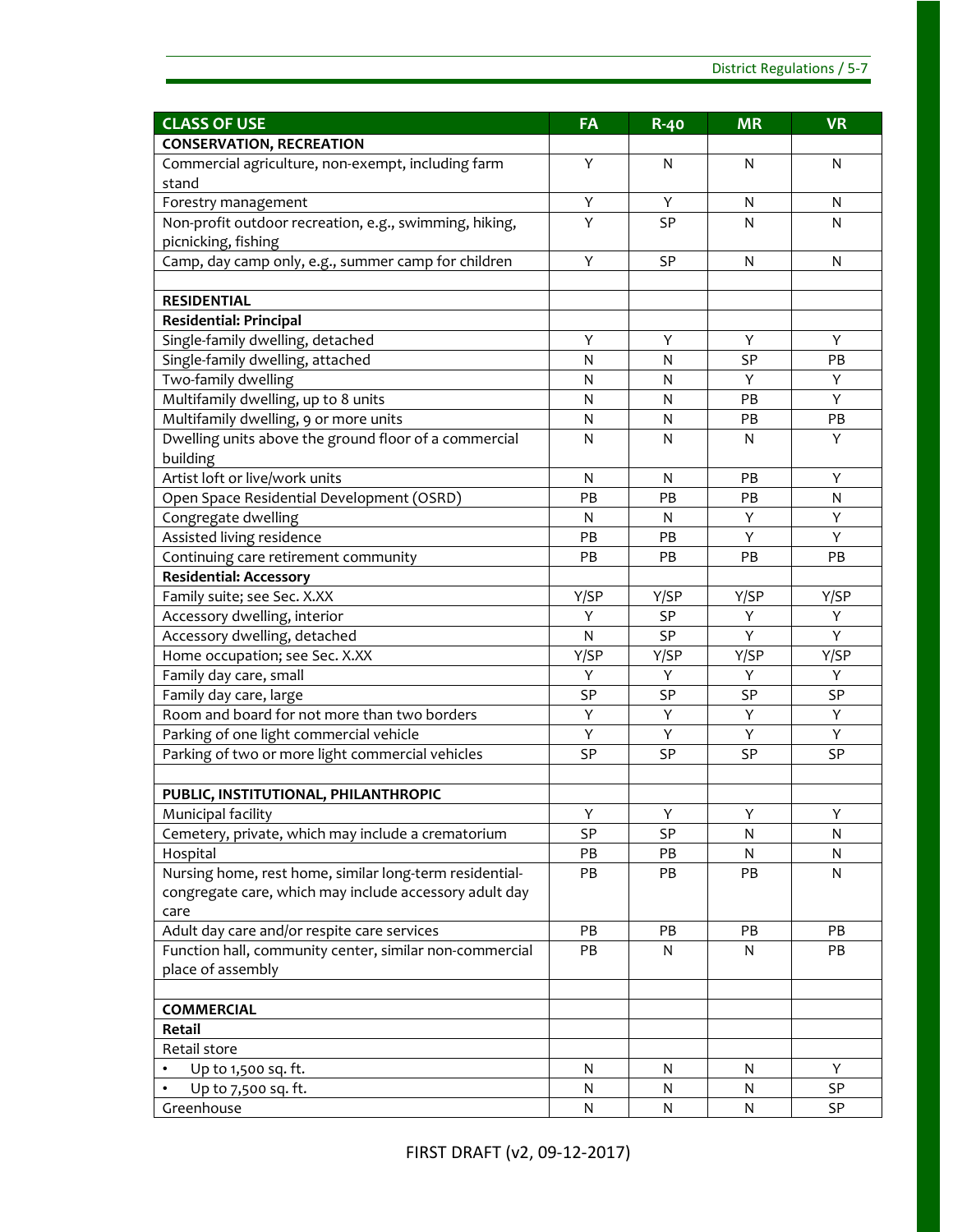| CLASS OF USE | FA | R-40 | MR | VR |
|---|---|---|---|---|
| **CONSERVATION, RECREATION** | | | | |
| Commercial agriculture, non-exempt, including farm stand | Y | N | N | N |
| Forestry management | Y | Y | N | N |
| Non-profit outdoor recreation, e.g., swimming, hiking, picnicking, fishing | Y | SP | N | N |
| Camp, day camp only, e.g., summer camp for children | Y | SP | N | N |
| | | | | |
| **RESIDENTIAL** | | | | |
| **Residential: Principal** | | | | |
| Single-family dwelling, detached | Y | Y | Y | Y |
| Single-family dwelling, attached | N | N | SP | PB |
| Two-family dwelling | N | N | Y | Y |
| Multifamily dwelling, up to 8 units | N | N | PB | Y |
| Multifamily dwelling, 9 or more units | N | N | PB | PB |
| Dwelling units above the ground floor of a commercial building | N | N | N | Y |
| Artist loft or live/work units | N | N | PB | Y |
| Open Space Residential Development (OSRD) | PB | PB | PB | N |
| Congregate dwelling | N | N | Y | Y |
| Assisted living residence | PB | PB | Y | Y |
| Continuing care retirement community | PB | PB | PB | PB |
| **Residential: Accessory** | | | | |
| Family suite; see Sec. X.XX | Y/SP | Y/SP | Y/SP | Y/SP |
| Accessory dwelling, interior | Y | SP | Y | Y |
| Accessory dwelling, detached | N | SP | Y | Y |
| Home occupation; see Sec. X.XX | Y/SP | Y/SP | Y/SP | Y/SP |
| Family day care, small | Y | Y | Y | Y |
| Family day care, large | SP | SP | SP | SP |
| Room and board for not more than two borders | Y | Y | Y | Y |
| Parking of one light commercial vehicle | Y | Y | Y | Y |
| Parking of two or more light commercial vehicles | SP | SP | SP | SP |
| | | | | |
| **PUBLIC, INSTITUTIONAL, PHILANTHROPIC** | | | | |
| Municipal facility | Y | Y | Y | Y |
| Cemetery, private, which may include a crematorium | SP | SP | N | N |
| Hospital | PB | PB | N | N |
| Nursing home, rest home, similar long-term residential-congregate care, which may include accessory adult day care | PB | PB | PB | N |
| Adult day care and/or respite care services | PB | PB | PB | PB |
| Function hall, community center, similar non-commercial place of assembly | PB | N | N | PB |
| | | | | |
| **COMMERCIAL** | | | | |
| **Retail** | | | | |
| Retail store | | | | |
| • Up to 1,500 sq. ft. | N | N | N | Y |
| • Up to 7,500 sq. ft. | N | N | N | SP |
| Greenhouse | N | N | N | SP |

FIRST DRAFT (v2, 09-12-2017)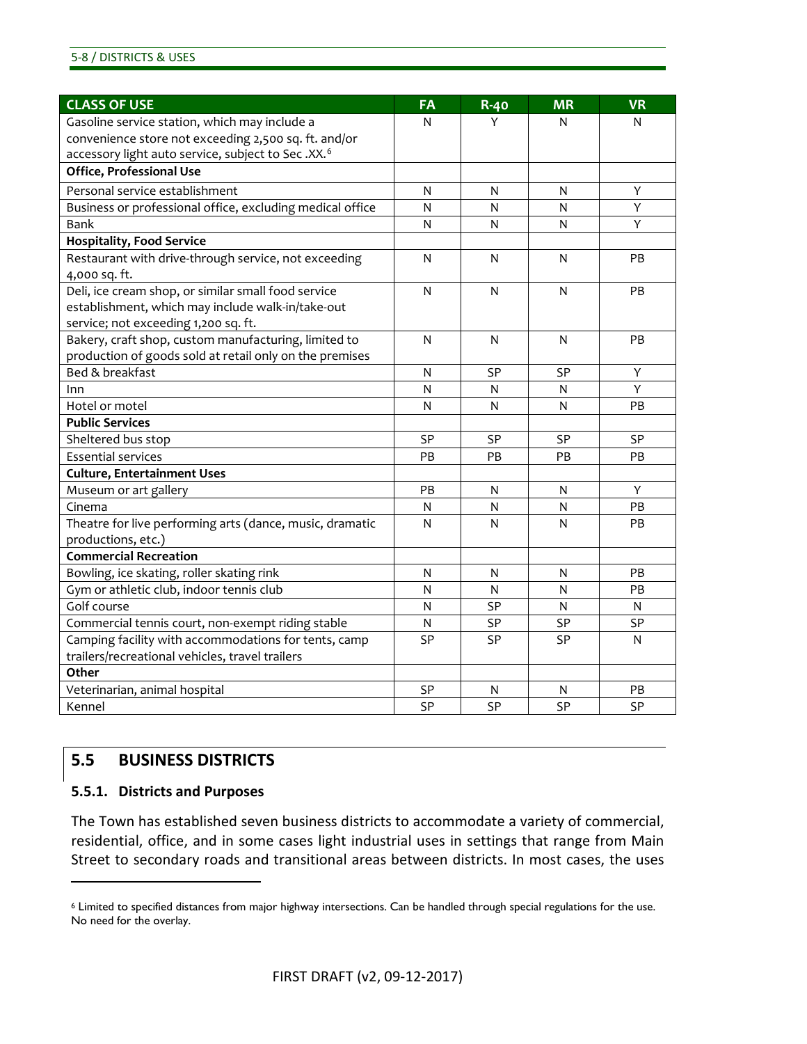| CLASS OF USE | FA | R-40 | MR | VR |
|---|---|---|---|---|
| Gasoline service station, which may include a convenience store not exceeding 2,500 sq. ft. and/or accessory light auto service, subject to Sec .XX.[6] | N | Y | N | N |
| **Office, Professional Use** | | | | |
| Personal service establishment | N | N | N | Y |
| Business or professional office, excluding medical office | N | N | N | Y |
| Bank | N | N | N | Y |
| **Hospitality, Food Service** | | | | |
| Restaurant with drive-through service, not exceeding 4,000 sq. ft. | N | N | N | PB |
| Deli, ice cream shop, or similar small food service establishment, which may include walk-in/take-out service; not exceeding 1,200 sq. ft. | N | N | N | PB |
| Bakery, craft shop, custom manufacturing, limited to production of goods sold at retail only on the premises | N | N | N | PB |
| Bed & breakfast | N | SP | SP | Y |
| Inn | N | N | N | Y |
| Hotel or motel | N | N | N | PB |
| **Public Services** | | | | |
| Sheltered bus stop | SP | SP | SP | SP |
| Essential services | PB | PB | PB | PB |
| **Culture, Entertainment Uses** | | | | |
| Museum or art gallery | PB | N | N | Y |
| Cinema | N | N | N | PB |
| Theatre for live performing arts (dance, music, dramatic productions, etc.) | N | N | N | PB |
| **Commercial Recreation** | | | | |
| Bowling, ice skating, roller skating rink | N | N | N | PB |
| Gym or athletic club, indoor tennis club | N | N | N | PB |
| Golf course | N | SP | N | N |
| Commercial tennis court, non-exempt riding stable | N | SP | SP | SP |
| Camping facility with accommodations for tents, camp trailers/recreational vehicles, travel trailers | SP | SP | SP | N |
| **Other** | | | | |
| Veterinarian, animal hospital | SP | N | N | PB |
| Kennel | SP | SP | SP | SP |

## 5.5 BUSINESS DISTRICTS

### 5.5.1. Districts and Purposes

The Town has established seven business districts to accommodate a variety of commercial, residential, office, and in some cases light industrial uses in settings that range from Main Street to secondary roads and transitional areas between districts. In most cases, the uses

---

[6] Limited to specified distances from major highway intersections. Can be handled through special regulations for the use. No need for the overlay.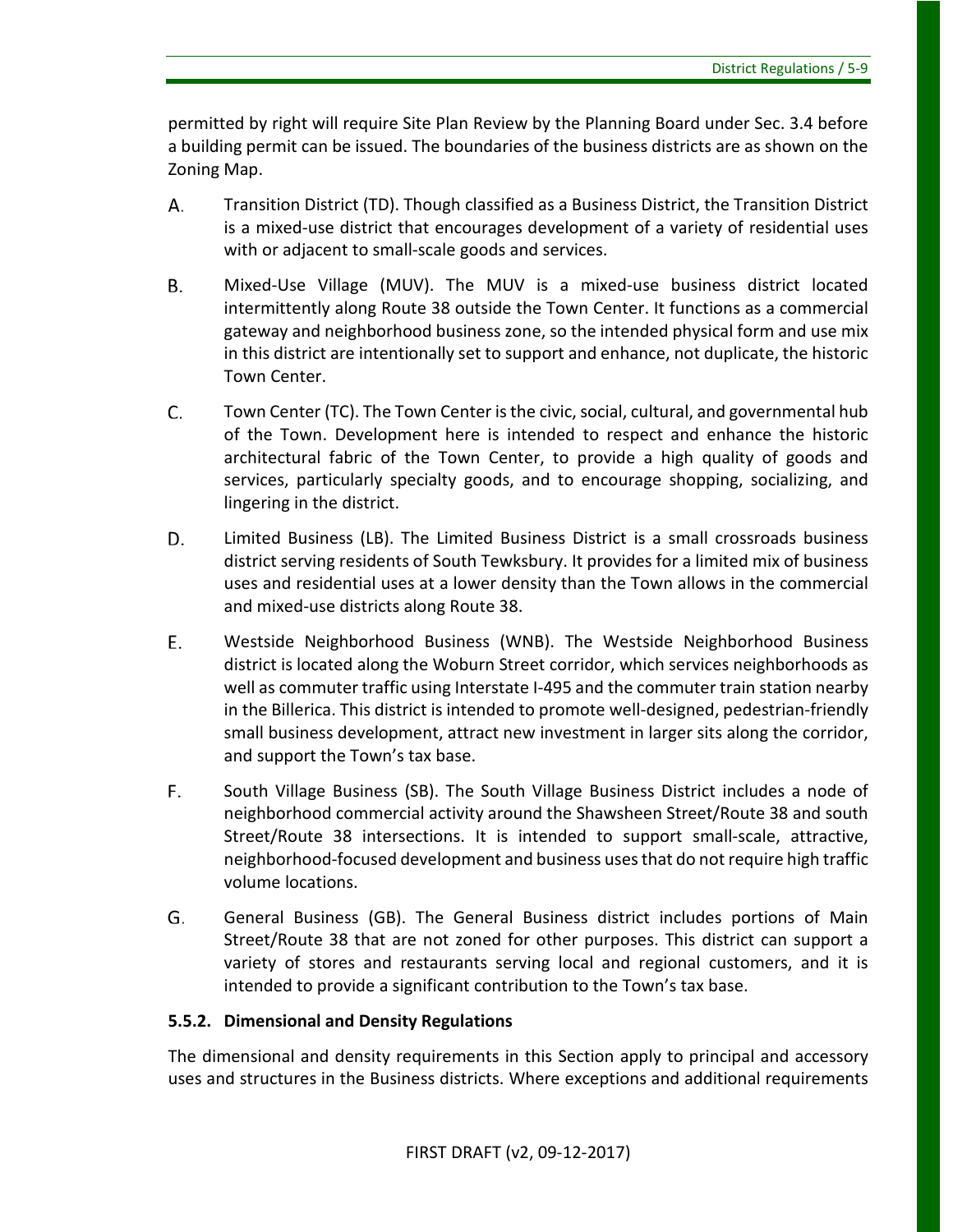permitted by right will require Site Plan Review by the Planning Board under Sec. 3.4 before a building permit can be issued. The boundaries of the business districts are as shown on the Zoning Map.

A. Transition District (TD). Though classified as a Business District, the Transition District is a mixed-use district that encourages development of a variety of residential uses with or adjacent to small-scale goods and services.

B. Mixed-Use Village (MUV). The MUV is a mixed-use business district located intermittently along Route 38 outside the Town Center. It functions as a commercial gateway and neighborhood business zone, so the intended physical form and use mix in this district are intentionally set to support and enhance, not duplicate, the historic Town Center.

C. Town Center (TC). The Town Center is the civic, social, cultural, and governmental hub of the Town. Development here is intended to respect and enhance the historic architectural fabric of the Town Center, to provide a high quality of goods and services, particularly specialty goods, and to encourage shopping, socializing, and lingering in the district.

D. Limited Business (LB). The Limited Business District is a small crossroads business district serving residents of South Tewksbury. It provides for a limited mix of business uses and residential uses at a lower density than the Town allows in the commercial and mixed-use districts along Route 38.

E. Westside Neighborhood Business (WNB). The Westside Neighborhood Business district is located along the Woburn Street corridor, which services neighborhoods as well as commuter traffic using Interstate I-495 and the commuter train station nearby in the Billerica. This district is intended to promote well-designed, pedestrian-friendly small business development, attract new investment in larger sits along the corridor, and support the Town's tax base.

F. South Village Business (SB). The South Village Business District includes a node of neighborhood commercial activity around the Shawsheen Street/Route 38 and south Street/Route 38 intersections. It is intended to support small-scale, attractive, neighborhood-focused development and business uses that do not require high traffic volume locations.

G. General Business (GB). The General Business district includes portions of Main Street/Route 38 that are not zoned for other purposes. This district can support a variety of stores and restaurants serving local and regional customers, and it is intended to provide a significant contribution to the Town's tax base.

### 5.5.2. Dimensional and Density Regulations

The dimensional and density requirements in this Section apply to principal and accessory uses and structures in the Business districts. Where exceptions and additional requirements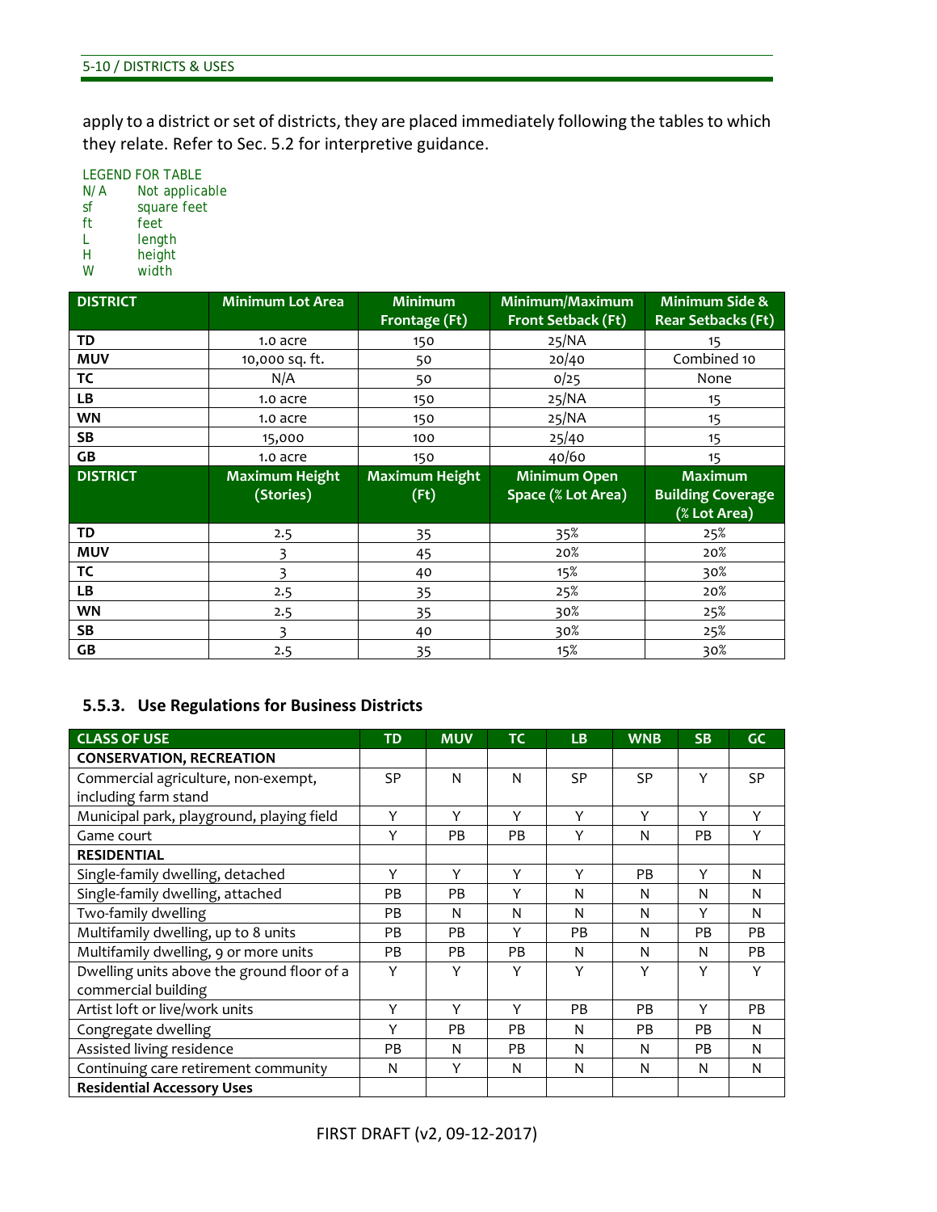apply to a district or set of districts, they are placed immediately following the tables to which they relate. Refer to Sec. 5.2 for interpretive guidance.

LEGEND FOR TABLE
N/ A Not applicable
sf square feet
ft feet
L length
H height
W width

| DISTRICT | Minimum Lot Area | Minimum Frontage (Ft) | Minimum/Maximum Front Setback (Ft) | Minimum Side & Rear Setbacks (Ft) |
|---|---|---|---|---|
| TD | 1.0 acre | 150 | 25/NA | 15 |
| MUV | 10,000 sq. ft. | 50 | 20/40 | Combined 10 |
| TC | N/A | 50 | 0/25 | None |
| LB | 1.0 acre | 150 | 25/NA | 15 |
| WN | 1.0 acre | 150 | 25/NA | 15 |
| SB | 15,000 | 100 | 25/40 | 15 |
| GB | 1.0 acre | 150 | 40/60 | 15 |
| **DISTRICT** | **Maximum Height (Stories)** | **Maximum Height (Ft)** | **Minimum Open Space (% Lot Area)** | **Maximum Building Coverage (% Lot Area)** |
| TD | 2.5 | 35 | 35% | 25% |
| MUV | 3 | 45 | 20% | 20% |
| TC | 3 | 40 | 15% | 30% |
| LB | 2.5 | 35 | 25% | 20% |
| WN | 2.5 | 35 | 30% | 25% |
| SB | 3 | 40 | 30% | 25% |
| GB | 2.5 | 35 | 15% | 30% |

### 5.5.3. Use Regulations for Business Districts

| CLASS OF USE | TD | MUV | TC | LB | WNB | SB | GC |
|---|---|---|---|---|---|---|---|
| **CONSERVATION, RECREATION** | | | | | | | |
| Commercial agriculture, non-exempt, including farm stand | SP | N | N | SP | SP | Y | SP |
| Municipal park, playground, playing field | Y | Y | Y | Y | Y | Y | Y |
| Game court | Y | PB | PB | Y | N | PB | Y |
| **RESIDENTIAL** | | | | | | | |
| Single-family dwelling, detached | Y | Y | Y | Y | PB | Y | N |
| Single-family dwelling, attached | PB | PB | Y | N | N | N | N |
| Two-family dwelling | PB | N | N | N | N | Y | N |
| Multifamily dwelling, up to 8 units | PB | PB | Y | PB | N | PB | PB |
| Multifamily dwelling, 9 or more units | PB | PB | PB | N | N | N | PB |
| Dwelling units above the ground floor of a commercial building | Y | Y | Y | Y | Y | Y | Y |
| Artist loft or live/work units | Y | Y | Y | PB | PB | Y | PB |
| Congregate dwelling | Y | PB | PB | N | PB | PB | N |
| Assisted living residence | PB | N | PB | N | N | PB | N |
| Continuing care retirement community | N | Y | N | N | N | N | N |
| **Residential Accessory Uses** | | | | | | | |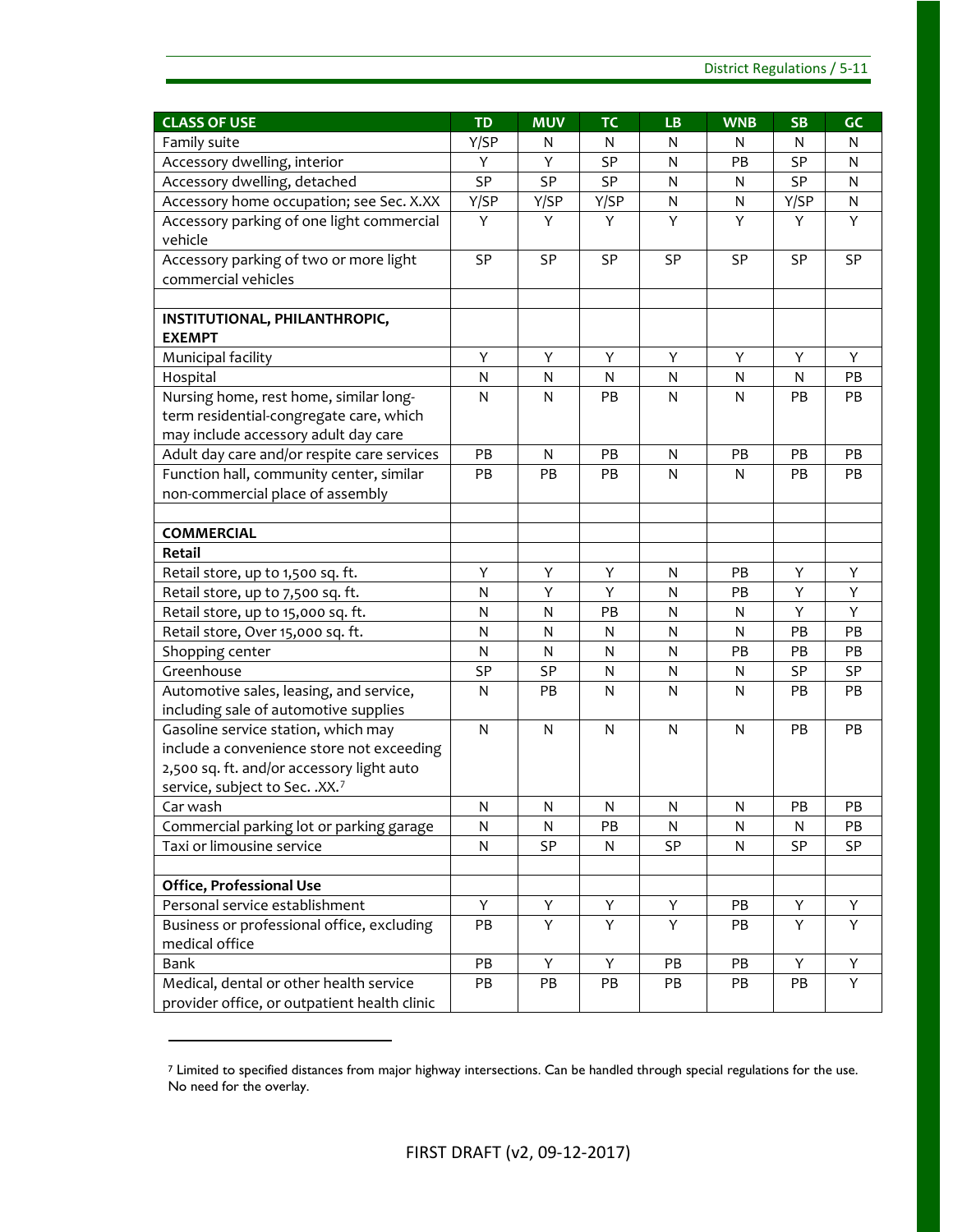| CLASS OF USE | TD | MUV | TC | LB | WNB | SB | GC |
|---|---|---|---|---|---|---|---|
| Family suite | Y/SP | N | N | N | N | N | N |
| Accessory dwelling, interior | Y | Y | SP | N | PB | SP | N |
| Accessory dwelling, detached | SP | SP | SP | N | N | SP | N |
| Accessory home occupation; see Sec. X.XX | Y/SP | Y/SP | Y/SP | N | N | Y/SP | N |
| Accessory parking of one light commercial vehicle | Y | Y | Y | Y | Y | Y | Y |
| Accessory parking of two or more light commercial vehicles | SP | SP | SP | SP | SP | SP | SP |
| | | | | | | | |
| **INSTITUTIONAL, PHILANTHROPIC, EXEMPT** | | | | | | | |
| Municipal facility | Y | Y | Y | Y | Y | Y | Y |
| Hospital | N | N | N | N | N | N | PB |
| Nursing home, rest home, similar long-term residential-congregate care, which may include accessory adult day care | N | N | PB | N | N | PB | PB |
| Adult day care and/or respite care services | PB | N | PB | N | PB | PB | PB |
| Function hall, community center, similar non-commercial place of assembly | PB | PB | PB | N | N | PB | PB |
| | | | | | | | |
| **COMMERCIAL** | | | | | | | |
| **Retail** | | | | | | | |
| Retail store, up to 1,500 sq. ft. | Y | Y | Y | N | PB | Y | Y |
| Retail store, up to 7,500 sq. ft. | N | Y | Y | N | PB | Y | Y |
| Retail store, up to 15,000 sq. ft. | N | N | PB | N | N | Y | Y |
| Retail store, Over 15,000 sq. ft. | N | N | N | N | N | PB | PB |
| Shopping center | N | N | N | N | PB | PB | PB |
| Greenhouse | SP | SP | N | N | N | SP | SP |
| Automotive sales, leasing, and service, including sale of automotive supplies | N | PB | N | N | N | PB | PB |
| Gasoline service station, which may include a convenience store not exceeding 2,500 sq. ft. and/or accessory light auto service, subject to Sec. .XX.[7] | N | N | N | N | N | PB | PB |
| Car wash | N | N | N | N | N | PB | PB |
| Commercial parking lot or parking garage | N | N | PB | N | N | N | PB |
| Taxi or limousine service | N | SP | N | SP | N | SP | SP |
| | | | | | | | |
| **Office, Professional Use** | | | | | | | |
| Personal service establishment | Y | Y | Y | Y | PB | Y | Y |
| Business or professional office, excluding medical office | PB | Y | Y | Y | PB | Y | Y |
| Bank | PB | Y | Y | PB | PB | Y | Y |
| Medical, dental or other health service provider office, or outpatient health clinic | PB | PB | PB | PB | PB | PB | Y |

[7] Limited to specified distances from major highway intersections. Can be handled through special regulations for the use. No need for the overlay.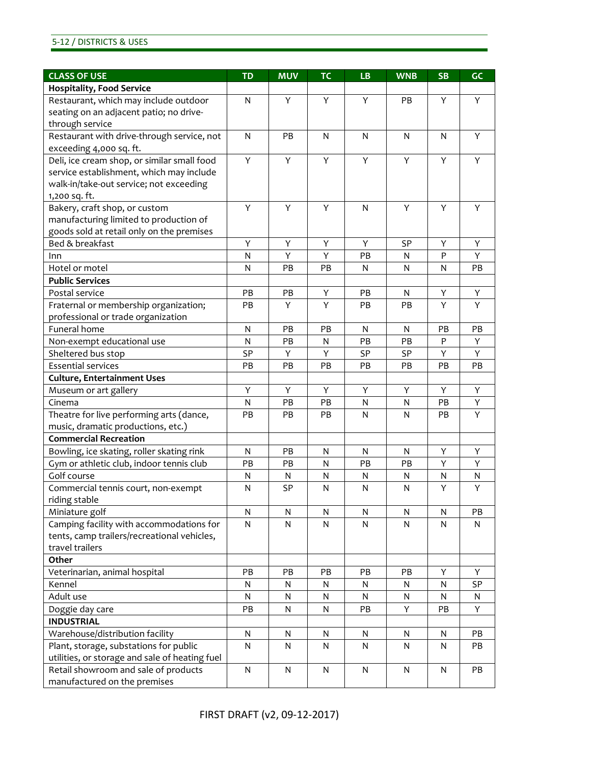| CLASS OF USE | TD | MUV | TC | LB | WNB | SB | GC |
|---|---|---|---|---|---|---|---|
| **Hospitality, Food Service** | | | | | | | |
| Restaurant, which may include outdoor seating on an adjacent patio; no drive-through service | N | Y | Y | Y | PB | Y | Y |
| Restaurant with drive-through service, not exceeding 4,000 sq. ft. | N | PB | N | N | N | N | Y |
| Deli, ice cream shop, or similar small food service establishment, which may include walk-in/take-out service; not exceeding 1,200 sq. ft. | Y | Y | Y | Y | Y | Y | Y |
| Bakery, craft shop, or custom manufacturing limited to production of goods sold at retail only on the premises | Y | Y | Y | N | Y | Y | Y |
| Bed & breakfast | Y | Y | Y | Y | SP | Y | Y |
| Inn | N | Y | Y | PB | N | P | Y |
| Hotel or motel | N | PB | PB | N | N | N | PB |
| **Public Services** | | | | | | | |
| Postal service | PB | PB | Y | PB | N | Y | Y |
| Fraternal or membership organization; professional or trade organization | PB | Y | Y | PB | PB | Y | Y |
| Funeral home | N | PB | PB | N | N | PB | PB |
| Non-exempt educational use | N | PB | N | PB | PB | P | Y |
| Sheltered bus stop | SP | Y | Y | SP | SP | Y | Y |
| Essential services | PB | PB | PB | PB | PB | PB | PB |
| **Culture, Entertainment Uses** | | | | | | | |
| Museum or art gallery | Y | Y | Y | Y | Y | Y | Y |
| Cinema | N | PB | PB | N | N | PB | Y |
| Theatre for live performing arts (dance, music, dramatic productions, etc.) | PB | PB | PB | N | N | PB | Y |
| **Commercial Recreation** | | | | | | | |
| Bowling, ice skating, roller skating rink | N | PB | N | N | N | Y | Y |
| Gym or athletic club, indoor tennis club | PB | PB | N | PB | PB | Y | Y |
| Golf course | N | N | N | N | N | N | N |
| Commercial tennis court, non-exempt riding stable | N | SP | N | N | N | Y | Y |
| Miniature golf | N | N | N | N | N | N | PB |
| Camping facility with accommodations for tents, camp trailers/recreational vehicles, travel trailers | N | N | N | N | N | N | N |
| **Other** | | | | | | | |
| Veterinarian, animal hospital | PB | PB | PB | PB | PB | Y | Y |
| Kennel | N | N | N | N | N | N | SP |
| Adult use | N | N | N | N | N | N | N |
| Doggie day care | PB | N | N | PB | Y | PB | Y |
| **INDUSTRIAL** | | | | | | | |
| Warehouse/distribution facility | N | N | N | N | N | N | PB |
| Plant, storage, substations for public utilities, or storage and sale of heating fuel | N | N | N | N | N | N | PB |
| Retail showroom and sale of products manufactured on the premises | N | N | N | N | N | N | PB |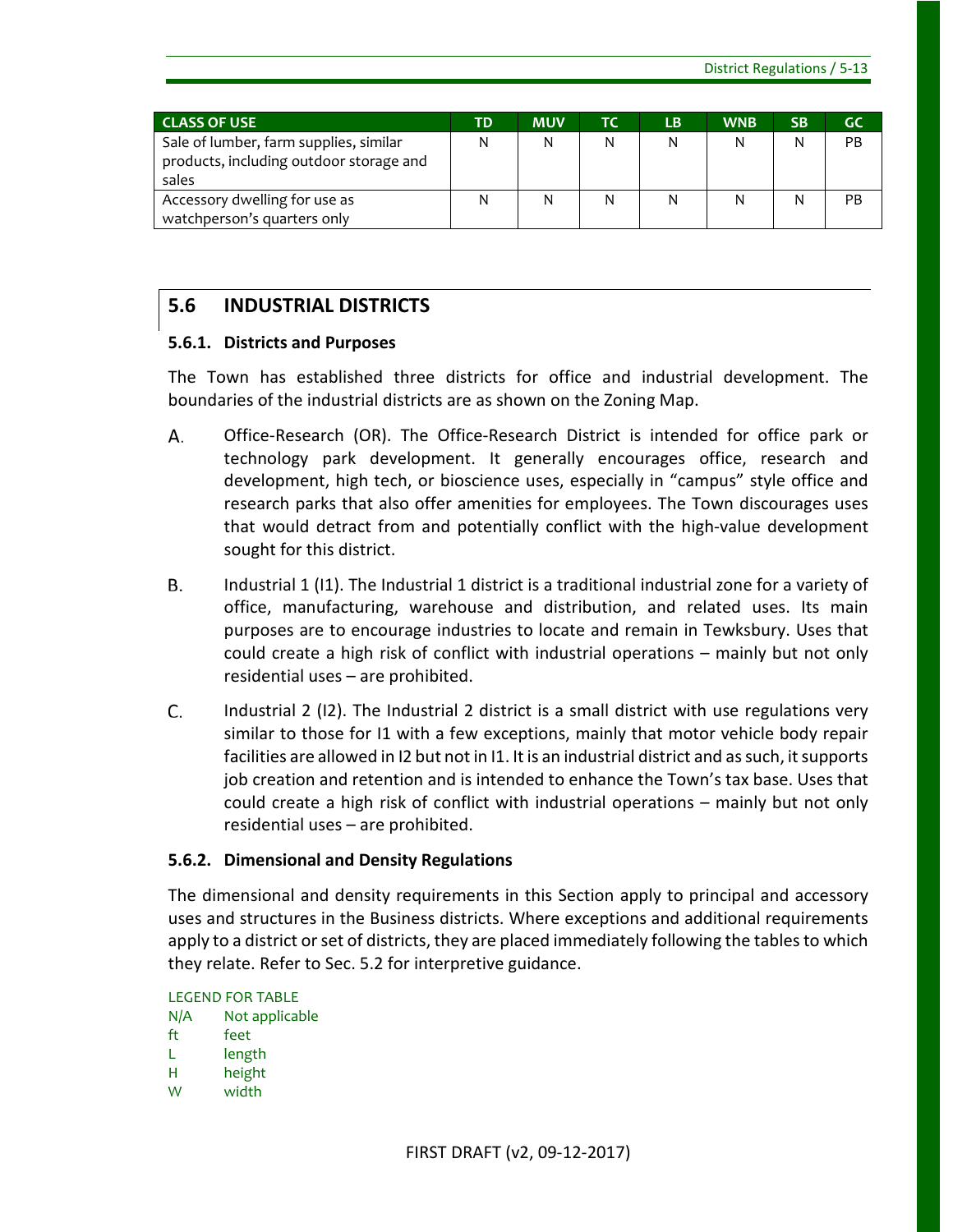| CLASS OF USE | TD | MUV | TC | LB | WNB | SB | GC |
|---|---|---|---|---|---|---|---|
| Sale of lumber, farm supplies, similar products, including outdoor storage and sales | N | N | N | N | N | N | PB |
| Accessory dwelling for use as watchperson's quarters only | N | N | N | N | N | N | PB |

## 5.6 INDUSTRIAL DISTRICTS

### 5.6.1. Districts and Purposes

The Town has established three districts for office and industrial development. The boundaries of the industrial districts are as shown on the Zoning Map.

A. Office-Research (OR). The Office-Research District is intended for office park or technology park development. It generally encourages office, research and development, high tech, or bioscience uses, especially in "campus" style office and research parks that also offer amenities for employees. The Town discourages uses that would detract from and potentially conflict with the high-value development sought for this district.

B. Industrial 1 (I1). The Industrial 1 district is a traditional industrial zone for a variety of office, manufacturing, warehouse and distribution, and related uses. Its main purposes are to encourage industries to locate and remain in Tewksbury. Uses that could create a high risk of conflict with industrial operations – mainly but not only residential uses – are prohibited.

C. Industrial 2 (I2). The Industrial 2 district is a small district with use regulations very similar to those for I1 with a few exceptions, mainly that motor vehicle body repair facilities are allowed in I2 but not in I1. It is an industrial district and as such, it supports job creation and retention and is intended to enhance the Town's tax base. Uses that could create a high risk of conflict with industrial operations – mainly but not only residential uses – are prohibited.

### 5.6.2. Dimensional and Density Regulations

The dimensional and density requirements in this Section apply to principal and accessory uses and structures in the Business districts. Where exceptions and additional requirements apply to a district or set of districts, they are placed immediately following the tables to which they relate. Refer to Sec. 5.2 for interpretive guidance.

LEGEND FOR TABLE

- N/A Not applicable
- ft feet
- L length
- H height
- W width

FIRST DRAFT (v2, 09-12-2017)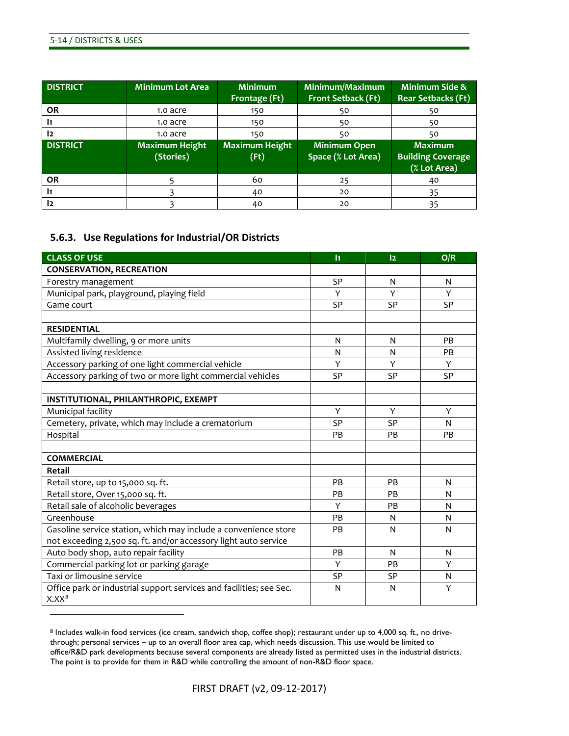| DISTRICT | Minimum Lot Area | Minimum Frontage (Ft) | Minimum/Maximum Front Setback (Ft) | Minimum Side & Rear Setbacks (Ft) |
|---|---|---|---|---|
| OR | 1.0 acre | 150 | 50 | 50 |
| I1 | 1.0 acre | 150 | 50 | 50 |
| I2 | 1.0 acre | 150 | 50 | 50 |
| **DISTRICT** | **Maximum Height (Stories)** | **Maximum Height (Ft)** | **Minimum Open Space (% Lot Area)** | **Maximum Building Coverage (% Lot Area)** |
| OR | 5 | 60 | 25 | 40 |
| I1 | 3 | 40 | 20 | 35 |
| I2 | 3 | 40 | 20 | 35 |

### 5.6.3. Use Regulations for Industrial/OR Districts

| CLASS OF USE | I1 | I2 | O/R |
|---|---|---|---|
| **CONSERVATION, RECREATION** | | | |
| Forestry management | SP | N | N |
| Municipal park, playground, playing field | Y | Y | Y |
| Game court | SP | SP | SP |
| | | | |
| **RESIDENTIAL** | | | |
| Multifamily dwelling, 9 or more units | N | N | PB |
| Assisted living residence | N | N | PB |
| Accessory parking of one light commercial vehicle | Y | Y | Y |
| Accessory parking of two or more light commercial vehicles | SP | SP | SP |
| | | | |
| **INSTITUTIONAL, PHILANTHROPIC, EXEMPT** | | | |
| Municipal facility | Y | Y | Y |
| Cemetery, private, which may include a crematorium | SP | SP | N |
| Hospital | PB | PB | PB |
| | | | |
| **COMMERCIAL** | | | |
| **Retail** | | | |
| Retail store, up to 15,000 sq. ft. | PB | PB | N |
| Retail store, Over 15,000 sq. ft. | PB | PB | N |
| Retail sale of alcoholic beverages | Y | PB | N |
| Greenhouse | PB | N | N |
| Gasoline service station, which may include a convenience store not exceeding 2,500 sq. ft. and/or accessory light auto service | PB | N | N |
| Auto body shop, auto repair facility | PB | N | N |
| Commercial parking lot or parking garage | Y | PB | Y |
| Taxi or limousine service | SP | SP | N |
| Office park or industrial support services and facilities; see Sec. X.XX[8] | N | N | Y |

[8] Includes walk-in food services (ice cream, sandwich shop, coffee shop); restaurant under up to 4,000 sq. ft., no drive-through; personal services – up to an overall floor area cap, which needs discussion. This use would be limited to office/R&D park developments because several components are already listed as permitted uses in the industrial districts. The point is to provide for them in R&D while controlling the amount of non-R&D floor space.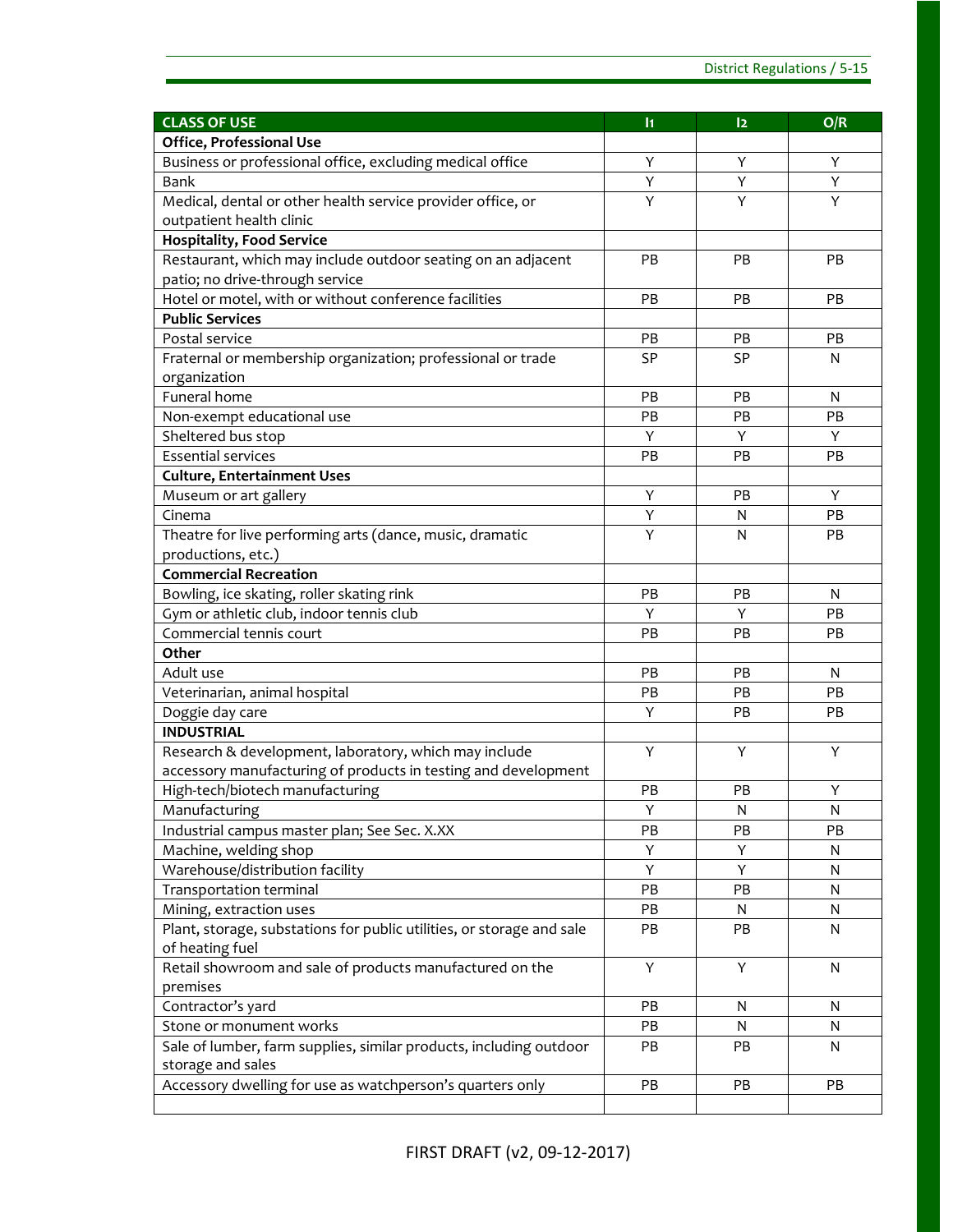| CLASS OF USE | I1 | I2 | O/R |
|---|---|---|---|
| **Office, Professional Use** | | | |
| Business or professional office, excluding medical office | Y | Y | Y |
| Bank | Y | Y | Y |
| Medical, dental or other health service provider office, or outpatient health clinic | Y | Y | Y |
| **Hospitality, Food Service** | | | |
| Restaurant, which may include outdoor seating on an adjacent patio; no drive-through service | PB | PB | PB |
| Hotel or motel, with or without conference facilities | PB | PB | PB |
| **Public Services** | | | |
| Postal service | PB | PB | PB |
| Fraternal or membership organization; professional or trade organization | SP | SP | N |
| Funeral home | PB | PB | N |
| Non-exempt educational use | PB | PB | PB |
| Sheltered bus stop | Y | Y | Y |
| Essential services | PB | PB | PB |
| **Culture, Entertainment Uses** | | | |
| Museum or art gallery | Y | PB | Y |
| Cinema | Y | N | PB |
| Theatre for live performing arts (dance, music, dramatic productions, etc.) | Y | N | PB |
| **Commercial Recreation** | | | |
| Bowling, ice skating, roller skating rink | PB | PB | N |
| Gym or athletic club, indoor tennis club | Y | Y | PB |
| Commercial tennis court | PB | PB | PB |
| **Other** | | | |
| Adult use | PB | PB | N |
| Veterinarian, animal hospital | PB | PB | PB |
| Doggie day care | Y | PB | PB |
| **INDUSTRIAL** | | | |
| Research & development, laboratory, which may include accessory manufacturing of products in testing and development | Y | Y | Y |
| High-tech/biotech manufacturing | PB | PB | Y |
| Manufacturing | Y | N | N |
| Industrial campus master plan; See Sec. X.XX | PB | PB | PB |
| Machine, welding shop | Y | Y | N |
| Warehouse/distribution facility | Y | Y | N |
| Transportation terminal | PB | PB | N |
| Mining, extraction uses | PB | N | N |
| Plant, storage, substations for public utilities, or storage and sale of heating fuel | PB | PB | N |
| Retail showroom and sale of products manufactured on the premises | Y | Y | N |
| Contractor's yard | PB | N | N |
| Stone or monument works | PB | N | N |
| Sale of lumber, farm supplies, similar products, including outdoor storage and sales | PB | PB | N |
| Accessory dwelling for use as watchperson's quarters only | PB | PB | PB |
| | | | |

FIRST DRAFT (v2, 09-12-2017)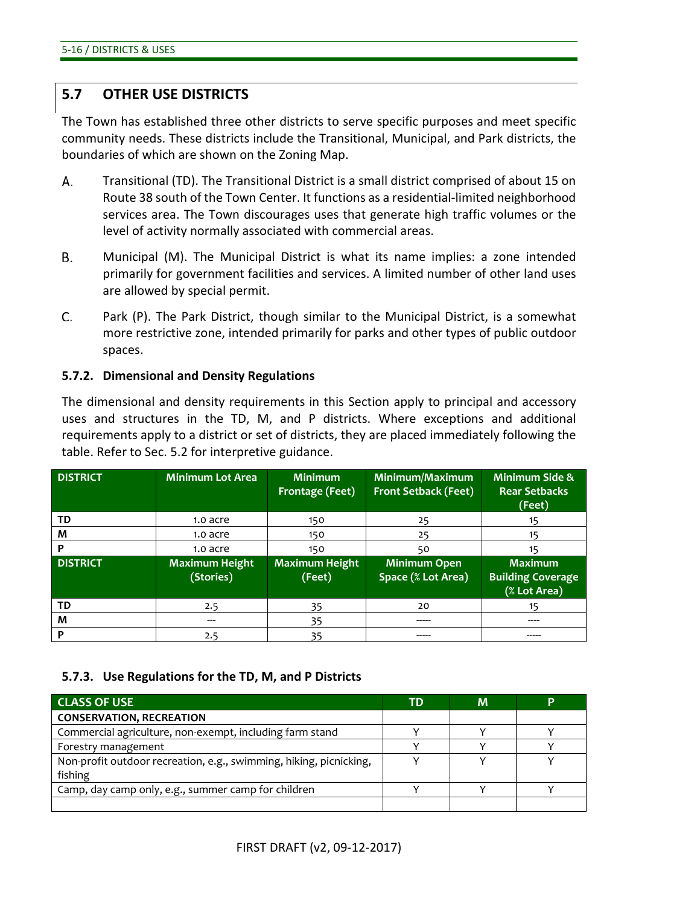## 5.7 OTHER USE DISTRICTS

The Town has established three other districts to serve specific purposes and meet specific community needs. These districts include the Transitional, Municipal, and Park districts, the boundaries of which are shown on the Zoning Map.

A. Transitional (TD). The Transitional District is a small district comprised of about 15 on Route 38 south of the Town Center. It functions as a residential-limited neighborhood services area. The Town discourages uses that generate high traffic volumes or the level of activity normally associated with commercial areas.

B. Municipal (M). The Municipal District is what its name implies: a zone intended primarily for government facilities and services. A limited number of other land uses are allowed by special permit.

C. Park (P). The Park District, though similar to the Municipal District, is a somewhat more restrictive zone, intended primarily for parks and other types of public outdoor spaces.

### 5.7.2. Dimensional and Density Regulations

The dimensional and density requirements in this Section apply to principal and accessory uses and structures in the TD, M, and P districts. Where exceptions and additional requirements apply to a district or set of districts, they are placed immediately following the table. Refer to Sec. 5.2 for interpretive guidance.

| DISTRICT | Minimum Lot Area | Minimum Frontage (Feet) | Minimum/Maximum Front Setback (Feet) | Minimum Side & Rear Setbacks (Feet) |
|---|---|---|---|---|
| TD | 1.0 acre | 150 | 25 | 15 |
| M | 1.0 acre | 150 | 25 | 15 |
| P | 1.0 acre | 150 | 50 | 15 |
| **DISTRICT** | **Maximum Height (Stories)** | **Maximum Height (Feet)** | **Minimum Open Space (% Lot Area)** | **Maximum Building Coverage (% Lot Area)** |
| TD | 2.5 | 35 | 20 | 15 |
| M | --- | 35 | ----- | ---- |
| P | 2.5 | 35 | ----- | ----- |

### 5.7.3. Use Regulations for the TD, M, and P Districts

| CLASS OF USE | TD | M | P |
|---|---|---|---|
| **CONSERVATION, RECREATION** | | | |
| Commercial agriculture, non-exempt, including farm stand | Y | Y | Y |
| Forestry management | Y | Y | Y |
| Non-profit outdoor recreation, e.g., swimming, hiking, picnicking, fishing | Y | Y | Y |
| Camp, day camp only, e.g., summer camp for children | Y | Y | Y |
| | | | |

FIRST DRAFT (v2, 09-12-2017)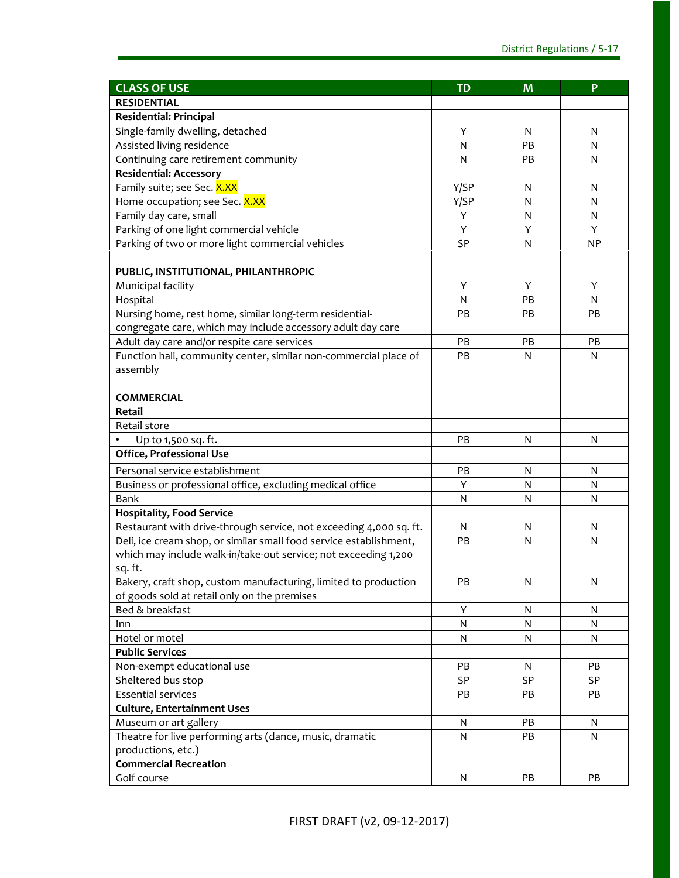| CLASS OF USE | TD | M | P |
|---|---|---|---|
| **RESIDENTIAL** | | | |
| **Residential: Principal** | | | |
| Single-family dwelling, detached | Y | N | N |
| Assisted living residence | N | PB | N |
| Continuing care retirement community | N | PB | N |
| **Residential: Accessory** | | | |
| Family suite; see Sec. X.XX | Y/SP | N | N |
| Home occupation; see Sec. X.XX | Y/SP | N | N |
| Family day care, small | Y | N | N |
| Parking of one light commercial vehicle | Y | Y | Y |
| Parking of two or more light commercial vehicles | SP | N | NP |
| | | | |
| **PUBLIC, INSTITUTIONAL, PHILANTHROPIC** | | | |
| Municipal facility | Y | Y | Y |
| Hospital | N | PB | N |
| Nursing home, rest home, similar long-term residential-congregate care, which may include accessory adult day care | PB | PB | PB |
| Adult day care and/or respite care services | PB | PB | PB |
| Function hall, community center, similar non-commercial place of assembly | PB | N | N |
| | | | |
| **COMMERCIAL** | | | |
| **Retail** | | | |
| Retail store | | | |
| • Up to 1,500 sq. ft. | PB | N | N |
| **Office, Professional Use** | | | |
| Personal service establishment | PB | N | N |
| Business or professional office, excluding medical office | Y | N | N |
| Bank | N | N | N |
| **Hospitality, Food Service** | | | |
| Restaurant with drive-through service, not exceeding 4,000 sq. ft. | N | N | N |
| Deli, ice cream shop, or similar small food service establishment, which may include walk-in/take-out service; not exceeding 1,200 sq. ft. | PB | N | N |
| Bakery, craft shop, custom manufacturing, limited to production of goods sold at retail only on the premises | PB | N | N |
| Bed & breakfast | Y | N | N |
| Inn | N | N | N |
| Hotel or motel | N | N | N |
| **Public Services** | | | |
| Non-exempt educational use | PB | N | PB |
| Sheltered bus stop | SP | SP | SP |
| Essential services | PB | PB | PB |
| **Culture, Entertainment Uses** | | | |
| Museum or art gallery | N | PB | N |
| Theatre for live performing arts (dance, music, dramatic productions, etc.) | N | PB | N |
| **Commercial Recreation** | | | |
| Golf course | N | PB | PB |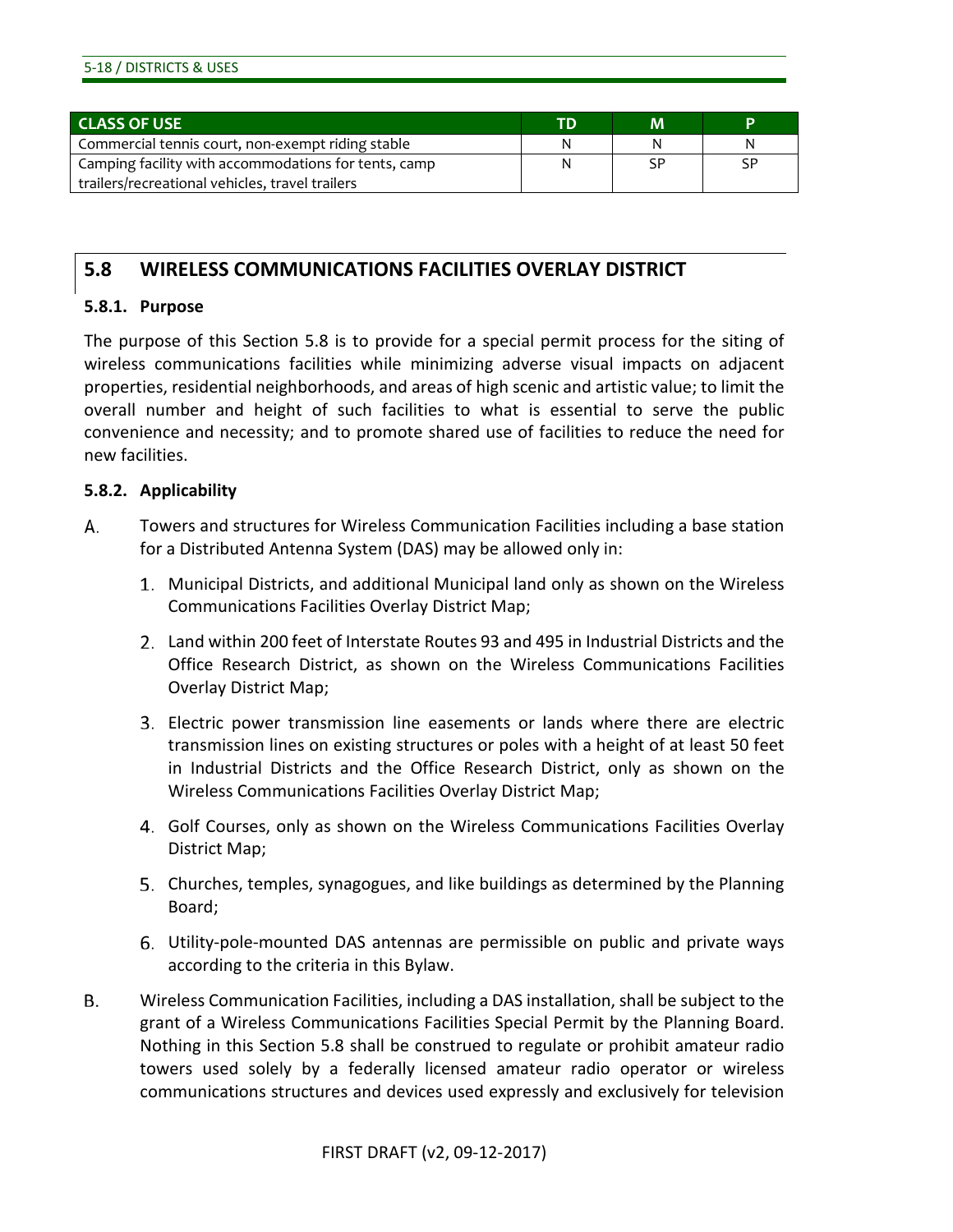| CLASS OF USE | TD | M | P |
|---|---|---|---|
| Commercial tennis court, non-exempt riding stable | N | N | N |
| Camping facility with accommodations for tents, camp trailers/recreational vehicles, travel trailers | N | SP | SP |

## 5.8 WIRELESS COMMUNICATIONS FACILITIES OVERLAY DISTRICT

### 5.8.1. Purpose

The purpose of this Section 5.8 is to provide for a special permit process for the siting of wireless communications facilities while minimizing adverse visual impacts on adjacent properties, residential neighborhoods, and areas of high scenic and artistic value; to limit the overall number and height of such facilities to what is essential to serve the public convenience and necessity; and to promote shared use of facilities to reduce the need for new facilities.

### 5.8.2. Applicability

A. Towers and structures for Wireless Communication Facilities including a base station for a Distributed Antenna System (DAS) may be allowed only in:

1. Municipal Districts, and additional Municipal land only as shown on the Wireless Communications Facilities Overlay District Map;
2. Land within 200 feet of Interstate Routes 93 and 495 in Industrial Districts and the Office Research District, as shown on the Wireless Communications Facilities Overlay District Map;
3. Electric power transmission line easements or lands where there are electric transmission lines on existing structures or poles with a height of at least 50 feet in Industrial Districts and the Office Research District, only as shown on the Wireless Communications Facilities Overlay District Map;
4. Golf Courses, only as shown on the Wireless Communications Facilities Overlay District Map;
5. Churches, temples, synagogues, and like buildings as determined by the Planning Board;
6. Utility-pole-mounted DAS antennas are permissible on public and private ways according to the criteria in this Bylaw.

B. Wireless Communication Facilities, including a DAS installation, shall be subject to the grant of a Wireless Communications Facilities Special Permit by the Planning Board. Nothing in this Section 5.8 shall be construed to regulate or prohibit amateur radio towers used solely by a federally licensed amateur radio operator or wireless communications structures and devices used expressly and exclusively for television

FIRST DRAFT (v2, 09-12-2017)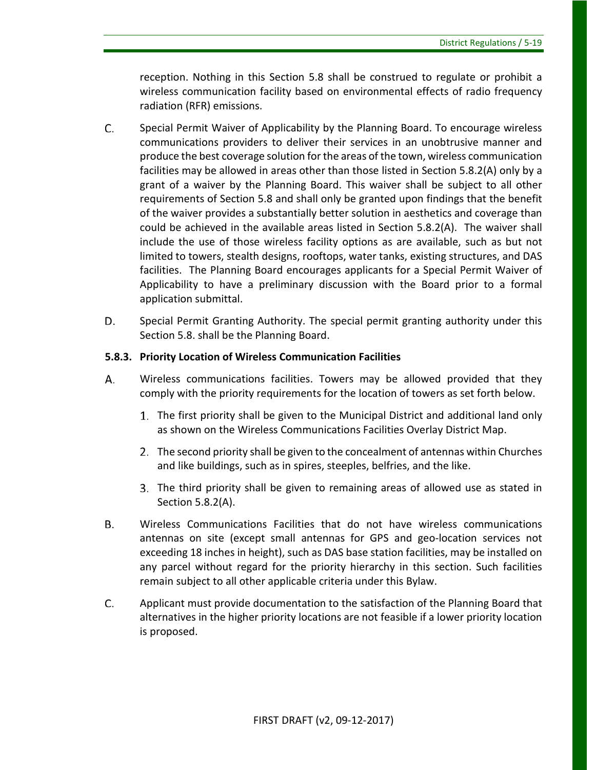reception. Nothing in this Section 5.8 shall be construed to regulate or prohibit a wireless communication facility based on environmental effects of radio frequency radiation (RFR) emissions.

C. Special Permit Waiver of Applicability by the Planning Board. To encourage wireless communications providers to deliver their services in an unobtrusive manner and produce the best coverage solution for the areas of the town, wireless communication facilities may be allowed in areas other than those listed in Section 5.8.2(A) only by a grant of a waiver by the Planning Board. This waiver shall be subject to all other requirements of Section 5.8 and shall only be granted upon findings that the benefit of the waiver provides a substantially better solution in aesthetics and coverage than could be achieved in the available areas listed in Section 5.8.2(A). The waiver shall include the use of those wireless facility options as are available, such as but not limited to towers, stealth designs, rooftops, water tanks, existing structures, and DAS facilities. The Planning Board encourages applicants for a Special Permit Waiver of Applicability to have a preliminary discussion with the Board prior to a formal application submittal.

D. Special Permit Granting Authority. The special permit granting authority under this Section 5.8. shall be the Planning Board.

### 5.8.3. Priority Location of Wireless Communication Facilities

A. Wireless communications facilities. Towers may be allowed provided that they comply with the priority requirements for the location of towers as set forth below.

   1. The first priority shall be given to the Municipal District and additional land only as shown on the Wireless Communications Facilities Overlay District Map.

   2. The second priority shall be given to the concealment of antennas within Churches and like buildings, such as in spires, steeples, belfries, and the like.

   3. The third priority shall be given to remaining areas of allowed use as stated in Section 5.8.2(A).

B. Wireless Communications Facilities that do not have wireless communications antennas on site (except small antennas for GPS and geo-location services not exceeding 18 inches in height), such as DAS base station facilities, may be installed on any parcel without regard for the priority hierarchy in this section. Such facilities remain subject to all other applicable criteria under this Bylaw.

C. Applicant must provide documentation to the satisfaction of the Planning Board that alternatives in the higher priority locations are not feasible if a lower priority location is proposed.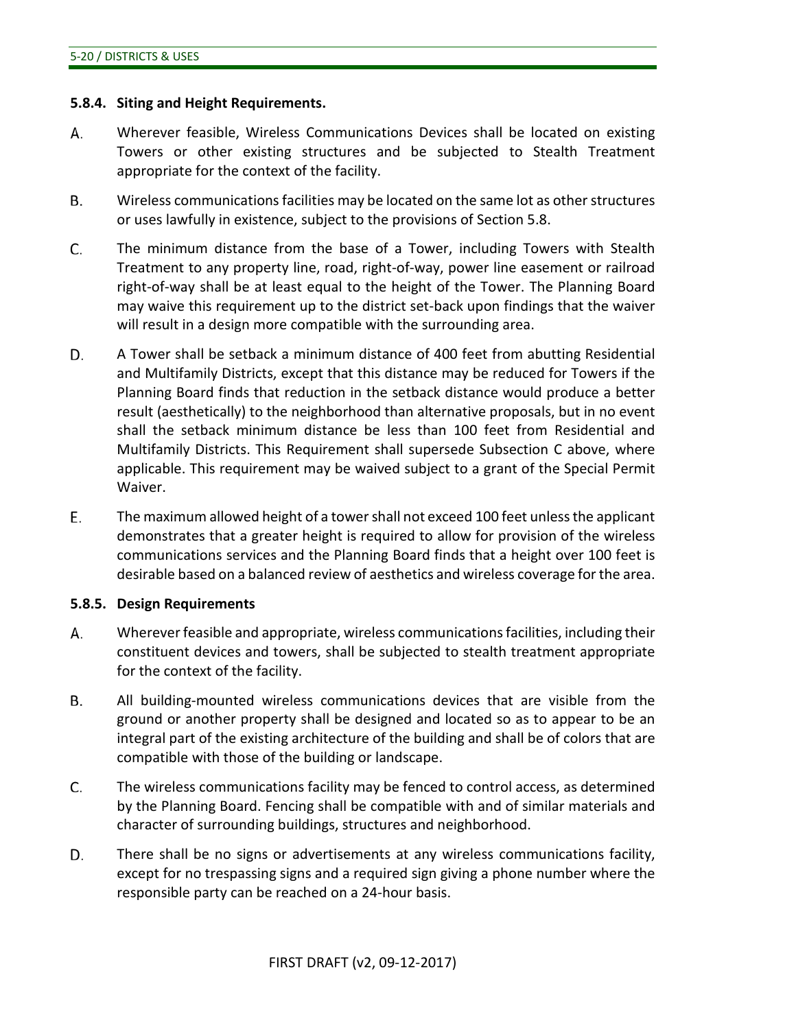#### 5.8.4. Siting and Height Requirements.

A. Wherever feasible, Wireless Communications Devices shall be located on existing Towers or other existing structures and be subjected to Stealth Treatment appropriate for the context of the facility.

B. Wireless communications facilities may be located on the same lot as other structures or uses lawfully in existence, subject to the provisions of Section 5.8.

C. The minimum distance from the base of a Tower, including Towers with Stealth Treatment to any property line, road, right-of-way, power line easement or railroad right-of-way shall be at least equal to the height of the Tower. The Planning Board may waive this requirement up to the district set-back upon findings that the waiver will result in a design more compatible with the surrounding area.

D. A Tower shall be setback a minimum distance of 400 feet from abutting Residential and Multifamily Districts, except that this distance may be reduced for Towers if the Planning Board finds that reduction in the setback distance would produce a better result (aesthetically) to the neighborhood than alternative proposals, but in no event shall the setback minimum distance be less than 100 feet from Residential and Multifamily Districts. This Requirement shall supersede Subsection C above, where applicable. This requirement may be waived subject to a grant of the Special Permit Waiver.

E. The maximum allowed height of a tower shall not exceed 100 feet unless the applicant demonstrates that a greater height is required to allow for provision of the wireless communications services and the Planning Board finds that a height over 100 feet is desirable based on a balanced review of aesthetics and wireless coverage for the area.

#### 5.8.5. Design Requirements

A. Wherever feasible and appropriate, wireless communications facilities, including their constituent devices and towers, shall be subjected to stealth treatment appropriate for the context of the facility.

B. All building-mounted wireless communications devices that are visible from the ground or another property shall be designed and located so as to appear to be an integral part of the existing architecture of the building and shall be of colors that are compatible with those of the building or landscape.

C. The wireless communications facility may be fenced to control access, as determined by the Planning Board. Fencing shall be compatible with and of similar materials and character of surrounding buildings, structures and neighborhood.

D. There shall be no signs or advertisements at any wireless communications facility, except for no trespassing signs and a required sign giving a phone number where the responsible party can be reached on a 24-hour basis.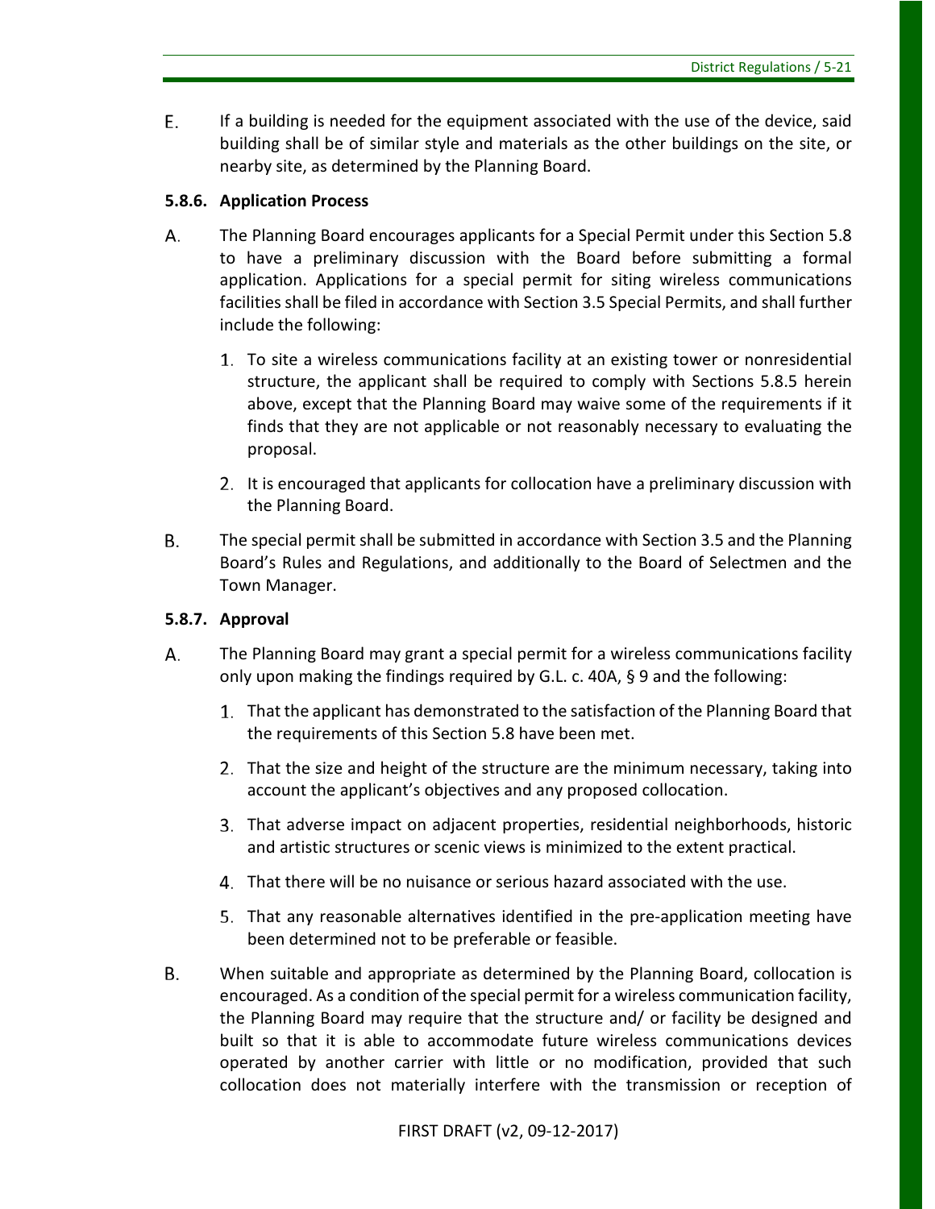E. If a building is needed for the equipment associated with the use of the device, said building shall be of similar style and materials as the other buildings on the site, or nearby site, as determined by the Planning Board.

### 5.8.6. Application Process

A. The Planning Board encourages applicants for a Special Permit under this Section 5.8 to have a preliminary discussion with the Board before submitting a formal application. Applications for a special permit for siting wireless communications facilities shall be filed in accordance with Section 3.5 Special Permits, and shall further include the following:

1. To site a wireless communications facility at an existing tower or nonresidential structure, the applicant shall be required to comply with Sections 5.8.5 herein above, except that the Planning Board may waive some of the requirements if it finds that they are not applicable or not reasonably necessary to evaluating the proposal.

2. It is encouraged that applicants for collocation have a preliminary discussion with the Planning Board.

B. The special permit shall be submitted in accordance with Section 3.5 and the Planning Board's Rules and Regulations, and additionally to the Board of Selectmen and the Town Manager.

### 5.8.7. Approval

A. The Planning Board may grant a special permit for a wireless communications facility only upon making the findings required by G.L. c. 40A, § 9 and the following:

1. That the applicant has demonstrated to the satisfaction of the Planning Board that the requirements of this Section 5.8 have been met.

2. That the size and height of the structure are the minimum necessary, taking into account the applicant's objectives and any proposed collocation.

3. That adverse impact on adjacent properties, residential neighborhoods, historic and artistic structures or scenic views is minimized to the extent practical.

4. That there will be no nuisance or serious hazard associated with the use.

5. That any reasonable alternatives identified in the pre-application meeting have been determined not to be preferable or feasible.

B. When suitable and appropriate as determined by the Planning Board, collocation is encouraged. As a condition of the special permit for a wireless communication facility, the Planning Board may require that the structure and/ or facility be designed and built so that it is able to accommodate future wireless communications devices operated by another carrier with little or no modification, provided that such collocation does not materially interfere with the transmission or reception of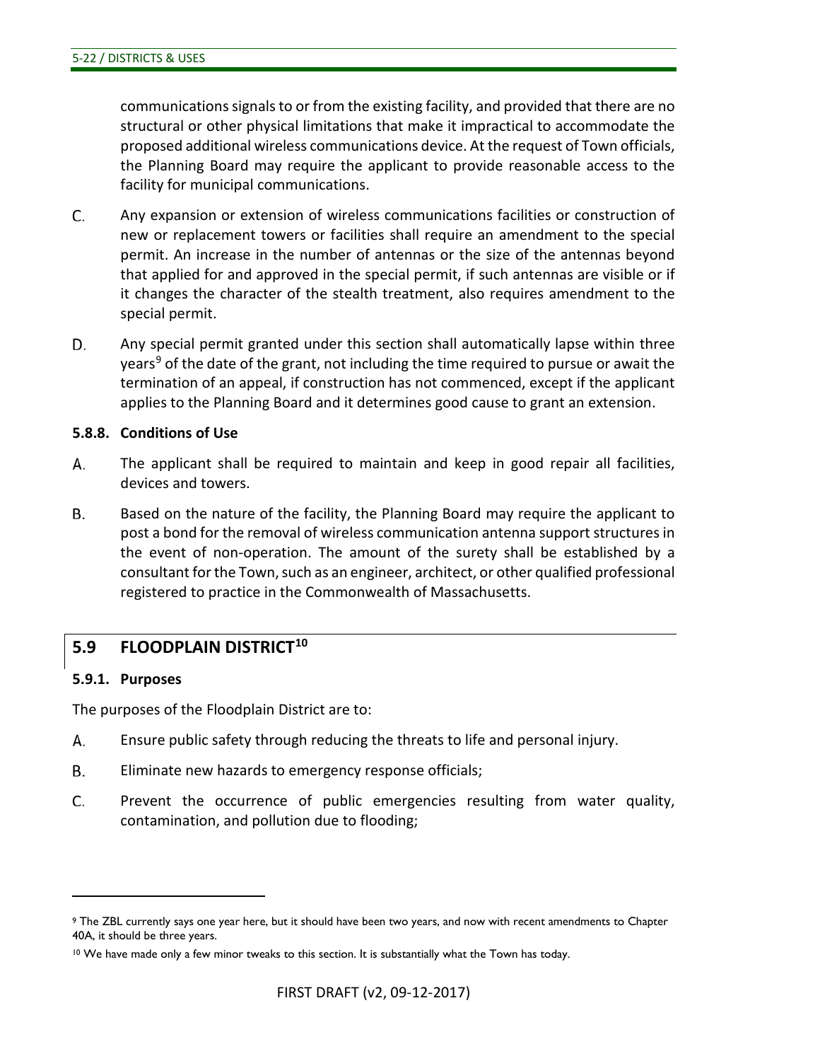communications signals to or from the existing facility, and provided that there are no structural or other physical limitations that make it impractical to accommodate the proposed additional wireless communications device. At the request of Town officials, the Planning Board may require the applicant to provide reasonable access to the facility for municipal communications.

C. Any expansion or extension of wireless communications facilities or construction of new or replacement towers or facilities shall require an amendment to the special permit. An increase in the number of antennas or the size of the antennas beyond that applied for and approved in the special permit, if such antennas are visible or if it changes the character of the stealth treatment, also requires amendment to the special permit.

D. Any special permit granted under this section shall automatically lapse within three years[9] of the date of the grant, not including the time required to pursue or await the termination of an appeal, if construction has not commenced, except if the applicant applies to the Planning Board and it determines good cause to grant an extension.

**5.8.8. Conditions of Use**

A. The applicant shall be required to maintain and keep in good repair all facilities, devices and towers.

B. Based on the nature of the facility, the Planning Board may require the applicant to post a bond for the removal of wireless communication antenna support structures in the event of non-operation. The amount of the surety shall be established by a consultant for the Town, such as an engineer, architect, or other qualified professional registered to practice in the Commonwealth of Massachusetts.

## 5.9 FLOODPLAIN DISTRICT[10]

**5.9.1. Purposes**

The purposes of the Floodplain District are to:

A. Ensure public safety through reducing the threats to life and personal injury.

B. Eliminate new hazards to emergency response officials;

C. Prevent the occurrence of public emergencies resulting from water quality, contamination, and pollution due to flooding;

---

[9] The ZBL currently says one year here, but it should have been two years, and now with recent amendments to Chapter 40A, it should be three years.

[10] We have made only a few minor tweaks to this section. It is substantially what the Town has today.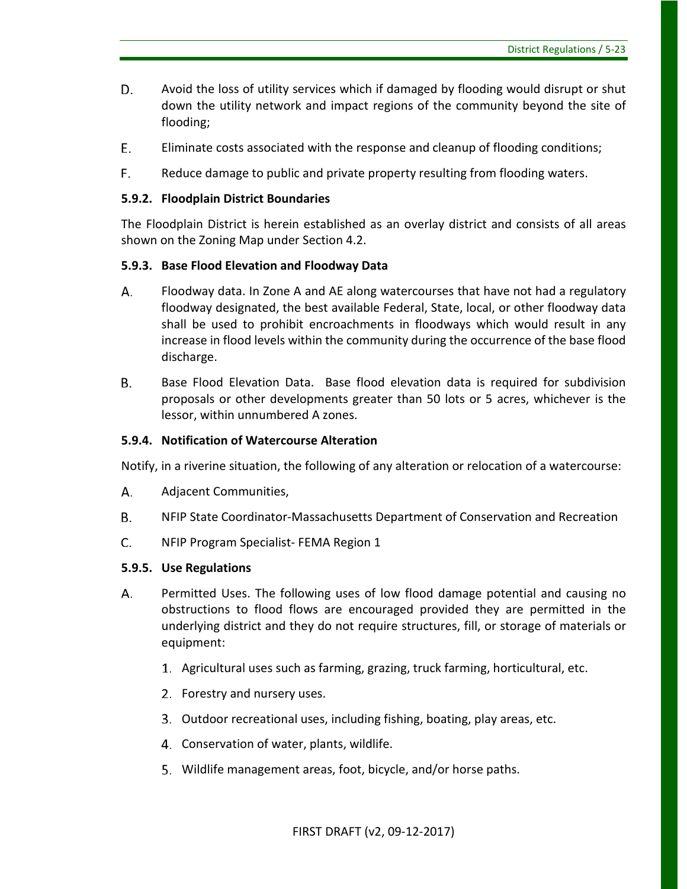D. Avoid the loss of utility services which if damaged by flooding would disrupt or shut down the utility network and impact regions of the community beyond the site of flooding;

E. Eliminate costs associated with the response and cleanup of flooding conditions;

F. Reduce damage to public and private property resulting from flooding waters.

### 5.9.2. Floodplain District Boundaries

The Floodplain District is herein established as an overlay district and consists of all areas shown on the Zoning Map under Section 4.2.

### 5.9.3. Base Flood Elevation and Floodway Data

A. Floodway data. In Zone A and AE along watercourses that have not had a regulatory floodway designated, the best available Federal, State, local, or other floodway data shall be used to prohibit encroachments in floodways which would result in any increase in flood levels within the community during the occurrence of the base flood discharge.

B. Base Flood Elevation Data. Base flood elevation data is required for subdivision proposals or other developments greater than 50 lots or 5 acres, whichever is the lessor, within unnumbered A zones.

### 5.9.4. Notification of Watercourse Alteration

Notify, in a riverine situation, the following of any alteration or relocation of a watercourse:

A. Adjacent Communities,

B. NFIP State Coordinator-Massachusetts Department of Conservation and Recreation

C. NFIP Program Specialist- FEMA Region 1

### 5.9.5. Use Regulations

A. Permitted Uses. The following uses of low flood damage potential and causing no obstructions to flood flows are encouraged provided they are permitted in the underlying district and they do not require structures, fill, or storage of materials or equipment:

1. Agricultural uses such as farming, grazing, truck farming, horticultural, etc.
2. Forestry and nursery uses.
3. Outdoor recreational uses, including fishing, boating, play areas, etc.
4. Conservation of water, plants, wildlife.
5. Wildlife management areas, foot, bicycle, and/or horse paths.

FIRST DRAFT (v2, 09-12-2017)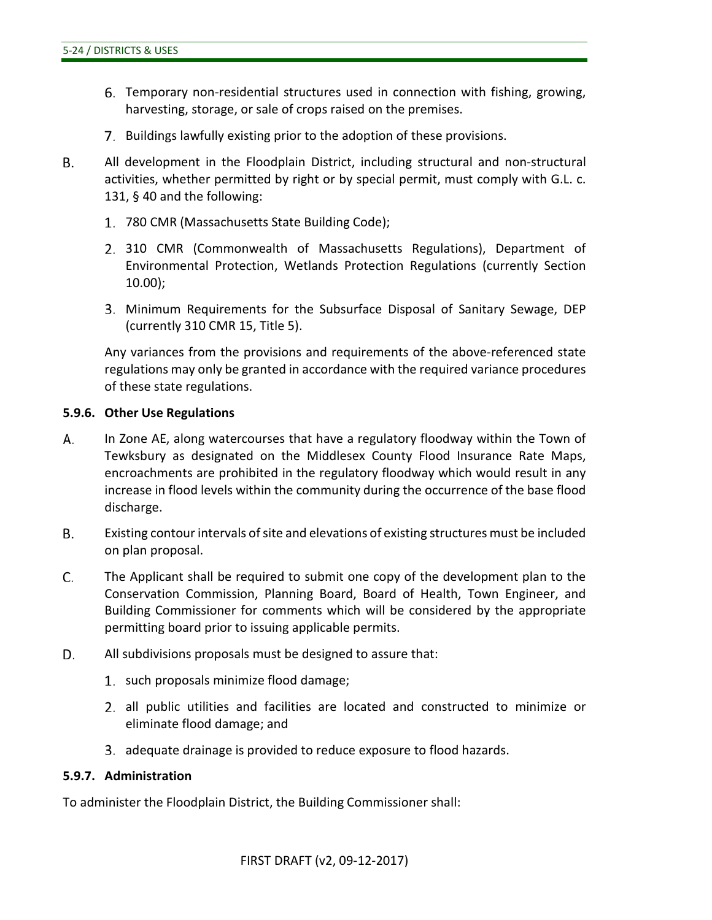6. Temporary non-residential structures used in connection with fishing, growing, harvesting, storage, or sale of crops raised on the premises.

7. Buildings lawfully existing prior to the adoption of these provisions.

B. All development in the Floodplain District, including structural and non-structural activities, whether permitted by right or by special permit, must comply with G.L. c. 131, § 40 and the following:

   1. 780 CMR (Massachusetts State Building Code);

   2. 310 CMR (Commonwealth of Massachusetts Regulations), Department of Environmental Protection, Wetlands Protection Regulations (currently Section 10.00);

   3. Minimum Requirements for the Subsurface Disposal of Sanitary Sewage, DEP (currently 310 CMR 15, Title 5).

   Any variances from the provisions and requirements of the above-referenced state regulations may only be granted in accordance with the required variance procedures of these state regulations.

**5.9.6. Other Use Regulations**

A. In Zone AE, along watercourses that have a regulatory floodway within the Town of Tewksbury as designated on the Middlesex County Flood Insurance Rate Maps, encroachments are prohibited in the regulatory floodway which would result in any increase in flood levels within the community during the occurrence of the base flood discharge.

B. Existing contour intervals of site and elevations of existing structures must be included on plan proposal.

C. The Applicant shall be required to submit one copy of the development plan to the Conservation Commission, Planning Board, Board of Health, Town Engineer, and Building Commissioner for comments which will be considered by the appropriate permitting board prior to issuing applicable permits.

D. All subdivisions proposals must be designed to assure that:

   1. such proposals minimize flood damage;

   2. all public utilities and facilities are located and constructed to minimize or eliminate flood damage; and

   3. adequate drainage is provided to reduce exposure to flood hazards.

**5.9.7. Administration**

To administer the Floodplain District, the Building Commissioner shall: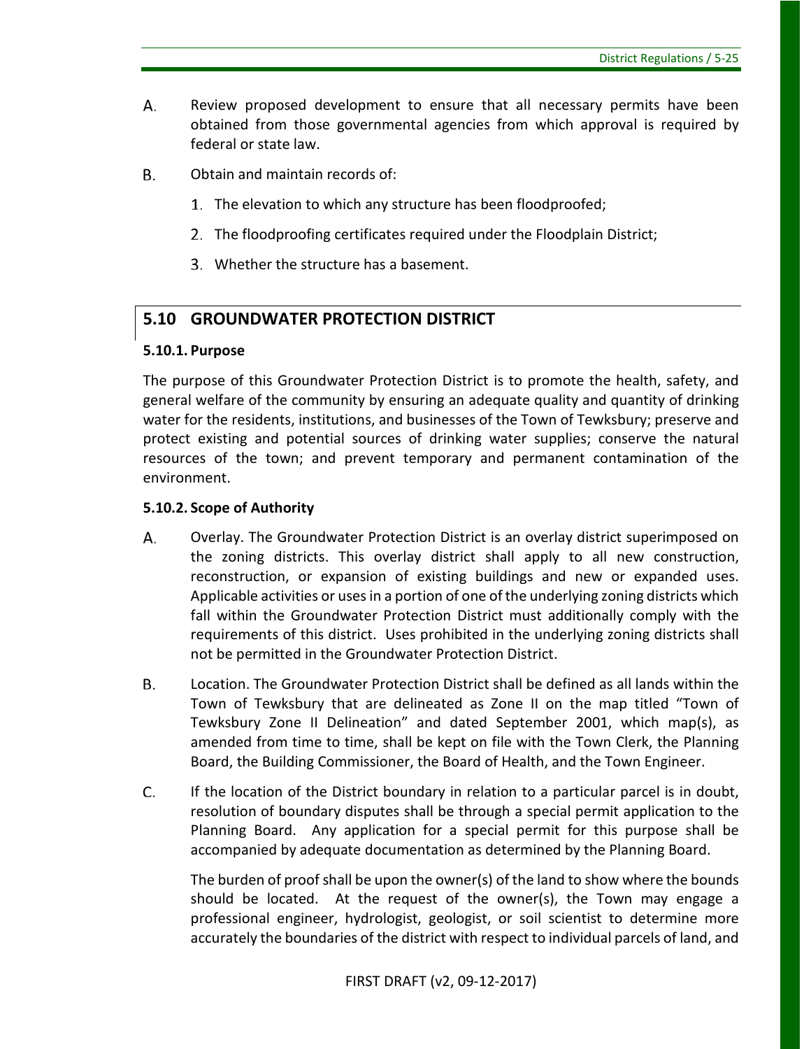A. Review proposed development to ensure that all necessary permits have been obtained from those governmental agencies from which approval is required by federal or state law.

B. Obtain and maintain records of:

1. The elevation to which any structure has been floodproofed;
2. The floodproofing certificates required under the Floodplain District;
3. Whether the structure has a basement.

## 5.10 GROUNDWATER PROTECTION DISTRICT

### 5.10.1. Purpose

The purpose of this Groundwater Protection District is to promote the health, safety, and general welfare of the community by ensuring an adequate quality and quantity of drinking water for the residents, institutions, and businesses of the Town of Tewksbury; preserve and protect existing and potential sources of drinking water supplies; conserve the natural resources of the town; and prevent temporary and permanent contamination of the environment.

### 5.10.2. Scope of Authority

A. Overlay. The Groundwater Protection District is an overlay district superimposed on the zoning districts. This overlay district shall apply to all new construction, reconstruction, or expansion of existing buildings and new or expanded uses. Applicable activities or uses in a portion of one of the underlying zoning districts which fall within the Groundwater Protection District must additionally comply with the requirements of this district. Uses prohibited in the underlying zoning districts shall not be permitted in the Groundwater Protection District.

B. Location. The Groundwater Protection District shall be defined as all lands within the Town of Tewksbury that are delineated as Zone II on the map titled "Town of Tewksbury Zone II Delineation" and dated September 2001, which map(s), as amended from time to time, shall be kept on file with the Town Clerk, the Planning Board, the Building Commissioner, the Board of Health, and the Town Engineer.

C. If the location of the District boundary in relation to a particular parcel is in doubt, resolution of boundary disputes shall be through a special permit application to the Planning Board. Any application for a special permit for this purpose shall be accompanied by adequate documentation as determined by the Planning Board.

The burden of proof shall be upon the owner(s) of the land to show where the bounds should be located. At the request of the owner(s), the Town may engage a professional engineer, hydrologist, geologist, or soil scientist to determine more accurately the boundaries of the district with respect to individual parcels of land, and

FIRST DRAFT (v2, 09-12-2017)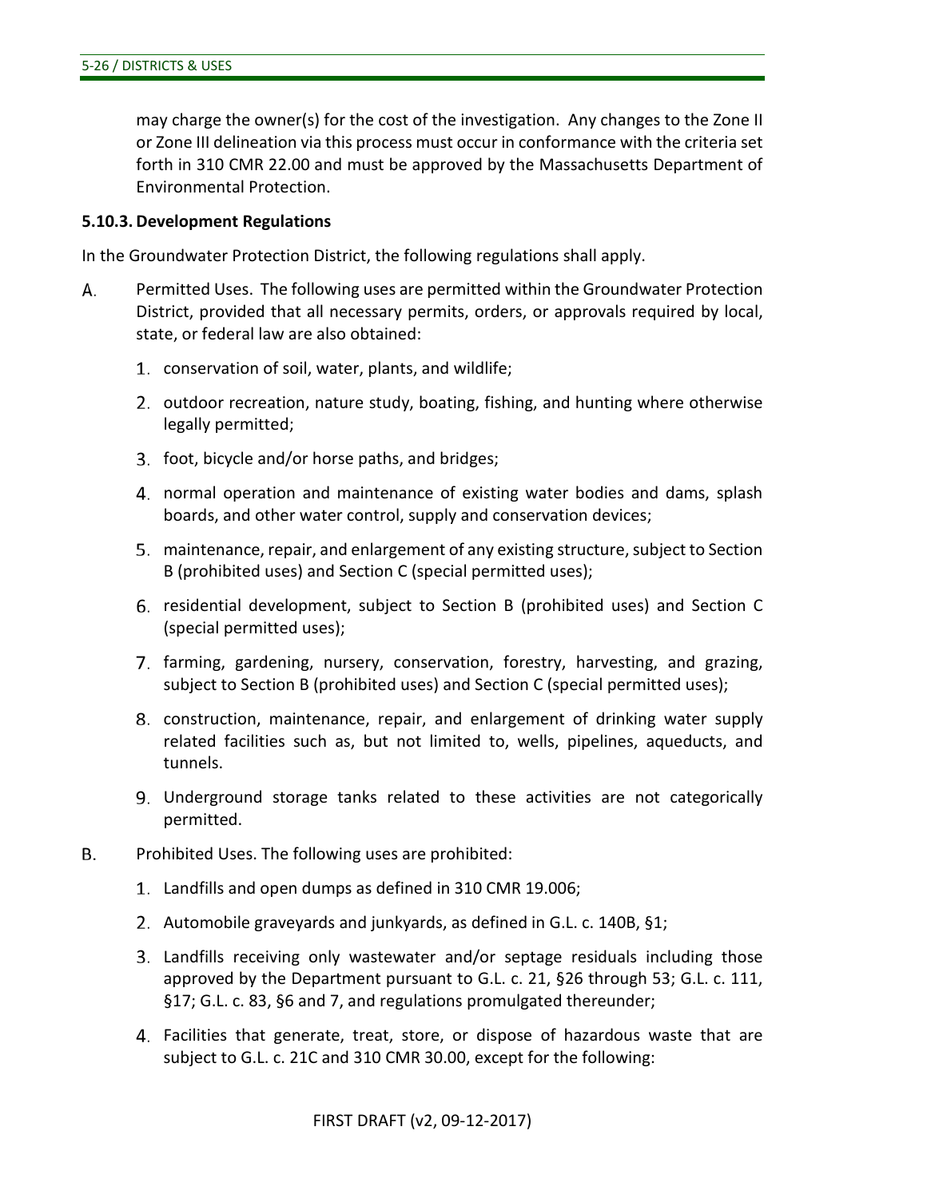may charge the owner(s) for the cost of the investigation. Any changes to the Zone II or Zone III delineation via this process must occur in conformance with the criteria set forth in 310 CMR 22.00 and must be approved by the Massachusetts Department of Environmental Protection.

**5.10.3. Development Regulations**

In the Groundwater Protection District, the following regulations shall apply.

A. Permitted Uses. The following uses are permitted within the Groundwater Protection District, provided that all necessary permits, orders, or approvals required by local, state, or federal law are also obtained:

1. conservation of soil, water, plants, and wildlife;
2. outdoor recreation, nature study, boating, fishing, and hunting where otherwise legally permitted;
3. foot, bicycle and/or horse paths, and bridges;
4. normal operation and maintenance of existing water bodies and dams, splash boards, and other water control, supply and conservation devices;
5. maintenance, repair, and enlargement of any existing structure, subject to Section B (prohibited uses) and Section C (special permitted uses);
6. residential development, subject to Section B (prohibited uses) and Section C (special permitted uses);
7. farming, gardening, nursery, conservation, forestry, harvesting, and grazing, subject to Section B (prohibited uses) and Section C (special permitted uses);
8. construction, maintenance, repair, and enlargement of drinking water supply related facilities such as, but not limited to, wells, pipelines, aqueducts, and tunnels.
9. Underground storage tanks related to these activities are not categorically permitted.

B. Prohibited Uses. The following uses are prohibited:

1. Landfills and open dumps as defined in 310 CMR 19.006;
2. Automobile graveyards and junkyards, as defined in G.L. c. 140B, §1;
3. Landfills receiving only wastewater and/or septage residuals including those approved by the Department pursuant to G.L. c. 21, §26 through 53; G.L. c. 111, §17; G.L. c. 83, §6 and 7, and regulations promulgated thereunder;
4. Facilities that generate, treat, store, or dispose of hazardous waste that are subject to G.L. c. 21C and 310 CMR 30.00, except for the following:

FIRST DRAFT (v2, 09-12-2017)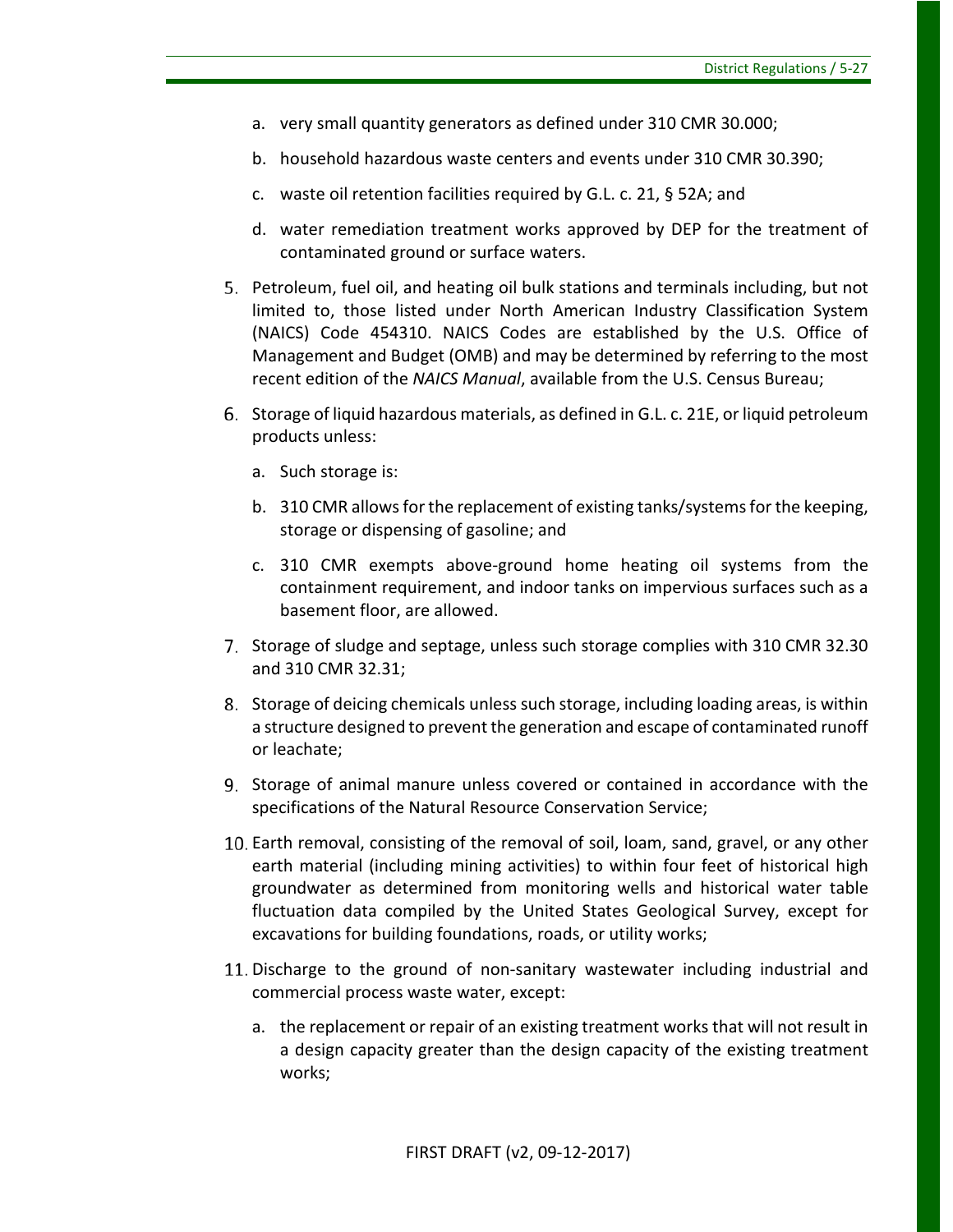a. very small quantity generators as defined under 310 CMR 30.000;

   b. household hazardous waste centers and events under 310 CMR 30.390;

   c. waste oil retention facilities required by G.L. c. 21, § 52A; and

   d. water remediation treatment works approved by DEP for the treatment of contaminated ground or surface waters.

5. Petroleum, fuel oil, and heating oil bulk stations and terminals including, but not limited to, those listed under North American Industry Classification System (NAICS) Code 454310. NAICS Codes are established by the U.S. Office of Management and Budget (OMB) and may be determined by referring to the most recent edition of the *NAICS Manual*, available from the U.S. Census Bureau;

6. Storage of liquid hazardous materials, as defined in G.L. c. 21E, or liquid petroleum products unless:

   a. Such storage is:

   b. 310 CMR allows for the replacement of existing tanks/systems for the keeping, storage or dispensing of gasoline; and

   c. 310 CMR exempts above-ground home heating oil systems from the containment requirement, and indoor tanks on impervious surfaces such as a basement floor, are allowed.

7. Storage of sludge and septage, unless such storage complies with 310 CMR 32.30 and 310 CMR 32.31;

8. Storage of deicing chemicals unless such storage, including loading areas, is within a structure designed to prevent the generation and escape of contaminated runoff or leachate;

9. Storage of animal manure unless covered or contained in accordance with the specifications of the Natural Resource Conservation Service;

10. Earth removal, consisting of the removal of soil, loam, sand, gravel, or any other earth material (including mining activities) to within four feet of historical high groundwater as determined from monitoring wells and historical water table fluctuation data compiled by the United States Geological Survey, except for excavations for building foundations, roads, or utility works;

11. Discharge to the ground of non-sanitary wastewater including industrial and commercial process waste water, except:

    a. the replacement or repair of an existing treatment works that will not result in a design capacity greater than the design capacity of the existing treatment works;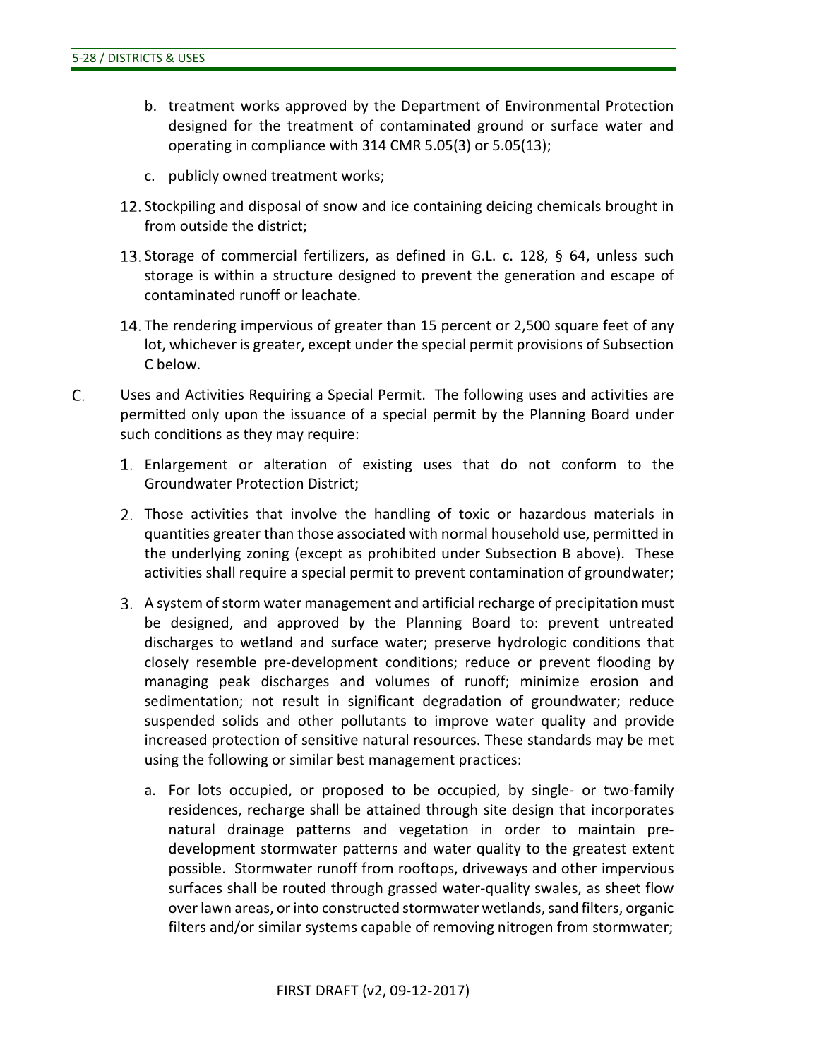b. treatment works approved by the Department of Environmental Protection designed for the treatment of contaminated ground or surface water and operating in compliance with 314 CMR 5.05(3) or 5.05(13);

c. publicly owned treatment works;

12. Stockpiling and disposal of snow and ice containing deicing chemicals brought in from outside the district;

13. Storage of commercial fertilizers, as defined in G.L. c. 128, § 64, unless such storage is within a structure designed to prevent the generation and escape of contaminated runoff or leachate.

14. The rendering impervious of greater than 15 percent or 2,500 square feet of any lot, whichever is greater, except under the special permit provisions of Subsection C below.

C. Uses and Activities Requiring a Special Permit. The following uses and activities are permitted only upon the issuance of a special permit by the Planning Board under such conditions as they may require:

1. Enlargement or alteration of existing uses that do not conform to the Groundwater Protection District;

2. Those activities that involve the handling of toxic or hazardous materials in quantities greater than those associated with normal household use, permitted in the underlying zoning (except as prohibited under Subsection B above). These activities shall require a special permit to prevent contamination of groundwater;

3. A system of storm water management and artificial recharge of precipitation must be designed, and approved by the Planning Board to: prevent untreated discharges to wetland and surface water; preserve hydrologic conditions that closely resemble pre-development conditions; reduce or prevent flooding by managing peak discharges and volumes of runoff; minimize erosion and sedimentation; not result in significant degradation of groundwater; reduce suspended solids and other pollutants to improve water quality and provide increased protection of sensitive natural resources. These standards may be met using the following or similar best management practices:

   a. For lots occupied, or proposed to be occupied, by single- or two-family residences, recharge shall be attained through site design that incorporates natural drainage patterns and vegetation in order to maintain pre-development stormwater patterns and water quality to the greatest extent possible. Stormwater runoff from rooftops, driveways and other impervious surfaces shall be routed through grassed water-quality swales, as sheet flow over lawn areas, or into constructed stormwater wetlands, sand filters, organic filters and/or similar systems capable of removing nitrogen from stormwater;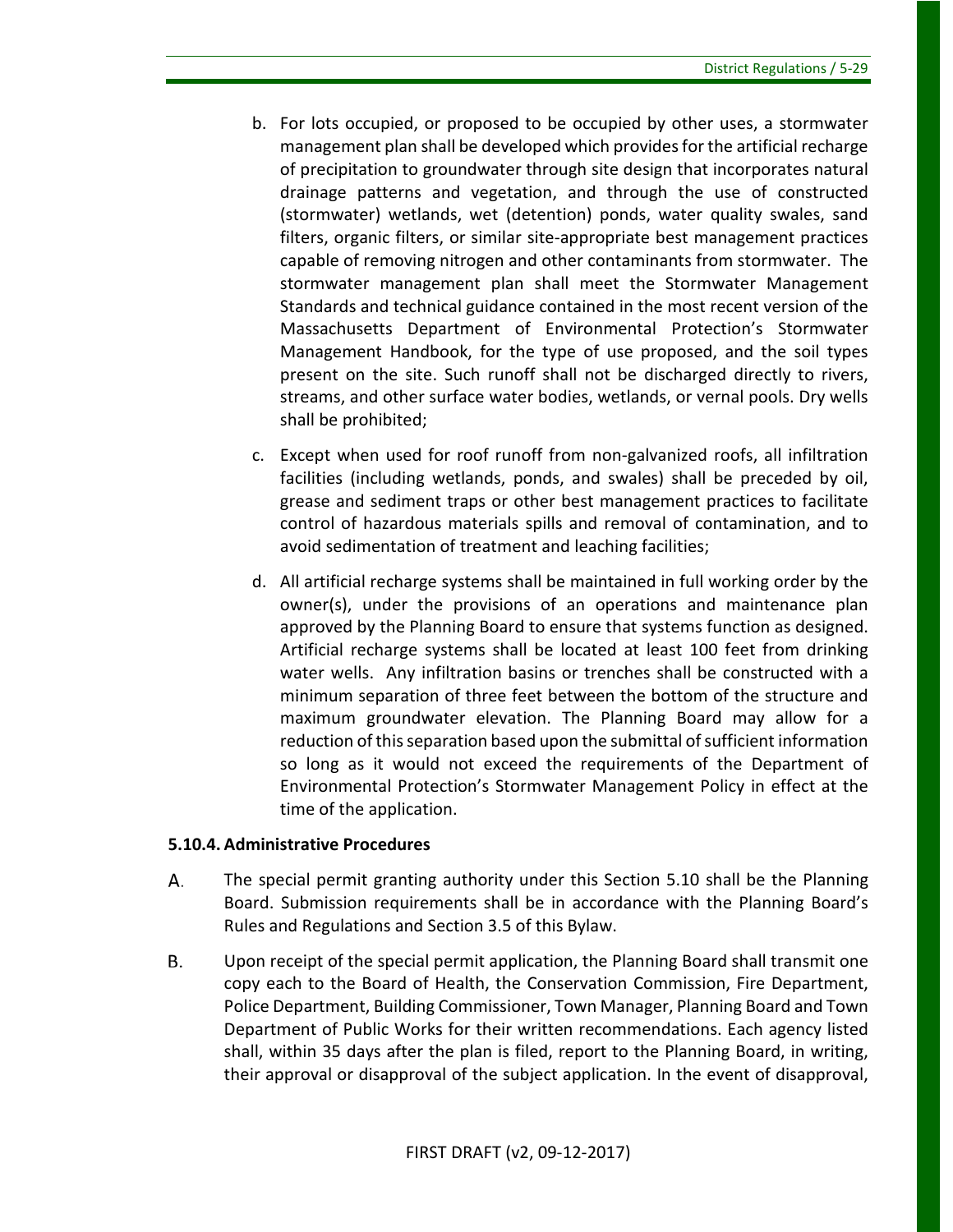b. For lots occupied, or proposed to be occupied by other uses, a stormwater management plan shall be developed which provides for the artificial recharge of precipitation to groundwater through site design that incorporates natural drainage patterns and vegetation, and through the use of constructed (stormwater) wetlands, wet (detention) ponds, water quality swales, sand filters, organic filters, or similar site-appropriate best management practices capable of removing nitrogen and other contaminants from stormwater. The stormwater management plan shall meet the Stormwater Management Standards and technical guidance contained in the most recent version of the Massachusetts Department of Environmental Protection's Stormwater Management Handbook, for the type of use proposed, and the soil types present on the site. Such runoff shall not be discharged directly to rivers, streams, and other surface water bodies, wetlands, or vernal pools. Dry wells shall be prohibited;

c. Except when used for roof runoff from non-galvanized roofs, all infiltration facilities (including wetlands, ponds, and swales) shall be preceded by oil, grease and sediment traps or other best management practices to facilitate control of hazardous materials spills and removal of contamination, and to avoid sedimentation of treatment and leaching facilities;

d. All artificial recharge systems shall be maintained in full working order by the owner(s), under the provisions of an operations and maintenance plan approved by the Planning Board to ensure that systems function as designed. Artificial recharge systems shall be located at least 100 feet from drinking water wells. Any infiltration basins or trenches shall be constructed with a minimum separation of three feet between the bottom of the structure and maximum groundwater elevation. The Planning Board may allow for a reduction of this separation based upon the submittal of sufficient information so long as it would not exceed the requirements of the Department of Environmental Protection's Stormwater Management Policy in effect at the time of the application.

### 5.10.4. Administrative Procedures

A. The special permit granting authority under this Section 5.10 shall be the Planning Board. Submission requirements shall be in accordance with the Planning Board's Rules and Regulations and Section 3.5 of this Bylaw.

B. Upon receipt of the special permit application, the Planning Board shall transmit one copy each to the Board of Health, the Conservation Commission, Fire Department, Police Department, Building Commissioner, Town Manager, Planning Board and Town Department of Public Works for their written recommendations. Each agency listed shall, within 35 days after the plan is filed, report to the Planning Board, in writing, their approval or disapproval of the subject application. In the event of disapproval,

FIRST DRAFT (v2, 09-12-2017)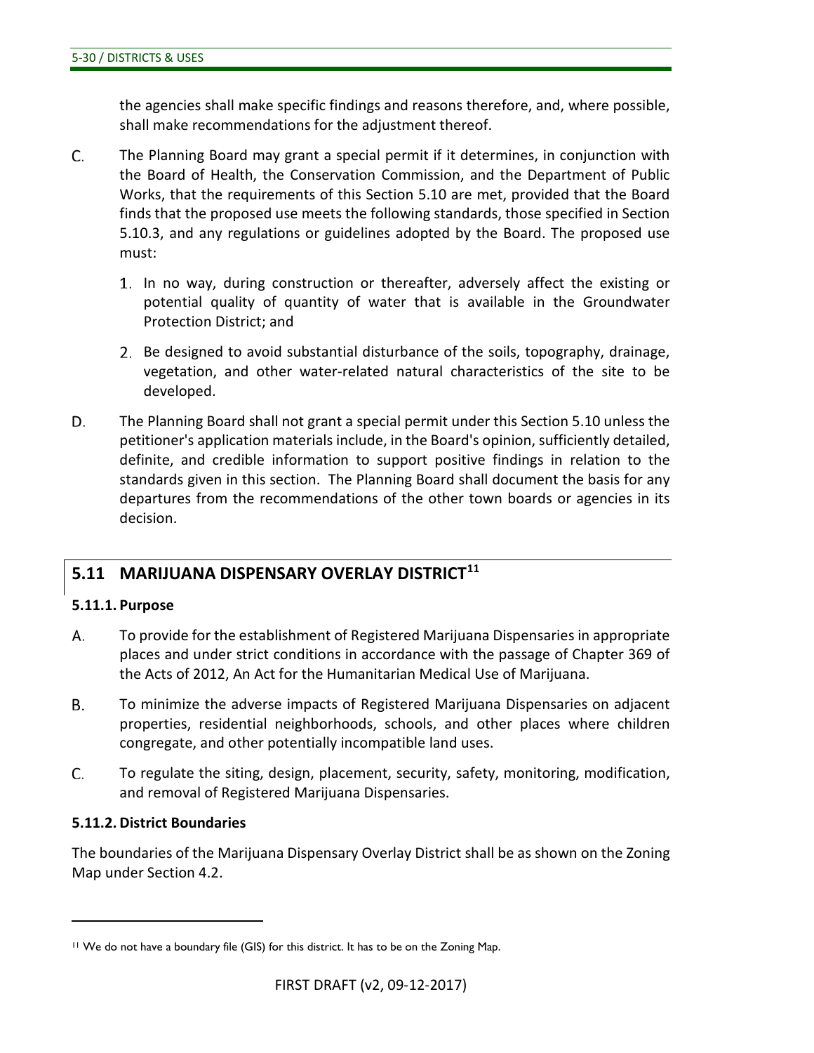the agencies shall make specific findings and reasons therefore, and, where possible, shall make recommendations for the adjustment thereof.

C. The Planning Board may grant a special permit if it determines, in conjunction with the Board of Health, the Conservation Commission, and the Department of Public Works, that the requirements of this Section 5.10 are met, provided that the Board finds that the proposed use meets the following standards, those specified in Section 5.10.3, and any regulations or guidelines adopted by the Board. The proposed use must:

1. In no way, during construction or thereafter, adversely affect the existing or potential quality of quantity of water that is available in the Groundwater Protection District; and
2. Be designed to avoid substantial disturbance of the soils, topography, drainage, vegetation, and other water-related natural characteristics of the site to be developed.

D. The Planning Board shall not grant a special permit under this Section 5.10 unless the petitioner's application materials include, in the Board's opinion, sufficiently detailed, definite, and credible information to support positive findings in relation to the standards given in this section. The Planning Board shall document the basis for any departures from the recommendations of the other town boards or agencies in its decision.

## 5.11 MARIJUANA DISPENSARY OVERLAY DISTRICT[11]

### 5.11.1. Purpose

A. To provide for the establishment of Registered Marijuana Dispensaries in appropriate places and under strict conditions in accordance with the passage of Chapter 369 of the Acts of 2012, An Act for the Humanitarian Medical Use of Marijuana.

B. To minimize the adverse impacts of Registered Marijuana Dispensaries on adjacent properties, residential neighborhoods, schools, and other places where children congregate, and other potentially incompatible land uses.

C. To regulate the siting, design, placement, security, safety, monitoring, modification, and removal of Registered Marijuana Dispensaries.

### 5.11.2. District Boundaries

The boundaries of the Marijuana Dispensary Overlay District shall be as shown on the Zoning Map under Section 4.2.

---

[11] We do not have a boundary file (GIS) for this district. It has to be on the Zoning Map.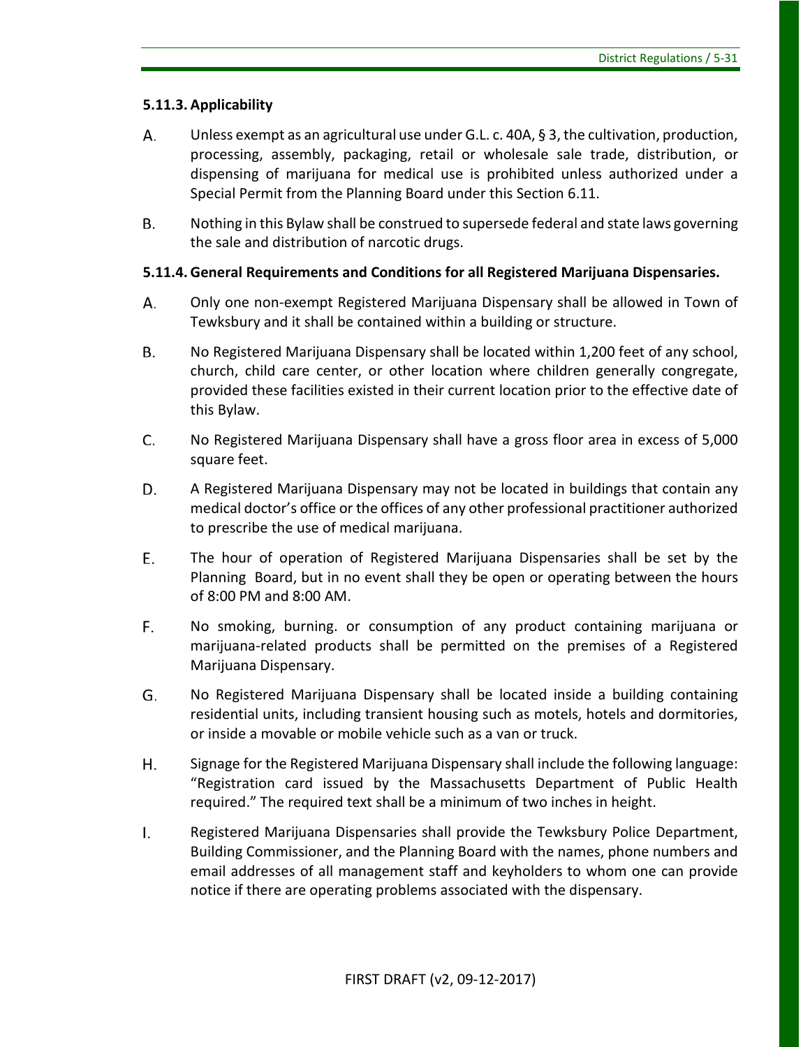### 5.11.3. Applicability

A. Unless exempt as an agricultural use under G.L. c. 40A, § 3, the cultivation, production, processing, assembly, packaging, retail or wholesale sale trade, distribution, or dispensing of marijuana for medical use is prohibited unless authorized under a Special Permit from the Planning Board under this Section 6.11.

B. Nothing in this Bylaw shall be construed to supersede federal and state laws governing the sale and distribution of narcotic drugs.

### 5.11.4. General Requirements and Conditions for all Registered Marijuana Dispensaries.

A. Only one non-exempt Registered Marijuana Dispensary shall be allowed in Town of Tewksbury and it shall be contained within a building or structure.

B. No Registered Marijuana Dispensary shall be located within 1,200 feet of any school, church, child care center, or other location where children generally congregate, provided these facilities existed in their current location prior to the effective date of this Bylaw.

C. No Registered Marijuana Dispensary shall have a gross floor area in excess of 5,000 square feet.

D. A Registered Marijuana Dispensary may not be located in buildings that contain any medical doctor's office or the offices of any other professional practitioner authorized to prescribe the use of medical marijuana.

E. The hour of operation of Registered Marijuana Dispensaries shall be set by the Planning Board, but in no event shall they be open or operating between the hours of 8:00 PM and 8:00 AM.

F. No smoking, burning. or consumption of any product containing marijuana or marijuana-related products shall be permitted on the premises of a Registered Marijuana Dispensary.

G. No Registered Marijuana Dispensary shall be located inside a building containing residential units, including transient housing such as motels, hotels and dormitories, or inside a movable or mobile vehicle such as a van or truck.

H. Signage for the Registered Marijuana Dispensary shall include the following language: "Registration card issued by the Massachusetts Department of Public Health required." The required text shall be a minimum of two inches in height.

I. Registered Marijuana Dispensaries shall provide the Tewksbury Police Department, Building Commissioner, and the Planning Board with the names, phone numbers and email addresses of all management staff and keyholders to whom one can provide notice if there are operating problems associated with the dispensary.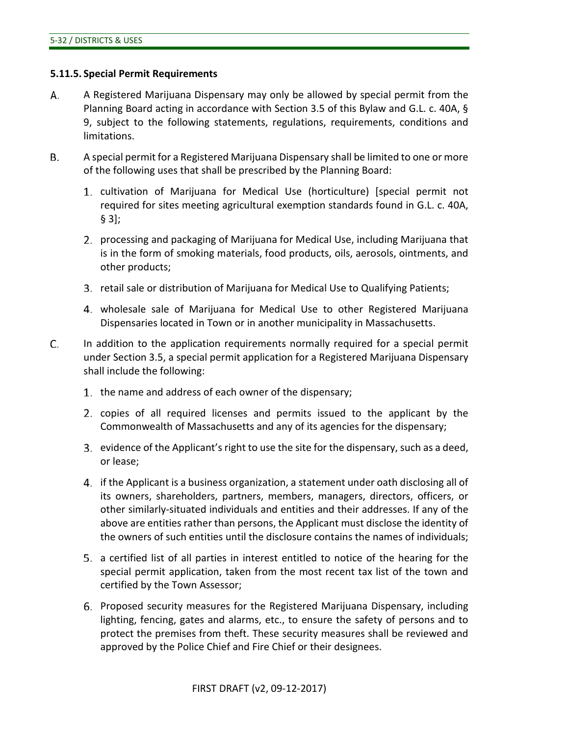### 5.11.5. Special Permit Requirements

A. A Registered Marijuana Dispensary may only be allowed by special permit from the Planning Board acting in accordance with Section 3.5 of this Bylaw and G.L. c. 40A, § 9, subject to the following statements, regulations, requirements, conditions and limitations.

B. A special permit for a Registered Marijuana Dispensary shall be limited to one or more of the following uses that shall be prescribed by the Planning Board:

1. cultivation of Marijuana for Medical Use (horticulture) [special permit not required for sites meeting agricultural exemption standards found in G.L. c. 40A, § 3];
2. processing and packaging of Marijuana for Medical Use, including Marijuana that is in the form of smoking materials, food products, oils, aerosols, ointments, and other products;
3. retail sale or distribution of Marijuana for Medical Use to Qualifying Patients;
4. wholesale sale of Marijuana for Medical Use to other Registered Marijuana Dispensaries located in Town or in another municipality in Massachusetts.

C. In addition to the application requirements normally required for a special permit under Section 3.5, a special permit application for a Registered Marijuana Dispensary shall include the following:

1. the name and address of each owner of the dispensary;
2. copies of all required licenses and permits issued to the applicant by the Commonwealth of Massachusetts and any of its agencies for the dispensary;
3. evidence of the Applicant's right to use the site for the dispensary, such as a deed, or lease;
4. if the Applicant is a business organization, a statement under oath disclosing all of its owners, shareholders, partners, members, managers, directors, officers, or other similarly-situated individuals and entities and their addresses. If any of the above are entities rather than persons, the Applicant must disclose the identity of the owners of such entities until the disclosure contains the names of individuals;
5. a certified list of all parties in interest entitled to notice of the hearing for the special permit application, taken from the most recent tax list of the town and certified by the Town Assessor;
6. Proposed security measures for the Registered Marijuana Dispensary, including lighting, fencing, gates and alarms, etc., to ensure the safety of persons and to protect the premises from theft. These security measures shall be reviewed and approved by the Police Chief and Fire Chief or their designees.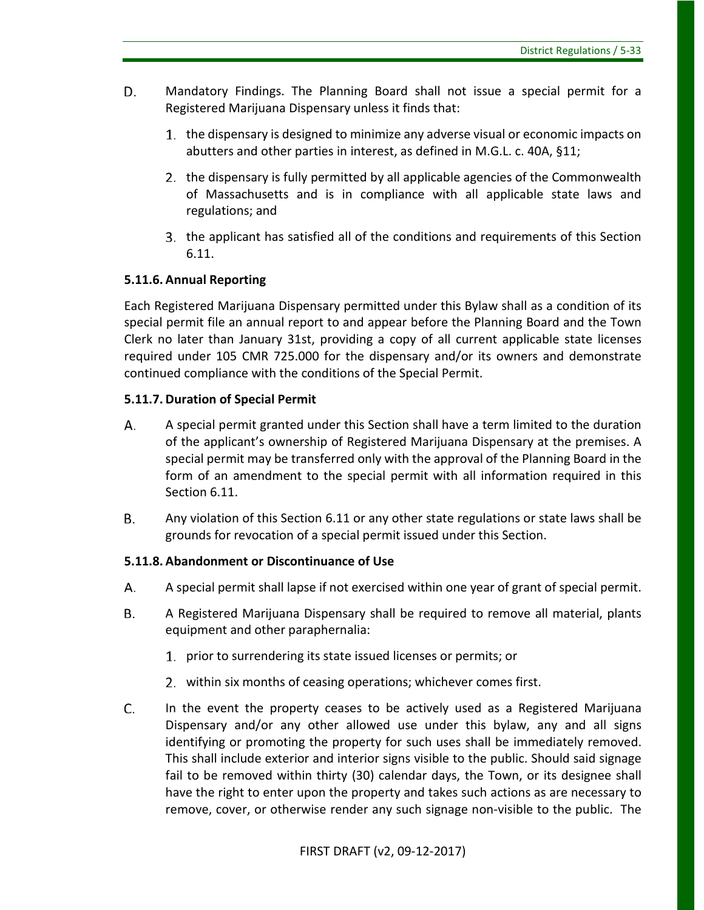D. Mandatory Findings. The Planning Board shall not issue a special permit for a Registered Marijuana Dispensary unless it finds that:

1. the dispensary is designed to minimize any adverse visual or economic impacts on abutters and other parties in interest, as defined in M.G.L. c. 40A, §11;
2. the dispensary is fully permitted by all applicable agencies of the Commonwealth of Massachusetts and is in compliance with all applicable state laws and regulations; and
3. the applicant has satisfied all of the conditions and requirements of this Section 6.11.

### 5.11.6. Annual Reporting

Each Registered Marijuana Dispensary permitted under this Bylaw shall as a condition of its special permit file an annual report to and appear before the Planning Board and the Town Clerk no later than January 31st, providing a copy of all current applicable state licenses required under 105 CMR 725.000 for the dispensary and/or its owners and demonstrate continued compliance with the conditions of the Special Permit.

### 5.11.7. Duration of Special Permit

A. A special permit granted under this Section shall have a term limited to the duration of the applicant's ownership of Registered Marijuana Dispensary at the premises. A special permit may be transferred only with the approval of the Planning Board in the form of an amendment to the special permit with all information required in this Section 6.11.

B. Any violation of this Section 6.11 or any other state regulations or state laws shall be grounds for revocation of a special permit issued under this Section.

### 5.11.8. Abandonment or Discontinuance of Use

A. A special permit shall lapse if not exercised within one year of grant of special permit.

B. A Registered Marijuana Dispensary shall be required to remove all material, plants equipment and other paraphernalia:

1. prior to surrendering its state issued licenses or permits; or
2. within six months of ceasing operations; whichever comes first.

C. In the event the property ceases to be actively used as a Registered Marijuana Dispensary and/or any other allowed use under this bylaw, any and all signs identifying or promoting the property for such uses shall be immediately removed. This shall include exterior and interior signs visible to the public. Should said signage fail to be removed within thirty (30) calendar days, the Town, or its designee shall have the right to enter upon the property and takes such actions as are necessary to remove, cover, or otherwise render any such signage non-visible to the public. The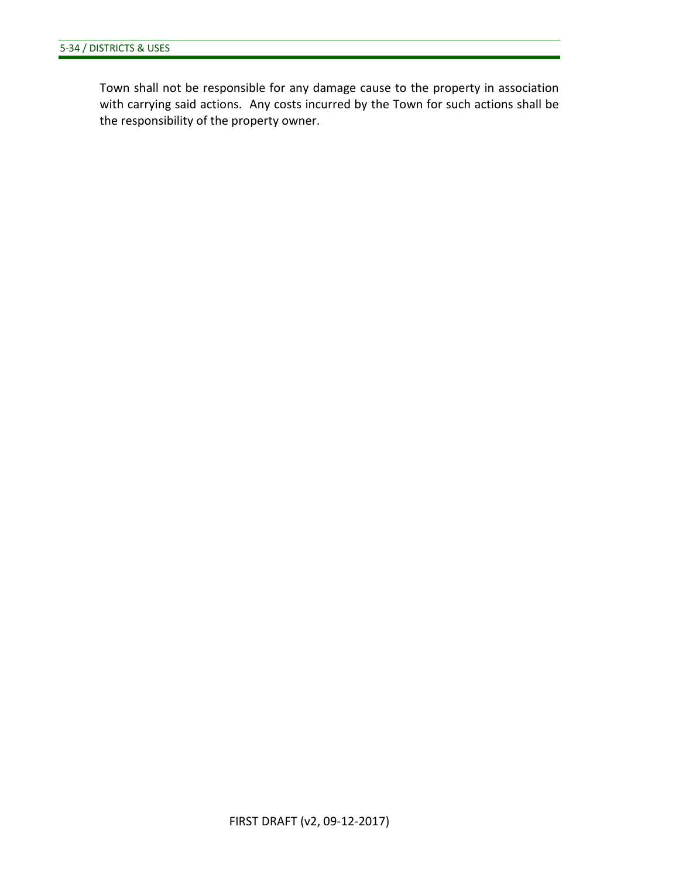Town shall not be responsible for any damage cause to the property in association with carrying said actions. Any costs incurred by the Town for such actions shall be the responsibility of the property owner.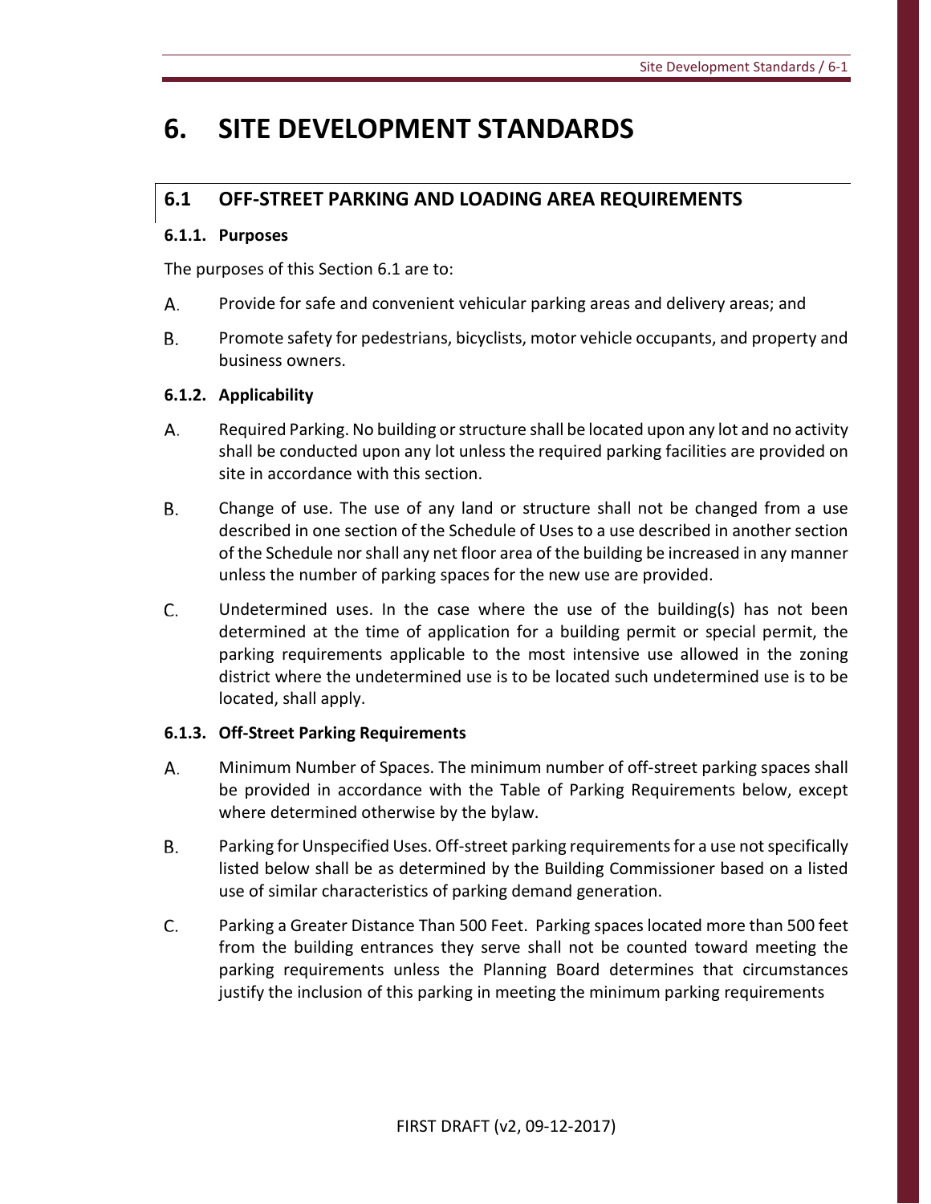# 6. SITE DEVELOPMENT STANDARDS

## 6.1 OFF-STREET PARKING AND LOADING AREA REQUIREMENTS

### 6.1.1. Purposes

The purposes of this Section 6.1 are to:

A. Provide for safe and convenient vehicular parking areas and delivery areas; and

B. Promote safety for pedestrians, bicyclists, motor vehicle occupants, and property and business owners.

### 6.1.2. Applicability

A. Required Parking. No building or structure shall be located upon any lot and no activity shall be conducted upon any lot unless the required parking facilities are provided on site in accordance with this section.

B. Change of use. The use of any land or structure shall not be changed from a use described in one section of the Schedule of Uses to a use described in another section of the Schedule nor shall any net floor area of the building be increased in any manner unless the number of parking spaces for the new use are provided.

C. Undetermined uses. In the case where the use of the building(s) has not been determined at the time of application for a building permit or special permit, the parking requirements applicable to the most intensive use allowed in the zoning district where the undetermined use is to be located such undetermined use is to be located, shall apply.

### 6.1.3. Off-Street Parking Requirements

A. Minimum Number of Spaces. The minimum number of off-street parking spaces shall be provided in accordance with the Table of Parking Requirements below, except where determined otherwise by the bylaw.

B. Parking for Unspecified Uses. Off-street parking requirements for a use not specifically listed below shall be as determined by the Building Commissioner based on a listed use of similar characteristics of parking demand generation.

C. Parking a Greater Distance Than 500 Feet. Parking spaces located more than 500 feet from the building entrances they serve shall not be counted toward meeting the parking requirements unless the Planning Board determines that circumstances justify the inclusion of this parking in meeting the minimum parking requirements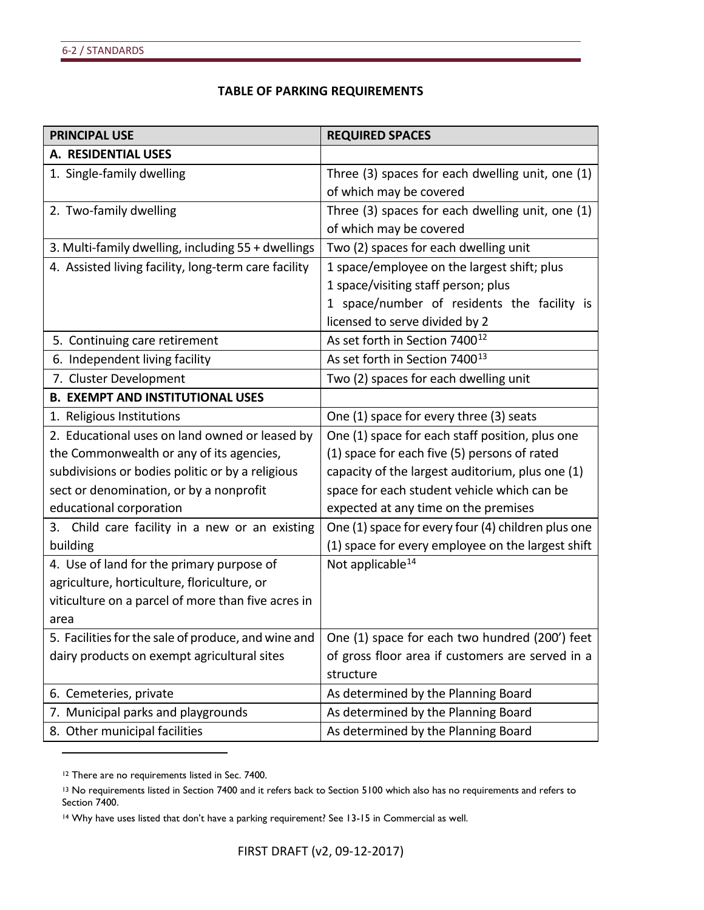**TABLE OF PARKING REQUIREMENTS**

| PRINCIPAL USE | REQUIRED SPACES |
|---|---|
| **A. RESIDENTIAL USES** | |
| 1. Single-family dwelling | Three (3) spaces for each dwelling unit, one (1) of which may be covered |
| 2. Two-family dwelling | Three (3) spaces for each dwelling unit, one (1) of which may be covered |
| 3. Multi-family dwelling, including 55 + dwellings | Two (2) spaces for each dwelling unit |
| 4. Assisted living facility, long-term care facility | 1 space/employee on the largest shift; plus 1 space/visiting staff person; plus 1 space/number of residents the facility is licensed to serve divided by 2 |
| 5. Continuing care retirement | As set forth in Section 7400[12] |
| 6. Independent living facility | As set forth in Section 7400[13] |
| 7. Cluster Development | Two (2) spaces for each dwelling unit |
| **B. EXEMPT AND INSTITUTIONAL USES** | |
| 1. Religious Institutions | One (1) space for every three (3) seats |
| 2. Educational uses on land owned or leased by the Commonwealth or any of its agencies, subdivisions or bodies politic or by a religious sect or denomination, or by a nonprofit educational corporation | One (1) space for each staff position, plus one (1) space for each five (5) persons of rated capacity of the largest auditorium, plus one (1) space for each student vehicle which can be expected at any time on the premises |
| 3. Child care facility in a new or an existing building | One (1) space for every four (4) children plus one (1) space for every employee on the largest shift |
| 4. Use of land for the primary purpose of agriculture, horticulture, floriculture, or viticulture on a parcel of more than five acres in area | Not applicable[14] |
| 5. Facilities for the sale of produce, and wine and dairy products on exempt agricultural sites | One (1) space for each two hundred (200') feet of gross floor area if customers are served in a structure |
| 6. Cemeteries, private | As determined by the Planning Board |
| 7. Municipal parks and playgrounds | As determined by the Planning Board |
| 8. Other municipal facilities | As determined by the Planning Board |

---

[12] There are no requirements listed in Sec. 7400.

[13] No requirements listed in Section 7400 and it refers back to Section 5100 which also has no requirements and refers to Section 7400.

[14] Why have uses listed that don't have a parking requirement? See 13-15 in Commercial as well.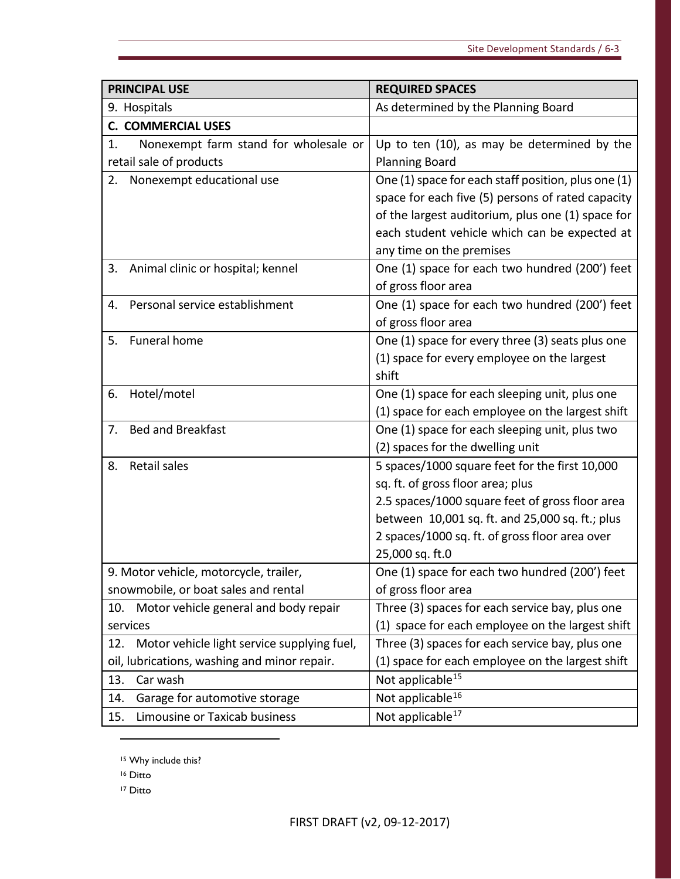| PRINCIPAL USE | REQUIRED SPACES |
|---|---|
| 9. Hospitals | As determined by the Planning Board |
| **C. COMMERCIAL USES** | |
| 1. Nonexempt farm stand for wholesale or retail sale of products | Up to ten (10), as may be determined by the Planning Board |
| 2. Nonexempt educational use | One (1) space for each staff position, plus one (1) space for each five (5) persons of rated capacity of the largest auditorium, plus one (1) space for each student vehicle which can be expected at any time on the premises |
| 3. Animal clinic or hospital; kennel | One (1) space for each two hundred (200') feet of gross floor area |
| 4. Personal service establishment | One (1) space for each two hundred (200') feet of gross floor area |
| 5. Funeral home | One (1) space for every three (3) seats plus one (1) space for every employee on the largest shift |
| 6. Hotel/motel | One (1) space for each sleeping unit, plus one (1) space for each employee on the largest shift |
| 7. Bed and Breakfast | One (1) space for each sleeping unit, plus two (2) spaces for the dwelling unit |
| 8. Retail sales | 5 spaces/1000 square feet for the first 10,000 sq. ft. of gross floor area; plus 2.5 spaces/1000 square feet of gross floor area between 10,001 sq. ft. and 25,000 sq. ft.; plus 2 spaces/1000 sq. ft. of gross floor area over 25,000 sq. ft.0 |
| 9. Motor vehicle, motorcycle, trailer, snowmobile, or boat sales and rental | One (1) space for each two hundred (200') feet of gross floor area |
| 10. Motor vehicle general and body repair services | Three (3) spaces for each service bay, plus one (1) space for each employee on the largest shift |
| 12. Motor vehicle light service supplying fuel, oil, lubrications, washing and minor repair. | Three (3) spaces for each service bay, plus one (1) space for each employee on the largest shift |
| 13. Car wash | Not applicable[15] |
| 14. Garage for automotive storage | Not applicable[16] |
| 15. Limousine or Taxicab business | Not applicable[17] |

[15] Why include this?

[16] Ditto

[17] Ditto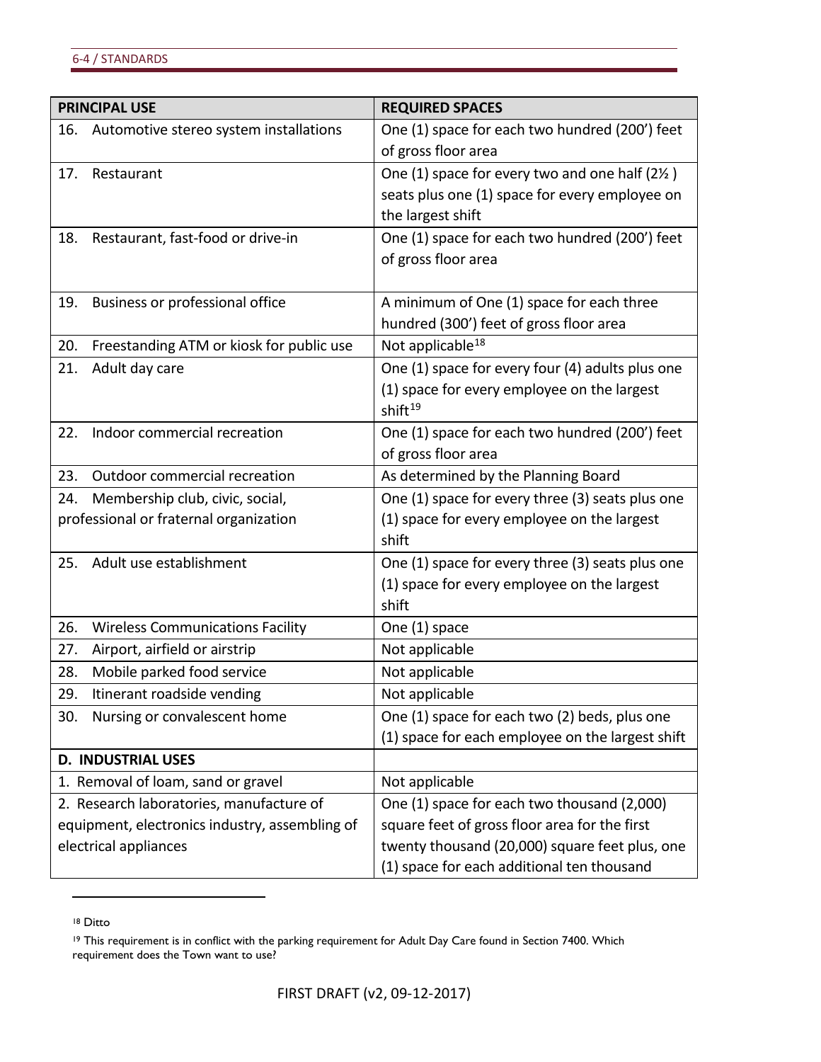| PRINCIPAL USE | REQUIRED SPACES |
|---|---|
| 16. Automotive stereo system installations | One (1) space for each two hundred (200') feet of gross floor area |
| 17. Restaurant | One (1) space for every two and one half (2½ ) seats plus one (1) space for every employee on the largest shift |
| 18. Restaurant, fast-food or drive-in | One (1) space for each two hundred (200') feet of gross floor area |
| 19. Business or professional office | A minimum of One (1) space for each three hundred (300') feet of gross floor area |
| 20. Freestanding ATM or kiosk for public use | Not applicable[18] |
| 21. Adult day care | One (1) space for every four (4) adults plus one (1) space for every employee on the largest shift[19] |
| 22. Indoor commercial recreation | One (1) space for each two hundred (200') feet of gross floor area |
| 23. Outdoor commercial recreation | As determined by the Planning Board |
| 24. Membership club, civic, social, professional or fraternal organization | One (1) space for every three (3) seats plus one (1) space for every employee on the largest shift |
| 25. Adult use establishment | One (1) space for every three (3) seats plus one (1) space for every employee on the largest shift |
| 26. Wireless Communications Facility | One (1) space |
| 27. Airport, airfield or airstrip | Not applicable |
| 28. Mobile parked food service | Not applicable |
| 29. Itinerant roadside vending | Not applicable |
| 30. Nursing or convalescent home | One (1) space for each two (2) beds, plus one (1) space for each employee on the largest shift |
| **D. INDUSTRIAL USES** | |
| 1. Removal of loam, sand or gravel | Not applicable |
| 2. Research laboratories, manufacture of equipment, electronics industry, assembling of electrical appliances | One (1) space for each two thousand (2,000) square feet of gross floor area for the first twenty thousand (20,000) square feet plus, one (1) space for each additional ten thousand |

[18] Ditto

[19] This requirement is in conflict with the parking requirement for Adult Day Care found in Section 7400. Which requirement does the Town want to use?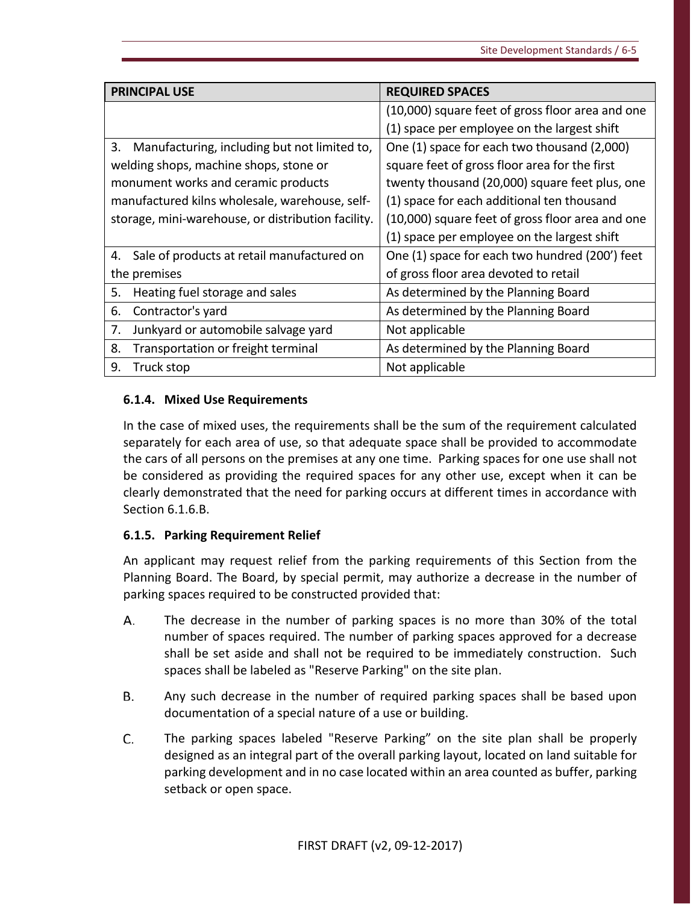| PRINCIPAL USE | REQUIRED SPACES |
|---|---|
| | (10,000) square feet of gross floor area and one (1) space per employee on the largest shift |
| 3. Manufacturing, including but not limited to, welding shops, machine shops, stone or monument works and ceramic products manufactured kilns wholesale, warehouse, self-storage, mini-warehouse, or distribution facility. | One (1) space for each two thousand (2,000) square feet of gross floor area for the first twenty thousand (20,000) square feet plus, one (1) space for each additional ten thousand (10,000) square feet of gross floor area and one (1) space per employee on the largest shift |
| 4. Sale of products at retail manufactured on the premises | One (1) space for each two hundred (200') feet of gross floor area devoted to retail |
| 5. Heating fuel storage and sales | As determined by the Planning Board |
| 6. Contractor's yard | As determined by the Planning Board |
| 7. Junkyard or automobile salvage yard | Not applicable |
| 8. Transportation or freight terminal | As determined by the Planning Board |
| 9. Truck stop | Not applicable |

### 6.1.4. Mixed Use Requirements

In the case of mixed uses, the requirements shall be the sum of the requirement calculated separately for each area of use, so that adequate space shall be provided to accommodate the cars of all persons on the premises at any one time. Parking spaces for one use shall not be considered as providing the required spaces for any other use, except when it can be clearly demonstrated that the need for parking occurs at different times in accordance with Section 6.1.6.B.

### 6.1.5. Parking Requirement Relief

An applicant may request relief from the parking requirements of this Section from the Planning Board. The Board, by special permit, may authorize a decrease in the number of parking spaces required to be constructed provided that:

A. The decrease in the number of parking spaces is no more than 30% of the total number of spaces required. The number of parking spaces approved for a decrease shall be set aside and shall not be required to be immediately construction. Such spaces shall be labeled as "Reserve Parking" on the site plan.

B. Any such decrease in the number of required parking spaces shall be based upon documentation of a special nature of a use or building.

C. The parking spaces labeled "Reserve Parking" on the site plan shall be properly designed as an integral part of the overall parking layout, located on land suitable for parking development and in no case located within an area counted as buffer, parking setback or open space.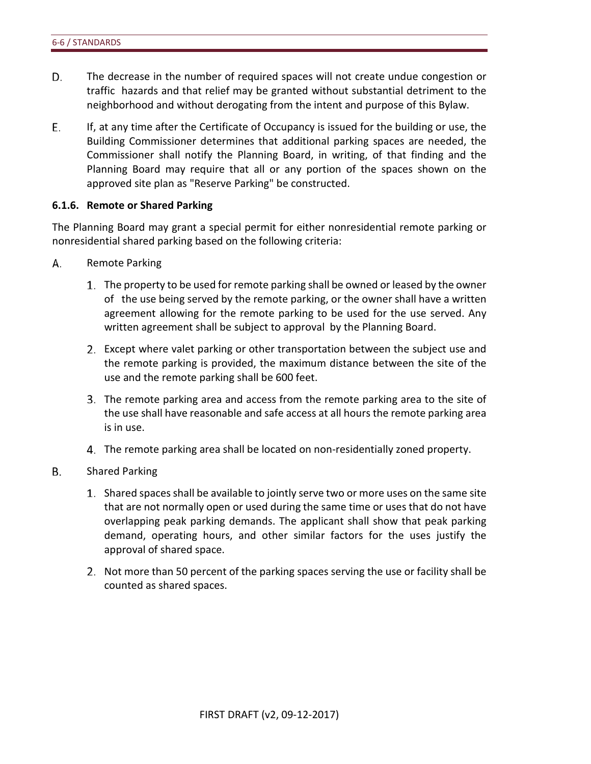D. The decrease in the number of required spaces will not create undue congestion or traffic hazards and that relief may be granted without substantial detriment to the neighborhood and without derogating from the intent and purpose of this Bylaw.

E. If, at any time after the Certificate of Occupancy is issued for the building or use, the Building Commissioner determines that additional parking spaces are needed, the Commissioner shall notify the Planning Board, in writing, of that finding and the Planning Board may require that all or any portion of the spaces shown on the approved site plan as "Reserve Parking" be constructed.

### 6.1.6. Remote or Shared Parking

The Planning Board may grant a special permit for either nonresidential remote parking or nonresidential shared parking based on the following criteria:

A. Remote Parking

1. The property to be used for remote parking shall be owned or leased by the owner of the use being served by the remote parking, or the owner shall have a written agreement allowing for the remote parking to be used for the use served. Any written agreement shall be subject to approval by the Planning Board.
2. Except where valet parking or other transportation between the subject use and the remote parking is provided, the maximum distance between the site of the use and the remote parking shall be 600 feet.
3. The remote parking area and access from the remote parking area to the site of the use shall have reasonable and safe access at all hours the remote parking area is in use.
4. The remote parking area shall be located on non-residentially zoned property.

B. Shared Parking

1. Shared spaces shall be available to jointly serve two or more uses on the same site that are not normally open or used during the same time or uses that do not have overlapping peak parking demands. The applicant shall show that peak parking demand, operating hours, and other similar factors for the uses justify the approval of shared space.
2. Not more than 50 percent of the parking spaces serving the use or facility shall be counted as shared spaces.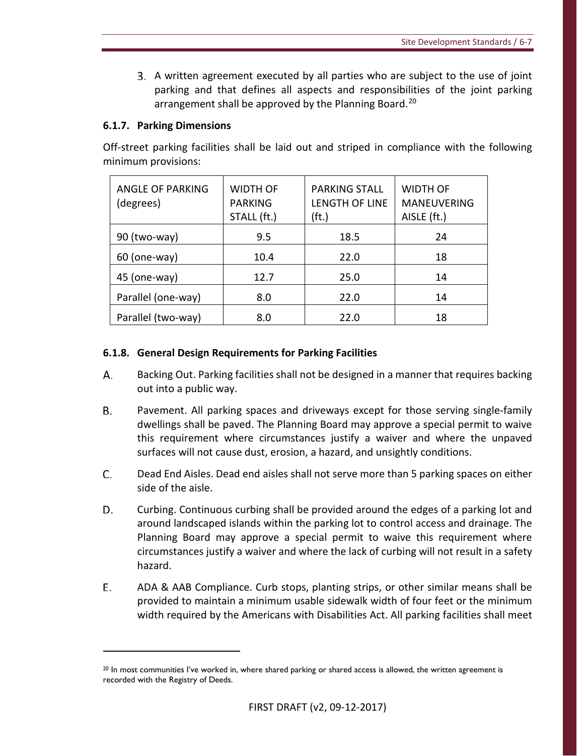3. A written agreement executed by all parties who are subject to the use of joint parking and that defines all aspects and responsibilities of the joint parking arrangement shall be approved by the Planning Board.[20]

### 6.1.7. Parking Dimensions

Off-street parking facilities shall be laid out and striped in compliance with the following minimum provisions:

| ANGLE OF PARKING (degrees) | WIDTH OF PARKING STALL (ft.) | PARKING STALL LENGTH OF LINE (ft.) | WIDTH OF MANEUVERING AISLE (ft.) |
|---|---|---|---|
| 90 (two-way) | 9.5 | 18.5 | 24 |
| 60 (one-way) | 10.4 | 22.0 | 18 |
| 45 (one-way) | 12.7 | 25.0 | 14 |
| Parallel (one-way) | 8.0 | 22.0 | 14 |
| Parallel (two-way) | 8.0 | 22.0 | 18 |

### 6.1.8. General Design Requirements for Parking Facilities

A. Backing Out. Parking facilities shall not be designed in a manner that requires backing out into a public way.

B. Pavement. All parking spaces and driveways except for those serving single-family dwellings shall be paved. The Planning Board may approve a special permit to waive this requirement where circumstances justify a waiver and where the unpaved surfaces will not cause dust, erosion, a hazard, and unsightly conditions.

C. Dead End Aisles. Dead end aisles shall not serve more than 5 parking spaces on either side of the aisle.

D. Curbing. Continuous curbing shall be provided around the edges of a parking lot and around landscaped islands within the parking lot to control access and drainage. The Planning Board may approve a special permit to waive this requirement where circumstances justify a waiver and where the lack of curbing will not result in a safety hazard.

E. ADA & AAB Compliance. Curb stops, planting strips, or other similar means shall be provided to maintain a minimum usable sidewalk width of four feet or the minimum width required by the Americans with Disabilities Act. All parking facilities shall meet

---

[20] In most communities I've worked in, where shared parking or shared access is allowed, the written agreement is recorded with the Registry of Deeds.

FIRST DRAFT (v2, 09-12-2017)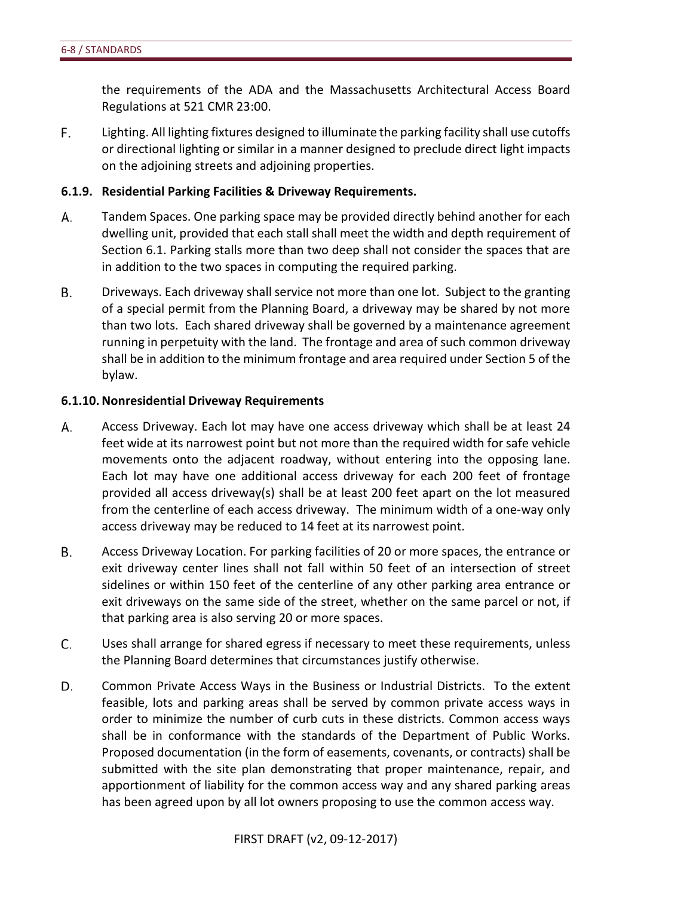the requirements of the ADA and the Massachusetts Architectural Access Board Regulations at 521 CMR 23:00.

F. Lighting. All lighting fixtures designed to illuminate the parking facility shall use cutoffs or directional lighting or similar in a manner designed to preclude direct light impacts on the adjoining streets and adjoining properties.

**6.1.9. Residential Parking Facilities & Driveway Requirements.**

A. Tandem Spaces. One parking space may be provided directly behind another for each dwelling unit, provided that each stall shall meet the width and depth requirement of Section 6.1. Parking stalls more than two deep shall not consider the spaces that are in addition to the two spaces in computing the required parking.

B. Driveways. Each driveway shall service not more than one lot. Subject to the granting of a special permit from the Planning Board, a driveway may be shared by not more than two lots. Each shared driveway shall be governed by a maintenance agreement running in perpetuity with the land. The frontage and area of such common driveway shall be in addition to the minimum frontage and area required under Section 5 of the bylaw.

**6.1.10. Nonresidential Driveway Requirements**

A. Access Driveway. Each lot may have one access driveway which shall be at least 24 feet wide at its narrowest point but not more than the required width for safe vehicle movements onto the adjacent roadway, without entering into the opposing lane. Each lot may have one additional access driveway for each 200 feet of frontage provided all access driveway(s) shall be at least 200 feet apart on the lot measured from the centerline of each access driveway. The minimum width of a one-way only access driveway may be reduced to 14 feet at its narrowest point.

B. Access Driveway Location. For parking facilities of 20 or more spaces, the entrance or exit driveway center lines shall not fall within 50 feet of an intersection of street sidelines or within 150 feet of the centerline of any other parking area entrance or exit driveways on the same side of the street, whether on the same parcel or not, if that parking area is also serving 20 or more spaces.

C. Uses shall arrange for shared egress if necessary to meet these requirements, unless the Planning Board determines that circumstances justify otherwise.

D. Common Private Access Ways in the Business or Industrial Districts. To the extent feasible, lots and parking areas shall be served by common private access ways in order to minimize the number of curb cuts in these districts. Common access ways shall be in conformance with the standards of the Department of Public Works. Proposed documentation (in the form of easements, covenants, or contracts) shall be submitted with the site plan demonstrating that proper maintenance, repair, and apportionment of liability for the common access way and any shared parking areas has been agreed upon by all lot owners proposing to use the common access way.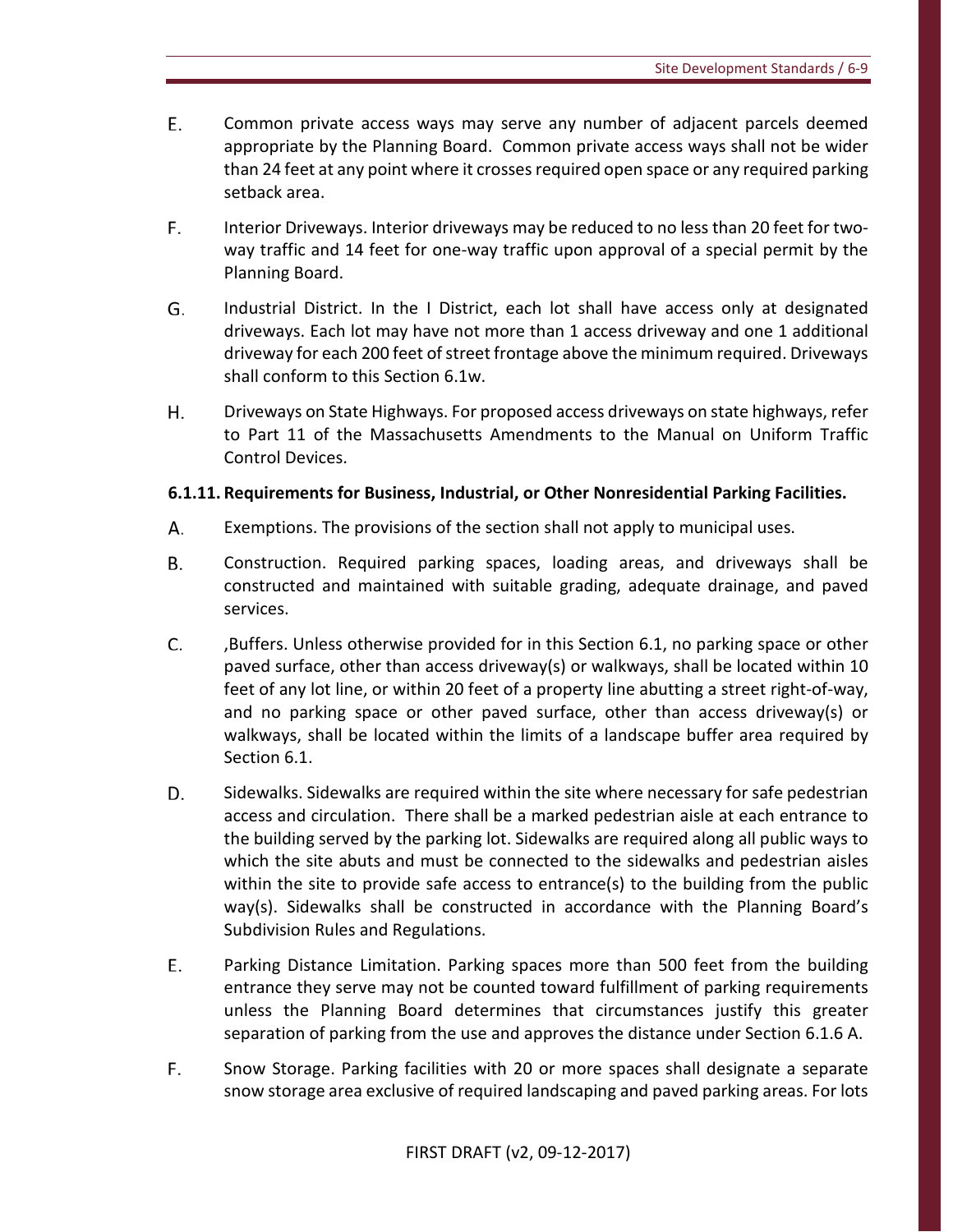E. Common private access ways may serve any number of adjacent parcels deemed appropriate by the Planning Board. Common private access ways shall not be wider than 24 feet at any point where it crosses required open space or any required parking setback area.

F. Interior Driveways. Interior driveways may be reduced to no less than 20 feet for two-way traffic and 14 feet for one-way traffic upon approval of a special permit by the Planning Board.

G. Industrial District. In the I District, each lot shall have access only at designated driveways. Each lot may have not more than 1 access driveway and one 1 additional driveway for each 200 feet of street frontage above the minimum required. Driveways shall conform to this Section 6.1w.

H. Driveways on State Highways. For proposed access driveways on state highways, refer to Part 11 of the Massachusetts Amendments to the Manual on Uniform Traffic Control Devices.

#### 6.1.11. Requirements for Business, Industrial, or Other Nonresidential Parking Facilities.

A. Exemptions. The provisions of the section shall not apply to municipal uses.

B. Construction. Required parking spaces, loading areas, and driveways shall be constructed and maintained with suitable grading, adequate drainage, and paved services.

C. ,Buffers. Unless otherwise provided for in this Section 6.1, no parking space or other paved surface, other than access driveway(s) or walkways, shall be located within 10 feet of any lot line, or within 20 feet of a property line abutting a street right-of-way, and no parking space or other paved surface, other than access driveway(s) or walkways, shall be located within the limits of a landscape buffer area required by Section 6.1.

D. Sidewalks. Sidewalks are required within the site where necessary for safe pedestrian access and circulation. There shall be a marked pedestrian aisle at each entrance to the building served by the parking lot. Sidewalks are required along all public ways to which the site abuts and must be connected to the sidewalks and pedestrian aisles within the site to provide safe access to entrance(s) to the building from the public way(s). Sidewalks shall be constructed in accordance with the Planning Board's Subdivision Rules and Regulations.

E. Parking Distance Limitation. Parking spaces more than 500 feet from the building entrance they serve may not be counted toward fulfillment of parking requirements unless the Planning Board determines that circumstances justify this greater separation of parking from the use and approves the distance under Section 6.1.6 A.

F. Snow Storage. Parking facilities with 20 or more spaces shall designate a separate snow storage area exclusive of required landscaping and paved parking areas. For lots

FIRST DRAFT (v2, 09-12-2017)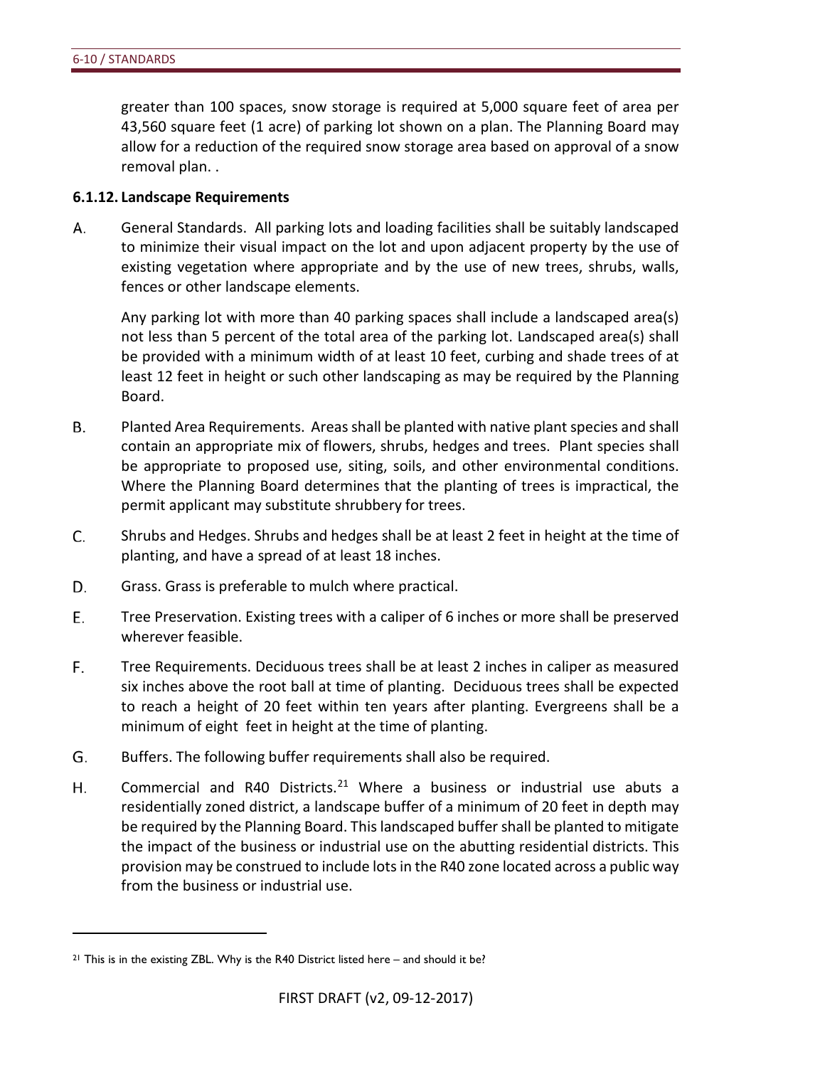greater than 100 spaces, snow storage is required at 5,000 square feet of area per 43,560 square feet (1 acre) of parking lot shown on a plan. The Planning Board may allow for a reduction of the required snow storage area based on approval of a snow removal plan. .

### 6.1.12. Landscape Requirements

A. General Standards. All parking lots and loading facilities shall be suitably landscaped to minimize their visual impact on the lot and upon adjacent property by the use of existing vegetation where appropriate and by the use of new trees, shrubs, walls, fences or other landscape elements.

Any parking lot with more than 40 parking spaces shall include a landscaped area(s) not less than 5 percent of the total area of the parking lot. Landscaped area(s) shall be provided with a minimum width of at least 10 feet, curbing and shade trees of at least 12 feet in height or such other landscaping as may be required by the Planning Board.

B. Planted Area Requirements. Areas shall be planted with native plant species and shall contain an appropriate mix of flowers, shrubs, hedges and trees. Plant species shall be appropriate to proposed use, siting, soils, and other environmental conditions. Where the Planning Board determines that the planting of trees is impractical, the permit applicant may substitute shrubbery for trees.

C. Shrubs and Hedges. Shrubs and hedges shall be at least 2 feet in height at the time of planting, and have a spread of at least 18 inches.

D. Grass. Grass is preferable to mulch where practical.

E. Tree Preservation. Existing trees with a caliper of 6 inches or more shall be preserved wherever feasible.

F. Tree Requirements. Deciduous trees shall be at least 2 inches in caliper as measured six inches above the root ball at time of planting. Deciduous trees shall be expected to reach a height of 20 feet within ten years after planting. Evergreens shall be a minimum of eight feet in height at the time of planting.

G. Buffers. The following buffer requirements shall also be required.

H. Commercial and R40 Districts.[21] Where a business or industrial use abuts a residentially zoned district, a landscape buffer of a minimum of 20 feet in depth may be required by the Planning Board. This landscaped buffer shall be planted to mitigate the impact of the business or industrial use on the abutting residential districts. This provision may be construed to include lots in the R40 zone located across a public way from the business or industrial use.

---

[21] This is in the existing ZBL. Why is the R40 District listed here – and should it be?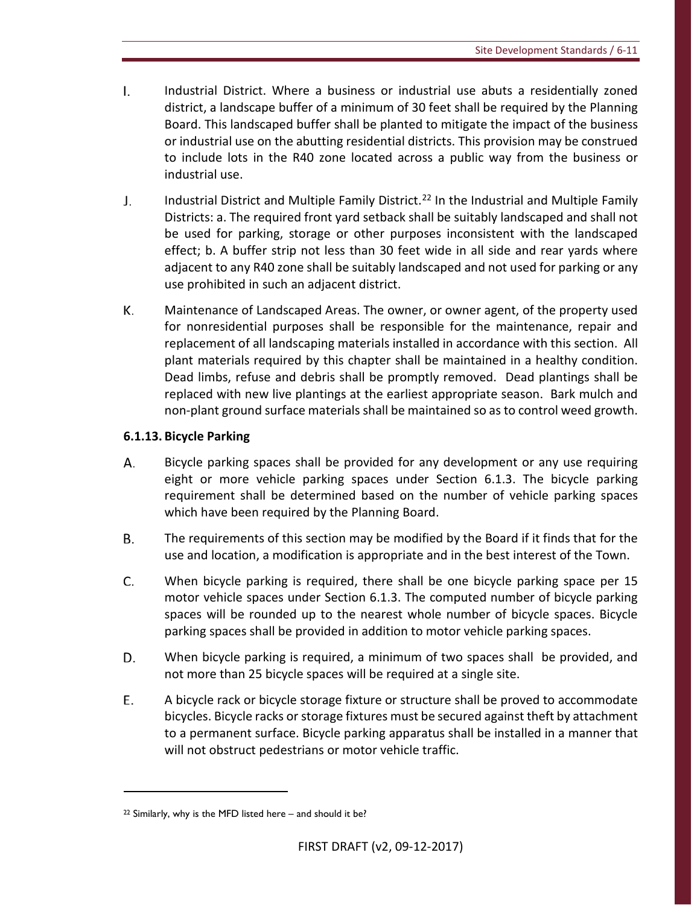I. Industrial District. Where a business or industrial use abuts a residentially zoned district, a landscape buffer of a minimum of 30 feet shall be required by the Planning Board. This landscaped buffer shall be planted to mitigate the impact of the business or industrial use on the abutting residential districts. This provision may be construed to include lots in the R40 zone located across a public way from the business or industrial use.

J. Industrial District and Multiple Family District.[22] In the Industrial and Multiple Family Districts: a. The required front yard setback shall be suitably landscaped and shall not be used for parking, storage or other purposes inconsistent with the landscaped effect; b. A buffer strip not less than 30 feet wide in all side and rear yards where adjacent to any R40 zone shall be suitably landscaped and not used for parking or any use prohibited in such an adjacent district.

K. Maintenance of Landscaped Areas. The owner, or owner agent, of the property used for nonresidential purposes shall be responsible for the maintenance, repair and replacement of all landscaping materials installed in accordance with this section. All plant materials required by this chapter shall be maintained in a healthy condition. Dead limbs, refuse and debris shall be promptly removed. Dead plantings shall be replaced with new live plantings at the earliest appropriate season. Bark mulch and non-plant ground surface materials shall be maintained so as to control weed growth.

### 6.1.13. Bicycle Parking

A. Bicycle parking spaces shall be provided for any development or any use requiring eight or more vehicle parking spaces under Section 6.1.3. The bicycle parking requirement shall be determined based on the number of vehicle parking spaces which have been required by the Planning Board.

B. The requirements of this section may be modified by the Board if it finds that for the use and location, a modification is appropriate and in the best interest of the Town.

C. When bicycle parking is required, there shall be one bicycle parking space per 15 motor vehicle spaces under Section 6.1.3. The computed number of bicycle parking spaces will be rounded up to the nearest whole number of bicycle spaces. Bicycle parking spaces shall be provided in addition to motor vehicle parking spaces.

D. When bicycle parking is required, a minimum of two spaces shall be provided, and not more than 25 bicycle spaces will be required at a single site.

E. A bicycle rack or bicycle storage fixture or structure shall be proved to accommodate bicycles. Bicycle racks or storage fixtures must be secured against theft by attachment to a permanent surface. Bicycle parking apparatus shall be installed in a manner that will not obstruct pedestrians or motor vehicle traffic.

---

[22] Similarly, why is the MFD listed here – and should it be?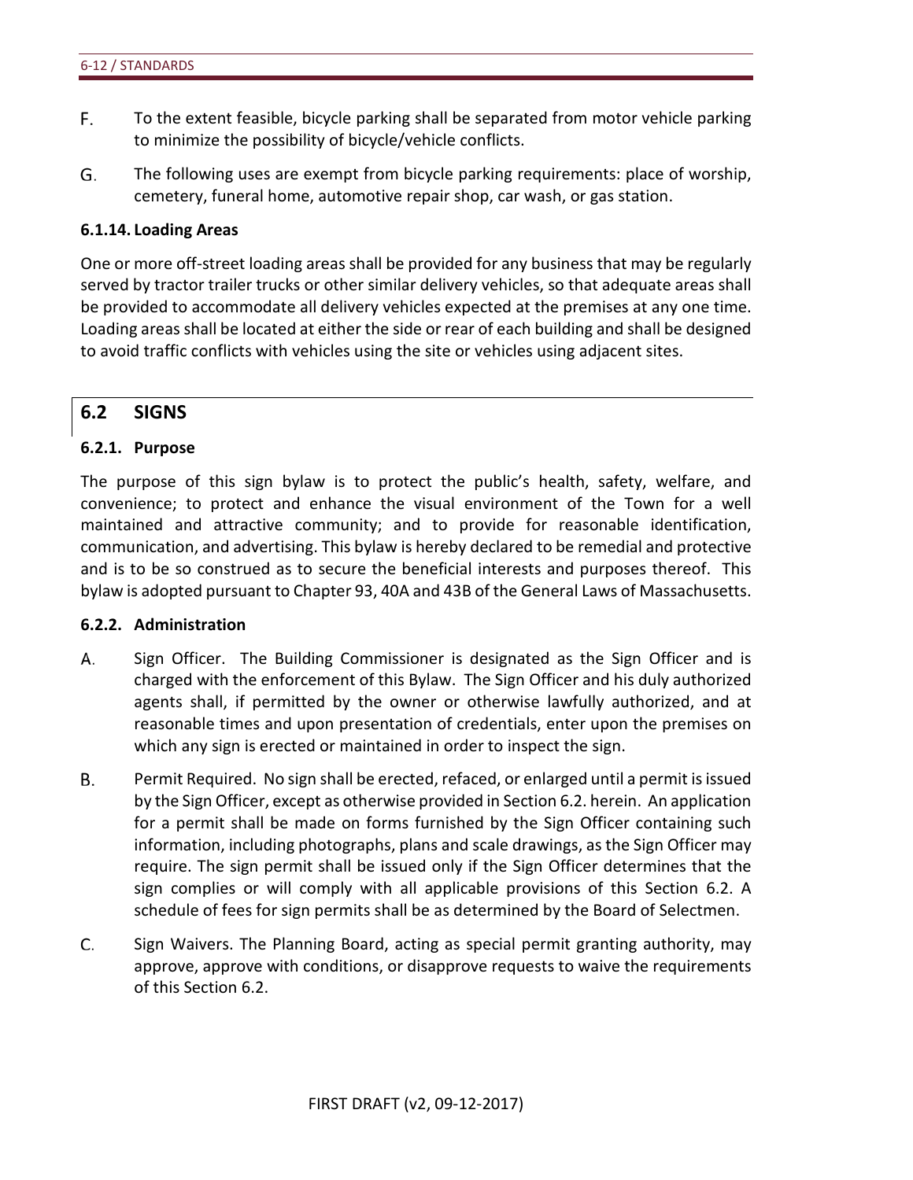F. To the extent feasible, bicycle parking shall be separated from motor vehicle parking to minimize the possibility of bicycle/vehicle conflicts.

G. The following uses are exempt from bicycle parking requirements: place of worship, cemetery, funeral home, automotive repair shop, car wash, or gas station.

### 6.1.14. Loading Areas

One or more off-street loading areas shall be provided for any business that may be regularly served by tractor trailer trucks or other similar delivery vehicles, so that adequate areas shall be provided to accommodate all delivery vehicles expected at the premises at any one time. Loading areas shall be located at either the side or rear of each building and shall be designed to avoid traffic conflicts with vehicles using the site or vehicles using adjacent sites.

## 6.2 SIGNS

### 6.2.1. Purpose

The purpose of this sign bylaw is to protect the public's health, safety, welfare, and convenience; to protect and enhance the visual environment of the Town for a well maintained and attractive community; and to provide for reasonable identification, communication, and advertising. This bylaw is hereby declared to be remedial and protective and is to be so construed as to secure the beneficial interests and purposes thereof. This bylaw is adopted pursuant to Chapter 93, 40A and 43B of the General Laws of Massachusetts.

### 6.2.2. Administration

A. Sign Officer. The Building Commissioner is designated as the Sign Officer and is charged with the enforcement of this Bylaw. The Sign Officer and his duly authorized agents shall, if permitted by the owner or otherwise lawfully authorized, and at reasonable times and upon presentation of credentials, enter upon the premises on which any sign is erected or maintained in order to inspect the sign.

B. Permit Required. No sign shall be erected, refaced, or enlarged until a permit is issued by the Sign Officer, except as otherwise provided in Section 6.2. herein. An application for a permit shall be made on forms furnished by the Sign Officer containing such information, including photographs, plans and scale drawings, as the Sign Officer may require. The sign permit shall be issued only if the Sign Officer determines that the sign complies or will comply with all applicable provisions of this Section 6.2. A schedule of fees for sign permits shall be as determined by the Board of Selectmen.

C. Sign Waivers. The Planning Board, acting as special permit granting authority, may approve, approve with conditions, or disapprove requests to waive the requirements of this Section 6.2.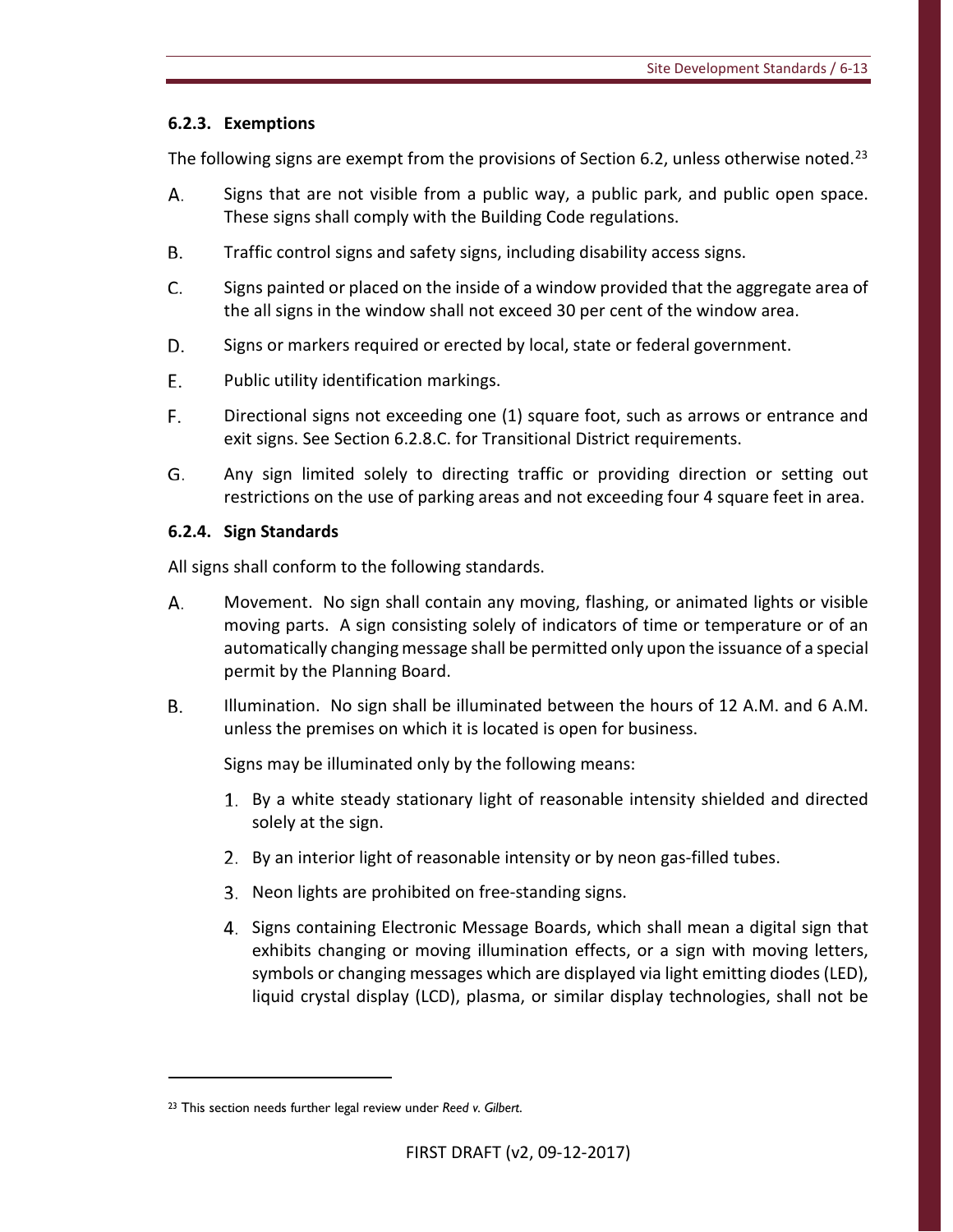### 6.2.3. Exemptions

The following signs are exempt from the provisions of Section 6.2, unless otherwise noted.[23]

A. Signs that are not visible from a public way, a public park, and public open space. These signs shall comply with the Building Code regulations.

B. Traffic control signs and safety signs, including disability access signs.

C. Signs painted or placed on the inside of a window provided that the aggregate area of the all signs in the window shall not exceed 30 per cent of the window area.

D. Signs or markers required or erected by local, state or federal government.

E. Public utility identification markings.

F. Directional signs not exceeding one (1) square foot, such as arrows or entrance and exit signs. See Section 6.2.8.C. for Transitional District requirements.

G. Any sign limited solely to directing traffic or providing direction or setting out restrictions on the use of parking areas and not exceeding four 4 square feet in area.

### 6.2.4. Sign Standards

All signs shall conform to the following standards.

A. Movement. No sign shall contain any moving, flashing, or animated lights or visible moving parts. A sign consisting solely of indicators of time or temperature or of an automatically changing message shall be permitted only upon the issuance of a special permit by the Planning Board.

B. Illumination. No sign shall be illuminated between the hours of 12 A.M. and 6 A.M. unless the premises on which it is located is open for business.

   Signs may be illuminated only by the following means:

   1. By a white steady stationary light of reasonable intensity shielded and directed solely at the sign.
   2. By an interior light of reasonable intensity or by neon gas-filled tubes.
   3. Neon lights are prohibited on free-standing signs.
   4. Signs containing Electronic Message Boards, which shall mean a digital sign that exhibits changing or moving illumination effects, or a sign with moving letters, symbols or changing messages which are displayed via light emitting diodes (LED), liquid crystal display (LCD), plasma, or similar display technologies, shall not be

---

[23] This section needs further legal review under *Reed v. Gilbert*.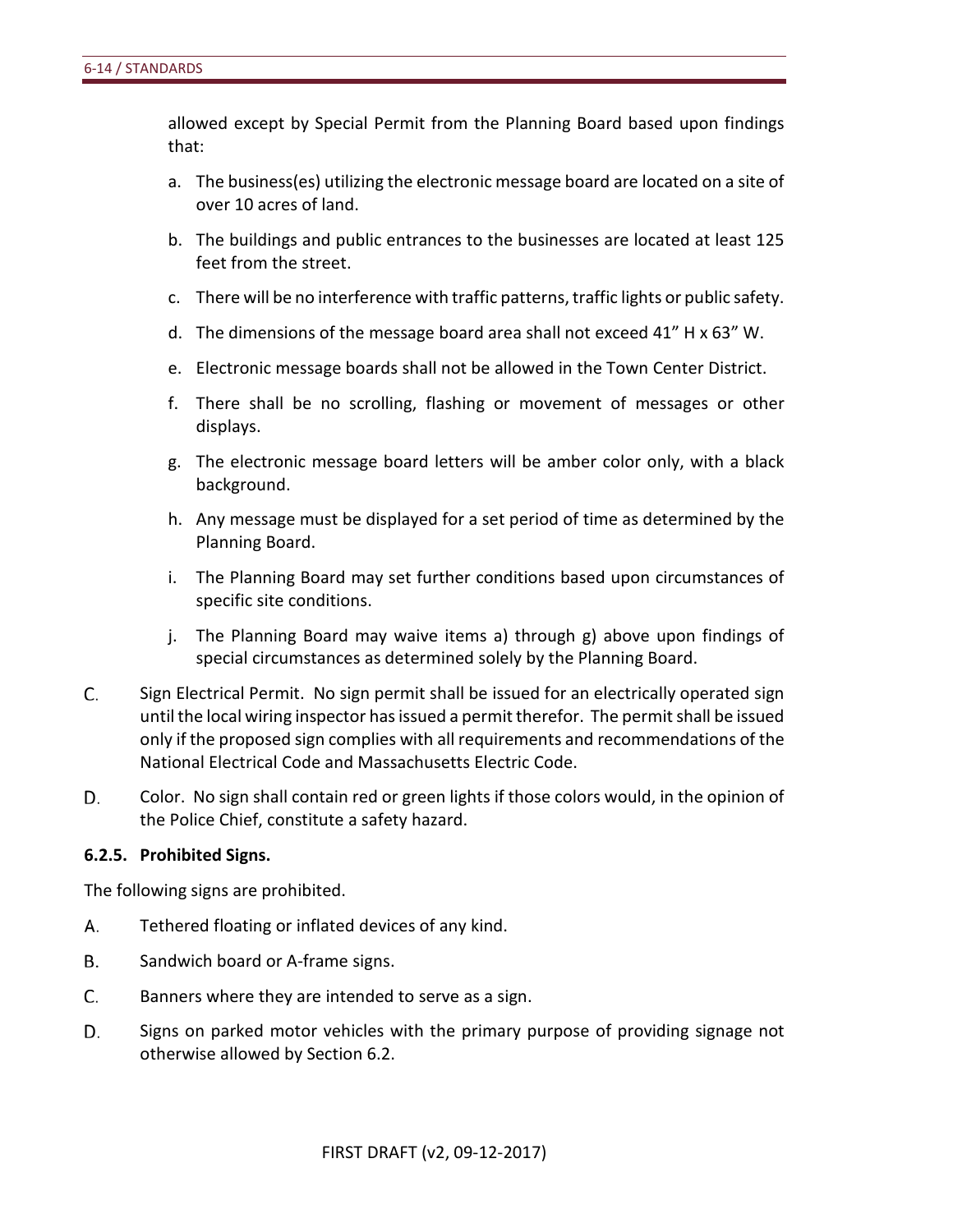allowed except by Special Permit from the Planning Board based upon findings that:

a. The business(es) utilizing the electronic message board are located on a site of over 10 acres of land.

b. The buildings and public entrances to the businesses are located at least 125 feet from the street.

c. There will be no interference with traffic patterns, traffic lights or public safety.

d. The dimensions of the message board area shall not exceed 41" H x 63" W.

e. Electronic message boards shall not be allowed in the Town Center District.

f. There shall be no scrolling, flashing or movement of messages or other displays.

g. The electronic message board letters will be amber color only, with a black background.

h. Any message must be displayed for a set period of time as determined by the Planning Board.

i. The Planning Board may set further conditions based upon circumstances of specific site conditions.

j. The Planning Board may waive items a) through g) above upon findings of special circumstances as determined solely by the Planning Board.

C. Sign Electrical Permit. No sign permit shall be issued for an electrically operated sign until the local wiring inspector has issued a permit therefor. The permit shall be issued only if the proposed sign complies with all requirements and recommendations of the National Electrical Code and Massachusetts Electric Code.

D. Color. No sign shall contain red or green lights if those colors would, in the opinion of the Police Chief, constitute a safety hazard.

**6.2.5. Prohibited Signs.**

The following signs are prohibited.

A. Tethered floating or inflated devices of any kind.

B. Sandwich board or A-frame signs.

C. Banners where they are intended to serve as a sign.

D. Signs on parked motor vehicles with the primary purpose of providing signage not otherwise allowed by Section 6.2.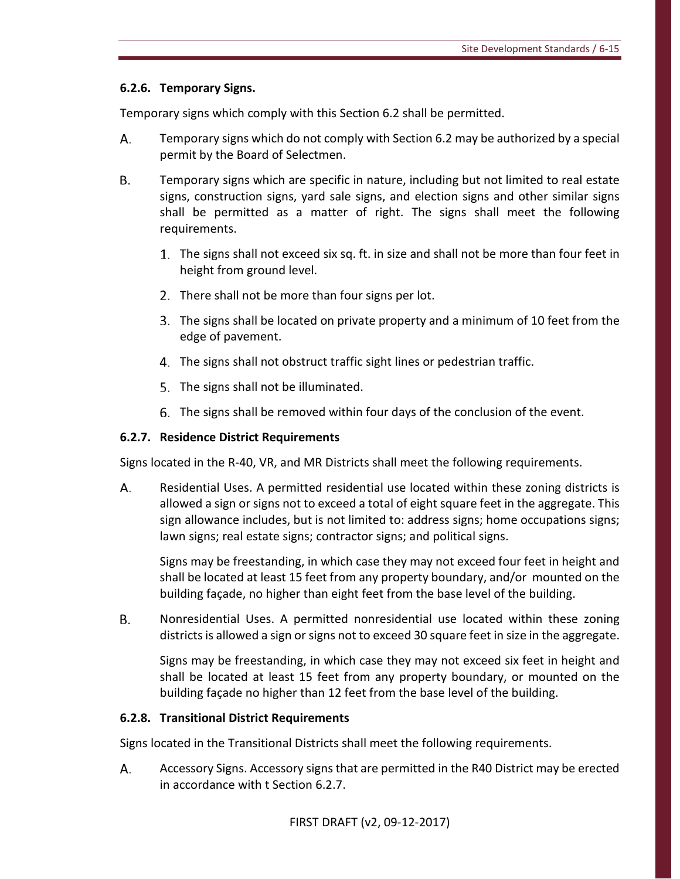### 6.2.6. Temporary Signs.

Temporary signs which comply with this Section 6.2 shall be permitted.

A. Temporary signs which do not comply with Section 6.2 may be authorized by a special permit by the Board of Selectmen.

B. Temporary signs which are specific in nature, including but not limited to real estate signs, construction signs, yard sale signs, and election signs and other similar signs shall be permitted as a matter of right. The signs shall meet the following requirements.

   1. The signs shall not exceed six sq. ft. in size and shall not be more than four feet in height from ground level.
   2. There shall not be more than four signs per lot.
   3. The signs shall be located on private property and a minimum of 10 feet from the edge of pavement.
   4. The signs shall not obstruct traffic sight lines or pedestrian traffic.
   5. The signs shall not be illuminated.
   6. The signs shall be removed within four days of the conclusion of the event.

### 6.2.7. Residence District Requirements

Signs located in the R-40, VR, and MR Districts shall meet the following requirements.

A. Residential Uses. A permitted residential use located within these zoning districts is allowed a sign or signs not to exceed a total of eight square feet in the aggregate. This sign allowance includes, but is not limited to: address signs; home occupations signs; lawn signs; real estate signs; contractor signs; and political signs.

   Signs may be freestanding, in which case they may not exceed four feet in height and shall be located at least 15 feet from any property boundary, and/or mounted on the building façade, no higher than eight feet from the base level of the building.

B. Nonresidential Uses. A permitted nonresidential use located within these zoning districts is allowed a sign or signs not to exceed 30 square feet in size in the aggregate.

   Signs may be freestanding, in which case they may not exceed six feet in height and shall be located at least 15 feet from any property boundary, or mounted on the building façade no higher than 12 feet from the base level of the building.

### 6.2.8. Transitional District Requirements

Signs located in the Transitional Districts shall meet the following requirements.

A. Accessory Signs. Accessory signs that are permitted in the R40 District may be erected in accordance with t Section 6.2.7.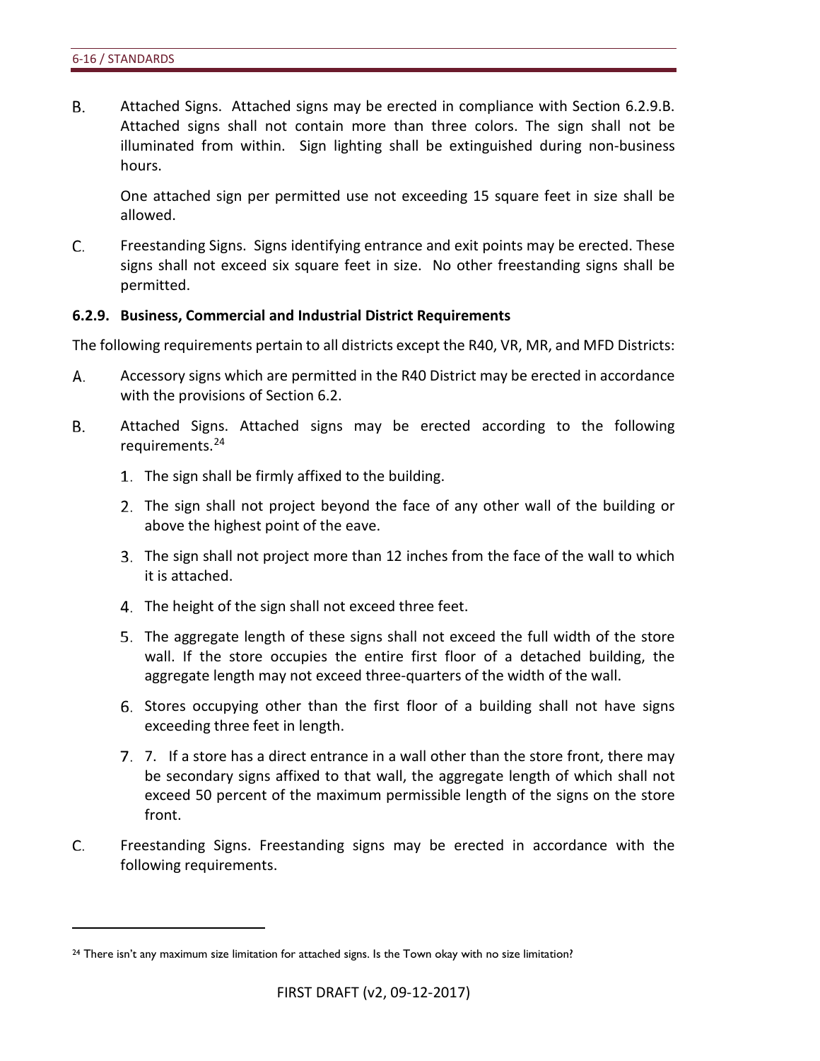B. Attached Signs. Attached signs may be erected in compliance with Section 6.2.9.B. Attached signs shall not contain more than three colors. The sign shall not be illuminated from within. Sign lighting shall be extinguished during non-business hours.

One attached sign per permitted use not exceeding 15 square feet in size shall be allowed.

C. Freestanding Signs. Signs identifying entrance and exit points may be erected. These signs shall not exceed six square feet in size. No other freestanding signs shall be permitted.

### 6.2.9. Business, Commercial and Industrial District Requirements

The following requirements pertain to all districts except the R40, VR, MR, and MFD Districts:

A. Accessory signs which are permitted in the R40 District may be erected in accordance with the provisions of Section 6.2.

B. Attached Signs. Attached signs may be erected according to the following requirements.[24]

1. The sign shall be firmly affixed to the building.
2. The sign shall not project beyond the face of any other wall of the building or above the highest point of the eave.
3. The sign shall not project more than 12 inches from the face of the wall to which it is attached.
4. The height of the sign shall not exceed three feet.
5. The aggregate length of these signs shall not exceed the full width of the store wall. If the store occupies the entire first floor of a detached building, the aggregate length may not exceed three-quarters of the width of the wall.
6. Stores occupying other than the first floor of a building shall not have signs exceeding three feet in length.
7. 7. If a store has a direct entrance in a wall other than the store front, there may be secondary signs affixed to that wall, the aggregate length of which shall not exceed 50 percent of the maximum permissible length of the signs on the store front.

C. Freestanding Signs. Freestanding signs may be erected in accordance with the following requirements.

[24] There isn't any maximum size limitation for attached signs. Is the Town okay with no size limitation?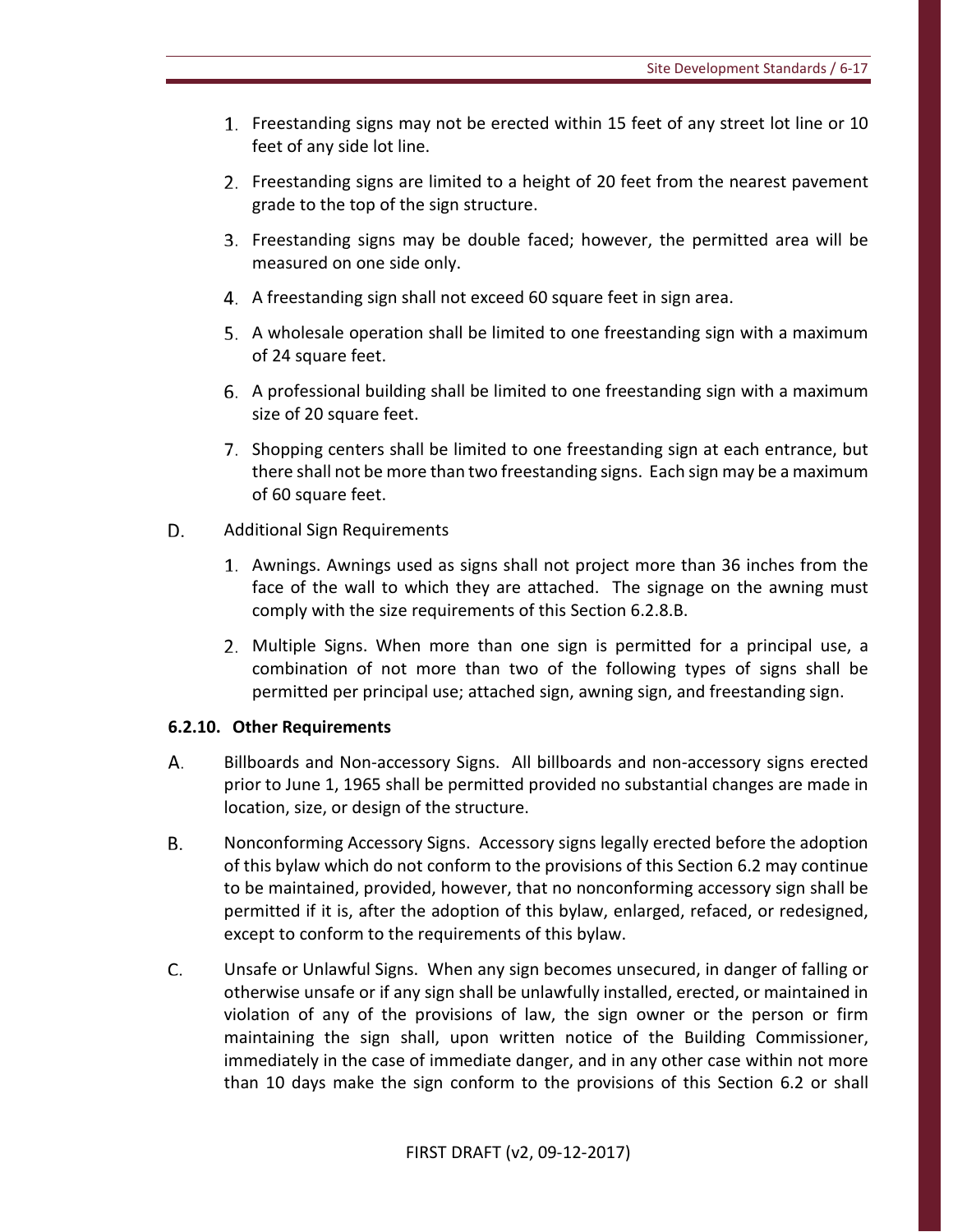1. Freestanding signs may not be erected within 15 feet of any street lot line or 10 feet of any side lot line.

2. Freestanding signs are limited to a height of 20 feet from the nearest pavement grade to the top of the sign structure.

3. Freestanding signs may be double faced; however, the permitted area will be measured on one side only.

4. A freestanding sign shall not exceed 60 square feet in sign area.

5. A wholesale operation shall be limited to one freestanding sign with a maximum of 24 square feet.

6. A professional building shall be limited to one freestanding sign with a maximum size of 20 square feet.

7. Shopping centers shall be limited to one freestanding sign at each entrance, but there shall not be more than two freestanding signs. Each sign may be a maximum of 60 square feet.

D. Additional Sign Requirements

1. Awnings. Awnings used as signs shall not project more than 36 inches from the face of the wall to which they are attached. The signage on the awning must comply with the size requirements of this Section 6.2.8.B.

2. Multiple Signs. When more than one sign is permitted for a principal use, a combination of not more than two of the following types of signs shall be permitted per principal use; attached sign, awning sign, and freestanding sign.

**6.2.10. Other Requirements**

A. Billboards and Non-accessory Signs. All billboards and non-accessory signs erected prior to June 1, 1965 shall be permitted provided no substantial changes are made in location, size, or design of the structure.

B. Nonconforming Accessory Signs. Accessory signs legally erected before the adoption of this bylaw which do not conform to the provisions of this Section 6.2 may continue to be maintained, provided, however, that no nonconforming accessory sign shall be permitted if it is, after the adoption of this bylaw, enlarged, refaced, or redesigned, except to conform to the requirements of this bylaw.

C. Unsafe or Unlawful Signs. When any sign becomes unsecured, in danger of falling or otherwise unsafe or if any sign shall be unlawfully installed, erected, or maintained in violation of any of the provisions of law, the sign owner or the person or firm maintaining the sign shall, upon written notice of the Building Commissioner, immediately in the case of immediate danger, and in any other case within not more than 10 days make the sign conform to the provisions of this Section 6.2 or shall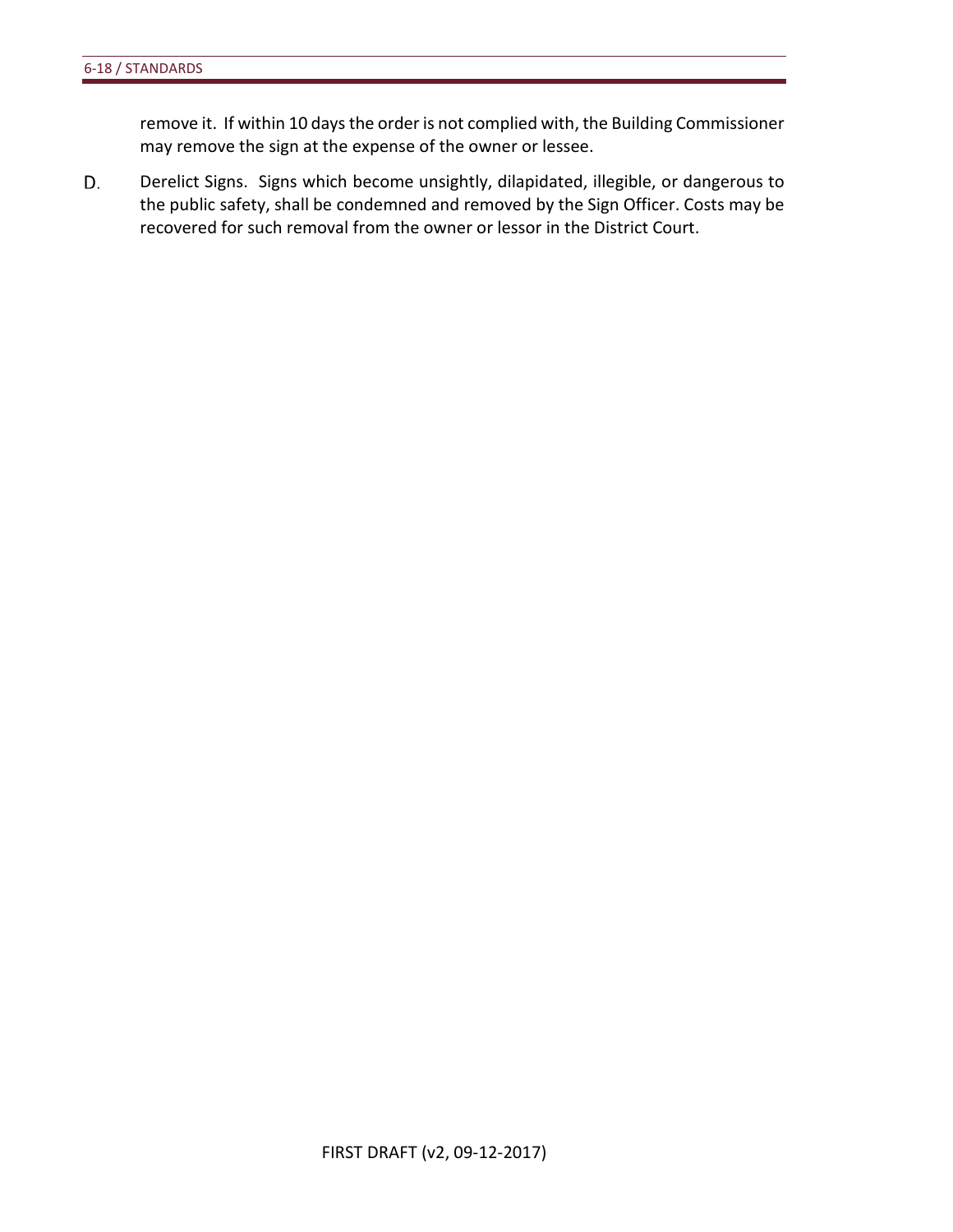remove it. If within 10 days the order is not complied with, the Building Commissioner may remove the sign at the expense of the owner or lessee.

D. Derelict Signs. Signs which become unsightly, dilapidated, illegible, or dangerous to the public safety, shall be condemned and removed by the Sign Officer. Costs may be recovered for such removal from the owner or lessor in the District Court.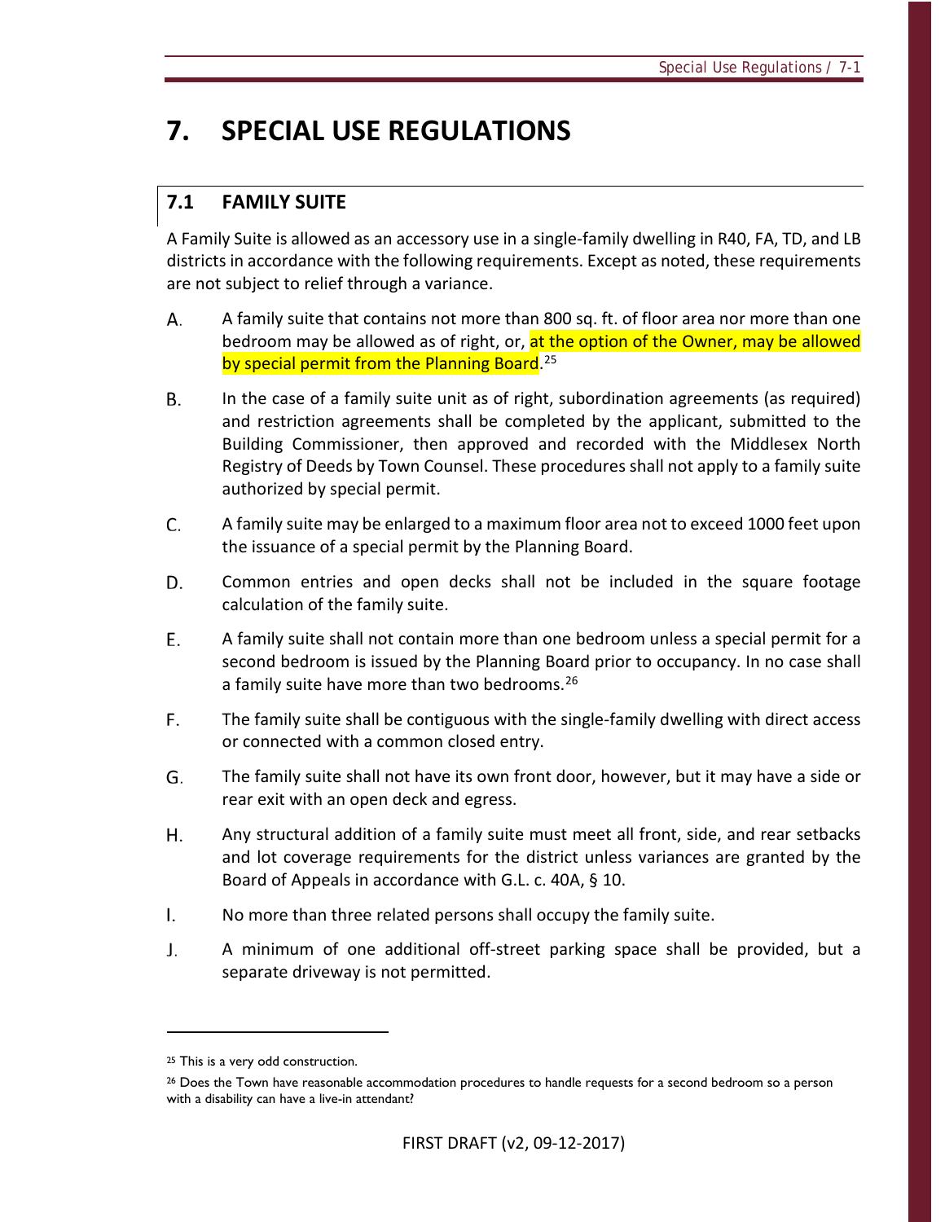# 7. SPECIAL USE REGULATIONS

## 7.1 FAMILY SUITE

A Family Suite is allowed as an accessory use in a single-family dwelling in R40, FA, TD, and LB districts in accordance with the following requirements. Except as noted, these requirements are not subject to relief through a variance.

A. A family suite that contains not more than 800 sq. ft. of floor area nor more than one bedroom may be allowed as of right, or, at the option of the Owner, may be allowed by special permit from the Planning Board.[25]

B. In the case of a family suite unit as of right, subordination agreements (as required) and restriction agreements shall be completed by the applicant, submitted to the Building Commissioner, then approved and recorded with the Middlesex North Registry of Deeds by Town Counsel. These procedures shall not apply to a family suite authorized by special permit.

C. A family suite may be enlarged to a maximum floor area not to exceed 1000 feet upon the issuance of a special permit by the Planning Board.

D. Common entries and open decks shall not be included in the square footage calculation of the family suite.

E. A family suite shall not contain more than one bedroom unless a special permit for a second bedroom is issued by the Planning Board prior to occupancy. In no case shall a family suite have more than two bedrooms.[26]

F. The family suite shall be contiguous with the single-family dwelling with direct access or connected with a common closed entry.

G. The family suite shall not have its own front door, however, but it may have a side or rear exit with an open deck and egress.

H. Any structural addition of a family suite must meet all front, side, and rear setbacks and lot coverage requirements for the district unless variances are granted by the Board of Appeals in accordance with G.L. c. 40A, § 10.

I. No more than three related persons shall occupy the family suite.

J. A minimum of one additional off-street parking space shall be provided, but a separate driveway is not permitted.

---

[25] This is a very odd construction.

[26] Does the Town have reasonable accommodation procedures to handle requests for a second bedroom so a person with a disability can have a live-in attendant?

FIRST DRAFT (v2, 09-12-2017)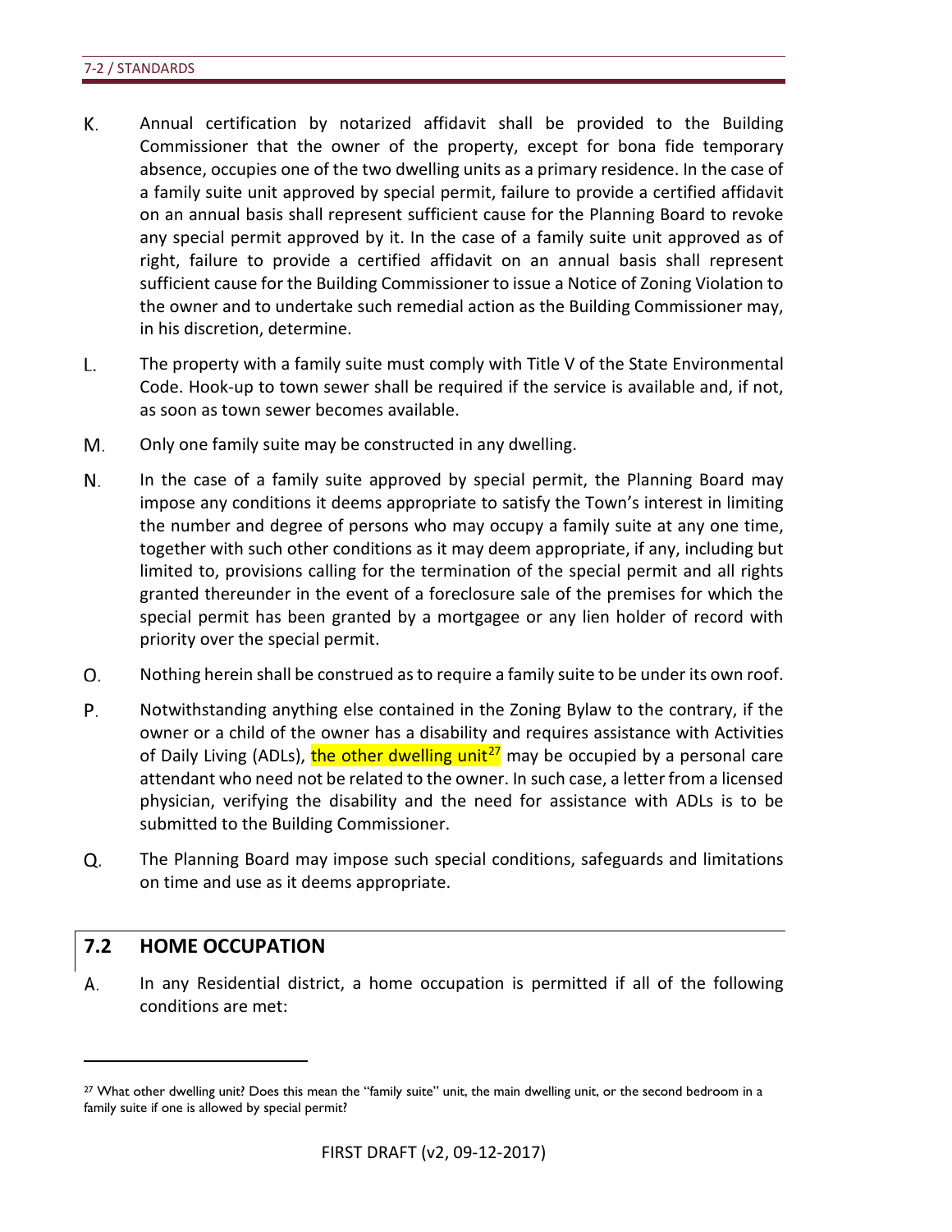K. Annual certification by notarized affidavit shall be provided to the Building Commissioner that the owner of the property, except for bona fide temporary absence, occupies one of the two dwelling units as a primary residence. In the case of a family suite unit approved by special permit, failure to provide a certified affidavit on an annual basis shall represent sufficient cause for the Planning Board to revoke any special permit approved by it. In the case of a family suite unit approved as of right, failure to provide a certified affidavit on an annual basis shall represent sufficient cause for the Building Commissioner to issue a Notice of Zoning Violation to the owner and to undertake such remedial action as the Building Commissioner may, in his discretion, determine.

L. The property with a family suite must comply with Title V of the State Environmental Code. Hook-up to town sewer shall be required if the service is available and, if not, as soon as town sewer becomes available.

M. Only one family suite may be constructed in any dwelling.

N. In the case of a family suite approved by special permit, the Planning Board may impose any conditions it deems appropriate to satisfy the Town's interest in limiting the number and degree of persons who may occupy a family suite at any one time, together with such other conditions as it may deem appropriate, if any, including but limited to, provisions calling for the termination of the special permit and all rights granted thereunder in the event of a foreclosure sale of the premises for which the special permit has been granted by a mortgagee or any lien holder of record with priority over the special permit.

O. Nothing herein shall be construed as to require a family suite to be under its own roof.

P. Notwithstanding anything else contained in the Zoning Bylaw to the contrary, if the owner or a child of the owner has a disability and requires assistance with Activities of Daily Living (ADLs), the other dwelling unit[27] may be occupied by a personal care attendant who need not be related to the owner. In such case, a letter from a licensed physician, verifying the disability and the need for assistance with ADLs is to be submitted to the Building Commissioner.

Q. The Planning Board may impose such special conditions, safeguards and limitations on time and use as it deems appropriate.

## 7.2 HOME OCCUPATION

A. In any Residential district, a home occupation is permitted if all of the following conditions are met:

[27] What other dwelling unit? Does this mean the "family suite" unit, the main dwelling unit, or the second bedroom in a family suite if one is allowed by special permit?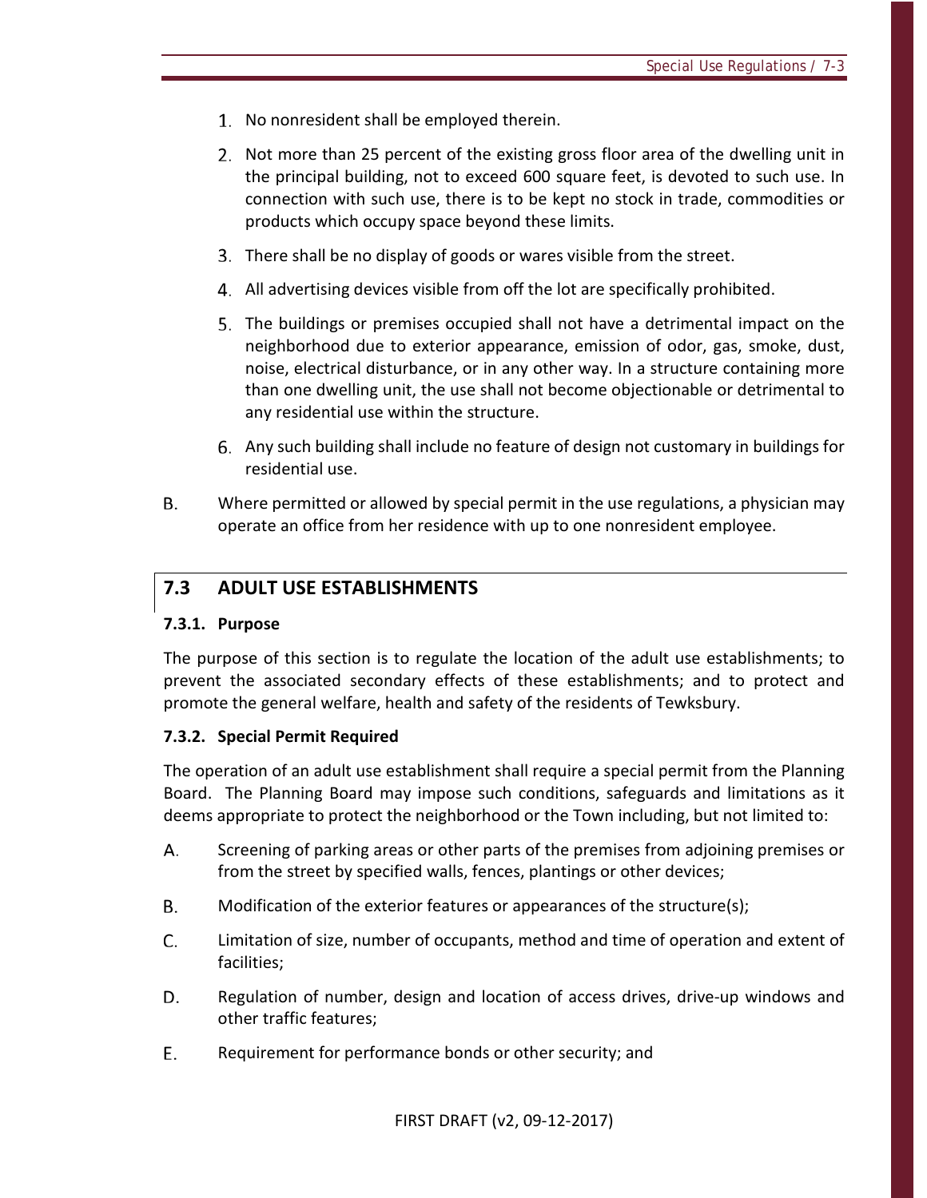1. No nonresident shall be employed therein.
2. Not more than 25 percent of the existing gross floor area of the dwelling unit in the principal building, not to exceed 600 square feet, is devoted to such use. In connection with such use, there is to be kept no stock in trade, commodities or products which occupy space beyond these limits.
3. There shall be no display of goods or wares visible from the street.
4. All advertising devices visible from off the lot are specifically prohibited.
5. The buildings or premises occupied shall not have a detrimental impact on the neighborhood due to exterior appearance, emission of odor, gas, smoke, dust, noise, electrical disturbance, or in any other way. In a structure containing more than one dwelling unit, the use shall not become objectionable or detrimental to any residential use within the structure.
6. Any such building shall include no feature of design not customary in buildings for residential use.

B. Where permitted or allowed by special permit in the use regulations, a physician may operate an office from her residence with up to one nonresident employee.

## 7.3 ADULT USE ESTABLISHMENTS

### 7.3.1. Purpose

The purpose of this section is to regulate the location of the adult use establishments; to prevent the associated secondary effects of these establishments; and to protect and promote the general welfare, health and safety of the residents of Tewksbury.

### 7.3.2. Special Permit Required

The operation of an adult use establishment shall require a special permit from the Planning Board. The Planning Board may impose such conditions, safeguards and limitations as it deems appropriate to protect the neighborhood or the Town including, but not limited to:

A. Screening of parking areas or other parts of the premises from adjoining premises or from the street by specified walls, fences, plantings or other devices;

B. Modification of the exterior features or appearances of the structure(s);

C. Limitation of size, number of occupants, method and time of operation and extent of facilities;

D. Regulation of number, design and location of access drives, drive-up windows and other traffic features;

E. Requirement for performance bonds or other security; and

FIRST DRAFT (v2, 09-12-2017)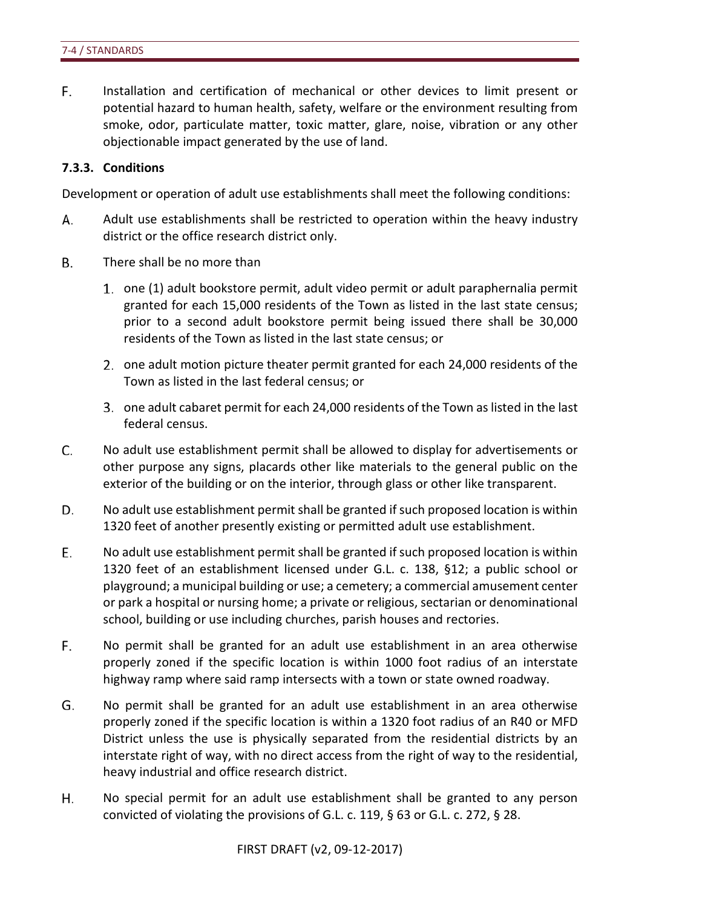F. Installation and certification of mechanical or other devices to limit present or potential hazard to human health, safety, welfare or the environment resulting from smoke, odor, particulate matter, toxic matter, glare, noise, vibration or any other objectionable impact generated by the use of land.

### 7.3.3. Conditions

Development or operation of adult use establishments shall meet the following conditions:

A. Adult use establishments shall be restricted to operation within the heavy industry district or the office research district only.

B. There shall be no more than

1. one (1) adult bookstore permit, adult video permit or adult paraphernalia permit granted for each 15,000 residents of the Town as listed in the last state census; prior to a second adult bookstore permit being issued there shall be 30,000 residents of the Town as listed in the last state census; or
2. one adult motion picture theater permit granted for each 24,000 residents of the Town as listed in the last federal census; or
3. one adult cabaret permit for each 24,000 residents of the Town as listed in the last federal census.

C. No adult use establishment permit shall be allowed to display for advertisements or other purpose any signs, placards other like materials to the general public on the exterior of the building or on the interior, through glass or other like transparent.

D. No adult use establishment permit shall be granted if such proposed location is within 1320 feet of another presently existing or permitted adult use establishment.

E. No adult use establishment permit shall be granted if such proposed location is within 1320 feet of an establishment licensed under G.L. c. 138, §12; a public school or playground; a municipal building or use; a cemetery; a commercial amusement center or park a hospital or nursing home; a private or religious, sectarian or denominational school, building or use including churches, parish houses and rectories.

F. No permit shall be granted for an adult use establishment in an area otherwise properly zoned if the specific location is within 1000 foot radius of an interstate highway ramp where said ramp intersects with a town or state owned roadway.

G. No permit shall be granted for an adult use establishment in an area otherwise properly zoned if the specific location is within a 1320 foot radius of an R40 or MFD District unless the use is physically separated from the residential districts by an interstate right of way, with no direct access from the right of way to the residential, heavy industrial and office research district.

H. No special permit for an adult use establishment shall be granted to any person convicted of violating the provisions of G.L. c. 119, § 63 or G.L. c. 272, § 28.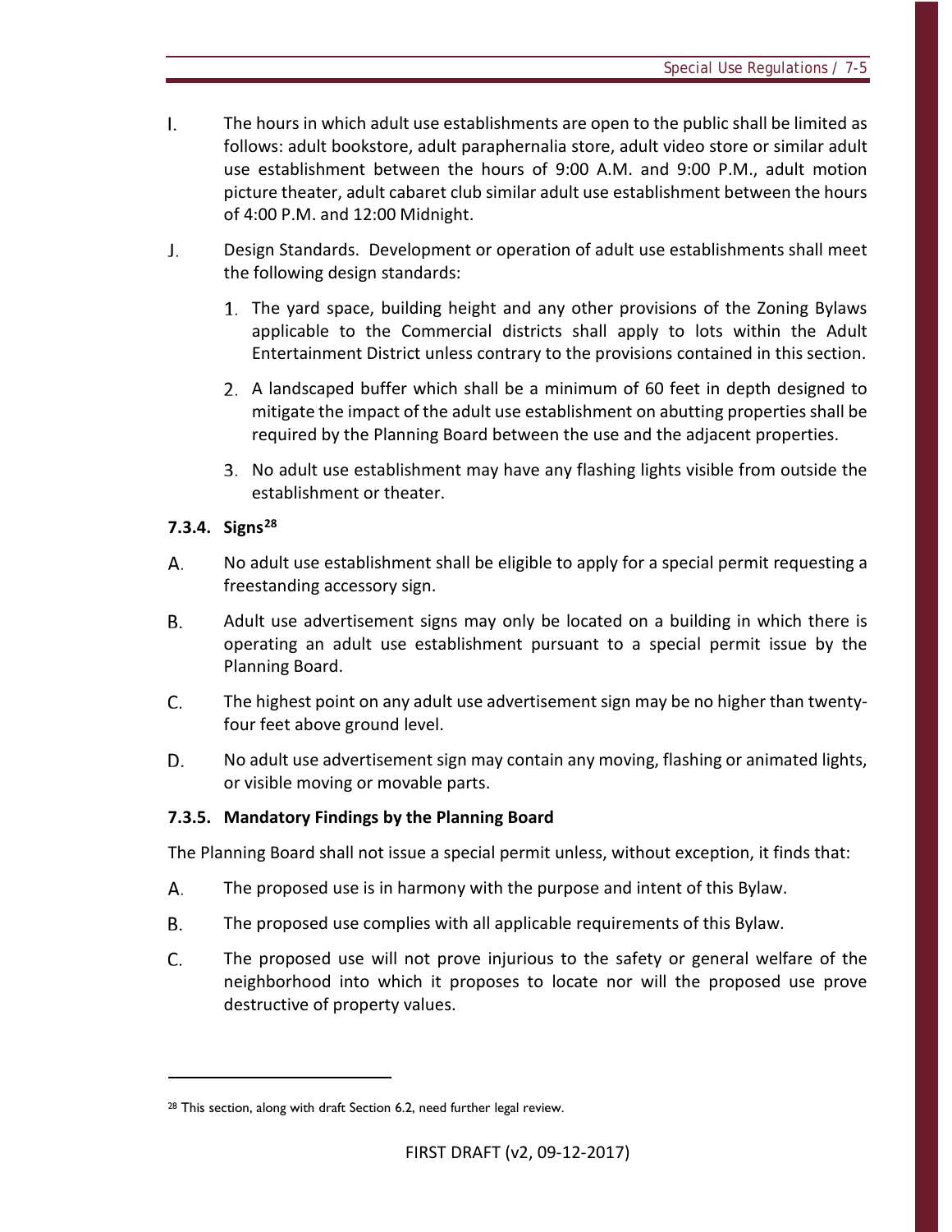I. The hours in which adult use establishments are open to the public shall be limited as follows: adult bookstore, adult paraphernalia store, adult video store or similar adult use establishment between the hours of 9:00 A.M. and 9:00 P.M., adult motion picture theater, adult cabaret club similar adult use establishment between the hours of 4:00 P.M. and 12:00 Midnight.

J. Design Standards. Development or operation of adult use establishments shall meet the following design standards:

1. The yard space, building height and any other provisions of the Zoning Bylaws applicable to the Commercial districts shall apply to lots within the Adult Entertainment District unless contrary to the provisions contained in this section.
2. A landscaped buffer which shall be a minimum of 60 feet in depth designed to mitigate the impact of the adult use establishment on abutting properties shall be required by the Planning Board between the use and the adjacent properties.
3. No adult use establishment may have any flashing lights visible from outside the establishment or theater.

### 7.3.4. Signs[28]

A. No adult use establishment shall be eligible to apply for a special permit requesting a freestanding accessory sign.

B. Adult use advertisement signs may only be located on a building in which there is operating an adult use establishment pursuant to a special permit issue by the Planning Board.

C. The highest point on any adult use advertisement sign may be no higher than twenty-four feet above ground level.

D. No adult use advertisement sign may contain any moving, flashing or animated lights, or visible moving or movable parts.

### 7.3.5. Mandatory Findings by the Planning Board

The Planning Board shall not issue a special permit unless, without exception, it finds that:

A. The proposed use is in harmony with the purpose and intent of this Bylaw.

B. The proposed use complies with all applicable requirements of this Bylaw.

C. The proposed use will not prove injurious to the safety or general welfare of the neighborhood into which it proposes to locate nor will the proposed use prove destructive of property values.

---

[28] This section, along with draft Section 6.2, need further legal review.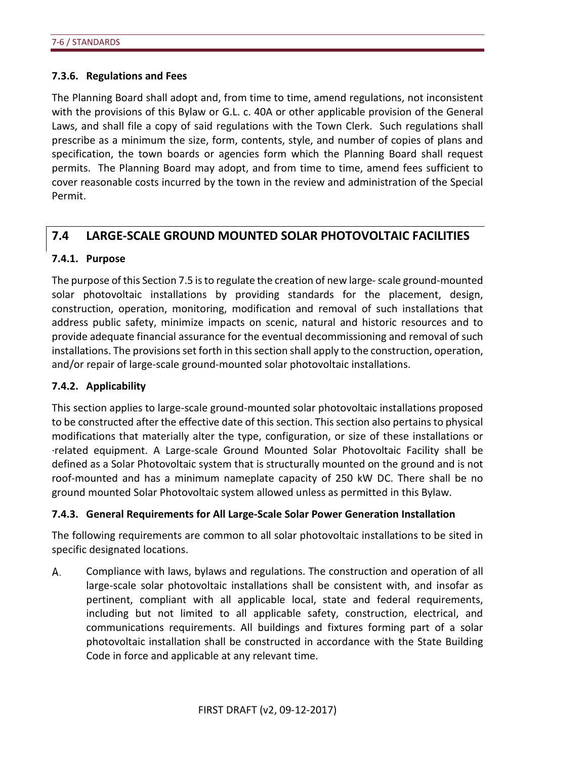### 7.3.6. Regulations and Fees

The Planning Board shall adopt and, from time to time, amend regulations, not inconsistent with the provisions of this Bylaw or G.L. c. 40A or other applicable provision of the General Laws, and shall file a copy of said regulations with the Town Clerk. Such regulations shall prescribe as a minimum the size, form, contents, style, and number of copies of plans and specification, the town boards or agencies form which the Planning Board shall request permits. The Planning Board may adopt, and from time to time, amend fees sufficient to cover reasonable costs incurred by the town in the review and administration of the Special Permit.

## 7.4 LARGE-SCALE GROUND MOUNTED SOLAR PHOTOVOLTAIC FACILITIES

### 7.4.1. Purpose

The purpose of this Section 7.5 is to regulate the creation of new large- scale ground-mounted solar photovoltaic installations by providing standards for the placement, design, construction, operation, monitoring, modification and removal of such installations that address public safety, minimize impacts on scenic, natural and historic resources and to provide adequate financial assurance for the eventual decommissioning and removal of such installations. The provisions set forth in this section shall apply to the construction, operation, and/or repair of large-scale ground-mounted solar photovoltaic installations.

### 7.4.2. Applicability

This section applies to large-scale ground-mounted solar photovoltaic installations proposed to be constructed after the effective date of this section. This section also pertains to physical modifications that materially alter the type, configuration, or size of these installations or ·related equipment. A Large-scale Ground Mounted Solar Photovoltaic Facility shall be defined as a Solar Photovoltaic system that is structurally mounted on the ground and is not roof-mounted and has a minimum nameplate capacity of 250 kW DC. There shall be no ground mounted Solar Photovoltaic system allowed unless as permitted in this Bylaw.

### 7.4.3. General Requirements for All Large-Scale Solar Power Generation Installation

The following requirements are common to all solar photovoltaic installations to be sited in specific designated locations.

A. Compliance with laws, bylaws and regulations. The construction and operation of all large-scale solar photovoltaic installations shall be consistent with, and insofar as pertinent, compliant with all applicable local, state and federal requirements, including but not limited to all applicable safety, construction, electrical, and communications requirements. All buildings and fixtures forming part of a solar photovoltaic installation shall be constructed in accordance with the State Building Code in force and applicable at any relevant time.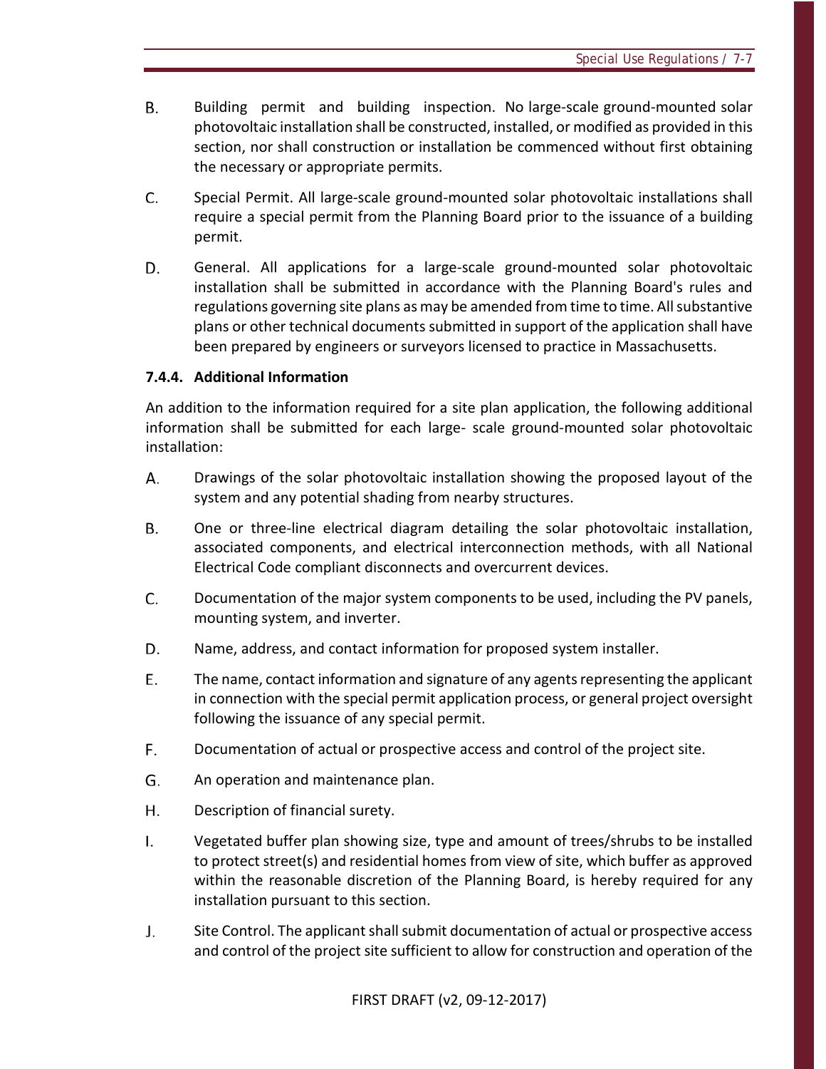B. Building permit and building inspection. No large-scale ground-mounted solar photovoltaic installation shall be constructed, installed, or modified as provided in this section, nor shall construction or installation be commenced without first obtaining the necessary or appropriate permits.

C. Special Permit. All large-scale ground-mounted solar photovoltaic installations shall require a special permit from the Planning Board prior to the issuance of a building permit.

D. General. All applications for a large-scale ground-mounted solar photovoltaic installation shall be submitted in accordance with the Planning Board's rules and regulations governing site plans as may be amended from time to time. All substantive plans or other technical documents submitted in support of the application shall have been prepared by engineers or surveyors licensed to practice in Massachusetts.

#### 7.4.4. Additional Information

An addition to the information required for a site plan application, the following additional information shall be submitted for each large- scale ground-mounted solar photovoltaic installation:

A. Drawings of the solar photovoltaic installation showing the proposed layout of the system and any potential shading from nearby structures.

B. One or three-line electrical diagram detailing the solar photovoltaic installation, associated components, and electrical interconnection methods, with all National Electrical Code compliant disconnects and overcurrent devices.

C. Documentation of the major system components to be used, including the PV panels, mounting system, and inverter.

D. Name, address, and contact information for proposed system installer.

E. The name, contact information and signature of any agents representing the applicant in connection with the special permit application process, or general project oversight following the issuance of any special permit.

F. Documentation of actual or prospective access and control of the project site.

G. An operation and maintenance plan.

H. Description of financial surety.

I. Vegetated buffer plan showing size, type and amount of trees/shrubs to be installed to protect street(s) and residential homes from view of site, which buffer as approved within the reasonable discretion of the Planning Board, is hereby required for any installation pursuant to this section.

J. Site Control. The applicant shall submit documentation of actual or prospective access and control of the project site sufficient to allow for construction and operation of the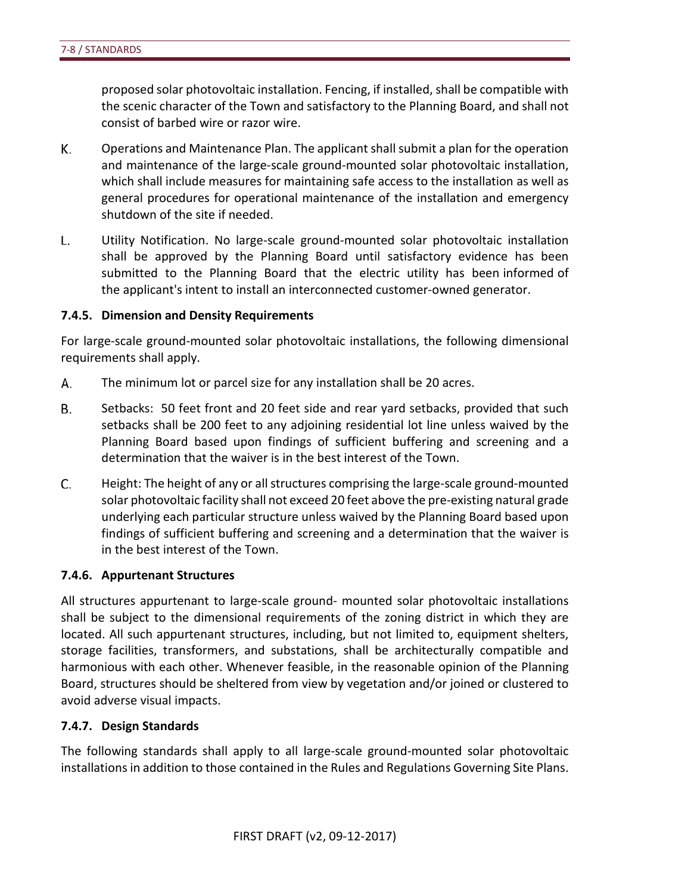proposed solar photovoltaic installation. Fencing, if installed, shall be compatible with the scenic character of the Town and satisfactory to the Planning Board, and shall not consist of barbed wire or razor wire.

K. Operations and Maintenance Plan. The applicant shall submit a plan for the operation and maintenance of the large-scale ground-mounted solar photovoltaic installation, which shall include measures for maintaining safe access to the installation as well as general procedures for operational maintenance of the installation and emergency shutdown of the site if needed.

L. Utility Notification. No large-scale ground-mounted solar photovoltaic installation shall be approved by the Planning Board until satisfactory evidence has been submitted to the Planning Board that the electric utility has been informed of the applicant's intent to install an interconnected customer-owned generator.

### 7.4.5. Dimension and Density Requirements

For large-scale ground-mounted solar photovoltaic installations, the following dimensional requirements shall apply.

A. The minimum lot or parcel size for any installation shall be 20 acres.

B. Setbacks: 50 feet front and 20 feet side and rear yard setbacks, provided that such setbacks shall be 200 feet to any adjoining residential lot line unless waived by the Planning Board based upon findings of sufficient buffering and screening and a determination that the waiver is in the best interest of the Town.

C. Height: The height of any or all structures comprising the large-scale ground-mounted solar photovoltaic facility shall not exceed 20 feet above the pre-existing natural grade underlying each particular structure unless waived by the Planning Board based upon findings of sufficient buffering and screening and a determination that the waiver is in the best interest of the Town.

### 7.4.6. Appurtenant Structures

All structures appurtenant to large-scale ground- mounted solar photovoltaic installations shall be subject to the dimensional requirements of the zoning district in which they are located. All such appurtenant structures, including, but not limited to, equipment shelters, storage facilities, transformers, and substations, shall be architecturally compatible and harmonious with each other. Whenever feasible, in the reasonable opinion of the Planning Board, structures should be sheltered from view by vegetation and/or joined or clustered to avoid adverse visual impacts.

### 7.4.7. Design Standards

The following standards shall apply to all large-scale ground-mounted solar photovoltaic installations in addition to those contained in the Rules and Regulations Governing Site Plans.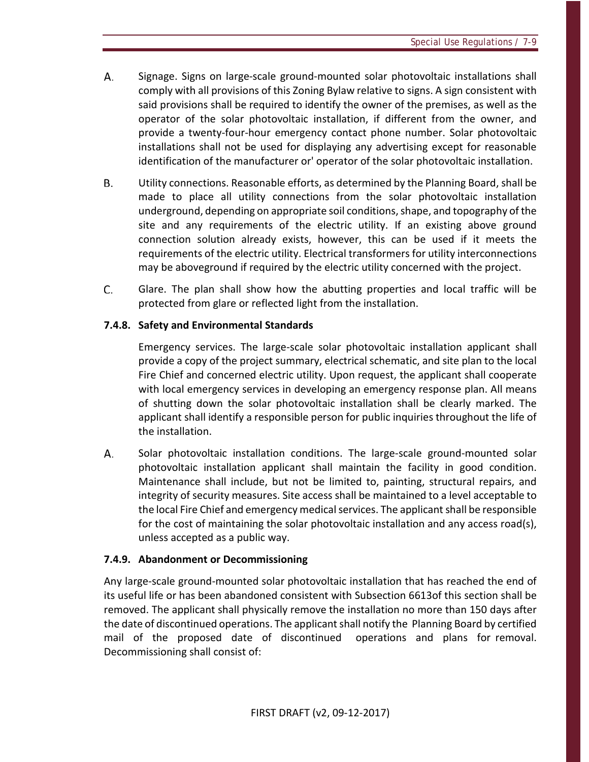A. Signage. Signs on large-scale ground-mounted solar photovoltaic installations shall comply with all provisions of this Zoning Bylaw relative to signs. A sign consistent with said provisions shall be required to identify the owner of the premises, as well as the operator of the solar photovoltaic installation, if different from the owner, and provide a twenty-four-hour emergency contact phone number. Solar photovoltaic installations shall not be used for displaying any advertising except for reasonable identification of the manufacturer or' operator of the solar photovoltaic installation.

B. Utility connections. Reasonable efforts, as determined by the Planning Board, shall be made to place all utility connections from the solar photovoltaic installation underground, depending on appropriate soil conditions, shape, and topography of the site and any requirements of the electric utility. If an existing above ground connection solution already exists, however, this can be used if it meets the requirements of the electric utility. Electrical transformers for utility interconnections may be aboveground if required by the electric utility concerned with the project.

C. Glare. The plan shall show how the abutting properties and local traffic will be protected from glare or reflected light from the installation.

### 7.4.8. Safety and Environmental Standards

Emergency services. The large-scale solar photovoltaic installation applicant shall provide a copy of the project summary, electrical schematic, and site plan to the local Fire Chief and concerned electric utility. Upon request, the applicant shall cooperate with local emergency services in developing an emergency response plan. All means of shutting down the solar photovoltaic installation shall be clearly marked. The applicant shall identify a responsible person for public inquiries throughout the life of the installation.

A. Solar photovoltaic installation conditions. The large-scale ground-mounted solar photovoltaic installation applicant shall maintain the facility in good condition. Maintenance shall include, but not be limited to, painting, structural repairs, and integrity of security measures. Site access shall be maintained to a level acceptable to the local Fire Chief and emergency medical services. The applicant shall be responsible for the cost of maintaining the solar photovoltaic installation and any access road(s), unless accepted as a public way.

### 7.4.9. Abandonment or Decommissioning

Any large-scale ground-mounted solar photovoltaic installation that has reached the end of its useful life or has been abandoned consistent with Subsection 6613of this section shall be removed. The applicant shall physically remove the installation no more than 150 days after the date of discontinued operations. The applicant shall notify the Planning Board by certified mail of the proposed date of discontinued operations and plans for removal. Decommissioning shall consist of:

FIRST DRAFT (v2, 09-12-2017)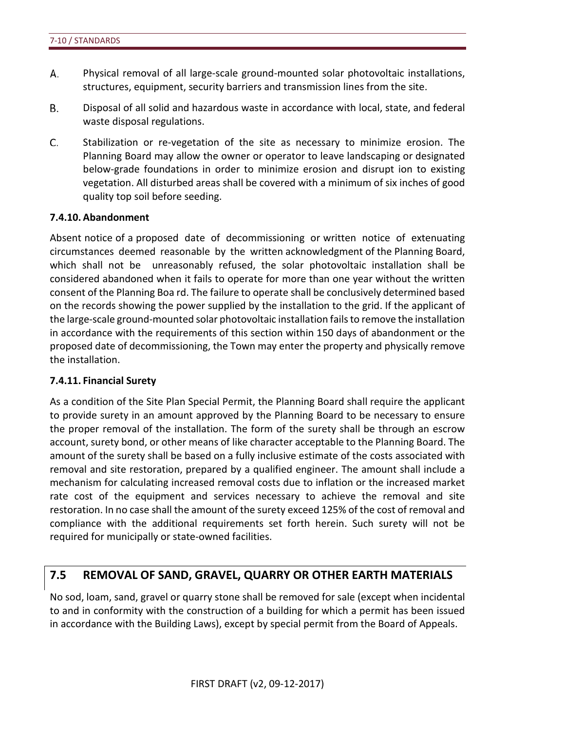A. Physical removal of all large-scale ground-mounted solar photovoltaic installations, structures, equipment, security barriers and transmission lines from the site.

B. Disposal of all solid and hazardous waste in accordance with local, state, and federal waste disposal regulations.

C. Stabilization or re-vegetation of the site as necessary to minimize erosion. The Planning Board may allow the owner or operator to leave landscaping or designated below-grade foundations in order to minimize erosion and disrupt ion to existing vegetation. All disturbed areas shall be covered with a minimum of six inches of good quality top soil before seeding.

**7.4.10. Abandonment**

Absent notice of a proposed date of decommissioning or written notice of extenuating circumstances deemed reasonable by the written acknowledgment of the Planning Board, which shall not be unreasonably refused, the solar photovoltaic installation shall be considered abandoned when it fails to operate for more than one year without the written consent of the Planning Boa rd. The failure to operate shall be conclusively determined based on the records showing the power supplied by the installation to the grid. If the applicant of the large-scale ground-mounted solar photovoltaic installation fails to remove the installation in accordance with the requirements of this section within 150 days of abandonment or the proposed date of decommissioning, the Town may enter the property and physically remove the installation.

**7.4.11. Financial Surety**

As a condition of the Site Plan Special Permit, the Planning Board shall require the applicant to provide surety in an amount approved by the Planning Board to be necessary to ensure the proper removal of the installation. The form of the surety shall be through an escrow account, surety bond, or other means of like character acceptable to the Planning Board. The amount of the surety shall be based on a fully inclusive estimate of the costs associated with removal and site restoration, prepared by a qualified engineer. The amount shall include a mechanism for calculating increased removal costs due to inflation or the increased market rate cost of the equipment and services necessary to achieve the removal and site restoration. In no case shall the amount of the surety exceed 125% of the cost of removal and compliance with the additional requirements set forth herein. Such surety will not be required for municipally or state-owned facilities.

## 7.5 REMOVAL OF SAND, GRAVEL, QUARRY OR OTHER EARTH MATERIALS

No sod, loam, sand, gravel or quarry stone shall be removed for sale (except when incidental to and in conformity with the construction of a building for which a permit has been issued in accordance with the Building Laws), except by special permit from the Board of Appeals.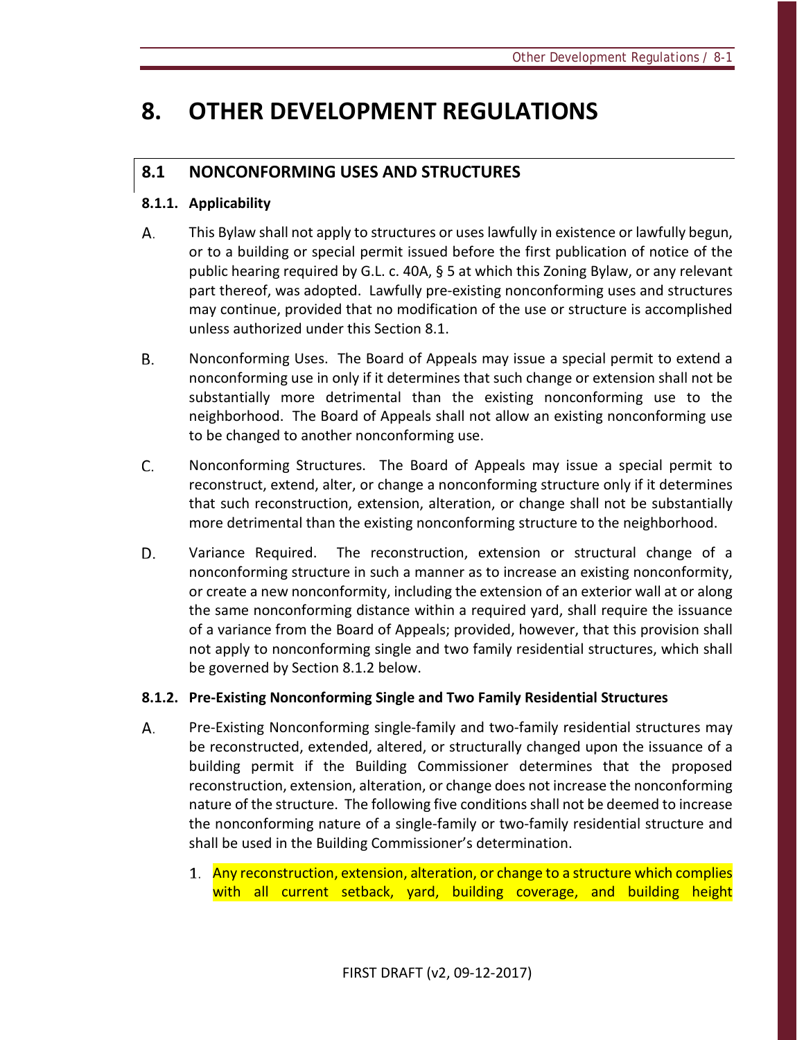# 8. OTHER DEVELOPMENT REGULATIONS

## 8.1 NONCONFORMING USES AND STRUCTURES

### 8.1.1. Applicability

A. This Bylaw shall not apply to structures or uses lawfully in existence or lawfully begun, or to a building or special permit issued before the first publication of notice of the public hearing required by G.L. c. 40A, § 5 at which this Zoning Bylaw, or any relevant part thereof, was adopted. Lawfully pre-existing nonconforming uses and structures may continue, provided that no modification of the use or structure is accomplished unless authorized under this Section 8.1.

B. Nonconforming Uses. The Board of Appeals may issue a special permit to extend a nonconforming use in only if it determines that such change or extension shall not be substantially more detrimental than the existing nonconforming use to the neighborhood. The Board of Appeals shall not allow an existing nonconforming use to be changed to another nonconforming use.

C. Nonconforming Structures. The Board of Appeals may issue a special permit to reconstruct, extend, alter, or change a nonconforming structure only if it determines that such reconstruction, extension, alteration, or change shall not be substantially more detrimental than the existing nonconforming structure to the neighborhood.

D. Variance Required. The reconstruction, extension or structural change of a nonconforming structure in such a manner as to increase an existing nonconformity, or create a new nonconformity, including the extension of an exterior wall at or along the same nonconforming distance within a required yard, shall require the issuance of a variance from the Board of Appeals; provided, however, that this provision shall not apply to nonconforming single and two family residential structures, which shall be governed by Section 8.1.2 below.

### 8.1.2. Pre-Existing Nonconforming Single and Two Family Residential Structures

A. Pre-Existing Nonconforming single-family and two-family residential structures may be reconstructed, extended, altered, or structurally changed upon the issuance of a building permit if the Building Commissioner determines that the proposed reconstruction, extension, alteration, or change does not increase the nonconforming nature of the structure. The following five conditions shall not be deemed to increase the nonconforming nature of a single-family or two-family residential structure and shall be used in the Building Commissioner's determination.

1. Any reconstruction, extension, alteration, or change to a structure which complies with all current setback, yard, building coverage, and building height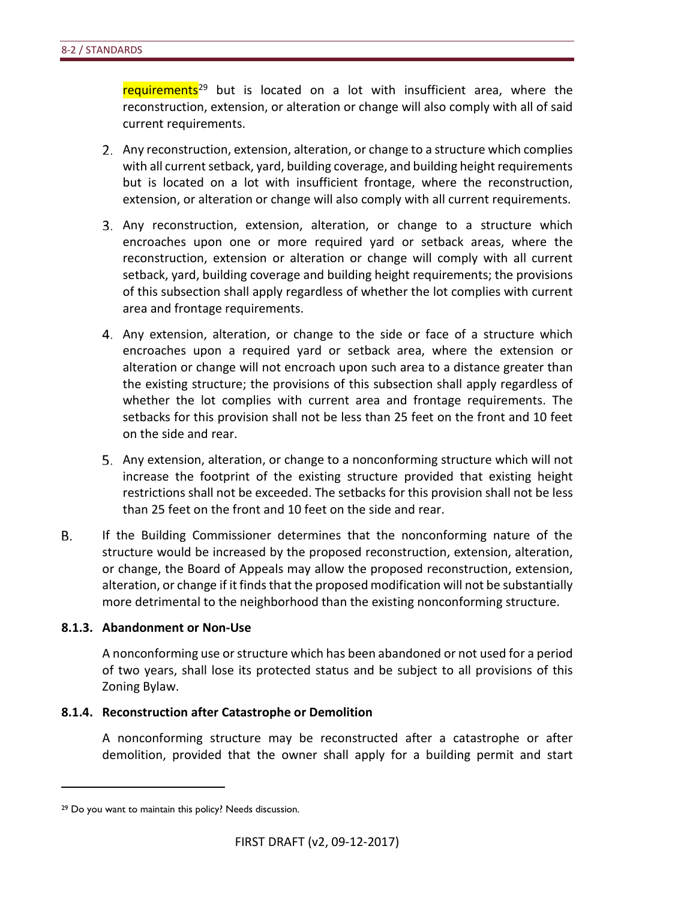requirements[29] but is located on a lot with insufficient area, where the reconstruction, extension, or alteration or change will also comply with all of said current requirements.

2. Any reconstruction, extension, alteration, or change to a structure which complies with all current setback, yard, building coverage, and building height requirements but is located on a lot with insufficient frontage, where the reconstruction, extension, or alteration or change will also comply with all current requirements.

3. Any reconstruction, extension, alteration, or change to a structure which encroaches upon one or more required yard or setback areas, where the reconstruction, extension or alteration or change will comply with all current setback, yard, building coverage and building height requirements; the provisions of this subsection shall apply regardless of whether the lot complies with current area and frontage requirements.

4. Any extension, alteration, or change to the side or face of a structure which encroaches upon a required yard or setback area, where the extension or alteration or change will not encroach upon such area to a distance greater than the existing structure; the provisions of this subsection shall apply regardless of whether the lot complies with current area and frontage requirements. The setbacks for this provision shall not be less than 25 feet on the front and 10 feet on the side and rear.

5. Any extension, alteration, or change to a nonconforming structure which will not increase the footprint of the existing structure provided that existing height restrictions shall not be exceeded. The setbacks for this provision shall not be less than 25 feet on the front and 10 feet on the side and rear.

B. If the Building Commissioner determines that the nonconforming nature of the structure would be increased by the proposed reconstruction, extension, alteration, or change, the Board of Appeals may allow the proposed reconstruction, extension, alteration, or change if it finds that the proposed modification will not be substantially more detrimental to the neighborhood than the existing nonconforming structure.

**8.1.3. Abandonment or Non-Use**

A nonconforming use or structure which has been abandoned or not used for a period of two years, shall lose its protected status and be subject to all provisions of this Zoning Bylaw.

**8.1.4. Reconstruction after Catastrophe or Demolition**

A nonconforming structure may be reconstructed after a catastrophe or after demolition, provided that the owner shall apply for a building permit and start

[29] Do you want to maintain this policy? Needs discussion.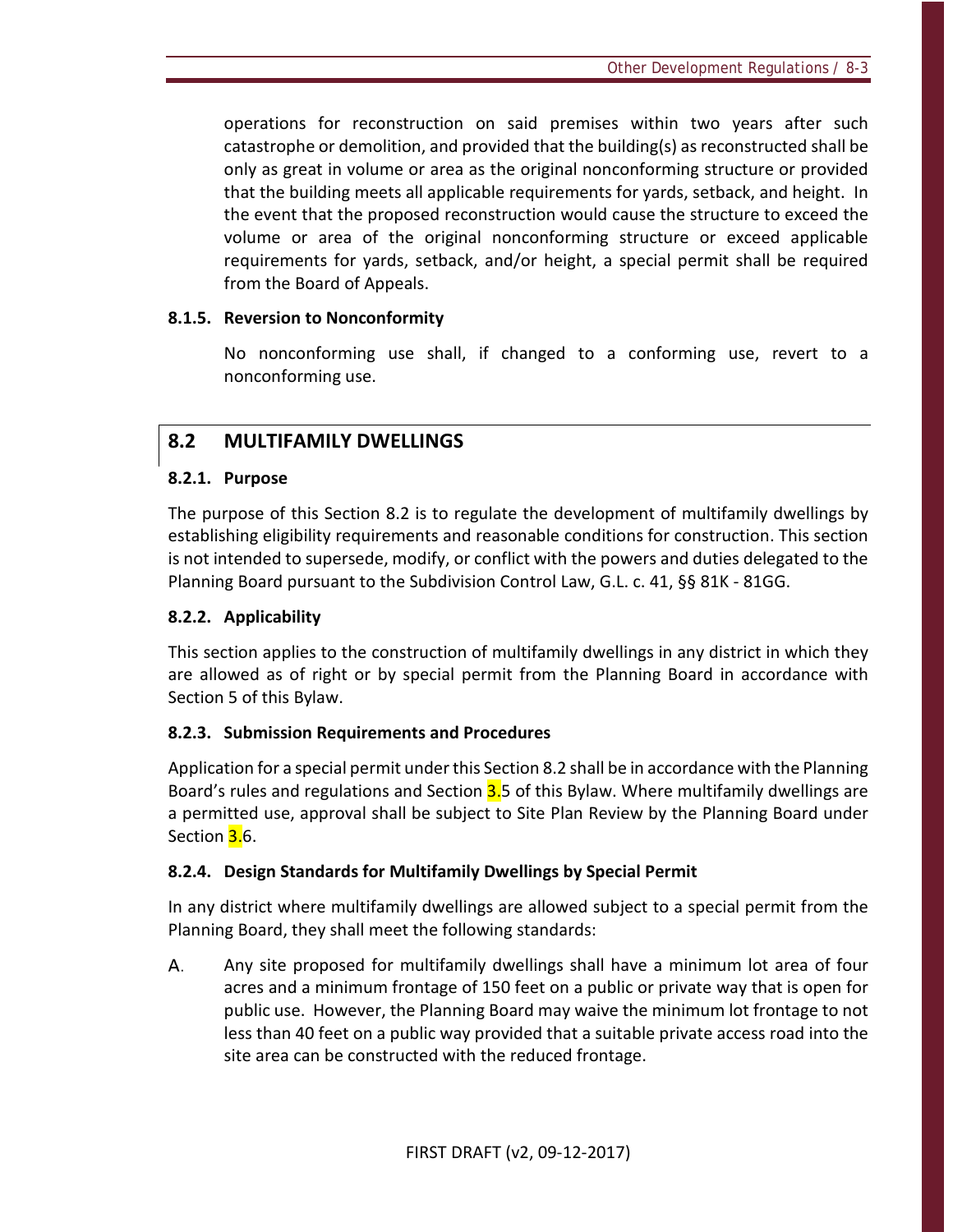operations for reconstruction on said premises within two years after such catastrophe or demolition, and provided that the building(s) as reconstructed shall be only as great in volume or area as the original nonconforming structure or provided that the building meets all applicable requirements for yards, setback, and height. In the event that the proposed reconstruction would cause the structure to exceed the volume or area of the original nonconforming structure or exceed applicable requirements for yards, setback, and/or height, a special permit shall be required from the Board of Appeals.

### 8.1.5. Reversion to Nonconformity

No nonconforming use shall, if changed to a conforming use, revert to a nonconforming use.

## 8.2 MULTIFAMILY DWELLINGS

### 8.2.1. Purpose

The purpose of this Section 8.2 is to regulate the development of multifamily dwellings by establishing eligibility requirements and reasonable conditions for construction. This section is not intended to supersede, modify, or conflict with the powers and duties delegated to the Planning Board pursuant to the Subdivision Control Law, G.L. c. 41, §§ 81K - 81GG.

### 8.2.2. Applicability

This section applies to the construction of multifamily dwellings in any district in which they are allowed as of right or by special permit from the Planning Board in accordance with Section 5 of this Bylaw.

### 8.2.3. Submission Requirements and Procedures

Application for a special permit under this Section 8.2 shall be in accordance with the Planning Board's rules and regulations and Section 3.5 of this Bylaw. Where multifamily dwellings are a permitted use, approval shall be subject to Site Plan Review by the Planning Board under Section 3.6.

### 8.2.4. Design Standards for Multifamily Dwellings by Special Permit

In any district where multifamily dwellings are allowed subject to a special permit from the Planning Board, they shall meet the following standards:

A. Any site proposed for multifamily dwellings shall have a minimum lot area of four acres and a minimum frontage of 150 feet on a public or private way that is open for public use. However, the Planning Board may waive the minimum lot frontage to not less than 40 feet on a public way provided that a suitable private access road into the site area can be constructed with the reduced frontage.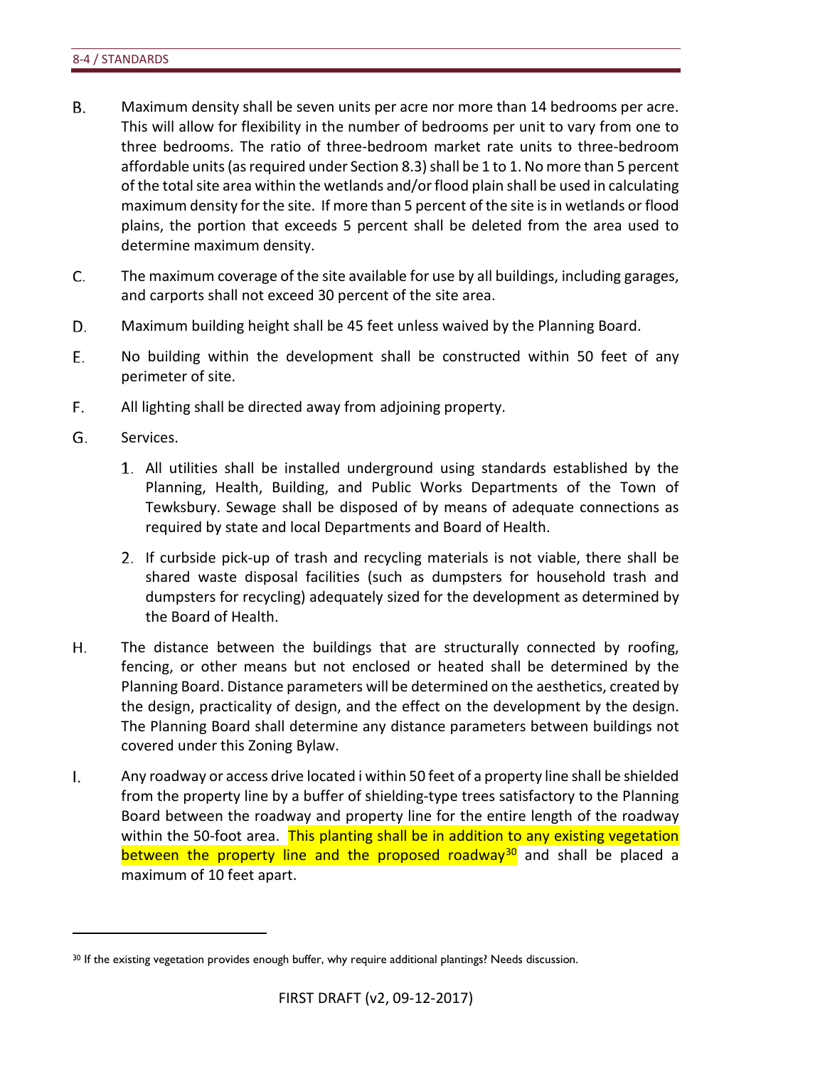B. Maximum density shall be seven units per acre nor more than 14 bedrooms per acre. This will allow for flexibility in the number of bedrooms per unit to vary from one to three bedrooms. The ratio of three-bedroom market rate units to three-bedroom affordable units (as required under Section 8.3) shall be 1 to 1. No more than 5 percent of the total site area within the wetlands and/or flood plain shall be used in calculating maximum density for the site. If more than 5 percent of the site is in wetlands or flood plains, the portion that exceeds 5 percent shall be deleted from the area used to determine maximum density.

C. The maximum coverage of the site available for use by all buildings, including garages, and carports shall not exceed 30 percent of the site area.

D. Maximum building height shall be 45 feet unless waived by the Planning Board.

E. No building within the development shall be constructed within 50 feet of any perimeter of site.

F. All lighting shall be directed away from adjoining property.

G. Services.

1. All utilities shall be installed underground using standards established by the Planning, Health, Building, and Public Works Departments of the Town of Tewksbury. Sewage shall be disposed of by means of adequate connections as required by state and local Departments and Board of Health.

2. If curbside pick-up of trash and recycling materials is not viable, there shall be shared waste disposal facilities (such as dumpsters for household trash and dumpsters for recycling) adequately sized for the development as determined by the Board of Health.

H. The distance between the buildings that are structurally connected by roofing, fencing, or other means but not enclosed or heated shall be determined by the Planning Board. Distance parameters will be determined on the aesthetics, created by the design, practicality of design, and the effect on the development by the design. The Planning Board shall determine any distance parameters between buildings not covered under this Zoning Bylaw.

I. Any roadway or access drive located i within 50 feet of a property line shall be shielded from the property line by a buffer of shielding-type trees satisfactory to the Planning Board between the roadway and property line for the entire length of the roadway within the 50-foot area. This planting shall be in addition to any existing vegetation between the property line and the proposed roadway[30] and shall be placed a maximum of 10 feet apart.

---

[30] If the existing vegetation provides enough buffer, why require additional plantings? Needs discussion.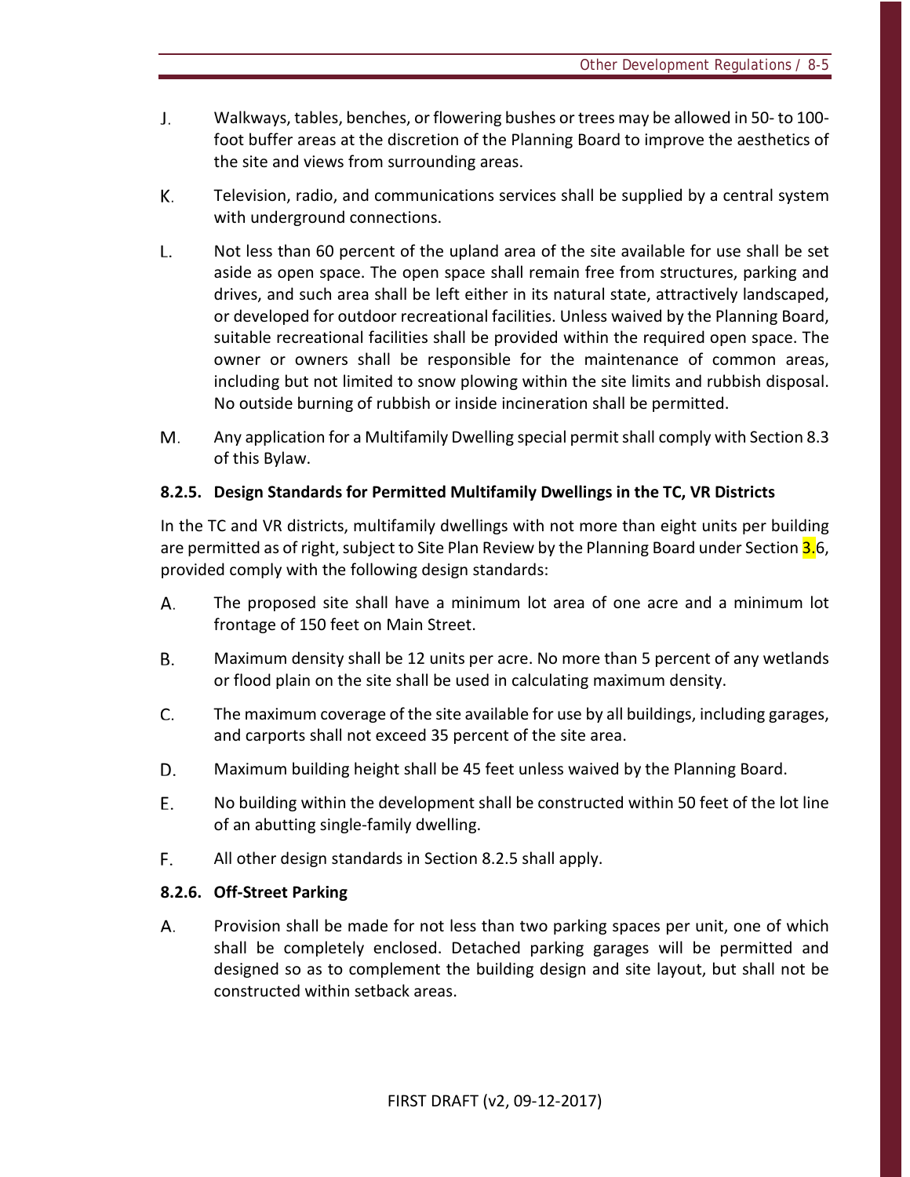J. Walkways, tables, benches, or flowering bushes or trees may be allowed in 50- to 100-foot buffer areas at the discretion of the Planning Board to improve the aesthetics of the site and views from surrounding areas.

K. Television, radio, and communications services shall be supplied by a central system with underground connections.

L. Not less than 60 percent of the upland area of the site available for use shall be set aside as open space. The open space shall remain free from structures, parking and drives, and such area shall be left either in its natural state, attractively landscaped, or developed for outdoor recreational facilities. Unless waived by the Planning Board, suitable recreational facilities shall be provided within the required open space. The owner or owners shall be responsible for the maintenance of common areas, including but not limited to snow plowing within the site limits and rubbish disposal. No outside burning of rubbish or inside incineration shall be permitted.

M. Any application for a Multifamily Dwelling special permit shall comply with Section 8.3 of this Bylaw.

### 8.2.5. Design Standards for Permitted Multifamily Dwellings in the TC, VR Districts

In the TC and VR districts, multifamily dwellings with not more than eight units per building are permitted as of right, subject to Site Plan Review by the Planning Board under Section 3.6, provided comply with the following design standards:

A. The proposed site shall have a minimum lot area of one acre and a minimum lot frontage of 150 feet on Main Street.

B. Maximum density shall be 12 units per acre. No more than 5 percent of any wetlands or flood plain on the site shall be used in calculating maximum density.

C. The maximum coverage of the site available for use by all buildings, including garages, and carports shall not exceed 35 percent of the site area.

D. Maximum building height shall be 45 feet unless waived by the Planning Board.

E. No building within the development shall be constructed within 50 feet of the lot line of an abutting single-family dwelling.

F. All other design standards in Section 8.2.5 shall apply.

### 8.2.6. Off-Street Parking

A. Provision shall be made for not less than two parking spaces per unit, one of which shall be completely enclosed. Detached parking garages will be permitted and designed so as to complement the building design and site layout, but shall not be constructed within setback areas.

FIRST DRAFT (v2, 09-12-2017)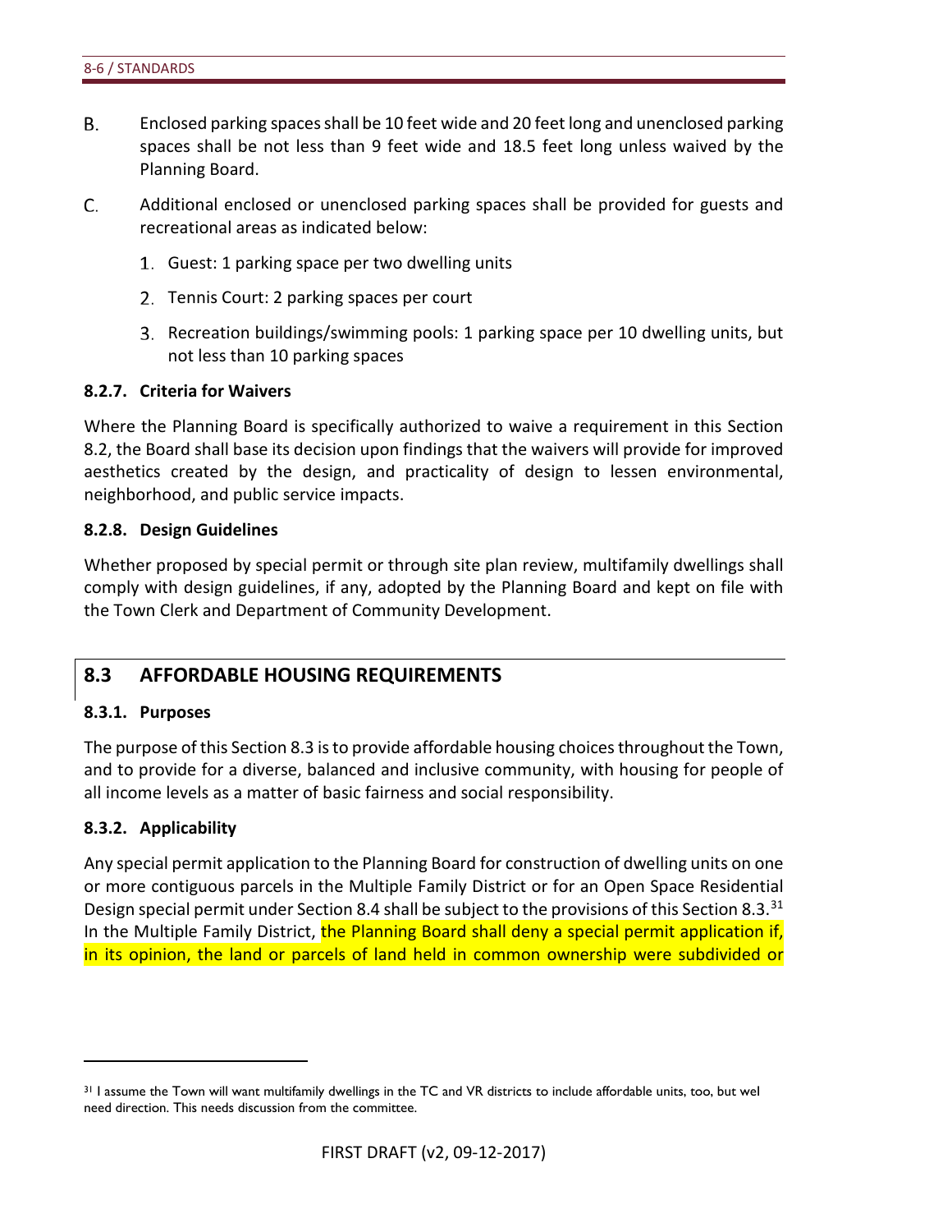B. Enclosed parking spaces shall be 10 feet wide and 20 feet long and unenclosed parking spaces shall be not less than 9 feet wide and 18.5 feet long unless waived by the Planning Board.

C. Additional enclosed or unenclosed parking spaces shall be provided for guests and recreational areas as indicated below:

1. Guest: 1 parking space per two dwelling units
2. Tennis Court: 2 parking spaces per court
3. Recreation buildings/swimming pools: 1 parking space per 10 dwelling units, but not less than 10 parking spaces

### 8.2.7. Criteria for Waivers

Where the Planning Board is specifically authorized to waive a requirement in this Section 8.2, the Board shall base its decision upon findings that the waivers will provide for improved aesthetics created by the design, and practicality of design to lessen environmental, neighborhood, and public service impacts.

### 8.2.8. Design Guidelines

Whether proposed by special permit or through site plan review, multifamily dwellings shall comply with design guidelines, if any, adopted by the Planning Board and kept on file with the Town Clerk and Department of Community Development.

## 8.3 AFFORDABLE HOUSING REQUIREMENTS

### 8.3.1. Purposes

The purpose of this Section 8.3 is to provide affordable housing choices throughout the Town, and to provide for a diverse, balanced and inclusive community, with housing for people of all income levels as a matter of basic fairness and social responsibility.

### 8.3.2. Applicability

Any special permit application to the Planning Board for construction of dwelling units on one or more contiguous parcels in the Multiple Family District or for an Open Space Residential Design special permit under Section 8.4 shall be subject to the provisions of this Section 8.3.[31] In the Multiple Family District, the Planning Board shall deny a special permit application if, in its opinion, the land or parcels of land held in common ownership were subdivided or

[31] I assume the Town will want multifamily dwellings in the TC and VR districts to include affordable units, too, but wel need direction. This needs discussion from the committee.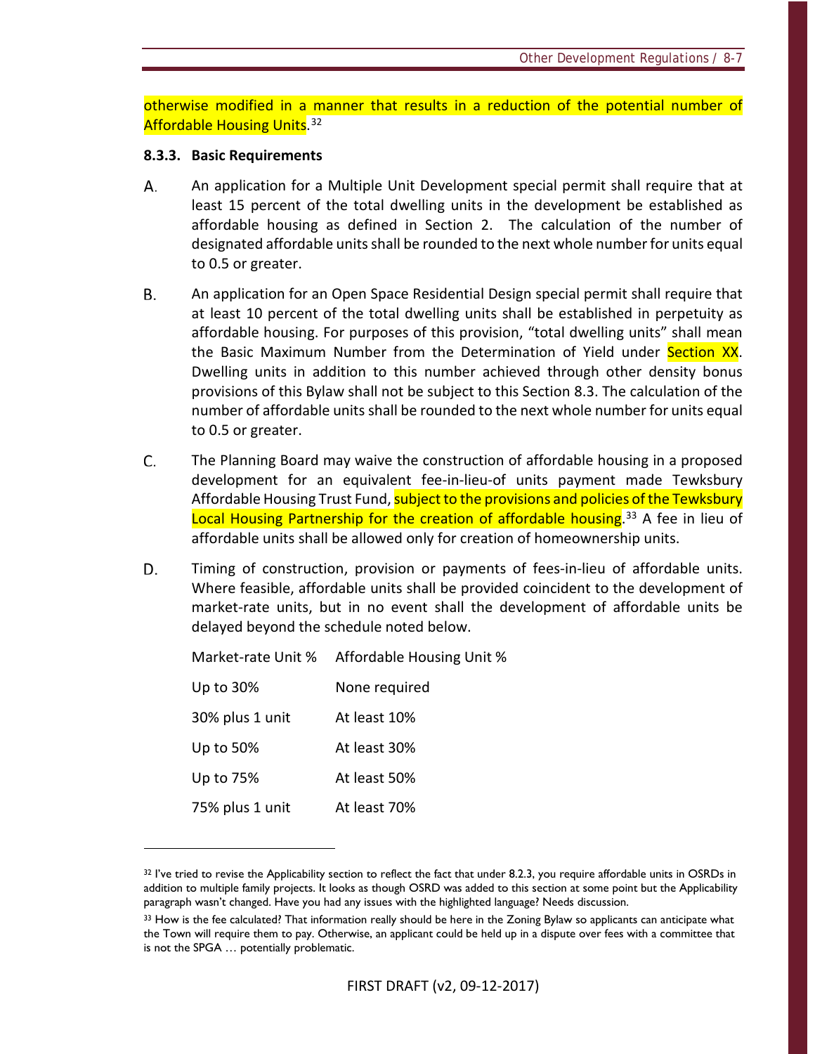otherwise modified in a manner that results in a reduction of the potential number of Affordable Housing Units.[32]

#### 8.3.3. Basic Requirements

A. An application for a Multiple Unit Development special permit shall require that at least 15 percent of the total dwelling units in the development be established as affordable housing as defined in Section 2. The calculation of the number of designated affordable units shall be rounded to the next whole number for units equal to 0.5 or greater.

B. An application for an Open Space Residential Design special permit shall require that at least 10 percent of the total dwelling units shall be established in perpetuity as affordable housing. For purposes of this provision, "total dwelling units" shall mean the Basic Maximum Number from the Determination of Yield under Section XX. Dwelling units in addition to this number achieved through other density bonus provisions of this Bylaw shall not be subject to this Section 8.3. The calculation of the number of affordable units shall be rounded to the next whole number for units equal to 0.5 or greater.

C. The Planning Board may waive the construction of affordable housing in a proposed development for an equivalent fee-in-lieu-of units payment made Tewksbury Affordable Housing Trust Fund, subject to the provisions and policies of the Tewksbury Local Housing Partnership for the creation of affordable housing.[33] A fee in lieu of affordable units shall be allowed only for creation of homeownership units.

D. Timing of construction, provision or payments of fees-in-lieu of affordable units. Where feasible, affordable units shall be provided coincident to the development of market-rate units, but in no event shall the development of affordable units be delayed beyond the schedule noted below.

| Market-rate Unit % | Affordable Housing Unit % |
|---|---|
| Up to 30% | None required |
| 30% plus 1 unit | At least 10% |
| Up to 50% | At least 30% |
| Up to 75% | At least 50% |
| 75% plus 1 unit | At least 70% |

---

[32] I've tried to revise the Applicability section to reflect the fact that under 8.2.3, you require affordable units in OSRDs in addition to multiple family projects. It looks as though OSRD was added to this section at some point but the Applicability paragraph wasn't changed. Have you had any issues with the highlighted language? Needs discussion.

[33] How is the fee calculated? That information really should be here in the Zoning Bylaw so applicants can anticipate what the Town will require them to pay. Otherwise, an applicant could be held up in a dispute over fees with a committee that is not the SPGA … potentially problematic.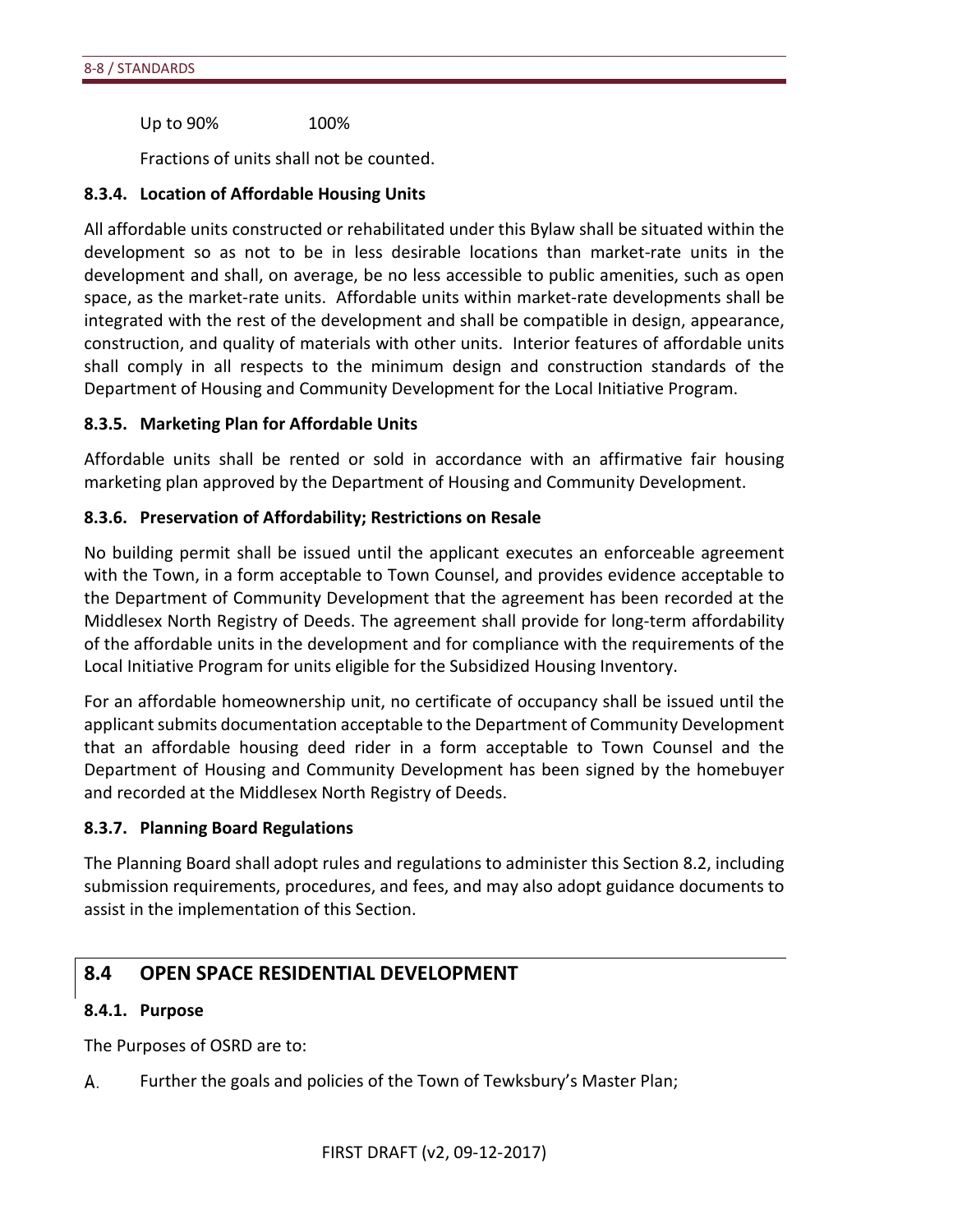Up to 90% 100%

Fractions of units shall not be counted.

### 8.3.4. Location of Affordable Housing Units

All affordable units constructed or rehabilitated under this Bylaw shall be situated within the development so as not to be in less desirable locations than market-rate units in the development and shall, on average, be no less accessible to public amenities, such as open space, as the market-rate units. Affordable units within market-rate developments shall be integrated with the rest of the development and shall be compatible in design, appearance, construction, and quality of materials with other units. Interior features of affordable units shall comply in all respects to the minimum design and construction standards of the Department of Housing and Community Development for the Local Initiative Program.

### 8.3.5. Marketing Plan for Affordable Units

Affordable units shall be rented or sold in accordance with an affirmative fair housing marketing plan approved by the Department of Housing and Community Development.

### 8.3.6. Preservation of Affordability; Restrictions on Resale

No building permit shall be issued until the applicant executes an enforceable agreement with the Town, in a form acceptable to Town Counsel, and provides evidence acceptable to the Department of Community Development that the agreement has been recorded at the Middlesex North Registry of Deeds. The agreement shall provide for long-term affordability of the affordable units in the development and for compliance with the requirements of the Local Initiative Program for units eligible for the Subsidized Housing Inventory.

For an affordable homeownership unit, no certificate of occupancy shall be issued until the applicant submits documentation acceptable to the Department of Community Development that an affordable housing deed rider in a form acceptable to Town Counsel and the Department of Housing and Community Development has been signed by the homebuyer and recorded at the Middlesex North Registry of Deeds.

### 8.3.7. Planning Board Regulations

The Planning Board shall adopt rules and regulations to administer this Section 8.2, including submission requirements, procedures, and fees, and may also adopt guidance documents to assist in the implementation of this Section.

## 8.4 OPEN SPACE RESIDENTIAL DEVELOPMENT

### 8.4.1. Purpose

The Purposes of OSRD are to:

A. Further the goals and policies of the Town of Tewksbury's Master Plan;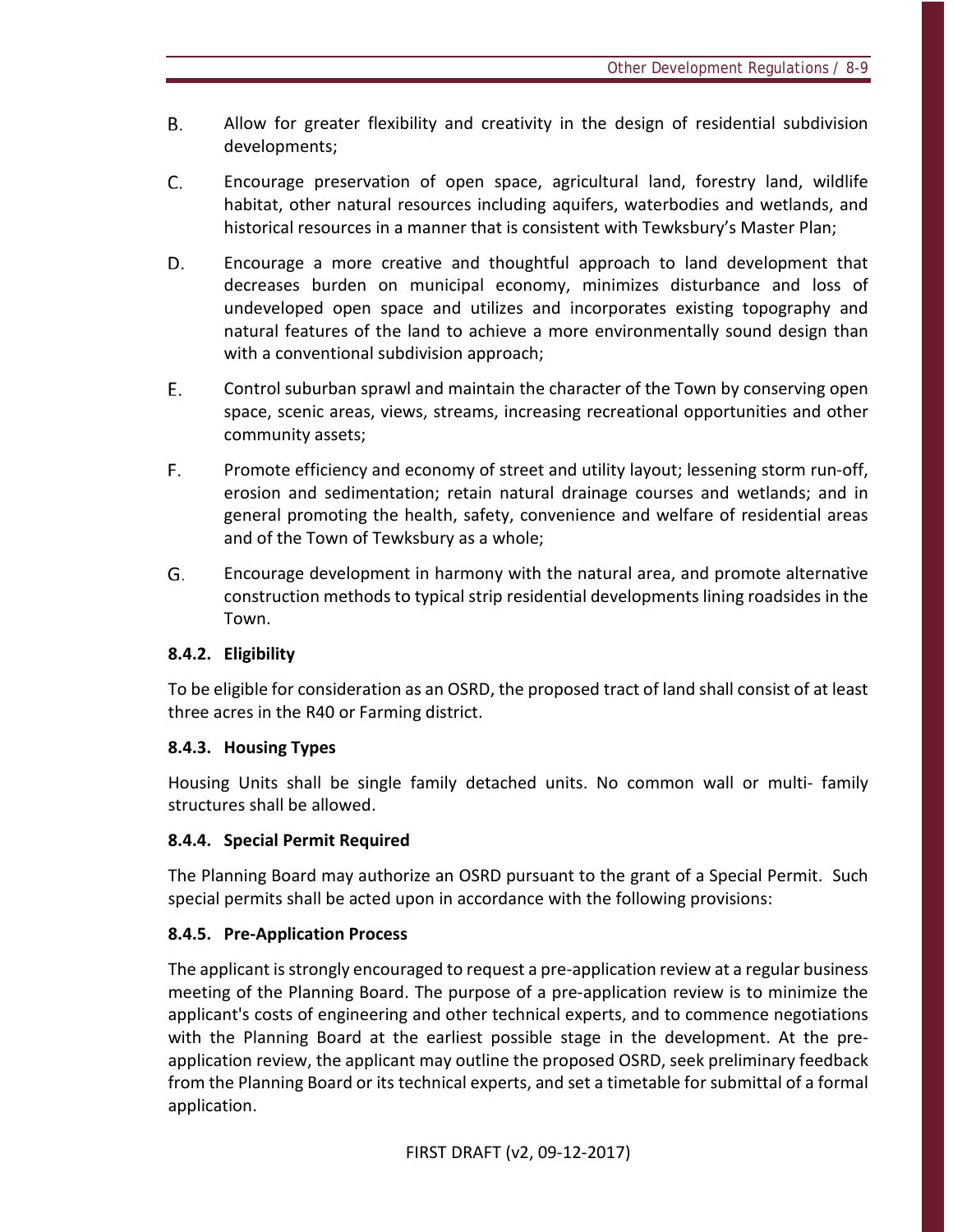B. Allow for greater flexibility and creativity in the design of residential subdivision developments;

C. Encourage preservation of open space, agricultural land, forestry land, wildlife habitat, other natural resources including aquifers, waterbodies and wetlands, and historical resources in a manner that is consistent with Tewksbury's Master Plan;

D. Encourage a more creative and thoughtful approach to land development that decreases burden on municipal economy, minimizes disturbance and loss of undeveloped open space and utilizes and incorporates existing topography and natural features of the land to achieve a more environmentally sound design than with a conventional subdivision approach;

E. Control suburban sprawl and maintain the character of the Town by conserving open space, scenic areas, views, streams, increasing recreational opportunities and other community assets;

F. Promote efficiency and economy of street and utility layout; lessening storm run-off, erosion and sedimentation; retain natural drainage courses and wetlands; and in general promoting the health, safety, convenience and welfare of residential areas and of the Town of Tewksbury as a whole;

G. Encourage development in harmony with the natural area, and promote alternative construction methods to typical strip residential developments lining roadsides in the Town.

### 8.4.2. Eligibility

To be eligible for consideration as an OSRD, the proposed tract of land shall consist of at least three acres in the R40 or Farming district.

### 8.4.3. Housing Types

Housing Units shall be single family detached units. No common wall or multi- family structures shall be allowed.

### 8.4.4. Special Permit Required

The Planning Board may authorize an OSRD pursuant to the grant of a Special Permit. Such special permits shall be acted upon in accordance with the following provisions:

### 8.4.5. Pre-Application Process

The applicant is strongly encouraged to request a pre-application review at a regular business meeting of the Planning Board. The purpose of a pre-application review is to minimize the applicant's costs of engineering and other technical experts, and to commence negotiations with the Planning Board at the earliest possible stage in the development. At the pre-application review, the applicant may outline the proposed OSRD, seek preliminary feedback from the Planning Board or its technical experts, and set a timetable for submittal of a formal application.

FIRST DRAFT (v2, 09-12-2017)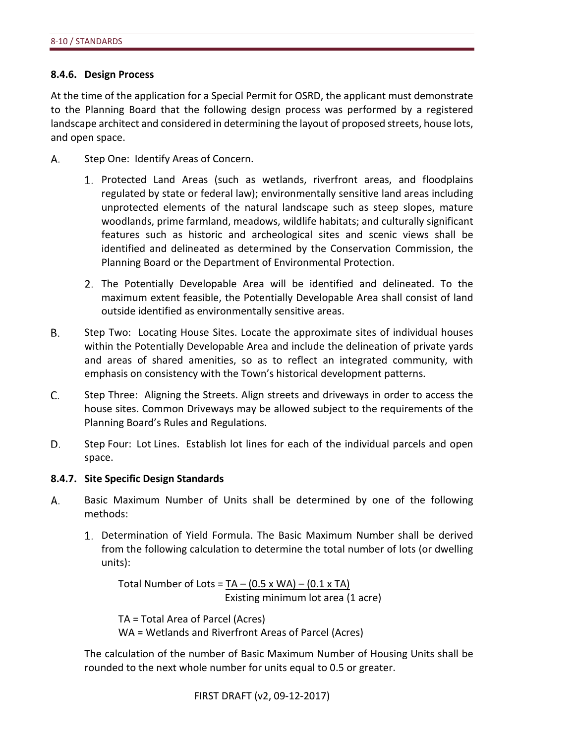### 8.4.6. Design Process

At the time of the application for a Special Permit for OSRD, the applicant must demonstrate to the Planning Board that the following design process was performed by a registered landscape architect and considered in determining the layout of proposed streets, house lots, and open space.

A. Step One: Identify Areas of Concern.

1. Protected Land Areas (such as wetlands, riverfront areas, and floodplains regulated by state or federal law); environmentally sensitive land areas including unprotected elements of the natural landscape such as steep slopes, mature woodlands, prime farmland, meadows, wildlife habitats; and culturally significant features such as historic and archeological sites and scenic views shall be identified and delineated as determined by the Conservation Commission, the Planning Board or the Department of Environmental Protection.

2. The Potentially Developable Area will be identified and delineated. To the maximum extent feasible, the Potentially Developable Area shall consist of land outside identified as environmentally sensitive areas.

B. Step Two: Locating House Sites. Locate the approximate sites of individual houses within the Potentially Developable Area and include the delineation of private yards and areas of shared amenities, so as to reflect an integrated community, with emphasis on consistency with the Town's historical development patterns.

C. Step Three: Aligning the Streets. Align streets and driveways in order to access the house sites. Common Driveways may be allowed subject to the requirements of the Planning Board's Rules and Regulations.

D. Step Four: Lot Lines. Establish lot lines for each of the individual parcels and open space.

### 8.4.7. Site Specific Design Standards

A. Basic Maximum Number of Units shall be determined by one of the following methods:

1. Determination of Yield Formula. The Basic Maximum Number shall be derived from the following calculation to determine the total number of lots (or dwelling units):

$$\text{Total Number of Lots} = \frac{TA - (0.5 \times WA) - (0.1 \times TA)}{\text{Existing minimum lot area (1 acre)}}$$

TA = Total Area of Parcel (Acres)
WA = Wetlands and Riverfront Areas of Parcel (Acres)

The calculation of the number of Basic Maximum Number of Housing Units shall be rounded to the next whole number for units equal to 0.5 or greater.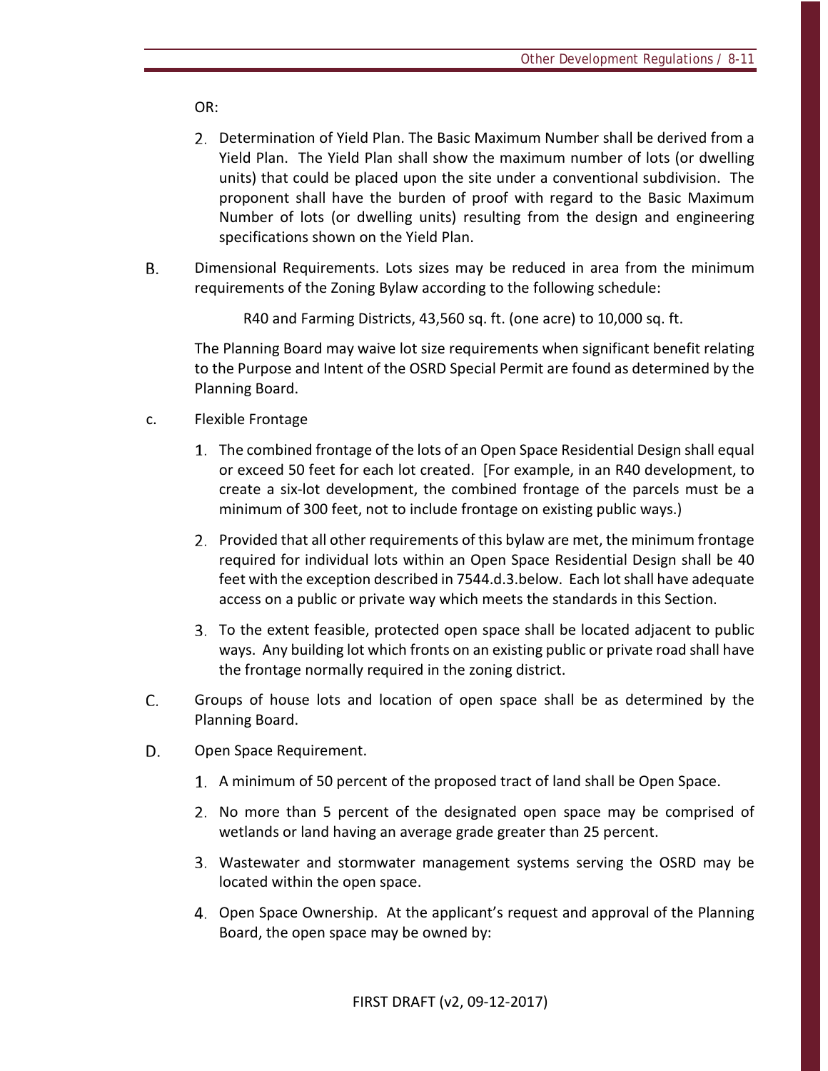OR:

2. Determination of Yield Plan. The Basic Maximum Number shall be derived from a Yield Plan. The Yield Plan shall show the maximum number of lots (or dwelling units) that could be placed upon the site under a conventional subdivision. The proponent shall have the burden of proof with regard to the Basic Maximum Number of lots (or dwelling units) resulting from the design and engineering specifications shown on the Yield Plan.

B. Dimensional Requirements. Lots sizes may be reduced in area from the minimum requirements of the Zoning Bylaw according to the following schedule:

R40 and Farming Districts, 43,560 sq. ft. (one acre) to 10,000 sq. ft.

The Planning Board may waive lot size requirements when significant benefit relating to the Purpose and Intent of the OSRD Special Permit are found as determined by the Planning Board.

c. Flexible Frontage

1. The combined frontage of the lots of an Open Space Residential Design shall equal or exceed 50 feet for each lot created. [For example, in an R40 development, to create a six-lot development, the combined frontage of the parcels must be a minimum of 300 feet, not to include frontage on existing public ways.)
2. Provided that all other requirements of this bylaw are met, the minimum frontage required for individual lots within an Open Space Residential Design shall be 40 feet with the exception described in 7544.d.3.below. Each lot shall have adequate access on a public or private way which meets the standards in this Section.
3. To the extent feasible, protected open space shall be located adjacent to public ways. Any building lot which fronts on an existing public or private road shall have the frontage normally required in the zoning district.

C. Groups of house lots and location of open space shall be as determined by the Planning Board.

D. Open Space Requirement.

1. A minimum of 50 percent of the proposed tract of land shall be Open Space.
2. No more than 5 percent of the designated open space may be comprised of wetlands or land having an average grade greater than 25 percent.
3. Wastewater and stormwater management systems serving the OSRD may be located within the open space.
4. Open Space Ownership. At the applicant's request and approval of the Planning Board, the open space may be owned by: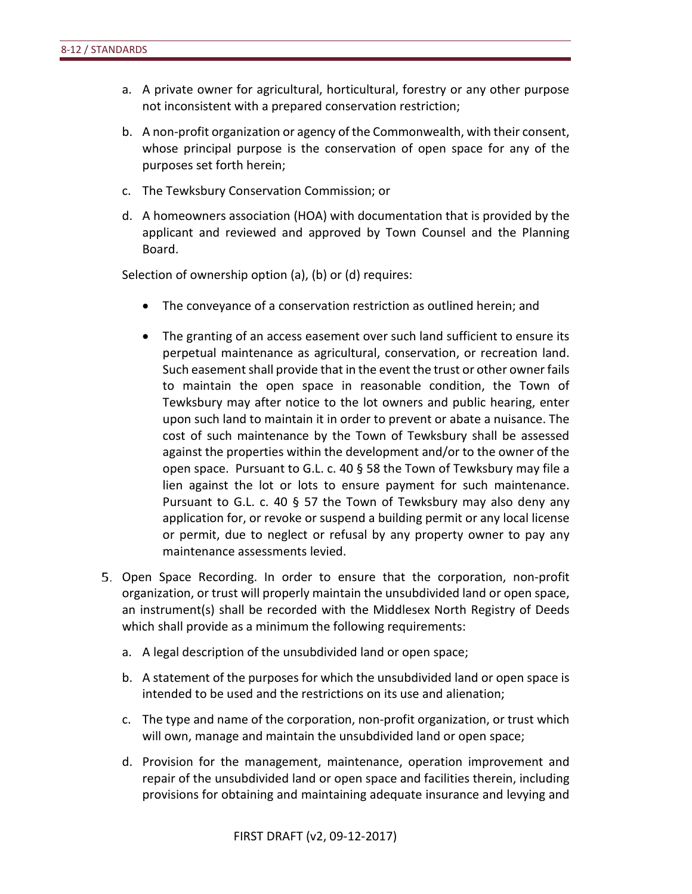a. A private owner for agricultural, horticultural, forestry or any other purpose not inconsistent with a prepared conservation restriction;

b. A non-profit organization or agency of the Commonwealth, with their consent, whose principal purpose is the conservation of open space for any of the purposes set forth herein;

c. The Tewksbury Conservation Commission; or

d. A homeowners association (HOA) with documentation that is provided by the applicant and reviewed and approved by Town Counsel and the Planning Board.

Selection of ownership option (a), (b) or (d) requires:

- The conveyance of a conservation restriction as outlined herein; and
- The granting of an access easement over such land sufficient to ensure its perpetual maintenance as agricultural, conservation, or recreation land. Such easement shall provide that in the event the trust or other owner fails to maintain the open space in reasonable condition, the Town of Tewksbury may after notice to the lot owners and public hearing, enter upon such land to maintain it in order to prevent or abate a nuisance. The cost of such maintenance by the Town of Tewksbury shall be assessed against the properties within the development and/or to the owner of the open space. Pursuant to G.L. c. 40 § 58 the Town of Tewksbury may file a lien against the lot or lots to ensure payment for such maintenance. Pursuant to G.L. c. 40 § 57 the Town of Tewksbury may also deny any application for, or revoke or suspend a building permit or any local license or permit, due to neglect or refusal by any property owner to pay any maintenance assessments levied.

5. Open Space Recording. In order to ensure that the corporation, non-profit organization, or trust will properly maintain the unsubdivided land or open space, an instrument(s) shall be recorded with the Middlesex North Registry of Deeds which shall provide as a minimum the following requirements:

   a. A legal description of the unsubdivided land or open space;

   b. A statement of the purposes for which the unsubdivided land or open space is intended to be used and the restrictions on its use and alienation;

   c. The type and name of the corporation, non-profit organization, or trust which will own, manage and maintain the unsubdivided land or open space;

   d. Provision for the management, maintenance, operation improvement and repair of the unsubdivided land or open space and facilities therein, including provisions for obtaining and maintaining adequate insurance and levying and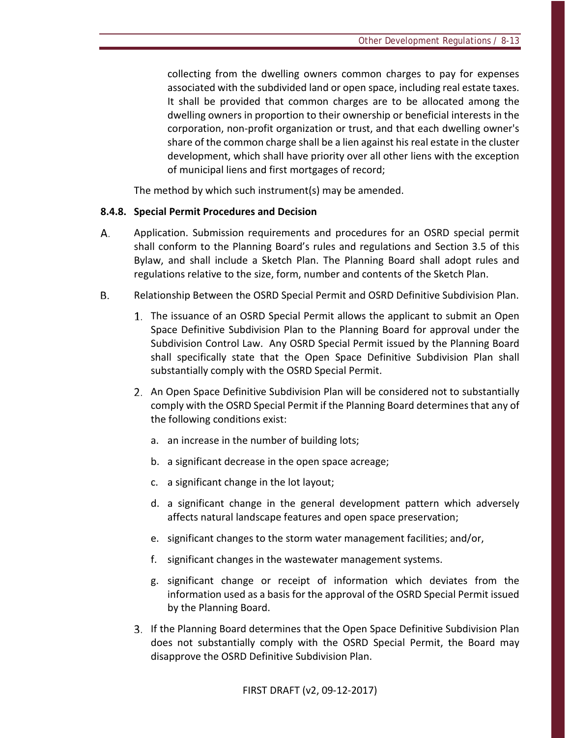collecting from the dwelling owners common charges to pay for expenses associated with the subdivided land or open space, including real estate taxes. It shall be provided that common charges are to be allocated among the dwelling owners in proportion to their ownership or beneficial interests in the corporation, non-profit organization or trust, and that each dwelling owner's share of the common charge shall be a lien against his real estate in the cluster development, which shall have priority over all other liens with the exception of municipal liens and first mortgages of record;

The method by which such instrument(s) may be amended.

**8.4.8. Special Permit Procedures and Decision**

A. Application. Submission requirements and procedures for an OSRD special permit shall conform to the Planning Board's rules and regulations and Section 3.5 of this Bylaw, and shall include a Sketch Plan. The Planning Board shall adopt rules and regulations relative to the size, form, number and contents of the Sketch Plan.

B. Relationship Between the OSRD Special Permit and OSRD Definitive Subdivision Plan.

1. The issuance of an OSRD Special Permit allows the applicant to submit an Open Space Definitive Subdivision Plan to the Planning Board for approval under the Subdivision Control Law. Any OSRD Special Permit issued by the Planning Board shall specifically state that the Open Space Definitive Subdivision Plan shall substantially comply with the OSRD Special Permit.

2. An Open Space Definitive Subdivision Plan will be considered not to substantially comply with the OSRD Special Permit if the Planning Board determines that any of the following conditions exist:

   a. an increase in the number of building lots;

   b. a significant decrease in the open space acreage;

   c. a significant change in the lot layout;

   d. a significant change in the general development pattern which adversely affects natural landscape features and open space preservation;

   e. significant changes to the storm water management facilities; and/or,

   f. significant changes in the wastewater management systems.

   g. significant change or receipt of information which deviates from the information used as a basis for the approval of the OSRD Special Permit issued by the Planning Board.

3. If the Planning Board determines that the Open Space Definitive Subdivision Plan does not substantially comply with the OSRD Special Permit, the Board may disapprove the OSRD Definitive Subdivision Plan.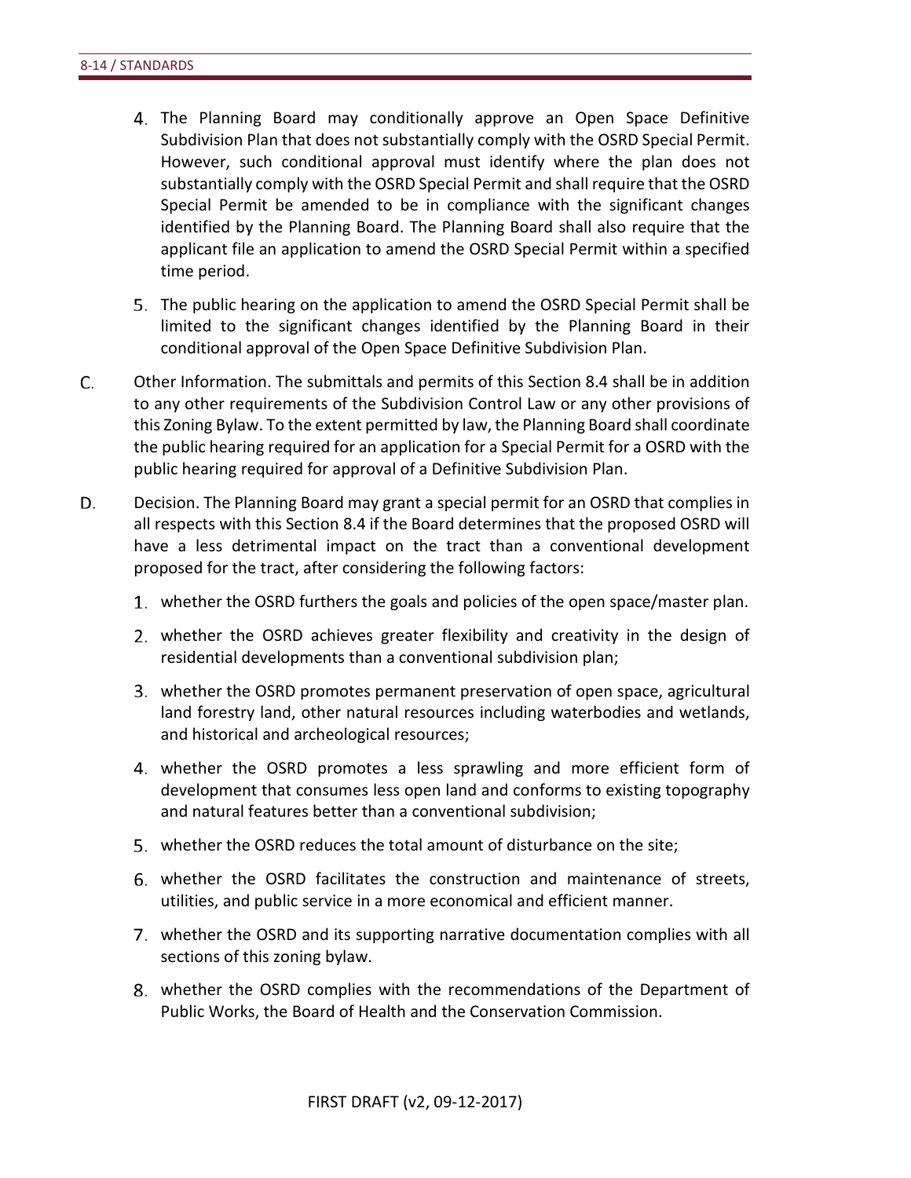4. The Planning Board may conditionally approve an Open Space Definitive Subdivision Plan that does not substantially comply with the OSRD Special Permit. However, such conditional approval must identify where the plan does not substantially comply with the OSRD Special Permit and shall require that the OSRD Special Permit be amended to be in compliance with the significant changes identified by the Planning Board. The Planning Board shall also require that the applicant file an application to amend the OSRD Special Permit within a specified time period.

5. The public hearing on the application to amend the OSRD Special Permit shall be limited to the significant changes identified by the Planning Board in their conditional approval of the Open Space Definitive Subdivision Plan.

C. Other Information. The submittals and permits of this Section 8.4 shall be in addition to any other requirements of the Subdivision Control Law or any other provisions of this Zoning Bylaw. To the extent permitted by law, the Planning Board shall coordinate the public hearing required for an application for a Special Permit for a OSRD with the public hearing required for approval of a Definitive Subdivision Plan.

D. Decision. The Planning Board may grant a special permit for an OSRD that complies in all respects with this Section 8.4 if the Board determines that the proposed OSRD will have a less detrimental impact on the tract than a conventional development proposed for the tract, after considering the following factors:

1. whether the OSRD furthers the goals and policies of the open space/master plan.
2. whether the OSRD achieves greater flexibility and creativity in the design of residential developments than a conventional subdivision plan;
3. whether the OSRD promotes permanent preservation of open space, agricultural land forestry land, other natural resources including waterbodies and wetlands, and historical and archeological resources;
4. whether the OSRD promotes a less sprawling and more efficient form of development that consumes less open land and conforms to existing topography and natural features better than a conventional subdivision;
5. whether the OSRD reduces the total amount of disturbance on the site;
6. whether the OSRD facilitates the construction and maintenance of streets, utilities, and public service in a more economical and efficient manner.
7. whether the OSRD and its supporting narrative documentation complies with all sections of this zoning bylaw.
8. whether the OSRD complies with the recommendations of the Department of Public Works, the Board of Health and the Conservation Commission.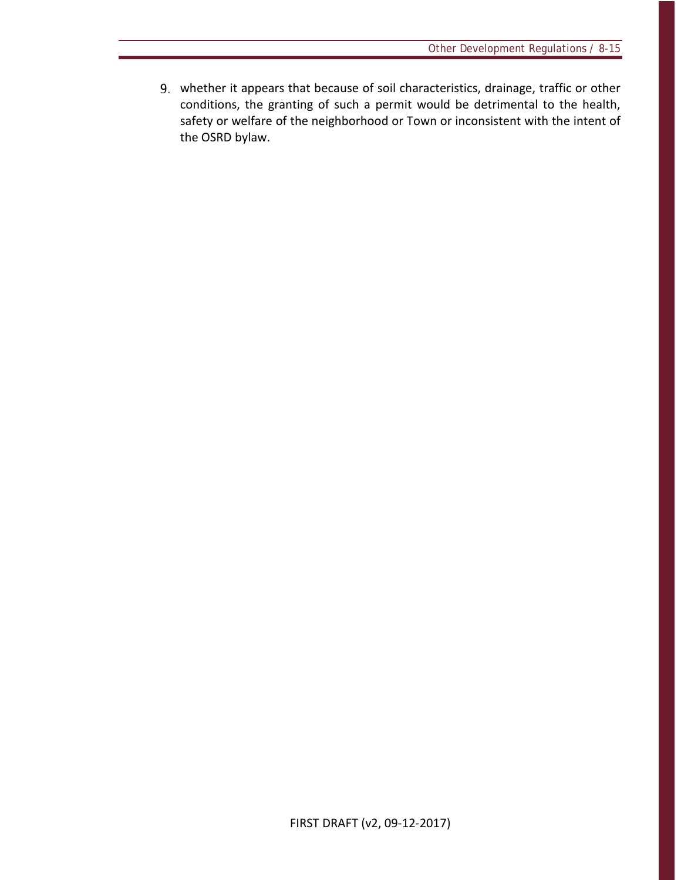9. whether it appears that because of soil characteristics, drainage, traffic or other conditions, the granting of such a permit would be detrimental to the health, safety or welfare of the neighborhood or Town or inconsistent with the intent of the OSRD bylaw.